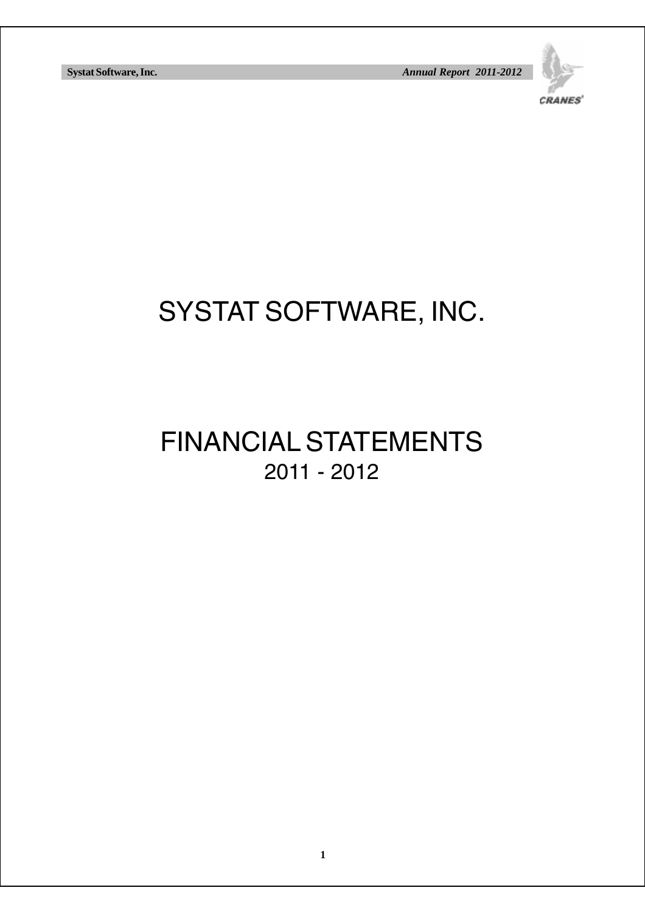# SYSTAT SOFTWARE, INC.

# FINANCIAL STATEMENTS

## 2011 - 2012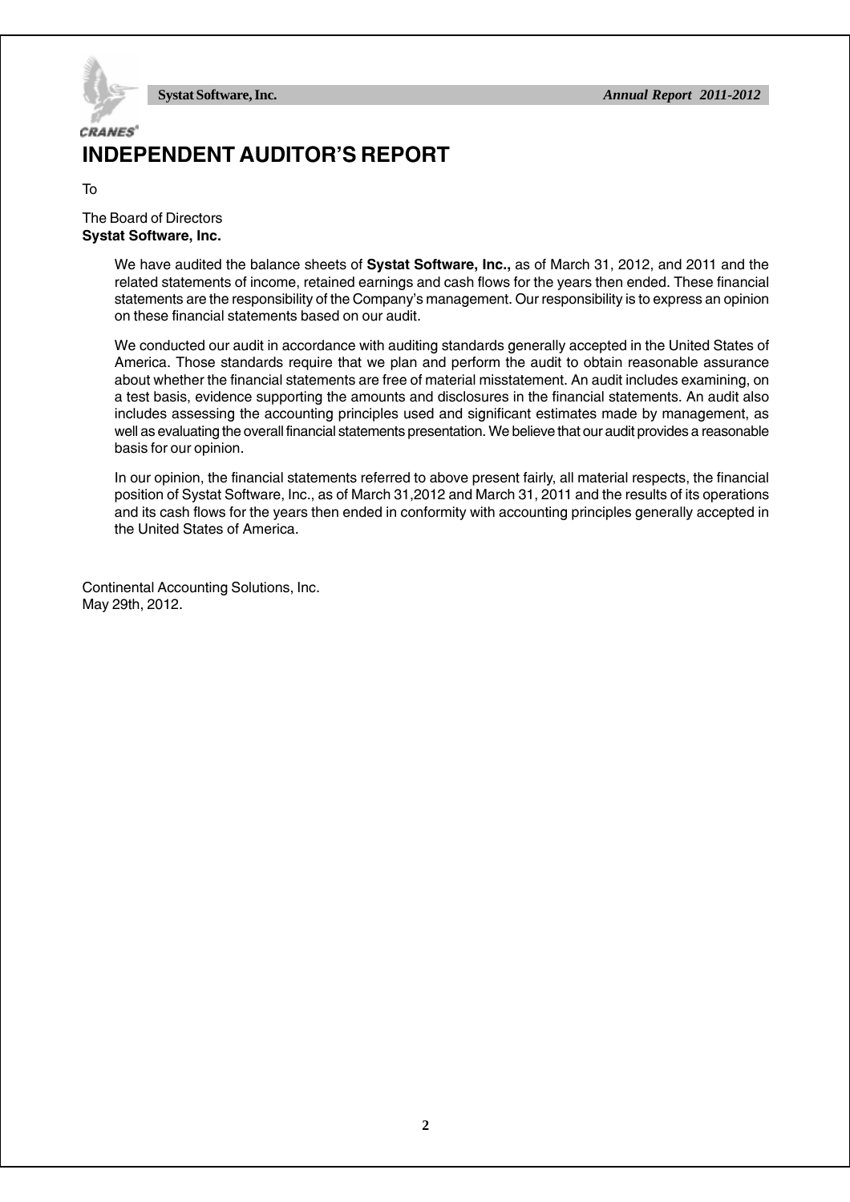# INDEPENDENT AUDITOR'S REPORT

To

The Board of Directors
**Systat Software, Inc.**

We have audited the balance sheets of **Systat Software, Inc.,** as of March 31, 2012, and 2011 and the related statements of income, retained earnings and cash flows for the years then ended. These financial statements are the responsibility of the Company's management. Our responsibility is to express an opinion on these financial statements based on our audit.

We conducted our audit in accordance with auditing standards generally accepted in the United States of America. Those standards require that we plan and perform the audit to obtain reasonable assurance about whether the financial statements are free of material misstatement. An audit includes examining, on a test basis, evidence supporting the amounts and disclosures in the financial statements. An audit also includes assessing the accounting principles used and significant estimates made by management, as well as evaluating the overall financial statements presentation. We believe that our audit provides a reasonable basis for our opinion.

In our opinion, the financial statements referred to above present fairly, all material respects, the financial position of Systat Software, Inc., as of March 31,2012 and March 31, 2011 and the results of its operations and its cash flows for the years then ended in conformity with accounting principles generally accepted in the United States of America.

Continental Accounting Solutions, Inc.
May 29th, 2012.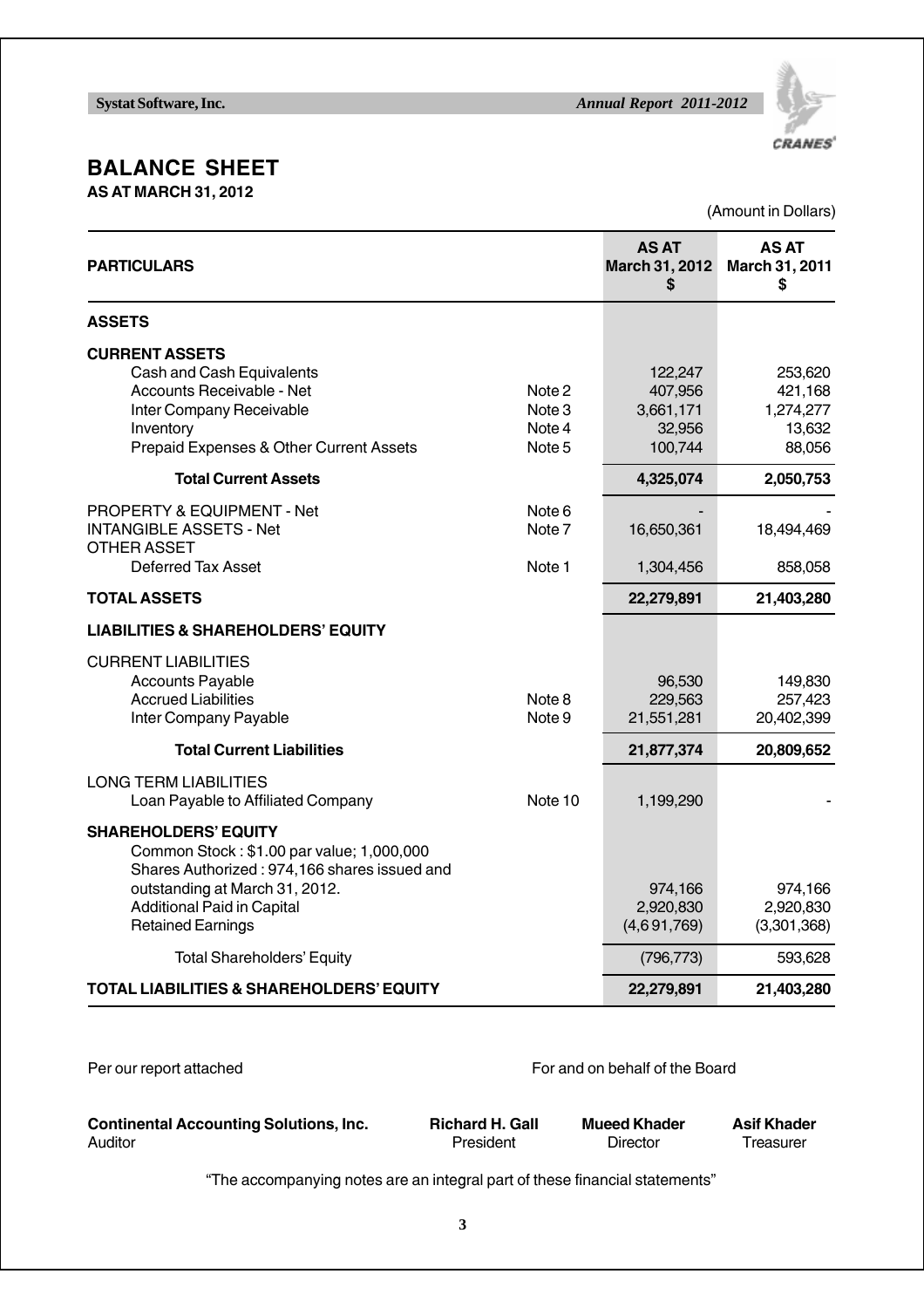# BALANCE SHEET

**AS AT MARCH 31, 2012**

(Amount in Dollars)

| PARTICULARS | | AS AT March 31, 2012 $ | AS AT March 31, 2011 $ |
|---|---|---|---|
| **ASSETS** | | | |
| **CURRENT ASSETS** | | | |
| Cash and Cash Equivalents | | 122,247 | 253,620 |
| Accounts Receivable - Net | Note 2 | 407,956 | 421,168 |
| Inter Company Receivable | Note 3 | 3,661,171 | 1,274,277 |
| Inventory | Note 4 | 32,956 | 13,632 |
| Prepaid Expenses & Other Current Assets | Note 5 | 100,744 | 88,056 |
| **Total Current Assets** | | **4,325,074** | **2,050,753** |
| PROPERTY & EQUIPMENT - Net | Note 6 | - | - |
| INTANGIBLE ASSETS - Net | Note 7 | 16,650,361 | 18,494,469 |
| OTHER ASSET | | | |
| Deferred Tax Asset | Note 1 | 1,304,456 | 858,058 |
| **TOTAL ASSETS** | | **22,279,891** | **21,403,280** |
| **LIABILITIES & SHAREHOLDERS' EQUITY** | | | |
| CURRENT LIABILITIES | | | |
| Accounts Payable | | 96,530 | 149,830 |
| Accrued Liabilities | Note 8 | 229,563 | 257,423 |
| Inter Company Payable | Note 9 | 21,551,281 | 20,402,399 |
| **Total Current Liabilities** | | **21,877,374** | **20,809,652** |
| LONG TERM LIABILITIES | | | |
| Loan Payable to Affiliated Company | Note 10 | 1,199,290 | - |
| **SHAREHOLDERS' EQUITY** | | | |
| Common Stock : $1.00 par value; 1,000,000 Shares Authorized : 974,166 shares issued and outstanding at March 31, 2012. | | 974,166 | 974,166 |
| Additional Paid in Capital | | 2,920,830 | 2,920,830 |
| Retained Earnings | | (4,691,769) | (3,301,368) |
| Total Shareholders' Equity | | (796,773) | 593,628 |
| **TOTAL LIABILITIES & SHAREHOLDERS' EQUITY** | | **22,279,891** | **21,403,280** |

Per our report attached

For and on behalf of the Board

| | | | |
|---|---|---|---|
| **Continental Accounting Solutions, Inc.** | **Richard H. Gall** | **Mueed Khader** | **Asif Khader** |
| Auditor | President | Director | Treasurer |

"The accompanying notes are an integral part of these financial statements"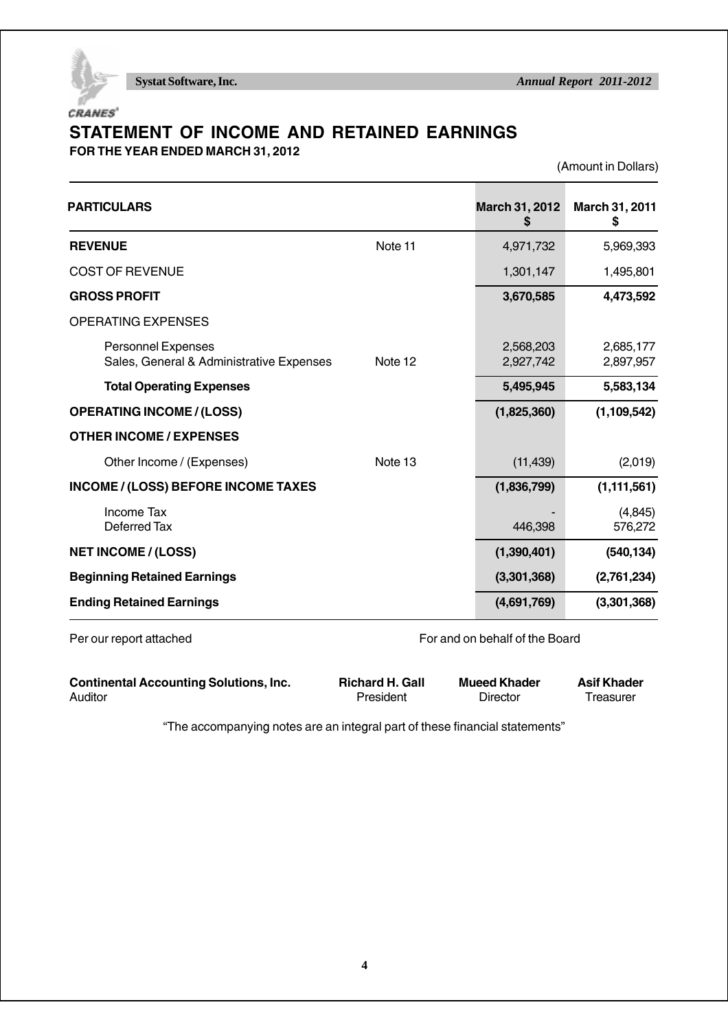# STATEMENT OF INCOME AND RETAINED EARNINGS

**FOR THE YEAR ENDED MARCH 31, 2012**

(Amount in Dollars)

| PARTICULARS | | March 31, 2012 $ | March 31, 2011 $ |
|---|---|---|---|
| **REVENUE** | Note 11 | 4,971,732 | 5,969,393 |
| COST OF REVENUE | | 1,301,147 | 1,495,801 |
| **GROSS PROFIT** | | **3,670,585** | **4,473,592** |
| OPERATING EXPENSES | | | |
| Personnel Expenses | | 2,568,203 | 2,685,177 |
| Sales, General & Administrative Expenses | Note 12 | 2,927,742 | 2,897,957 |
| **Total Operating Expenses** | | **5,495,945** | **5,583,134** |
| **OPERATING INCOME / (LOSS)** | | **(1,825,360)** | **(1,109,542)** |
| **OTHER INCOME / EXPENSES** | | | |
| Other Income / (Expenses) | Note 13 | (11,439) | (2,019) |
| **INCOME / (LOSS) BEFORE INCOME TAXES** | | **(1,836,799)** | **(1,111,561)** |
| Income Tax | | - | (4,845) |
| Deferred Tax | | 446,398 | 576,272 |
| **NET INCOME / (LOSS)** | | **(1,390,401)** | **(540,134)** |
| **Beginning Retained Earnings** | | **(3,301,368)** | **(2,761,234)** |
| **Ending Retained Earnings** | | **(4,691,769)** | **(3,301,368)** |

Per our report attached

For and on behalf of the Board

**Continental Accounting Solutions, Inc.**
Auditor

**Richard H. Gall**
President

**Mueed Khader**
Director

**Asif Khader**
Treasurer

"The accompanying notes are an integral part of these financial statements"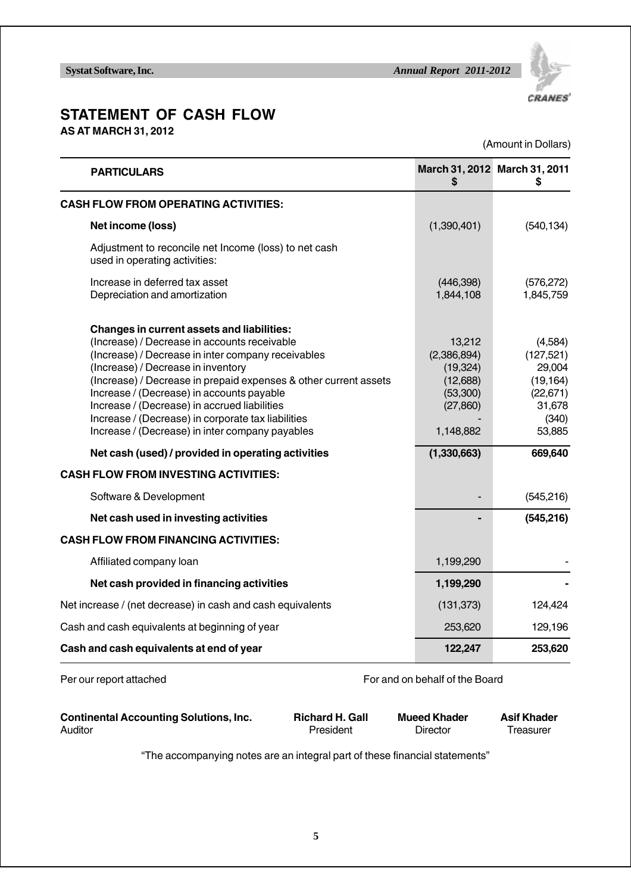# STATEMENT OF CASH FLOW

**AS AT MARCH 31, 2012**

(Amount in Dollars)

| PARTICULARS | March 31, 2012 $ | March 31, 2011 $ |
|---|---|---|
| **CASH FLOW FROM OPERATING ACTIVITIES:** | | |
| **Net income (loss)** | (1,390,401) | (540,134) |
| Adjustment to reconcile net Income (loss) to net cash used in operating activities: | | |
| Increase in deferred tax asset | (446,398) | (576,272) |
| Depreciation and amortization | 1,844,108 | 1,845,759 |
| **Changes in current assets and liabilities:** | | |
| (Increase) / Decrease in accounts receivable | 13,212 | (4,584) |
| (Increase) / Decrease in inter company receivables | (2,386,894) | (127,521) |
| (Increase) / Decrease in inventory | (19,324) | 29,004 |
| (Increase) / Decrease in prepaid expenses & other current assets | (12,688) | (19,164) |
| Increase / (Decrease) in accounts payable | (53,300) | (22,671) |
| Increase / (Decrease) in accrued liabilities | (27,860) | 31,678 |
| Increase / (Decrease) in corporate tax liabilities | - | (340) |
| Increase / (Decrease) in inter company payables | 1,148,882 | 53,885 |
| **Net cash (used) / provided in operating activities** | **(1,330,663)** | **669,640** |
| **CASH FLOW FROM INVESTING ACTIVITIES:** | | |
| Software & Development | - | (545,216) |
| **Net cash used in investing activities** | **-** | **(545,216)** |
| **CASH FLOW FROM FINANCING ACTIVITIES:** | | |
| Affiliated company loan | 1,199,290 | - |
| **Net cash provided in financing activities** | **1,199,290** | **-** |
| Net increase / (net decrease) in cash and cash equivalents | (131,373) | 124,424 |
| Cash and cash equivalents at beginning of year | 253,620 | 129,196 |
| **Cash and cash equivalents at end of year** | **122,247** | **253,620** |

Per our report attached

For and on behalf of the Board

**Continental Accounting Solutions, Inc.**
Auditor

**Richard H. Gall**
President

**Mueed Khader**
Director

**Asif Khader**
Treasurer

"The accompanying notes are an integral part of these financial statements"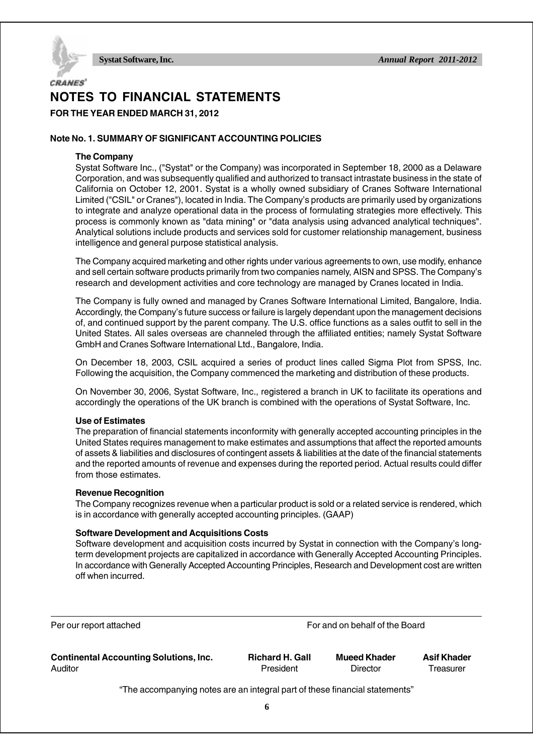# NOTES TO FINANCIAL STATEMENTS

**FOR THE YEAR ENDED MARCH 31, 2012**

## Note No. 1. SUMMARY OF SIGNIFICANT ACCOUNTING POLICIES

### The Company

Systat Software Inc., ("Systat" or the Company) was incorporated in September 18, 2000 as a Delaware Corporation, and was subsequently qualified and authorized to transact intrastate business in the state of California on October 12, 2001. Systat is a wholly owned subsidiary of Cranes Software International Limited ("CSIL" or Cranes"), located in India. The Company's products are primarily used by organizations to integrate and analyze operational data in the process of formulating strategies more effectively. This process is commonly known as "data mining" or "data analysis using advanced analytical techniques". Analytical solutions include products and services sold for customer relationship management, business intelligence and general purpose statistical analysis.

The Company acquired marketing and other rights under various agreements to own, use modify, enhance and sell certain software products primarily from two companies namely, AISN and SPSS. The Company's research and development activities and core technology are managed by Cranes located in India.

The Company is fully owned and managed by Cranes Software International Limited, Bangalore, India. Accordingly, the Company's future success or failure is largely dependant upon the management decisions of, and continued support by the parent company. The U.S. office functions as a sales outfit to sell in the United States. All sales overseas are channeled through the affiliated entities; namely Systat Software GmbH and Cranes Software International Ltd., Bangalore, India.

On December 18, 2003, CSIL acquired a series of product lines called Sigma Plot from SPSS, Inc. Following the acquisition, the Company commenced the marketing and distribution of these products.

On November 30, 2006, Systat Software, Inc., registered a branch in UK to facilitate its operations and accordingly the operations of the UK branch is combined with the operations of Systat Software, Inc.

### Use of Estimates

The preparation of financial statements inconformity with generally accepted accounting principles in the United States requires management to make estimates and assumptions that affect the reported amounts of assets & liabilities and disclosures of contingent assets & liabilities at the date of the financial statements and the reported amounts of revenue and expenses during the reported period. Actual results could differ from those estimates.

### Revenue Recognition

The Company recognizes revenue when a particular product is sold or a related service is rendered, which is in accordance with generally accepted accounting principles. (GAAP)

### Software Development and Acquisitions Costs

Software development and acquisition costs incurred by Systat in connection with the Company's long-term development projects are capitalized in accordance with Generally Accepted Accounting Principles. In accordance with Generally Accepted Accounting Principles, Research and Development cost are written off when incurred.

Per our report attached

For and on behalf of the Board

| **Continental Accounting Solutions, Inc.** | **Richard H. Gall** | **Mueed Khader** | **Asif Khader** |
|---|---|---|---|
| Auditor | President | Director | Treasurer |

"The accompanying notes are an integral part of these financial statements"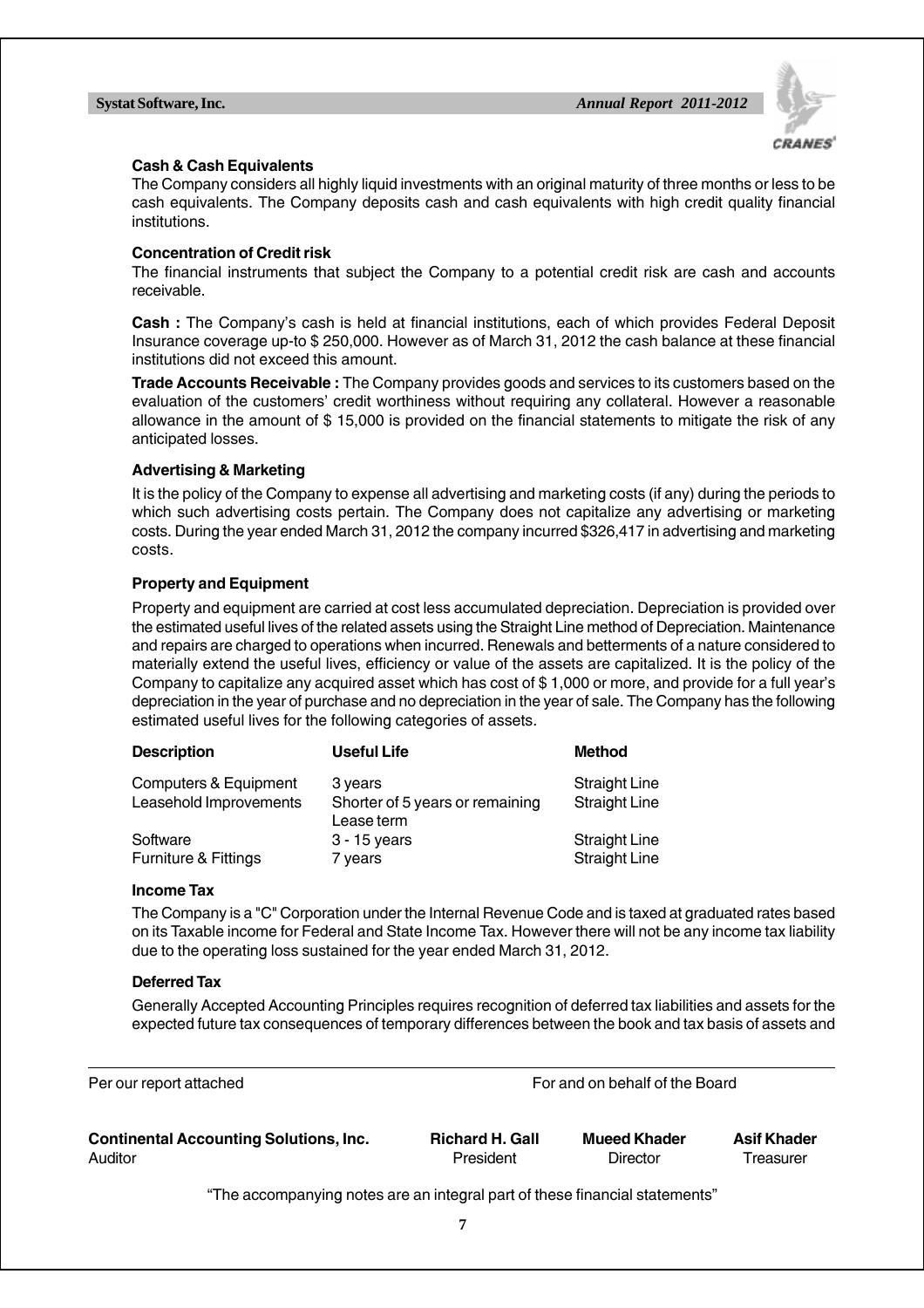### Cash & Cash Equivalents

The Company considers all highly liquid investments with an original maturity of three months or less to be cash equivalents. The Company deposits cash and cash equivalents with high credit quality financial institutions.

### Concentration of Credit risk

The financial instruments that subject the Company to a potential credit risk are cash and accounts receivable.

**Cash :** The Company's cash is held at financial institutions, each of which provides Federal Deposit Insurance coverage up-to $ 250,000. However as of March 31, 2012 the cash balance at these financial institutions did not exceed this amount.

**Trade Accounts Receivable :** The Company provides goods and services to its customers based on the evaluation of the customers' credit worthiness without requiring any collateral. However a reasonable allowance in the amount of $ 15,000 is provided on the financial statements to mitigate the risk of any anticipated losses.

### Advertising & Marketing

It is the policy of the Company to expense all advertising and marketing costs (if any) during the periods to which such advertising costs pertain. The Company does not capitalize any advertising or marketing costs. During the year ended March 31, 2012 the company incurred $326,417 in advertising and marketing costs.

### Property and Equipment

Property and equipment are carried at cost less accumulated depreciation. Depreciation is provided over the estimated useful lives of the related assets using the Straight Line method of Depreciation. Maintenance and repairs are charged to operations when incurred. Renewals and betterments of a nature considered to materially extend the useful lives, efficiency or value of the assets are capitalized. It is the policy of the Company to capitalize any acquired asset which has cost of $ 1,000 or more, and provide for a full year's depreciation in the year of purchase and no depreciation in the year of sale. The Company has the following estimated useful lives for the following categories of assets.

| Description | Useful Life | Method |
|---|---|---|
| Computers & Equipment | 3 years | Straight Line |
| Leasehold Improvements | Shorter of 5 years or remaining Lease term | Straight Line |
| Software | 3 - 15 years | Straight Line |
| Furniture & Fittings | 7 years | Straight Line |

### Income Tax

The Company is a "C" Corporation under the Internal Revenue Code and is taxed at graduated rates based on its Taxable income for Federal and State Income Tax. However there will not be any income tax liability due to the operating loss sustained for the year ended March 31, 2012.

### Deferred Tax

Generally Accepted Accounting Principles requires recognition of deferred tax liabilities and assets for the expected future tax consequences of temporary differences between the book and tax basis of assets and

---

Per our report attached — For and on behalf of the Board

| **Continental Accounting Solutions, Inc.** | **Richard H. Gall** | **Mueed Khader** | **Asif Khader** |
|---|---|---|---|
| Auditor | President | Director | Treasurer |

"The accompanying notes are an integral part of these financial statements"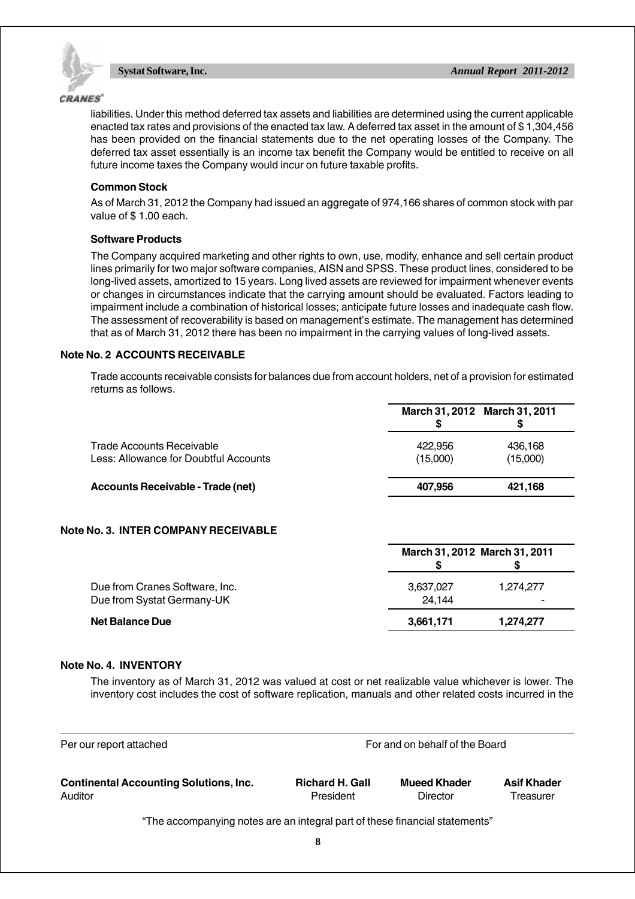liabilities. Under this method deferred tax assets and liabilities are determined using the current applicable enacted tax rates and provisions of the enacted tax law. A deferred tax asset in the amount of $ 1,304,456 has been provided on the financial statements due to the net operating losses of the Company. The deferred tax asset essentially is an income tax benefit the Company would be entitled to receive on all future income taxes the Company would incur on future taxable profits.

**Common Stock**

As of March 31, 2012 the Company had issued an aggregate of 974,166 shares of common stock with par value of $ 1.00 each.

**Software Products**

The Company acquired marketing and other rights to own, use, modify, enhance and sell certain product lines primarily for two major software companies, AISN and SPSS. These product lines, considered to be long-lived assets, amortized to 15 years. Long lived assets are reviewed for impairment whenever events or changes in circumstances indicate that the carrying amount should be evaluated. Factors leading to impairment include a combination of historical losses; anticipate future losses and inadequate cash flow. The assessment of recoverability is based on management's estimate. The management has determined that as of March 31, 2012 there has been no impairment in the carrying values of long-lived assets.

## Note No. 2 ACCOUNTS RECEIVABLE

Trade accounts receivable consists for balances due from account holders, net of a provision for estimated returns as follows.

| | March 31, 2012 $ | March 31, 2011 $ |
|---|---|---|
| Trade Accounts Receivable | 422,956 | 436,168 |
| Less: Allowance for Doubtful Accounts | (15,000) | (15,000) |
| **Accounts Receivable - Trade (net)** | **407,956** | **421,168** |

## Note No. 3. INTER COMPANY RECEIVABLE

| | March 31, 2012 $ | March 31, 2011 $ |
|---|---|---|
| Due from Cranes Software, Inc. | 3,637,027 | 1,274,277 |
| Due from Systat Germany-UK | 24,144 | - |
| **Net Balance Due** | **3,661,171** | **1,274,277** |

## Note No. 4. INVENTORY

The inventory as of March 31, 2012 was valued at cost or net realizable value whichever is lower. The inventory cost includes the cost of software replication, manuals and other related costs incurred in the

Per our report attached — For and on behalf of the Board

| **Continental Accounting Solutions, Inc.** | **Richard H. Gall** | **Mueed Khader** | **Asif Khader** |
|---|---|---|---|
| Auditor | President | Director | Treasurer |

"The accompanying notes are an integral part of these financial statements"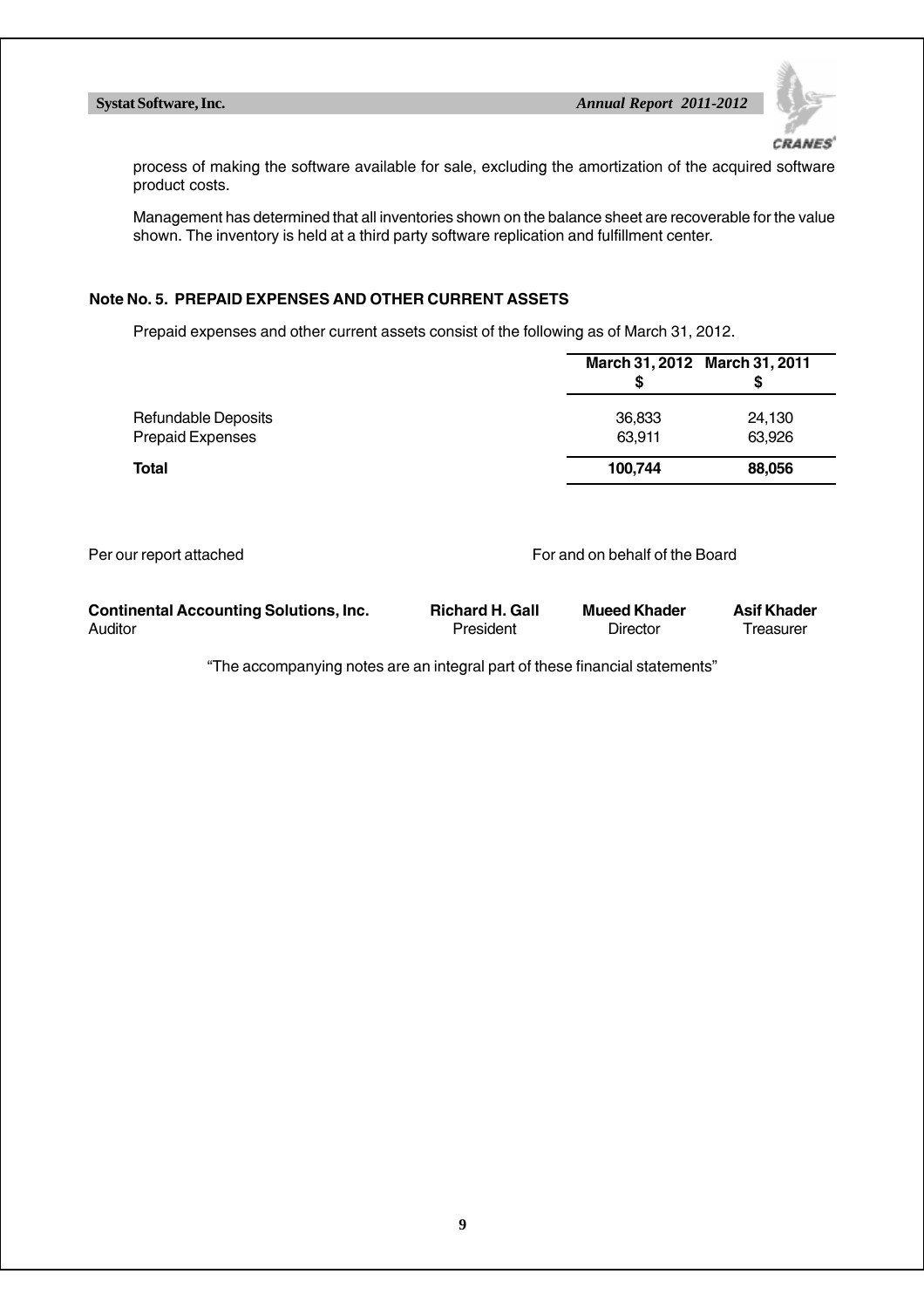process of making the software available for sale, excluding the amortization of the acquired software product costs.

Management has determined that all inventories shown on the balance sheet are recoverable for the value shown. The inventory is held at a third party software replication and fulfillment center.

### Note No. 5. PREPAID EXPENSES AND OTHER CURRENT ASSETS

Prepaid expenses and other current assets consist of the following as of March 31, 2012.

| | March 31, 2012 $ | March 31, 2011 $ |
|---|---|---|
| Refundable Deposits | 36,833 | 24,130 |
| Prepaid Expenses | 63,911 | 63,926 |
| **Total** | **100,744** | **88,056** |

Per our report attached

For and on behalf of the Board

| **Continental Accounting Solutions, Inc.** | **Richard H. Gall** | **Mueed Khader** | **Asif Khader** |
|---|---|---|---|
| Auditor | President | Director | Treasurer |

"The accompanying notes are an integral part of these financial statements"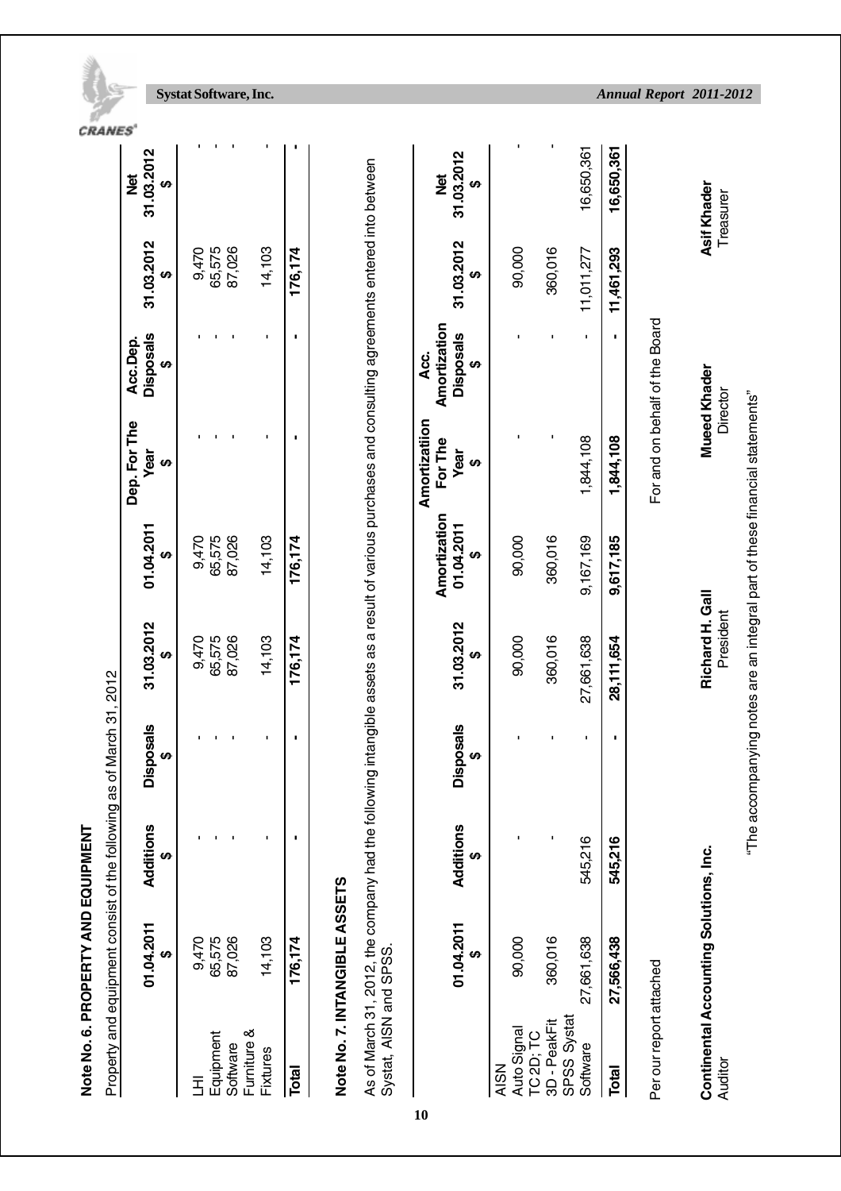## Note No. 6. PROPERTY AND EQUIPMENT

Property and equipment consist of the following as of March 31, 2012

| | 01.04.2011 $ | Additions $ | Disposals $ | 31.03.2012 $ | 01.04.2011 $ | Dep. For The Year $ | Acc.Dep. Disposals $ | 31.03.2012 $ | Net 31.03.2012 $ |
|---|---|---|---|---|---|---|---|---|---|
| LHI Equipment | 9,470 | - | - | 9,470 | 9,470 | - | - | 9,470 | - |
| Equipment | 65,575 | - | - | 65,575 | 65,575 | - | - | 65,575 | - |
| Software | 87,026 | - | - | 87,026 | 87,026 | - | - | 87,026 | - |
| Furniture & Fixtures | 14,103 | - | - | 14,103 | 14,103 | - | - | 14,103 | - |
| **Total** | **176,174** | **-** | **-** | **176,174** | **176,174** | **-** | **-** | **176,174** | **-** |

## Note No. 7. INTANGIBLE ASSETS

As of March 31, 2012, the company had the following intangible assets as a result of various purchases and consulting agreements entered into between Systat, AISN and SPSS.

| | 01.04.2011 $ | Additions $ | Disposals $ | 31.03.2012 $ | Amortization 01.04.2011 $ | Amortizatiion For The Year $ | Acc. Amortization Disposals $ | 31.03.2012 $ | Net 31.03.2012 $ |
|---|---|---|---|---|---|---|---|---|---|
| AISN Auto Signal | 90,000 | - | - | 90,000 | 90,000 | - | - | 90,000 | - |
| TC2D; TC 3D - PeakFit | 360,016 | - | - | 360,016 | 360,016 | - | - | 360,016 | - |
| SPSS Systat Software | 27,661,638 | 545,216 | - | 27,661,638 | 9,167,169 | 1,844,108 | - | 11,011,277 | 16,650,361 |
| **Total** | **27,566,438** | **545,216** | **-** | **28,111,654** | **9,617,185** | **1,844,108** | **-** | **11,461,293** | **16,650,361** |

Per our report attached

For and on behalf of the Board

**Continental Accounting Solutions, Inc.**
Auditor

**Richard H. Gall**
President

**Mueed Khader**
Director

**Asif Khader**
Treasurer

"The accompanying notes are an integral part of these financial statements"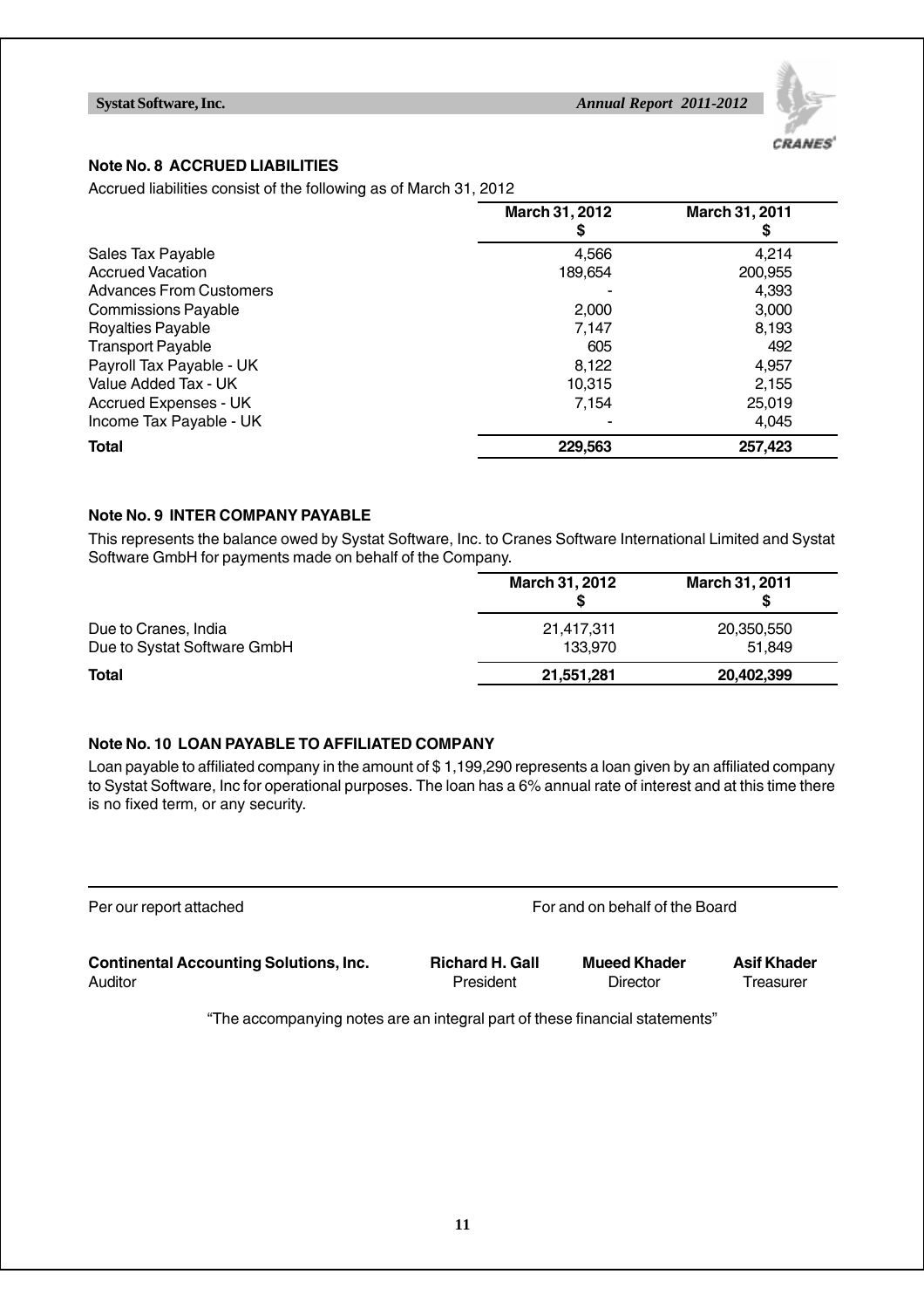### Note No. 8 ACCRUED LIABILITIES

Accrued liabilities consist of the following as of March 31, 2012

| | March 31, 2012 $ | March 31, 2011 $ |
|---|---|---|
| Sales Tax Payable | 4,566 | 4,214 |
| Accrued Vacation | 189,654 | 200,955 |
| Advances From Customers | - | 4,393 |
| Commissions Payable | 2,000 | 3,000 |
| Royalties Payable | 7,147 | 8,193 |
| Transport Payable | 605 | 492 |
| Payroll Tax Payable - UK | 8,122 | 4,957 |
| Value Added Tax - UK | 10,315 | 2,155 |
| Accrued Expenses - UK | 7,154 | 25,019 |
| Income Tax Payable - UK | - | 4,045 |
| **Total** | **229,563** | **257,423** |

### Note No. 9 INTER COMPANY PAYABLE

This represents the balance owed by Systat Software, Inc. to Cranes Software International Limited and Systat Software GmbH for payments made on behalf of the Company.

| | March 31, 2012 $ | March 31, 2011 $ |
|---|---|---|
| Due to Cranes, India | 21,417,311 | 20,350,550 |
| Due to Systat Software GmbH | 133,970 | 51,849 |
| **Total** | **21,551,281** | **20,402,399** |

### Note No. 10 LOAN PAYABLE TO AFFILIATED COMPANY

Loan payable to affiliated company in the amount of $ 1,199,290 represents a loan given by an affiliated company to Systat Software, Inc for operational purposes. The loan has a 6% annual rate of interest and at this time there is no fixed term, or any security.

Per our report attached

For and on behalf of the Board

**Continental Accounting Solutions, Inc.**
Auditor

**Richard H. Gall**
President

**Mueed Khader**
Director

**Asif Khader**
Treasurer

"The accompanying notes are an integral part of these financial statements"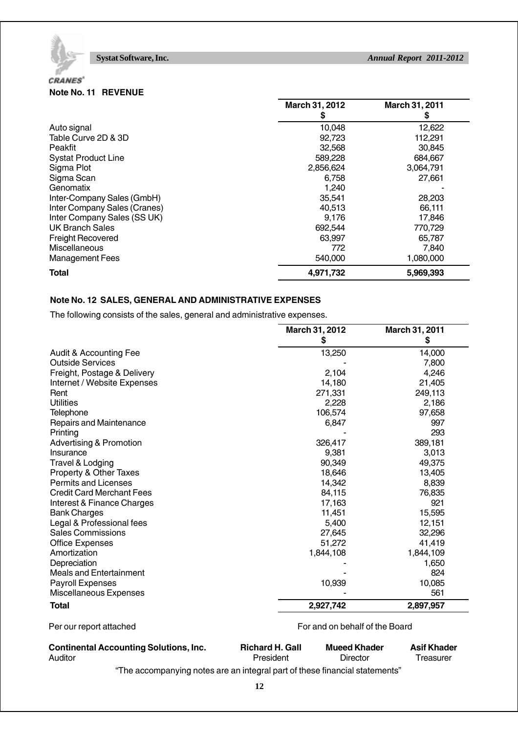## Note No. 11 REVENUE

| | March 31, 2012 $ | March 31, 2011 $ |
|---|---|---|
| Auto signal | 10,048 | 12,622 |
| Table Curve 2D & 3D | 92,723 | 112,291 |
| Peakfit | 32,568 | 30,845 |
| Systat Product Line | 589,228 | 684,667 |
| Sigma Plot | 2,856,624 | 3,064,791 |
| Sigma Scan | 6,758 | 27,661 |
| Genomatix | 1,240 | - |
| Inter-Company Sales (GmbH) | 35,541 | 28,203 |
| Inter Company Sales (Cranes) | 40,513 | 66,111 |
| Inter Company Sales (SS UK) | 9,176 | 17,846 |
| UK Branch Sales | 692,544 | 770,729 |
| Freight Recovered | 63,997 | 65,787 |
| Miscellaneous | 772 | 7,840 |
| Management Fees | 540,000 | 1,080,000 |
| **Total** | **4,971,732** | **5,969,393** |

## Note No. 12 SALES, GENERAL AND ADMINISTRATIVE EXPENSES

The following consists of the sales, general and administrative expenses.

| | March 31, 2012 $ | March 31, 2011 $ |
|---|---|---|
| Audit & Accounting Fee | 13,250 | 14,000 |
| Outside Services | - | 7,800 |
| Freight, Postage & Delivery | 2,104 | 4,246 |
| Internet / Website Expenses | 14,180 | 21,405 |
| Rent | 271,331 | 249,113 |
| Utilities | 2,228 | 2,186 |
| Telephone | 106,574 | 97,658 |
| Repairs and Maintenance | 6,847 | 997 |
| Printing | - | 293 |
| Advertising & Promotion | 326,417 | 389,181 |
| Insurance | 9,381 | 3,013 |
| Travel & Lodging | 90,349 | 49,375 |
| Property & Other Taxes | 18,646 | 13,405 |
| Permits and Licenses | 14,342 | 8,839 |
| Credit Card Merchant Fees | 84,115 | 76,835 |
| Interest & Finance Charges | 17,163 | 921 |
| Bank Charges | 11,451 | 15,595 |
| Legal & Professional fees | 5,400 | 12,151 |
| Sales Commissions | 27,645 | 32,296 |
| Office Expenses | 51,272 | 41,419 |
| Amortization | 1,844,108 | 1,844,109 |
| Depreciation | - | 1,650 |
| Meals and Entertainment | - | 824 |
| Payroll Expenses | 10,939 | 10,085 |
| Miscellaneous Expenses | - | 561 |
| **Total** | **2,927,742** | **2,897,957** |

Per our report attached

For and on behalf of the Board

**Continental Accounting Solutions, Inc.**
Auditor

**Richard H. Gall**
President

**Mueed Khader**
Director

**Asif Khader**
Treasurer

"The accompanying notes are an integral part of these financial statements"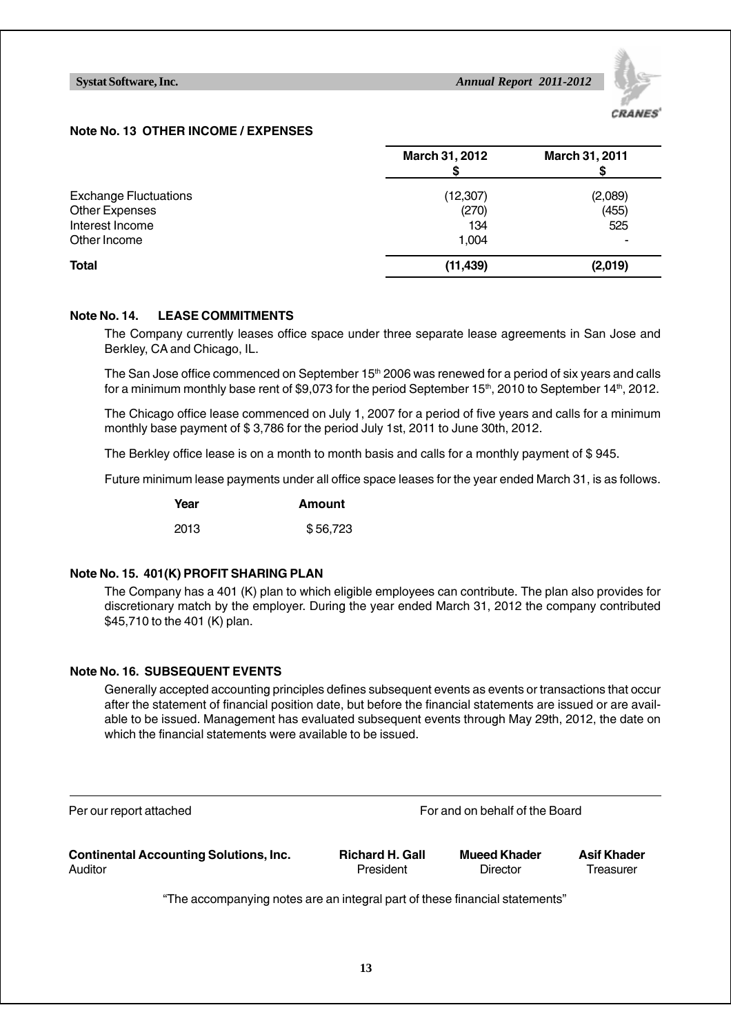### Note No. 13 OTHER INCOME / EXPENSES

| | March 31, 2012 $ | March 31, 2011 $ |
|---|---|---|
| Exchange Fluctuations | (12,307) | (2,089) |
| Other Expenses | (270) | (455) |
| Interest Income | 134 | 525 |
| Other Income | 1,004 | - |
| **Total** | **(11,439)** | **(2,019)** |

### Note No. 14. LEASE COMMITMENTS

The Company currently leases office space under three separate lease agreements in San Jose and Berkley, CA and Chicago, IL.

The San Jose office commenced on September 15th 2006 was renewed for a period of six years and calls for a minimum monthly base rent of $9,073 for the period September 15th, 2010 to September 14th, 2012.

The Chicago office lease commenced on July 1, 2007 for a period of five years and calls for a minimum monthly base payment of $ 3,786 for the period July 1st, 2011 to June 30th, 2012.

The Berkley office lease is on a month to month basis and calls for a monthly payment of $ 945.

Future minimum lease payments under all office space leases for the year ended March 31, is as follows.

| Year | Amount |
|---|---|
| 2013 | $ 56,723 |

### Note No. 15. 401(K) PROFIT SHARING PLAN

The Company has a 401 (K) plan to which eligible employees can contribute. The plan also provides for discretionary match by the employer. During the year ended March 31, 2012 the company contributed $45,710 to the 401 (K) plan.

### Note No. 16. SUBSEQUENT EVENTS

Generally accepted accounting principles defines subsequent events as events or transactions that occur after the statement of financial position date, but before the financial statements are issued or are available to be issued. Management has evaluated subsequent events through May 29th, 2012, the date on which the financial statements were available to be issued.

Per our report attached

For and on behalf of the Board

**Continental Accounting Solutions, Inc.**
Auditor

**Richard H. Gall**
President

**Mueed Khader**
Director

**Asif Khader**
Treasurer

"The accompanying notes are an integral part of these financial statements"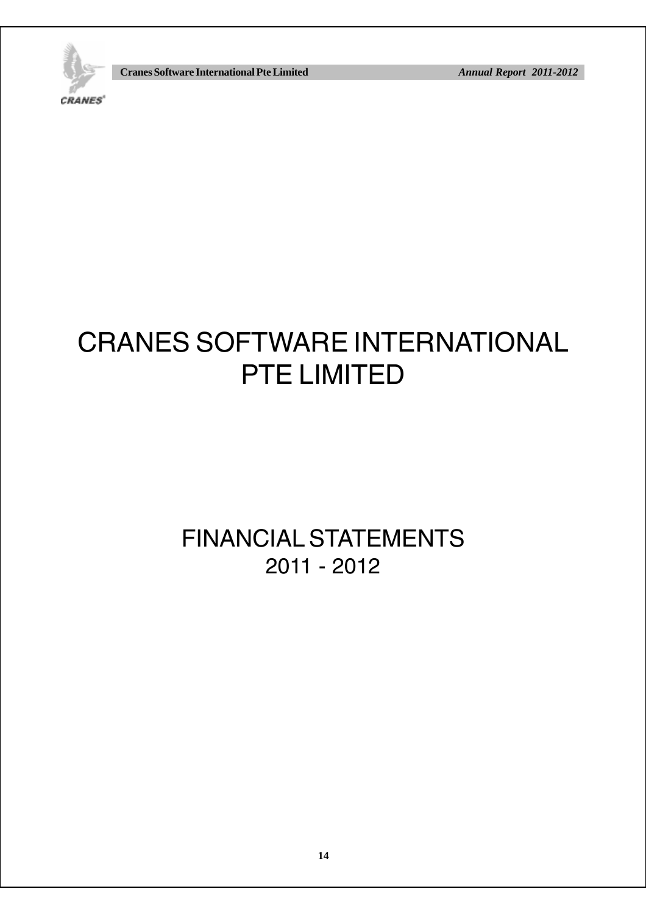# CRANES SOFTWARE INTERNATIONAL PTE LIMITED

## FINANCIAL STATEMENTS 2011 - 2012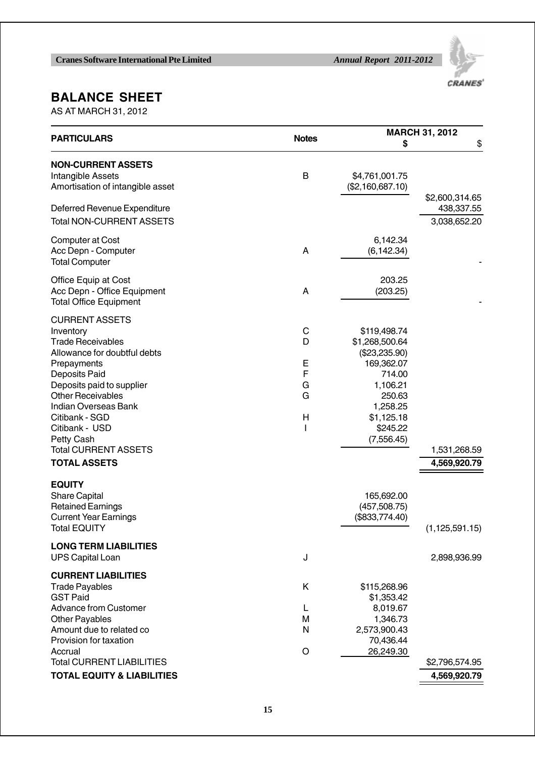# BALANCE SHEET

AS AT MARCH 31, 2012

| PARTICULARS | Notes | MARCH 31, 2012 | |
|---|---|---|---|
| | | $ | $ |
| **NON-CURRENT ASSETS** | | | |
| Intangible Assets | B | $4,761,001.75 | |
| Amortisation of intangible asset | | ($2,160,687.10) | |
| | | | $2,600,314.65 |
| Deferred Revenue Expenditure | | | 438,337.55 |
| Total NON-CURRENT ASSETS | | | 3,038,652.20 |
| Computer at Cost | | 6,142.34 | |
| Acc Depn - Computer | A | (6,142.34) | |
| Total Computer | | | - |
| Office Equip at Cost | | 203.25 | |
| Acc Depn - Office Equipment | A | (203.25) | |
| Total Office Equipment | | | - |
| CURRENT ASSETS | | | |
| Inventory | C | $119,498.74 | |
| Trade Receivables | D | $1,268,500.64 | |
| Allowance for doubtful debts | | ($23,235.90) | |
| Prepayments | E | 169,362.07 | |
| Deposits Paid | F | 714.00 | |
| Deposits paid to supplier | G | 1,106.21 | |
| Other Receivables | G | 250.63 | |
| Indian Overseas Bank | | 1,258.25 | |
| Citibank - SGD | H | $1,125.18 | |
| Citibank - USD | I | $245.22 | |
| Petty Cash | | (7,556.45) | |
| Total CURRENT ASSETS | | | 1,531,268.59 |
| **TOTAL ASSETS** | | | **4,569,920.79** |
| **EQUITY** | | | |
| Share Capital | | 165,692.00 | |
| Retained Earnings | | (457,508.75) | |
| Current Year Earnings | | ($833,774.40) | |
| Total EQUITY | | | (1,125,591.15) |
| **LONG TERM LIABILITIES** | | | |
| UPS Capital Loan | J | | 2,898,936.99 |
| **CURRENT LIABILITIES** | | | |
| Trade Payables | K | $115,268.96 | |
| GST Paid | | $1,353.42 | |
| Advance from Customer | L | 8,019.67 | |
| Other Payables | M | 1,346.73 | |
| Amount due to related co | N | 2,573,900.43 | |
| Provision for taxation | | 70,436.44 | |
| Accrual | O | 26,249.30 | |
| Total CURRENT LIABILITIES | | | $2,796,574.95 |
| **TOTAL EQUITY & LIABILITIES** | | | **4,569,920.79** |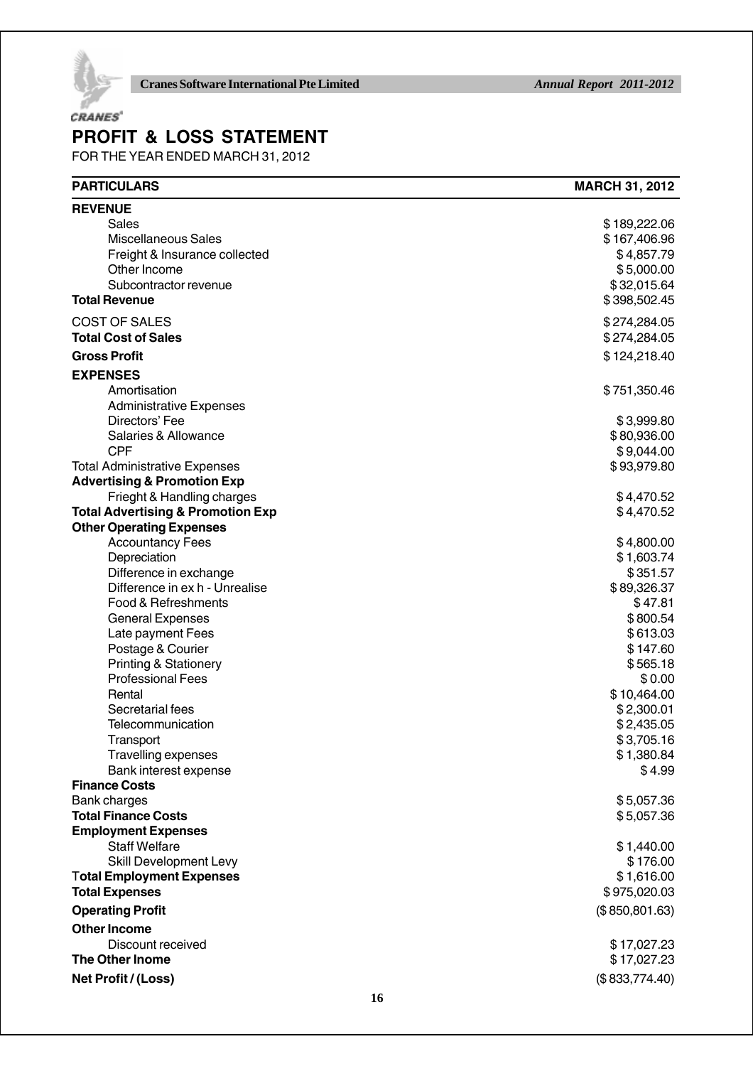# PROFIT & LOSS STATEMENT

FOR THE YEAR ENDED MARCH 31, 2012

| PARTICULARS | MARCH 31, 2012 |
|---|---|
| **REVENUE** | |
| Sales | $ 189,222.06 |
| Miscellaneous Sales | $ 167,406.96 |
| Freight & Insurance collected | $ 4,857.79 |
| Other Income | $ 5,000.00 |
| Subcontractor revenue | $ 32,015.64 |
| **Total Revenue** | $ 398,502.45 |
| COST OF SALES | $ 274,284.05 |
| **Total Cost of Sales** | $ 274,284.05 |
| **Gross Profit** | $ 124,218.40 |
| **EXPENSES** | |
| Amortisation | $ 751,350.46 |
| Administrative Expenses | |
| Directors' Fee | $ 3,999.80 |
| Salaries & Allowance | $ 80,936.00 |
| CPF | $ 9,044.00 |
| Total Administrative Expenses | $ 93,979.80 |
| **Advertising & Promotion Exp** | |
| Frieght & Handling charges | $ 4,470.52 |
| **Total Advertising & Promotion Exp** | $ 4,470.52 |
| **Other Operating Expenses** | |
| Accountancy Fees | $ 4,800.00 |
| Depreciation | $ 1,603.74 |
| Difference in exchange | $ 351.57 |
| Difference in ex h - Unrealise | $ 89,326.37 |
| Food & Refreshments | $ 47.81 |
| General Expenses | $ 800.54 |
| Late payment Fees | $ 613.03 |
| Postage & Courier | $ 147.60 |
| Printing & Stationery | $ 565.18 |
| Professional Fees | $ 0.00 |
| Rental | $ 10,464.00 |
| Secretarial fees | $ 2,300.01 |
| Telecommunication | $ 2,435.05 |
| Transport | $ 3,705.16 |
| Travelling expenses | $ 1,380.84 |
| Bank interest expense | $ 4.99 |
| **Finance Costs** | |
| Bank charges | $ 5,057.36 |
| **Total Finance Costs** | $ 5,057.36 |
| **Employment Expenses** | |
| Staff Welfare | $ 1,440.00 |
| Skill Development Levy | $ 176.00 |
| **Total Employment Expenses** | $ 1,616.00 |
| **Total Expenses** | $ 975,020.03 |
| **Operating Profit** | ($ 850,801.63) |
| **Other Income** | |
| Discount received | $ 17,027.23 |
| **The Other Inome** | $ 17,027.23 |
| **Net Profit / (Loss)** | ($ 833,774.40) |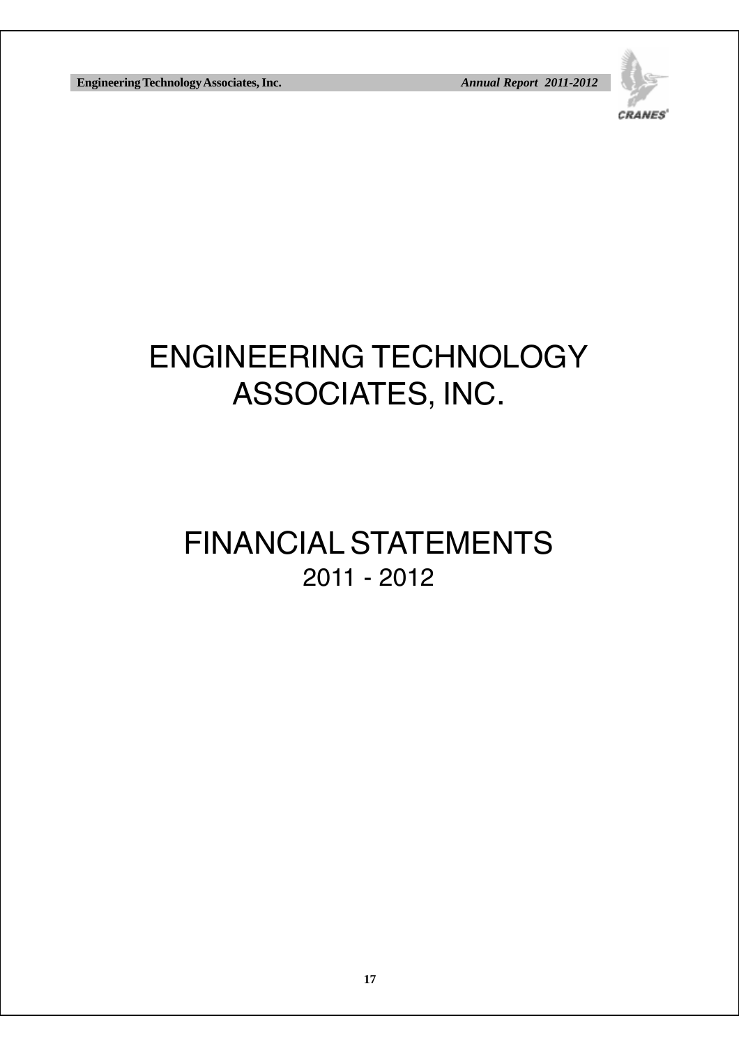# ENGINEERING TECHNOLOGY ASSOCIATES, INC.

# FINANCIAL STATEMENTS

## 2011 - 2012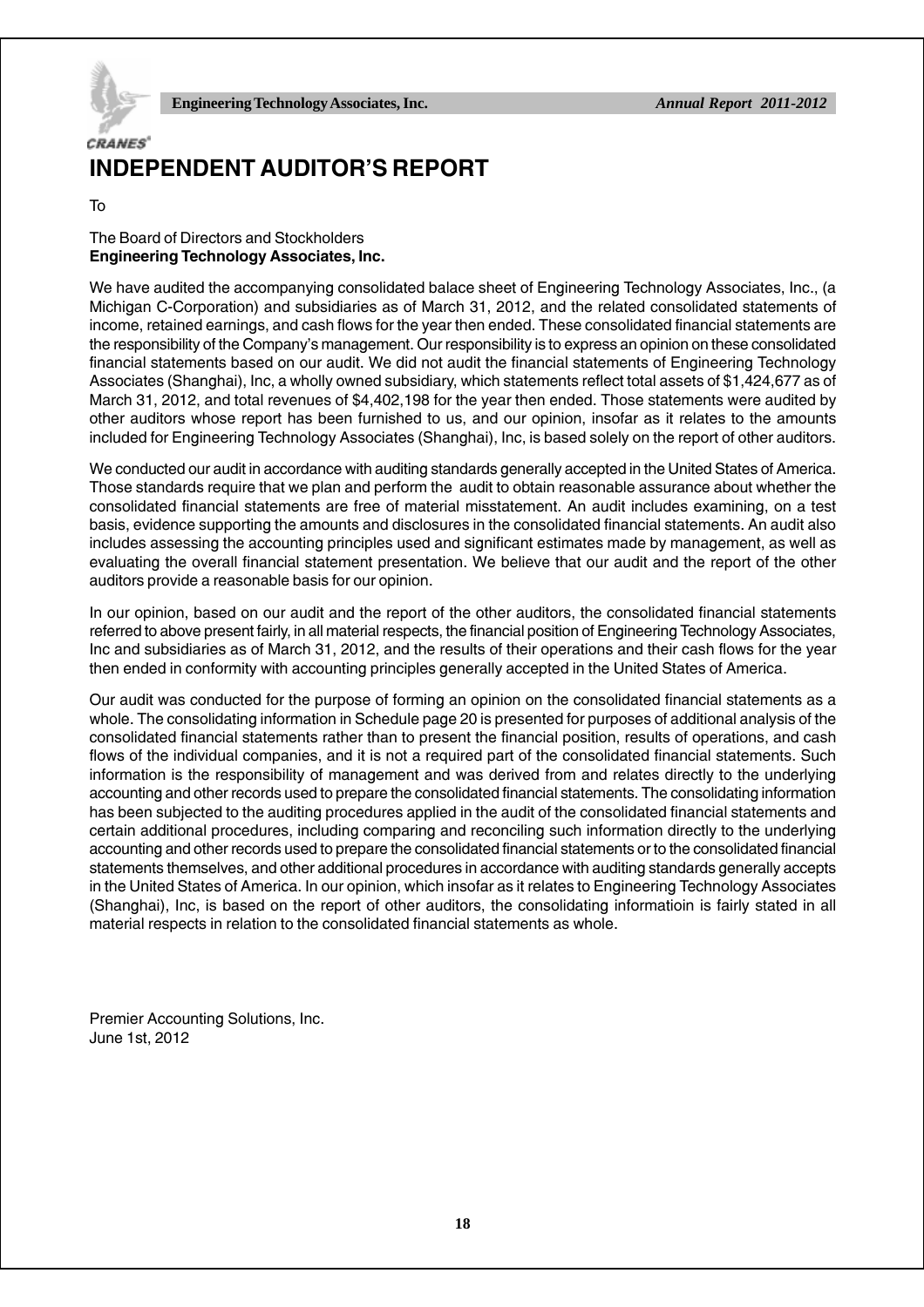# INDEPENDENT AUDITOR'S REPORT

To

The Board of Directors and Stockholders
**Engineering Technology Associates, Inc.**

We have audited the accompanying consolidated balace sheet of Engineering Technology Associates, Inc., (a Michigan C-Corporation) and subsidiaries as of March 31, 2012, and the related consolidated statements of income, retained earnings, and cash flows for the year then ended. These consolidated financial statements are the responsibility of the Company's management. Our responsibility is to express an opinion on these consolidated financial statements based on our audit. We did not audit the financial statements of Engineering Technology Associates (Shanghai), Inc, a wholly owned subsidiary, which statements reflect total assets of $1,424,677 as of March 31, 2012, and total revenues of $4,402,198 for the year then ended. Those statements were audited by other auditors whose report has been furnished to us, and our opinion, insofar as it relates to the amounts included for Engineering Technology Associates (Shanghai), Inc, is based solely on the report of other auditors.

We conducted our audit in accordance with auditing standards generally accepted in the United States of America. Those standards require that we plan and perform the audit to obtain reasonable assurance about whether the consolidated financial statements are free of material misstatement. An audit includes examining, on a test basis, evidence supporting the amounts and disclosures in the consolidated financial statements. An audit also includes assessing the accounting principles used and significant estimates made by management, as well as evaluating the overall financial statement presentation. We believe that our audit and the report of the other auditors provide a reasonable basis for our opinion.

In our opinion, based on our audit and the report of the other auditors, the consolidated financial statements referred to above present fairly, in all material respects, the financial position of Engineering Technology Associates, Inc and subsidiaries as of March 31, 2012, and the results of their operations and their cash flows for the year then ended in conformity with accounting principles generally accepted in the United States of America.

Our audit was conducted for the purpose of forming an opinion on the consolidated financial statements as a whole. The consolidating information in Schedule page 20 is presented for purposes of additional analysis of the consolidated financial statements rather than to present the financial position, results of operations, and cash flows of the individual companies, and it is not a required part of the consolidated financial statements. Such information is the responsibility of management and was derived from and relates directly to the underlying accounting and other records used to prepare the consolidated financial statements. The consolidating information has been subjected to the auditing procedures applied in the audit of the consolidated financial statements and certain additional procedures, including comparing and reconciling such information directly to the underlying accounting and other records used to prepare the consolidated financial statements or to the consolidated financial statements themselves, and other additional procedures in accordance with auditing standards generally accepts in the United States of America. In our opinion, which insofar as it relates to Engineering Technology Associates (Shanghai), Inc, is based on the report of other auditors, the consolidating informatioin is fairly stated in all material respects in relation to the consolidated financial statements as whole.

Premier Accounting Solutions, Inc.
June 1st, 2012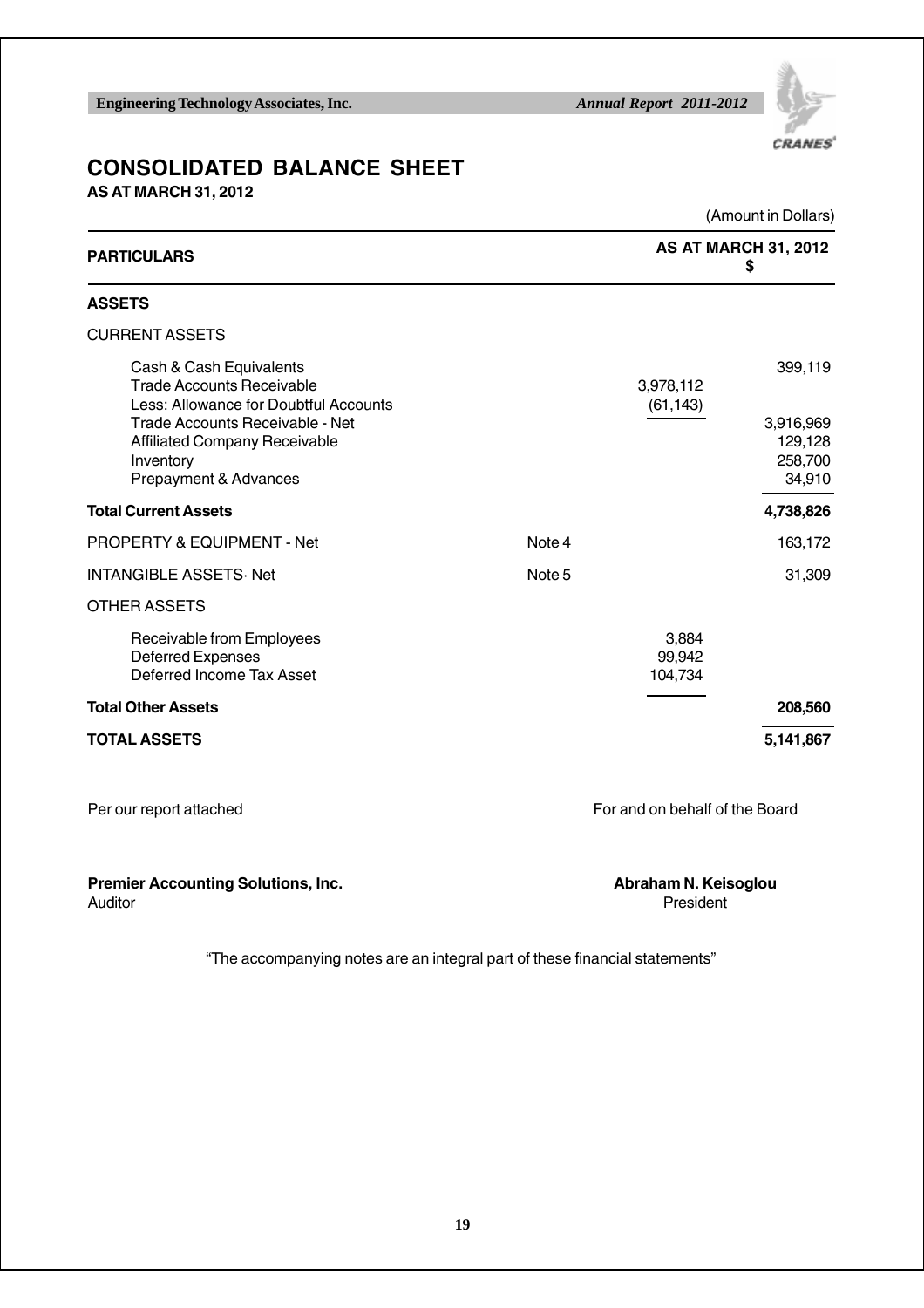# CONSOLIDATED BALANCE SHEET

**AS AT MARCH 31, 2012**

(Amount in Dollars)

| PARTICULARS | | | AS AT MARCH 31, 2012 $ |
|---|---|---|---|
| **ASSETS** | | | |
| CURRENT ASSETS | | | |
| Cash & Cash Equivalents | | | 399,119 |
| Trade Accounts Receivable | | 3,978,112 | |
| Less: Allowance for Doubtful Accounts | | (61,143) | |
| Trade Accounts Receivable - Net | | | 3,916,969 |
| Affiliated Company Receivable | | | 129,128 |
| Inventory | | | 258,700 |
| Prepayment & Advances | | | 34,910 |
| **Total Current Assets** | | | **4,738,826** |
| PROPERTY & EQUIPMENT - Net | Note 4 | | 163,172 |
| INTANGIBLE ASSETS- Net | Note 5 | | 31,309 |
| OTHER ASSETS | | | |
| Receivable from Employees | | 3,884 | |
| Deferred Expenses | | 99,942 | |
| Deferred Income Tax Asset | | 104,734 | |
| **Total Other Assets** | | | **208,560** |
| **TOTAL ASSETS** | | | **5,141,867** |

Per our report attached

**Premier Accounting Solutions, Inc.**
Auditor

For and on behalf of the Board

**Abraham N. Keisoglou**
President

"The accompanying notes are an integral part of these financial statements"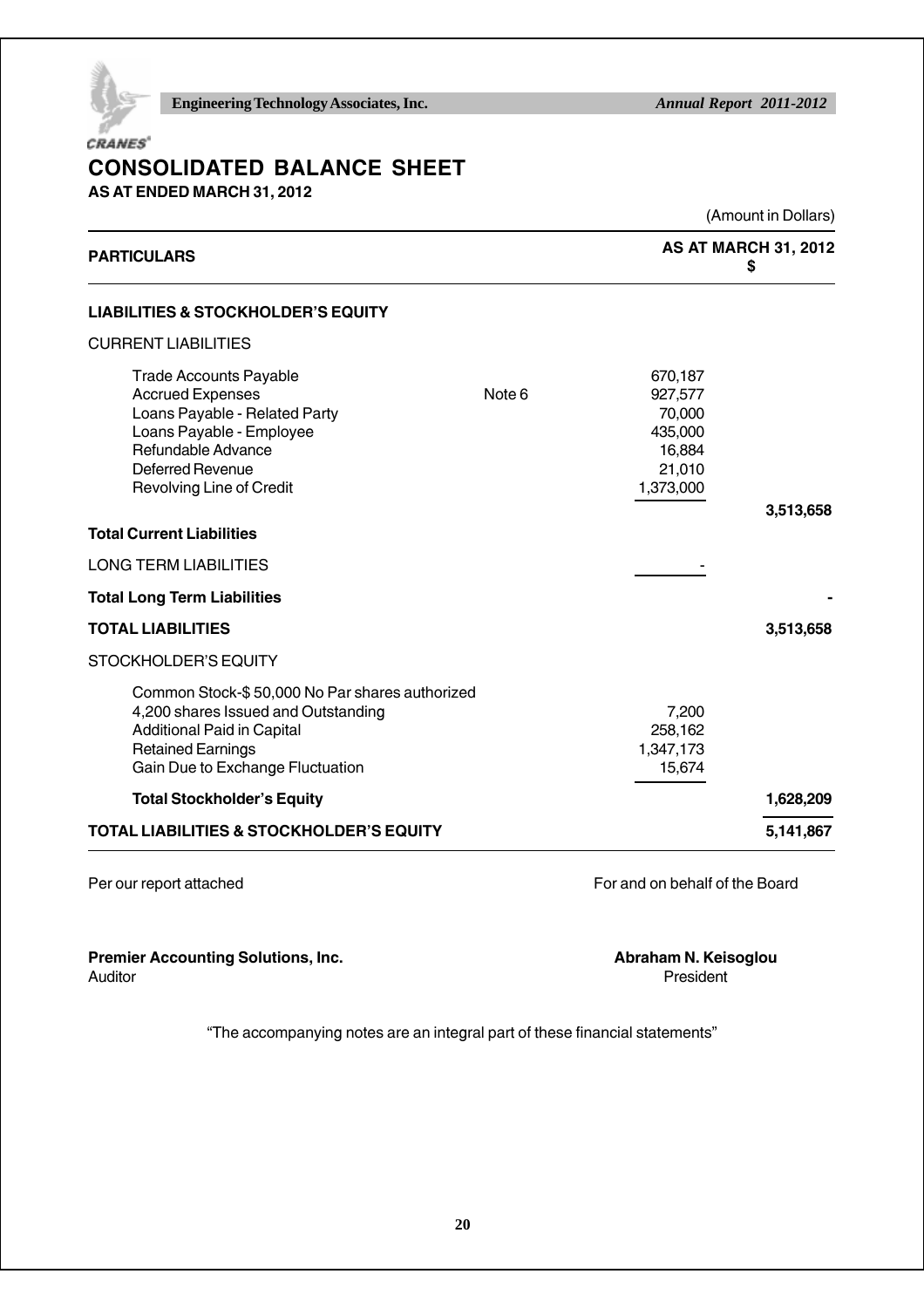# CONSOLIDATED BALANCE SHEET

**AS AT ENDED MARCH 31, 2012**

(Amount in Dollars)

| PARTICULARS | | | AS AT MARCH 31, 2012 $ |
|---|---|---|---|
| **LIABILITIES & STOCKHOLDER'S EQUITY** | | | |
| CURRENT LIABILITIES | | | |
| Trade Accounts Payable | | 670,187 | |
| Accrued Expenses | Note 6 | 927,577 | |
| Loans Payable - Related Party | | 70,000 | |
| Loans Payable - Employee | | 435,000 | |
| Refundable Advance | | 16,884 | |
| Deferred Revenue | | 21,010 | |
| Revolving Line of Credit | | 1,373,000 | |
| | | | **3,513,658** |
| **Total Current Liabilities** | | | |
| LONG TERM LIABILITIES | | - | |
| **Total Long Term Liabilities** | | | **-** |
| **TOTAL LIABILITIES** | | | **3,513,658** |
| STOCKHOLDER'S EQUITY | | | |
| Common Stock-$ 50,000 No Par shares authorized | | | |
| 4,200 shares Issued and Outstanding | | 7,200 | |
| Additional Paid in Capital | | 258,162 | |
| Retained Earnings | | 1,347,173 | |
| Gain Due to Exchange Fluctuation | | 15,674 | |
| **Total Stockholder's Equity** | | | **1,628,209** |
| **TOTAL LIABILITIES & STOCKHOLDER'S EQUITY** | | | **5,141,867** |

Per our report attached

**Premier Accounting Solutions, Inc.**
Auditor

For and on behalf of the Board

**Abraham N. Keisoglou**
President

"The accompanying notes are an integral part of these financial statements"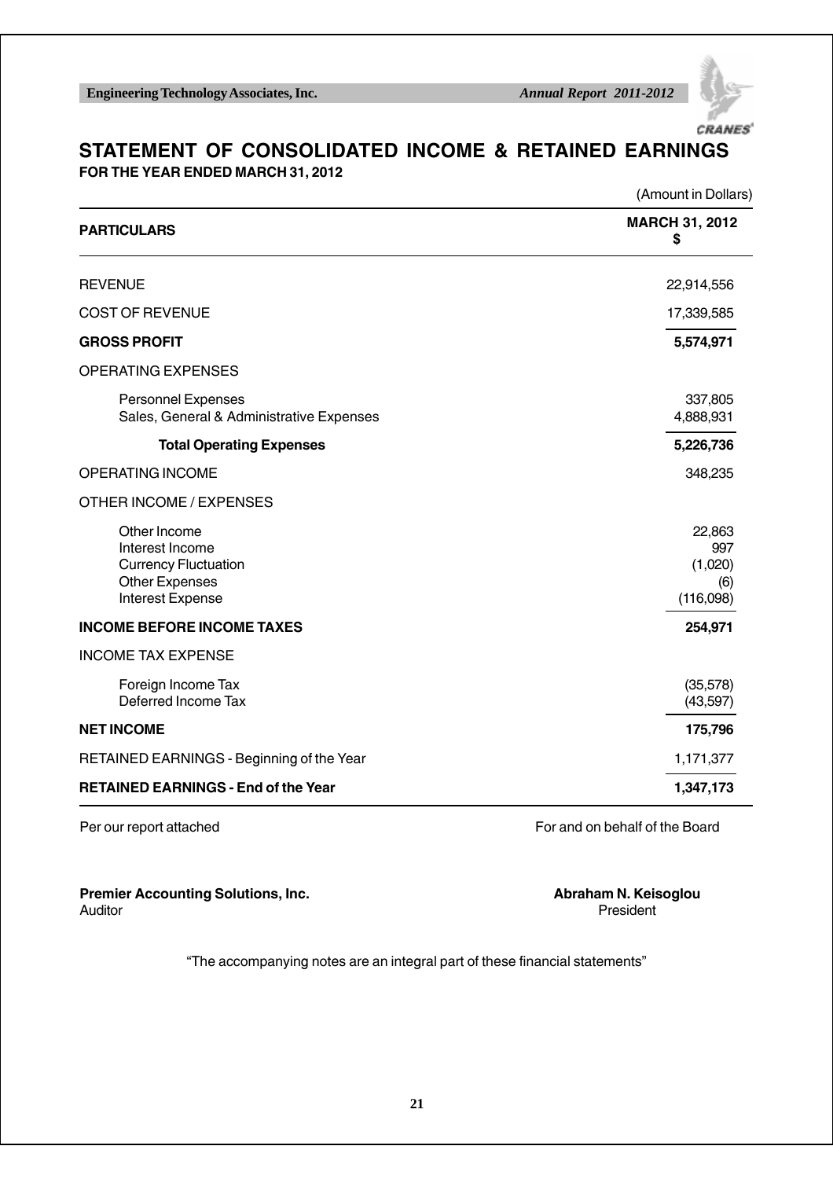# STATEMENT OF CONSOLIDATED INCOME & RETAINED EARNINGS

**FOR THE YEAR ENDED MARCH 31, 2012**

(Amount in Dollars)

| PARTICULARS | MARCH 31, 2012 $ |
|---|---|
| REVENUE | 22,914,556 |
| COST OF REVENUE | 17,339,585 |
| **GROSS PROFIT** | **5,574,971** |
| OPERATING EXPENSES | |
| Personnel Expenses | 337,805 |
| Sales, General & Administrative Expenses | 4,888,931 |
| **Total Operating Expenses** | **5,226,736** |
| OPERATING INCOME | 348,235 |
| OTHER INCOME / EXPENSES | |
| Other Income | 22,863 |
| Interest Income | 997 |
| Currency Fluctuation | (1,020) |
| Other Expenses | (6) |
| Interest Expense | (116,098) |
| **INCOME BEFORE INCOME TAXES** | **254,971** |
| INCOME TAX EXPENSE | |
| Foreign Income Tax | (35,578) |
| Deferred Income Tax | (43,597) |
| **NET INCOME** | **175,796** |
| RETAINED EARNINGS - Beginning of the Year | 1,171,377 |
| **RETAINED EARNINGS - End of the Year** | **1,347,173** |

Per our report attached

For and on behalf of the Board

**Premier Accounting Solutions, Inc.**
Auditor

**Abraham N. Keisoglou**
President

"The accompanying notes are an integral part of these financial statements"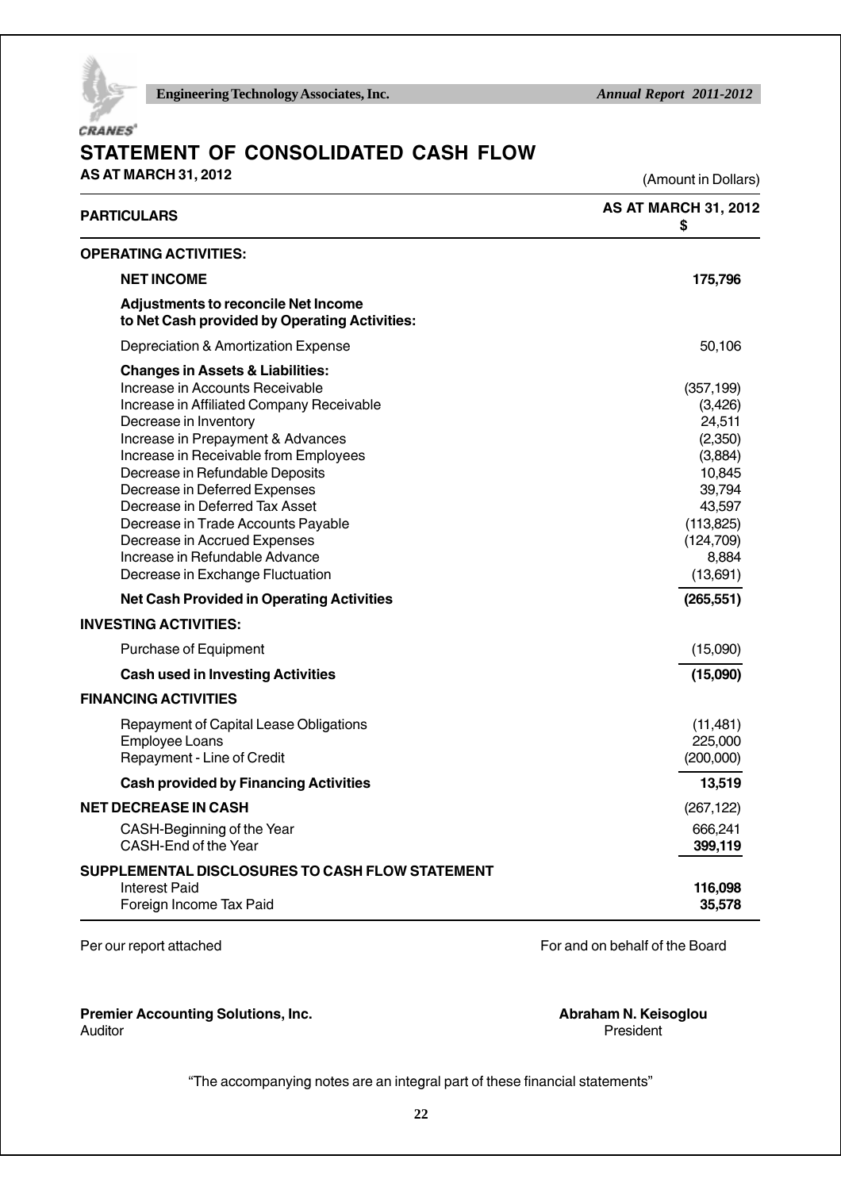# STATEMENT OF CONSOLIDATED CASH FLOW

**AS AT MARCH 31, 2012**

(Amount in Dollars)

| PARTICULARS | AS AT MARCH 31, 2012 $ |
|---|---|
| **OPERATING ACTIVITIES:** | |
| **NET INCOME** | **175,796** |
| **Adjustments to reconcile Net Income to Net Cash provided by Operating Activities:** | |
| Depreciation & Amortization Expense | 50,106 |
| **Changes in Assets & Liabilities:** | |
| Increase in Accounts Receivable | (357,199) |
| Increase in Affiliated Company Receivable | (3,426) |
| Decrease in Inventory | 24,511 |
| Increase in Prepayment & Advances | (2,350) |
| Increase in Receivable from Employees | (3,884) |
| Decrease in Refundable Deposits | 10,845 |
| Decrease in Deferred Expenses | 39,794 |
| Decrease in Deferred Tax Asset | 43,597 |
| Decrease in Trade Accounts Payable | (113,825) |
| Decrease in Accrued Expenses | (124,709) |
| Increase in Refundable Advance | 8,884 |
| Decrease in Exchange Fluctuation | (13,691) |
| **Net Cash Provided in Operating Activities** | **(265,551)** |
| **INVESTING ACTIVITIES:** | |
| Purchase of Equipment | (15,090) |
| **Cash used in Investing Activities** | **(15,090)** |
| **FINANCING ACTIVITIES** | |
| Repayment of Capital Lease Obligations | (11,481) |
| Employee Loans | 225,000 |
| Repayment - Line of Credit | (200,000) |
| **Cash provided by Financing Activities** | **13,519** |
| **NET DECREASE IN CASH** | (267,122) |
| CASH-Beginning of the Year | 666,241 |
| CASH-End of the Year | **399,119** |
| **SUPPLEMENTAL DISCLOSURES TO CASH FLOW STATEMENT** | |
| Interest Paid | **116,098** |
| Foreign Income Tax Paid | **35,578** |

Per our report attached

For and on behalf of the Board

**Premier Accounting Solutions, Inc.**
Auditor

**Abraham N. Keisoglou**
President

"The accompanying notes are an integral part of these financial statements"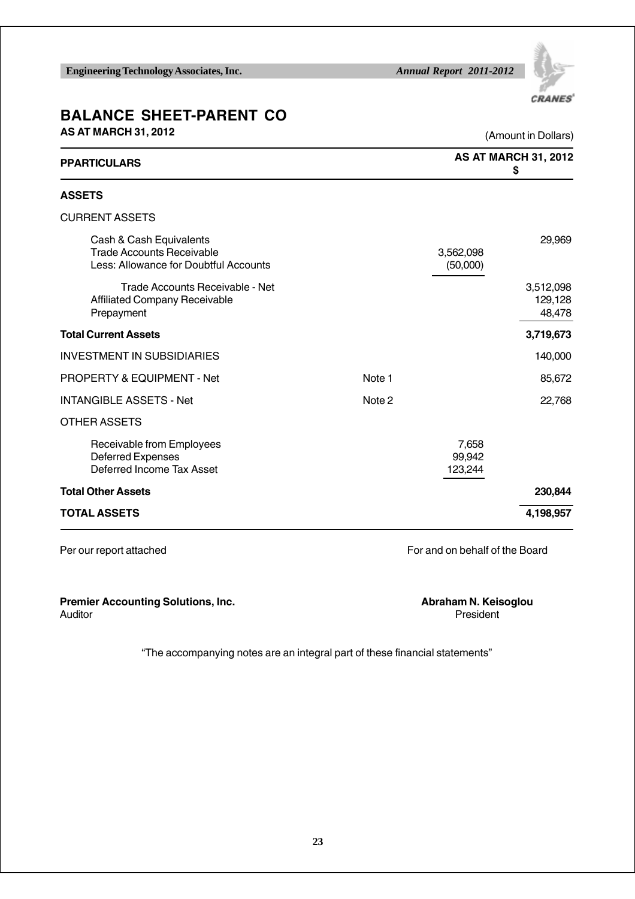# BALANCE SHEET-PARENT CO

**AS AT MARCH 31, 2012**

(Amount in Dollars)

| PPARTICULARS | | | AS AT MARCH 31, 2012 $ |
|---|---|---|---|
| **ASSETS** | | | |
| CURRENT ASSETS | | | |
| Cash & Cash Equivalents | | | 29,969 |
| Trade Accounts Receivable | | 3,562,098 | |
| Less: Allowance for Doubtful Accounts | | (50,000) | |
| Trade Accounts Receivable - Net | | | 3,512,098 |
| Affiliated Company Receivable | | | 129,128 |
| Prepayment | | | 48,478 |
| **Total Current Assets** | | | **3,719,673** |
| INVESTMENT IN SUBSIDIARIES | | | 140,000 |
| PROPERTY & EQUIPMENT - Net | Note 1 | | 85,672 |
| INTANGIBLE ASSETS - Net | Note 2 | | 22,768 |
| OTHER ASSETS | | | |
| Receivable from Employees | | 7,658 | |
| Deferred Expenses | | 99,942 | |
| Deferred Income Tax Asset | | 123,244 | |
| **Total Other Assets** | | | **230,844** |
| **TOTAL ASSETS** | | | **4,198,957** |

Per our report attached

For and on behalf of the Board

**Premier Accounting Solutions, Inc.**
Auditor

**Abraham N. Keisoglou**
President

"The accompanying notes are an integral part of these financial statements"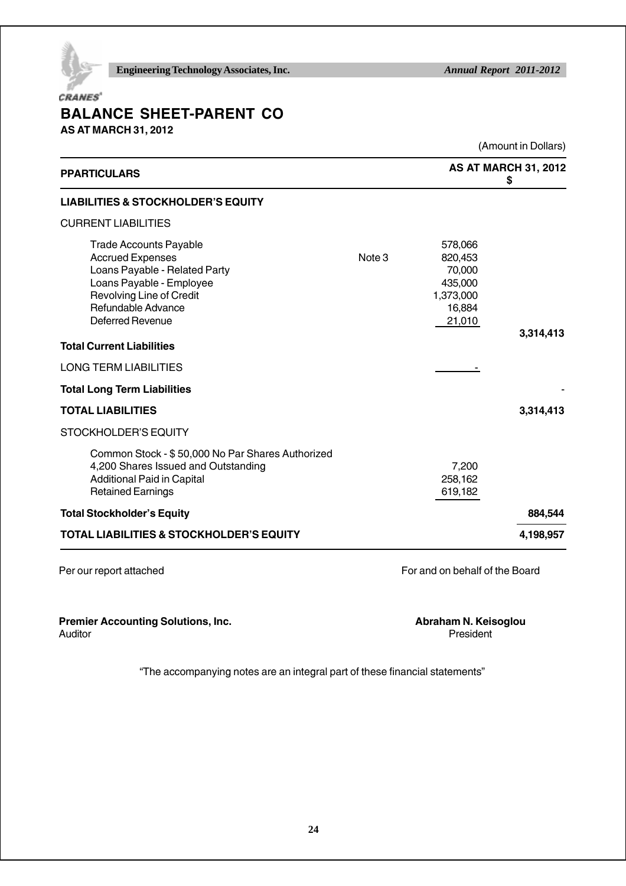# BALANCE SHEET-PARENT CO

**AS AT MARCH 31, 2012**

(Amount in Dollars)

| PPARTICULARS | | | AS AT MARCH 31, 2012 $ |
|---|---|---|---|
| **LIABILITIES & STOCKHOLDER'S EQUITY** | | | |
| CURRENT LIABILITIES | | | |
| Trade Accounts Payable | | 578,066 | |
| Accrued Expenses | Note 3 | 820,453 | |
| Loans Payable - Related Party | | 70,000 | |
| Loans Payable - Employee | | 435,000 | |
| Revolving Line of Credit | | 1,373,000 | |
| Refundable Advance | | 16,884 | |
| Deferred Revenue | | 21,010 | |
| **Total Current Liabilities** | | | **3,314,413** |
| LONG TERM LIABILITIES | | - | |
| **Total Long Term Liabilities** | | | - |
| **TOTAL LIABILITIES** | | | **3,314,413** |
| STOCKHOLDER'S EQUITY | | | |
| Common Stock - $ 50,000 No Par Shares Authorized 4,200 Shares Issued and Outstanding | | 7,200 | |
| Additional Paid in Capital | | 258,162 | |
| Retained Earnings | | 619,182 | |
| **Total Stockholder's Equity** | | | **884,544** |
| **TOTAL LIABILITIES & STOCKHOLDER'S EQUITY** | | | **4,198,957** |

Per our report attached

For and on behalf of the Board

**Premier Accounting Solutions, Inc.**
Auditor

**Abraham N. Keisoglou**
President

"The accompanying notes are an integral part of these financial statements"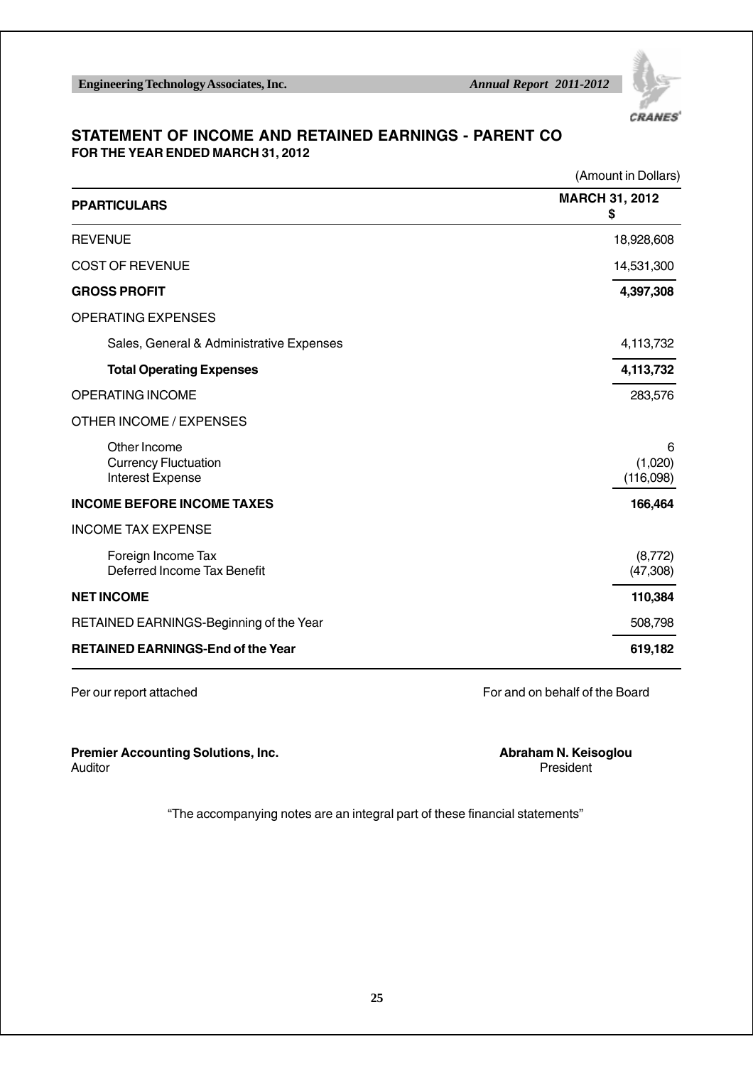## STATEMENT OF INCOME AND RETAINED EARNINGS - PARENT CO

**FOR THE YEAR ENDED MARCH 31, 2012**

(Amount in Dollars)

| PPARTICULARS | MARCH 31, 2012 $ |
|---|---|
| REVENUE | 18,928,608 |
| COST OF REVENUE | 14,531,300 |
| **GROSS PROFIT** | **4,397,308** |
| OPERATING EXPENSES | |
| Sales, General & Administrative Expenses | 4,113,732 |
| **Total Operating Expenses** | **4,113,732** |
| OPERATING INCOME | 283,576 |
| OTHER INCOME / EXPENSES | |
| Other Income | 6 |
| Currency Fluctuation | (1,020) |
| Interest Expense | (116,098) |
| **INCOME BEFORE INCOME TAXES** | **166,464** |
| INCOME TAX EXPENSE | |
| Foreign Income Tax | (8,772) |
| Deferred Income Tax Benefit | (47,308) |
| **NET INCOME** | **110,384** |
| RETAINED EARNINGS-Beginning of the Year | 508,798 |
| **RETAINED EARNINGS-End of the Year** | **619,182** |

Per our report attached

For and on behalf of the Board

**Premier Accounting Solutions, Inc.**
Auditor

**Abraham N. Keisoglou**
President

"The accompanying notes are an integral part of these financial statements"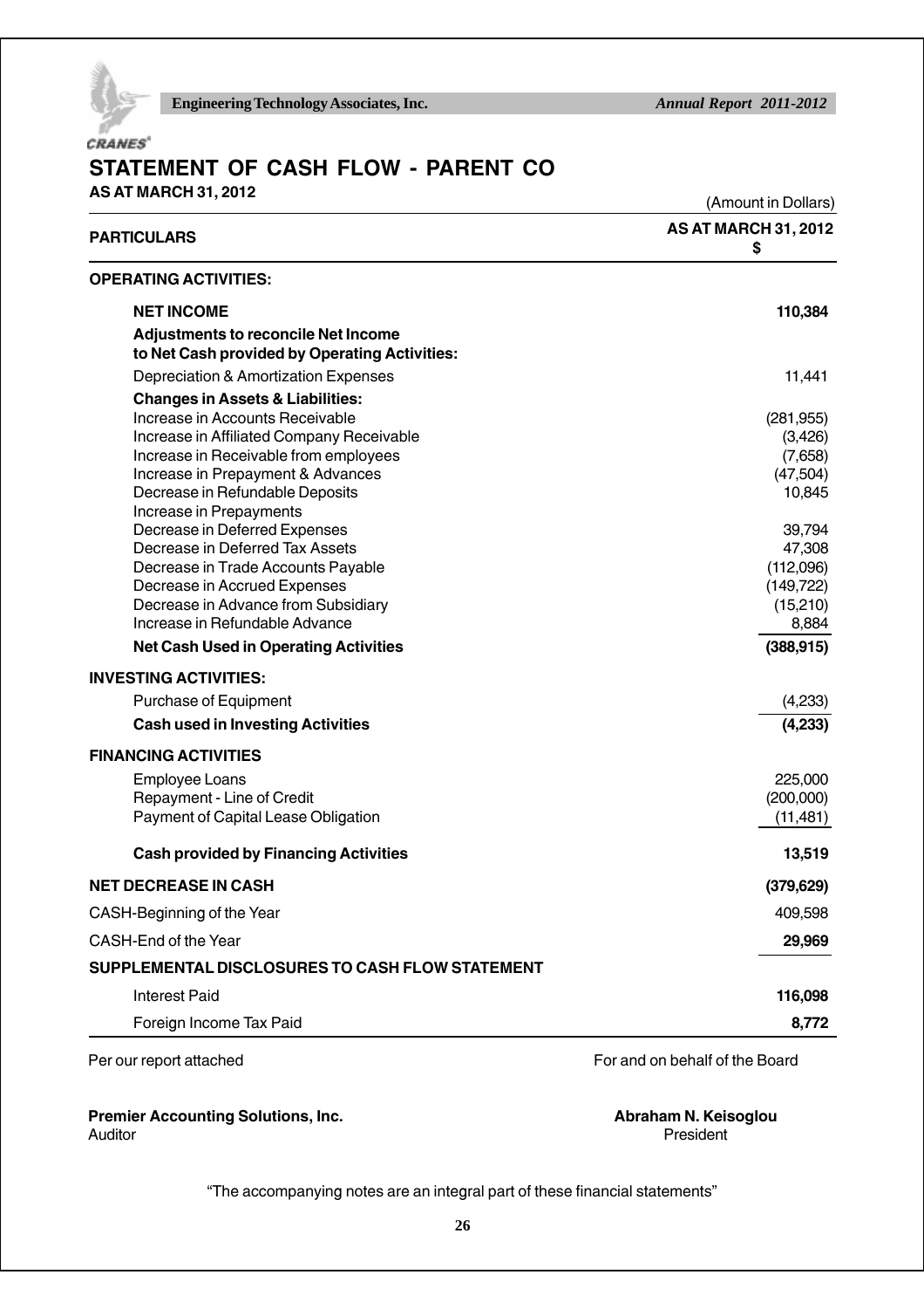# STATEMENT OF CASH FLOW - PARENT CO

**AS AT MARCH 31, 2012**

(Amount in Dollars)

| PARTICULARS | AS AT MARCH 31, 2012 $ |
|---|---|
| **OPERATING ACTIVITIES:** | |
| **NET INCOME** | **110,384** |
| **Adjustments to reconcile Net Income to Net Cash provided by Operating Activities:** | |
| Depreciation & Amortization Expenses | 11,441 |
| **Changes in Assets & Liabilities:** | |
| Increase in Accounts Receivable | (281,955) |
| Increase in Affiliated Company Receivable | (3,426) |
| Increase in Receivable from employees | (7,658) |
| Increase in Prepayment & Advances | (47,504) |
| Decrease in Refundable Deposits | 10,845 |
| Increase in Prepayments | |
| Decrease in Deferred Expenses | 39,794 |
| Decrease in Deferred Tax Assets | 47,308 |
| Decrease in Trade Accounts Payable | (112,096) |
| Decrease in Accrued Expenses | (149,722) |
| Decrease in Advance from Subsidiary | (15,210) |
| Increase in Refundable Advance | 8,884 |
| **Net Cash Used in Operating Activities** | **(388,915)** |
| **INVESTING ACTIVITIES:** | |
| Purchase of Equipment | (4,233) |
| **Cash used in Investing Activities** | **(4,233)** |
| **FINANCING ACTIVITIES** | |
| Employee Loans | 225,000 |
| Repayment - Line of Credit | (200,000) |
| Payment of Capital Lease Obligation | (11,481) |
| **Cash provided by Financing Activities** | **13,519** |
| **NET DECREASE IN CASH** | **(379,629)** |
| CASH-Beginning of the Year | 409,598 |
| CASH-End of the Year | **29,969** |
| **SUPPLEMENTAL DISCLOSURES TO CASH FLOW STATEMENT** | |
| Interest Paid | **116,098** |
| Foreign Income Tax Paid | **8,772** |

Per our report attached

For and on behalf of the Board

**Premier Accounting Solutions, Inc.**
Auditor

**Abraham N. Keisoglou**
President

"The accompanying notes are an integral part of these financial statements"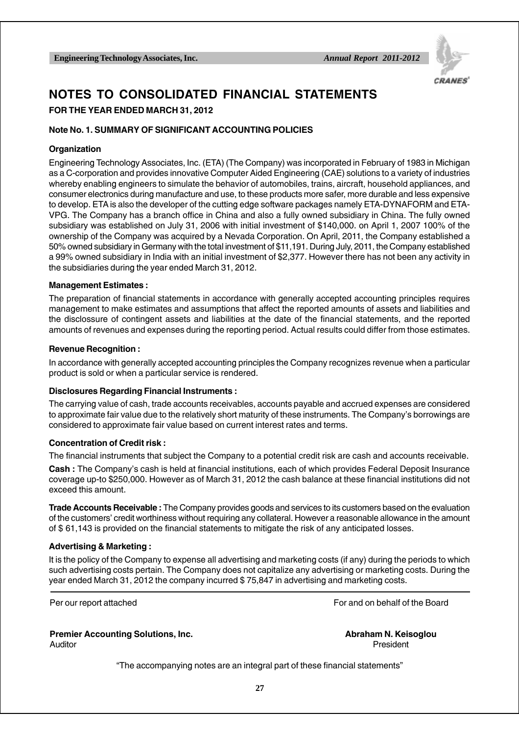# NOTES TO CONSOLIDATED FINANCIAL STATEMENTS

**FOR THE YEAR ENDED MARCH 31, 2012**

**Note No. 1. SUMMARY OF SIGNIFICANT ACCOUNTING POLICIES**

**Organization**

Engineering Technology Associates, Inc. (ETA) (The Company) was incorporated in February of 1983 in Michigan as a C-corporation and provides innovative Computer Aided Engineering (CAE) solutions to a variety of industries whereby enabling engineers to simulate the behavior of automobiles, trains, aircraft, household appliances, and consumer electronics during manufacture and use, to these products more safer, more durable and less expensive to develop. ETA is also the developer of the cutting edge software packages namely ETA-DYNAFORM and ETA-VPG. The Company has a branch office in China and also a fully owned subsidiary in China. The fully owned subsidiary was established on July 31, 2006 with initial investment of $140,000. on April 1, 2007 100% of the ownership of the Company was acquired by a Nevada Corporation. On April, 2011, the Company established a 50% owned subsidiary in Germany with the total investment of $11,191. During July, 2011, the Company established a 99% owned subsidiary in India with an initial investment of $2,377. However there has not been any activity in the subsidiaries during the year ended March 31, 2012.

**Management Estimates :**

The preparation of financial statements in accordance with generally accepted accounting principles requires management to make estimates and assumptions that affect the reported amounts of assets and liabilities and the disclossure of contingent assets and liabilities at the date of the financial statements, and the reported amounts of revenues and expenses during the reporting period. Actual results could differ from those estimates.

**Revenue Recognition :**

In accordance with generally accepted accounting principles the Company recognizes revenue when a particular product is sold or when a particular service is rendered.

**Disclosures Regarding Financial Instruments :**

The carrying value of cash, trade accounts receivables, accounts payable and accrued expenses are considered to approximate fair value due to the relatively short maturity of these instruments. The Company's borrowings are considered to approximate fair value based on current interest rates and terms.

**Concentration of Credit risk :**

The financial instruments that subject the Company to a potential credit risk are cash and accounts receivable.

**Cash :** The Company's cash is held at financial institutions, each of which provides Federal Deposit Insurance coverage up-to $250,000. However as of March 31, 2012 the cash balance at these financial institutions did not exceed this amount.

**Trade Accounts Receivable :** The Company provides goods and services to its customers based on the evaluation of the customers' credit worthiness without requiring any collateral. However a reasonable allowance in the amount of $ 61,143 is provided on the financial statements to mitigate the risk of any anticipated losses.

**Advertising & Marketing :**

It is the policy of the Company to expense all advertising and marketing costs (if any) during the periods to which such advertising costs pertain. The Company does not capitalize any advertising or marketing costs. During the year ended March 31, 2012 the company incurred $ 75,847 in advertising and marketing costs.

---

Per our report attached | For and on behalf of the Board

**Premier Accounting Solutions, Inc.**
Auditor

**Abraham N. Keisoglou**
President

"The accompanying notes are an integral part of these financial statements"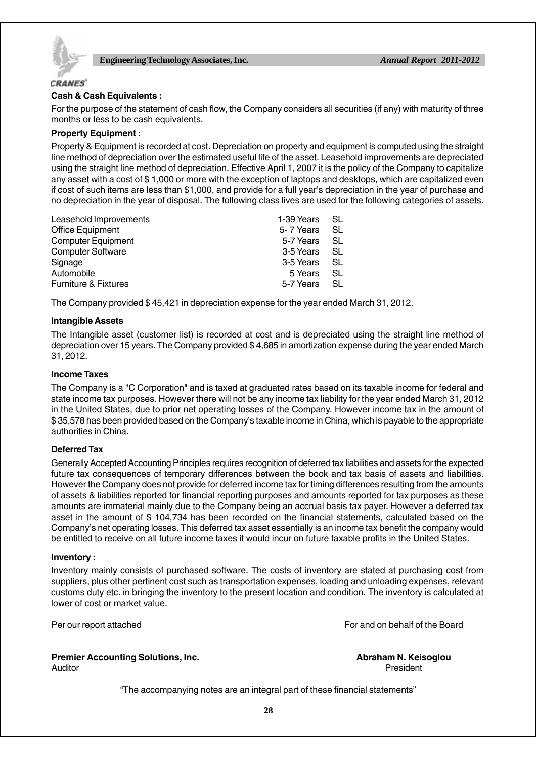**Cash & Cash Equivalents :**

For the purpose of the statement of cash flow, the Company considers all securities (if any) with maturity of three months or less to be cash equivalents.

**Property Equipment :**

Property & Equipment is recorded at cost. Depreciation on property and equipment is computed using the straight line method of depreciation over the estimated useful life of the asset. Leasehold improvements are depreciated using the straight line method of depreciation. Effective April 1, 2007 it is the policy of the Company to capitalize any asset with a cost of $ 1,000 or more with the exception of laptops and desktops, which are capitalized even if cost of such items are less than $1,000, and provide for a full year's depreciation in the year of purchase and no depreciation in the year of disposal. The following class lives are used for the following categories of assets.

| | | |
|---|---|---|
| Leasehold Improvements | 1-39 Years | SL |
| Office Equipment | 5- 7 Years | SL |
| Computer Equipment | 5-7 Years | SL |
| Computer Software | 3-5 Years | SL |
| Signage | 3-5 Years | SL |
| Automobile | 5 Years | SL |
| Furniture & Fixtures | 5-7 Years | SL |

The Company provided $ 45,421 in depreciation expense for the year ended March 31, 2012.

**Intangible Assets**

The Intangible asset (customer list) is recorded at cost and is depreciated using the straight line method of depreciation over 15 years. The Company provided $ 4,685 in amortization expense during the year ended March 31, 2012.

**Income Taxes**

The Company is a "C Corporation" and is taxed at graduated rates based on its taxable income for federal and state income tax purposes. However there will not be any income tax liability for the year ended March 31, 2012 in the United States, due to prior net operating losses of the Company. However income tax in the amount of $ 35,578 has been provided based on the Company's taxable income in China, which is payable to the appropriate authorities in China.

**Deferred Tax**

Generally Accepted Accounting Principles requires recognition of deferred tax liabilities and assets for the expected future tax consequences of temporary differences between the book and tax basis of assets and liabilities. However the Company does not provide for deferred income tax for timing differences resulting from the amounts of assets & liabilities reported for financial reporting purposes and amounts reported for tax purposes as these amounts are immaterial mainly due to the Company being an accrual basis tax payer. However a deferred tax asset in the amount of $ 104,734 has been recorded on the financial statements, calculated based on the Company's net operating losses. This deferred tax asset essentially is an income tax benefit the company would be entitled to receive on all future income taxes it would incur on future faxable profits in the United States.

**Inventory :**

Inventory mainly consists of purchased software. The costs of inventory are stated at purchasing cost from suppliers, plus other pertinent cost such as transportation expenses, loading and unloading expenses, relevant customs duty etc. in bringing the inventory to the present location and condition. The inventory is calculated at lower of cost or market value.

---

Per our report attached | For and on behalf of the Board

**Premier Accounting Solutions, Inc.**
Auditor

**Abraham N. Keisoglou**
President

"The accompanying notes are an integral part of these financial statements"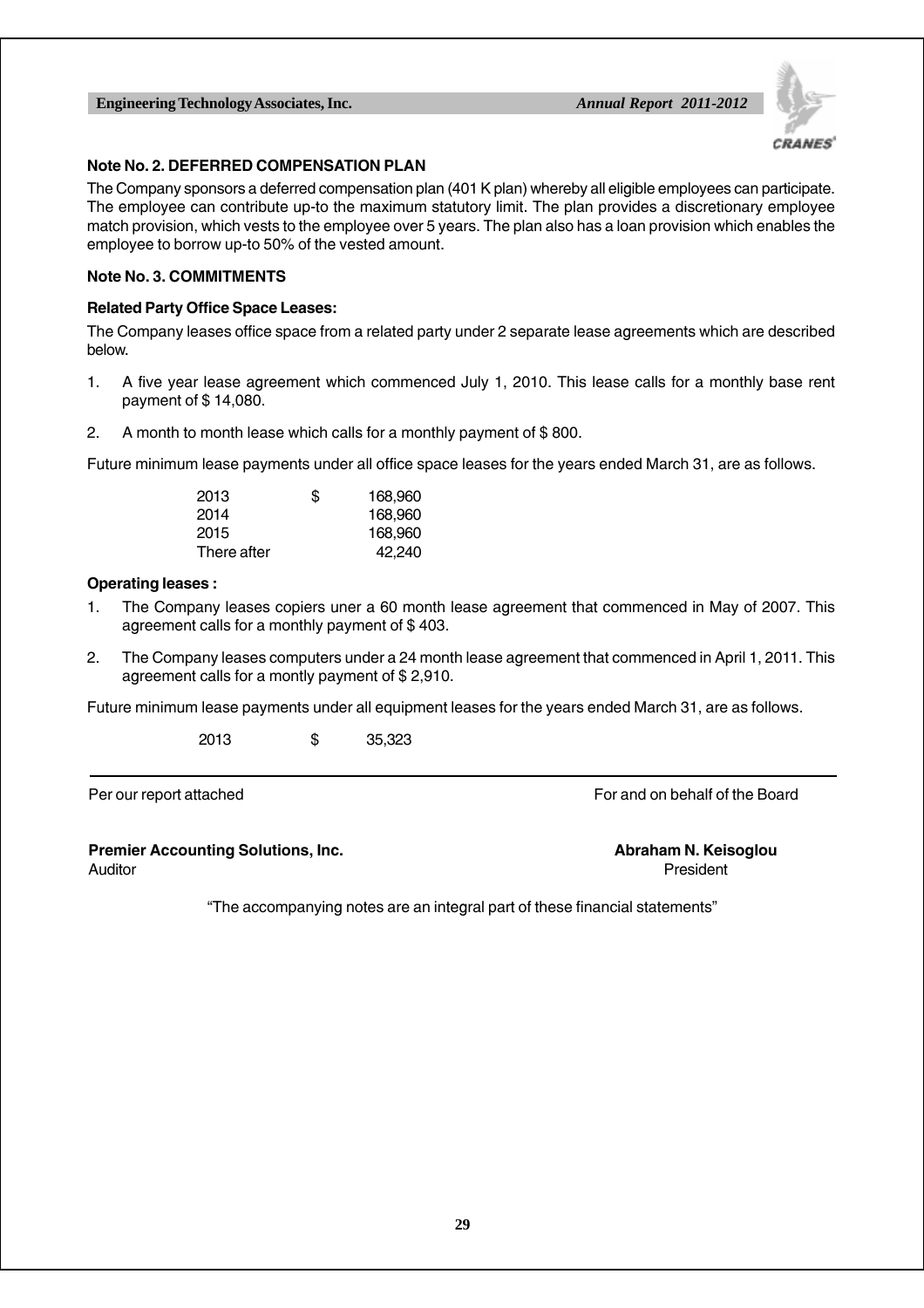### Note No. 2. DEFERRED COMPENSATION PLAN

The Company sponsors a deferred compensation plan (401 K plan) whereby all eligible employees can participate. The employee can contribute up-to the maximum statutory limit. The plan provides a discretionary employee match provision, which vests to the employee over 5 years. The plan also has a loan provision which enables the employee to borrow up-to 50% of the vested amount.

### Note No. 3. COMMITMENTS

**Related Party Office Space Leases:**

The Company leases office space from a related party under 2 separate lease agreements which are described below.

1. A five year lease agreement which commenced July 1, 2010. This lease calls for a monthly base rent payment of $ 14,080.
2. A month to month lease which calls for a monthly payment of $ 800.

Future minimum lease payments under all office space leases for the years ended March 31, are as follows.

| | | |
|---|---|---|
| 2013 | $ | 168,960 |
| 2014 | | 168,960 |
| 2015 | | 168,960 |
| There after | | 42,240 |

**Operating leases :**

1. The Company leases copiers uner a 60 month lease agreement that commenced in May of 2007. This agreement calls for a monthly payment of $ 403.
2. The Company leases computers under a 24 month lease agreement that commenced in April 1, 2011. This agreement calls for a montly payment of $ 2,910.

Future minimum lease payments under all equipment leases for the years ended March 31, are as follows.

| | | |
|---|---|---|
| 2013 | $ | 35,323 |

---

Per our report attached

For and on behalf of the Board

**Premier Accounting Solutions, Inc.**
Auditor

**Abraham N. Keisoglou**
President

"The accompanying notes are an integral part of these financial statements"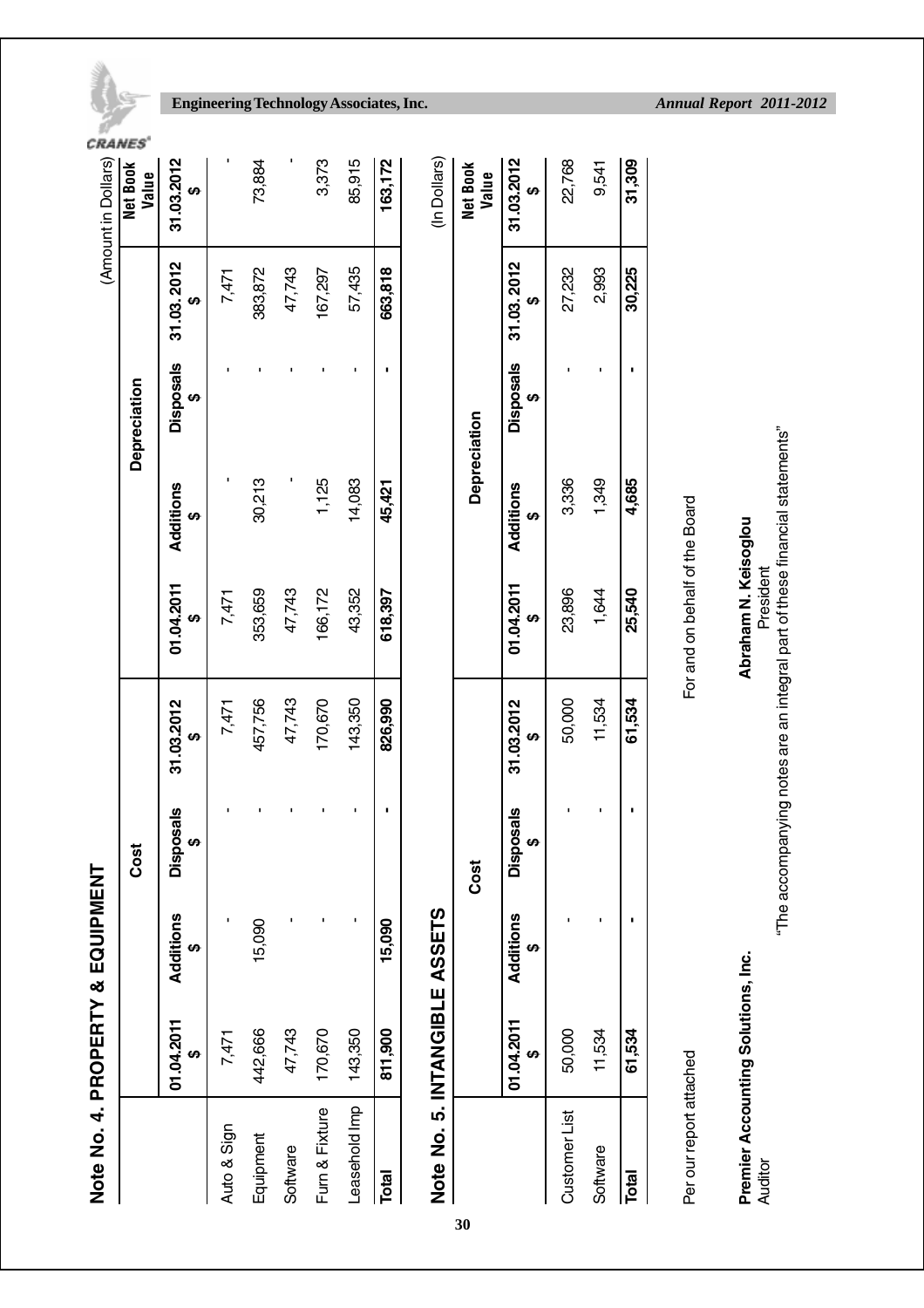## Note No. 4. PROPERTY & EQUIPMENT

(Amount in Dollars)

| | Cost | | | | Depreciation | | | | Net Book Value |
|---|---|---|---|---|---|---|---|---|---|
| | 01.04.2011 $ | Additions $ | Disposals $ | 31.03.2012 $ | 01.04.2011 $ | Additions $ | Disposals $ | 31.03.2012 $ | 31.03.2012 $ |
| Auto & Sign | 7,471 | - | - | 7,471 | 7,471 | - | - | 7,471 | - |
| Equipment | 442,666 | 15,090 | - | 457,756 | 353,659 | 30,213 | - | 383,872 | 73,884 |
| Software | 47,743 | - | - | 47,743 | 47,743 | - | - | 47,743 | - |
| Furn & Fixture | 170,670 | - | - | 170,670 | 166,172 | 1,125 | - | 167,297 | 3,373 |
| Leasehold Imp | 143,350 | - | - | 143,350 | 43,352 | 14,083 | - | 57,435 | 85,915 |
| **Total** | **811,900** | **15,090** | **-** | **826,990** | **618,397** | **45,421** | **-** | **663,818** | **163,172** |

## Note No. 5. INTANGIBLE ASSETS

(In Dollars)

| | Cost | | | | Depreciation | | | | Net Book Value |
|---|---|---|---|---|---|---|---|---|---|
| | 01.04.2011 $ | Additions $ | Disposals $ | 31.03.2012 $ | 01.04.2011 $ | Additions $ | Disposals $ | 31.03.2012 $ | 31.03.2012 $ |
| Customer List | 50,000 | - | - | 50,000 | 23,896 | 3,336 | - | 27,232 | 22,768 |
| Software | 11,534 | - | - | 11,534 | 1,644 | 1,349 | - | 2,993 | 9,541 |
| **Total** | **61,534** | **-** | **-** | **61,534** | **25,540** | **4,685** | **-** | **30,225** | **31,309** |

Per our report attached

For and on behalf of the Board

**Premier Accounting Solutions, Inc.**
Auditor

**Abraham N. Keisoglou**
President

"The accompanying notes are an integral part of these financial statements"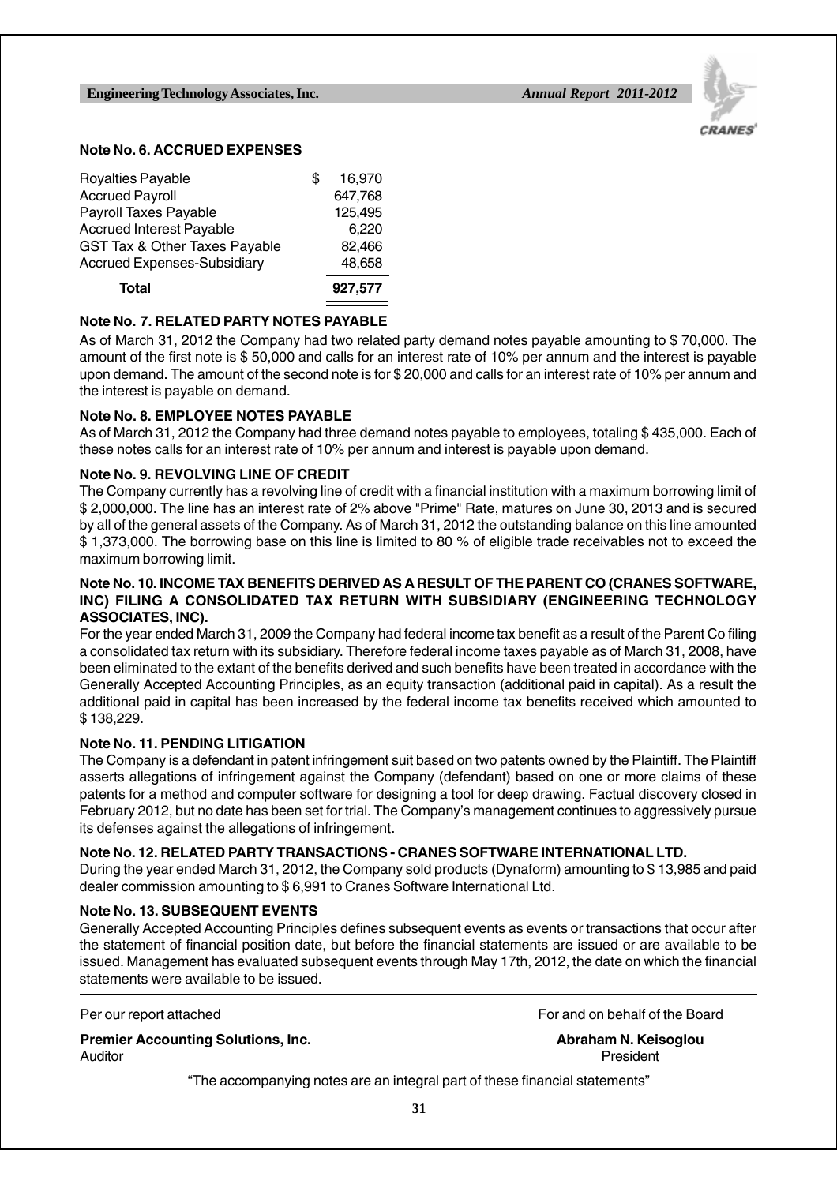### Note No. 6. ACCRUED EXPENSES

| | | |
|---|---|---|
| Royalties Payable | $ | 16,970 |
| Accrued Payroll | | 647,768 |
| Payroll Taxes Payable | | 125,495 |
| Accrued Interest Payable | | 6,220 |
| GST Tax & Other Taxes Payable | | 82,466 |
| Accrued Expenses-Subsidiary | | 48,658 |
| **Total** | | **927,577** |

### Note No. 7. RELATED PARTY NOTES PAYABLE

As of March 31, 2012 the Company had two related party demand notes payable amounting to $ 70,000. The amount of the first note is $ 50,000 and calls for an interest rate of 10% per annum and the interest is payable upon demand. The amount of the second note is for $ 20,000 and calls for an interest rate of 10% per annum and the interest is payable on demand.

### Note No. 8. EMPLOYEE NOTES PAYABLE

As of March 31, 2012 the Company had three demand notes payable to employees, totaling $ 435,000. Each of these notes calls for an interest rate of 10% per annum and interest is payable upon demand.

### Note No. 9. REVOLVING LINE OF CREDIT

The Company currently has a revolving line of credit with a financial institution with a maximum borrowing limit of $ 2,000,000. The line has an interest rate of 2% above "Prime" Rate, matures on June 30, 2013 and is secured by all of the general assets of the Company. As of March 31, 2012 the outstanding balance on this line amounted $ 1,373,000. The borrowing base on this line is limited to 80 % of eligible trade receivables not to exceed the maximum borrowing limit.

### Note No. 10. INCOME TAX BENEFITS DERIVED AS A RESULT OF THE PARENT CO (CRANES SOFTWARE, INC) FILING A CONSOLIDATED TAX RETURN WITH SUBSIDIARY (ENGINEERING TECHNOLOGY ASSOCIATES, INC).

For the year ended March 31, 2009 the Company had federal income tax benefit as a result of the Parent Co filing a consolidated tax return with its subsidiary. Therefore federal income taxes payable as of March 31, 2008, have been eliminated to the extant of the benefits derived and such benefits have been treated in accordance with the Generally Accepted Accounting Principles, as an equity transaction (additional paid in capital). As a result the additional paid in capital has been increased by the federal income tax benefits received which amounted to $ 138,229.

### Note No. 11. PENDING LITIGATION

The Company is a defendant in patent infringement suit based on two patents owned by the Plaintiff. The Plaintiff asserts allegations of infringement against the Company (defendant) based on one or more claims of these patents for a method and computer software for designing a tool for deep drawing. Factual discovery closed in February 2012, but no date has been set for trial. The Company's management continues to aggressively pursue its defenses against the allegations of infringement.

### Note No. 12. RELATED PARTY TRANSACTIONS - CRANES SOFTWARE INTERNATIONAL LTD.

During the year ended March 31, 2012, the Company sold products (Dynaform) amounting to $ 13,985 and paid dealer commission amounting to $ 6,991 to Cranes Software International Ltd.

### Note No. 13. SUBSEQUENT EVENTS

Generally Accepted Accounting Principles defines subsequent events as events or transactions that occur after the statement of financial position date, but before the financial statements are issued or are available to be issued. Management has evaluated subsequent events through May 17th, 2012, the date on which the financial statements were available to be issued.

---

Per our report attached

**Premier Accounting Solutions, Inc.**
Auditor

For and on behalf of the Board

**Abraham N. Keisoglou**
President

"The accompanying notes are an integral part of these financial statements"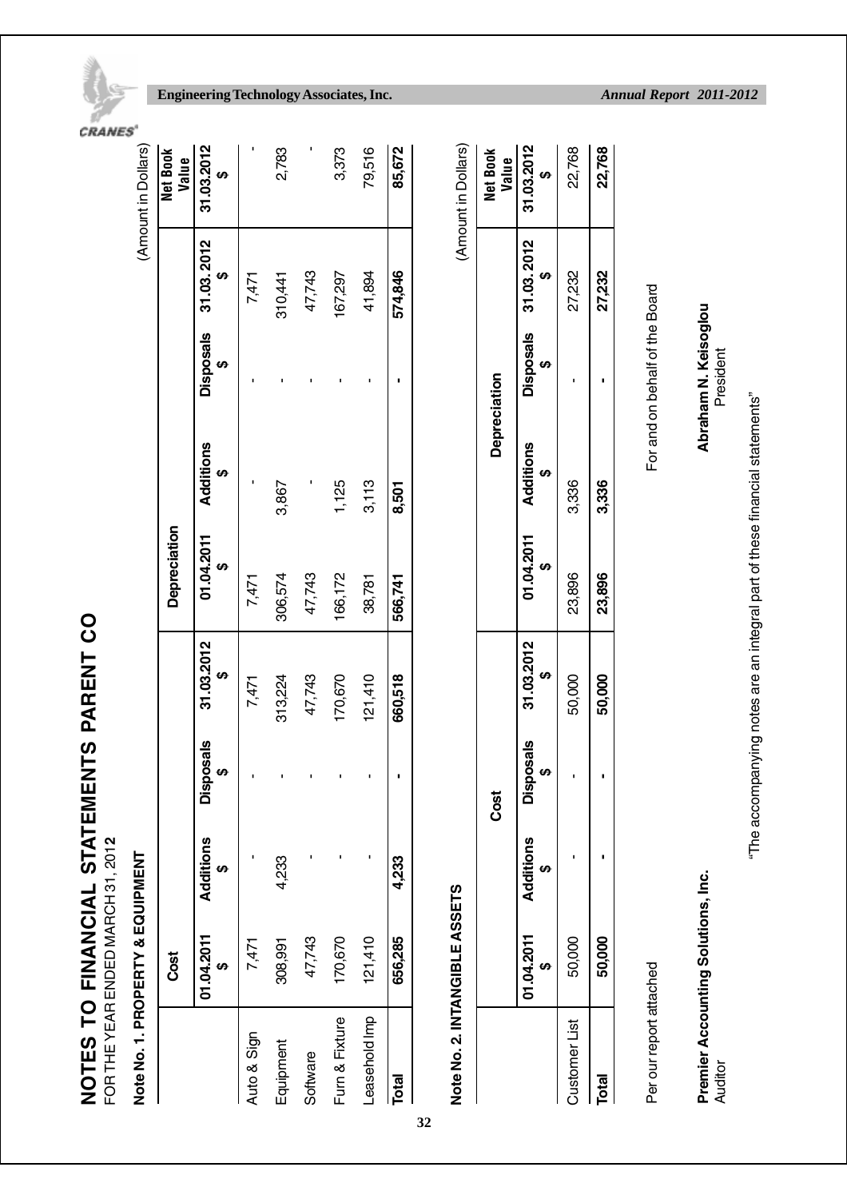# NOTES TO FINANCIAL STATEMENTS PARENT CO

FOR THE YEAR ENDED MARCH 31, 2012

## Note No. 1. PROPERTY & EQUIPMENT

(Amount in Dollars)

| | Cost | | | | Depreciation | | | | Net Book Value |
|---|---|---|---|---|---|---|---|---|---|
| | 01.04.2011 $ | Additions $ | Disposals $ | 31.03.2012 $ | 01.04.2011 $ | Additions $ | Disposals $ | 31.03.2012 $ | 31.03.2012 $ |
| Auto & Sign | 7,471 | - | - | 7,471 | 7,471 | - | - | 7,471 | - |
| Equipment | 308,991 | 4,233 | - | 313,224 | 306,574 | 3,867 | - | 310,441 | 2,783 |
| Software | 47,743 | - | - | 47,743 | 47,743 | - | - | 47,743 | - |
| Furn & Fixture | 170,670 | - | - | 170,670 | 166,172 | 1,125 | - | 167,297 | 3,373 |
| Leasehold Imp | 121,410 | - | - | 121,410 | 38,781 | 3,113 | - | 41,894 | 79,516 |
| **Total** | **656,285** | **4,233** | **-** | **660,518** | **566,741** | **8,501** | **-** | **574,846** | **85,672** |

## Note No. 2. INTANGIBLE ASSETS

(Amount in Dollars)

| | Cost | | | | Depreciation | | | | Net Book Value |
|---|---|---|---|---|---|---|---|---|---|
| | 01.04.2011 $ | Additions $ | Disposals $ | 31.03.2012 $ | 01.04.2011 $ | Additions $ | Disposals $ | 31.03.2012 $ | 31.03.2012 $ |
| Customer List | 50,000 | - | - | 50,000 | 23,896 | 3,336 | - | 27,232 | 22,768 |
| **Total** | **50,000** | **-** | **-** | **50,000** | **23,896** | **3,336** | **-** | **27,232** | **22,768** |

Per our report attached

**Premier Accounting Solutions, Inc.**
Auditor

For and on behalf of the Board

**Abraham N. Keisoglou**
President

"The accompanying notes are an integral part of these financial statements"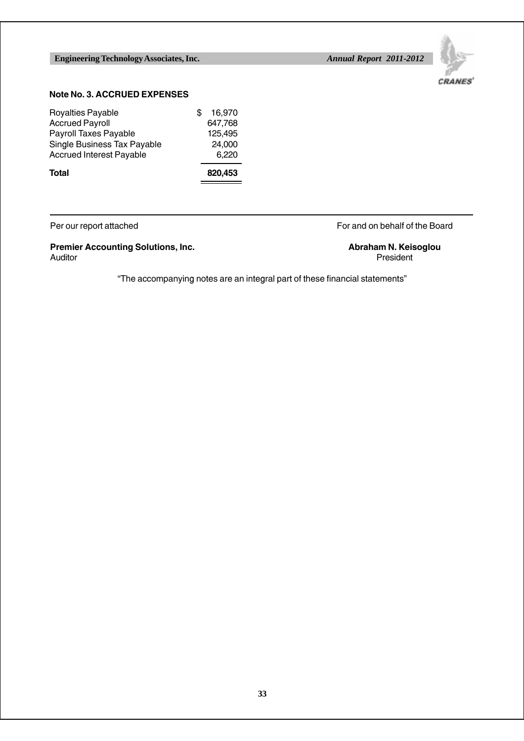### Note No. 3. ACCRUED EXPENSES

| | |
|---|---|
| Royalties Payable | $ 16,970 |
| Accrued Payroll | 647,768 |
| Payroll Taxes Payable | 125,495 |
| Single Business Tax Payable | 24,000 |
| Accrued Interest Payable | 6,220 |
| **Total** | **820,453** |

Per our report attached

**Premier Accounting Solutions, Inc.**
Auditor

For and on behalf of the Board

**Abraham N. Keisoglou**
President

"The accompanying notes are an integral part of these financial statements"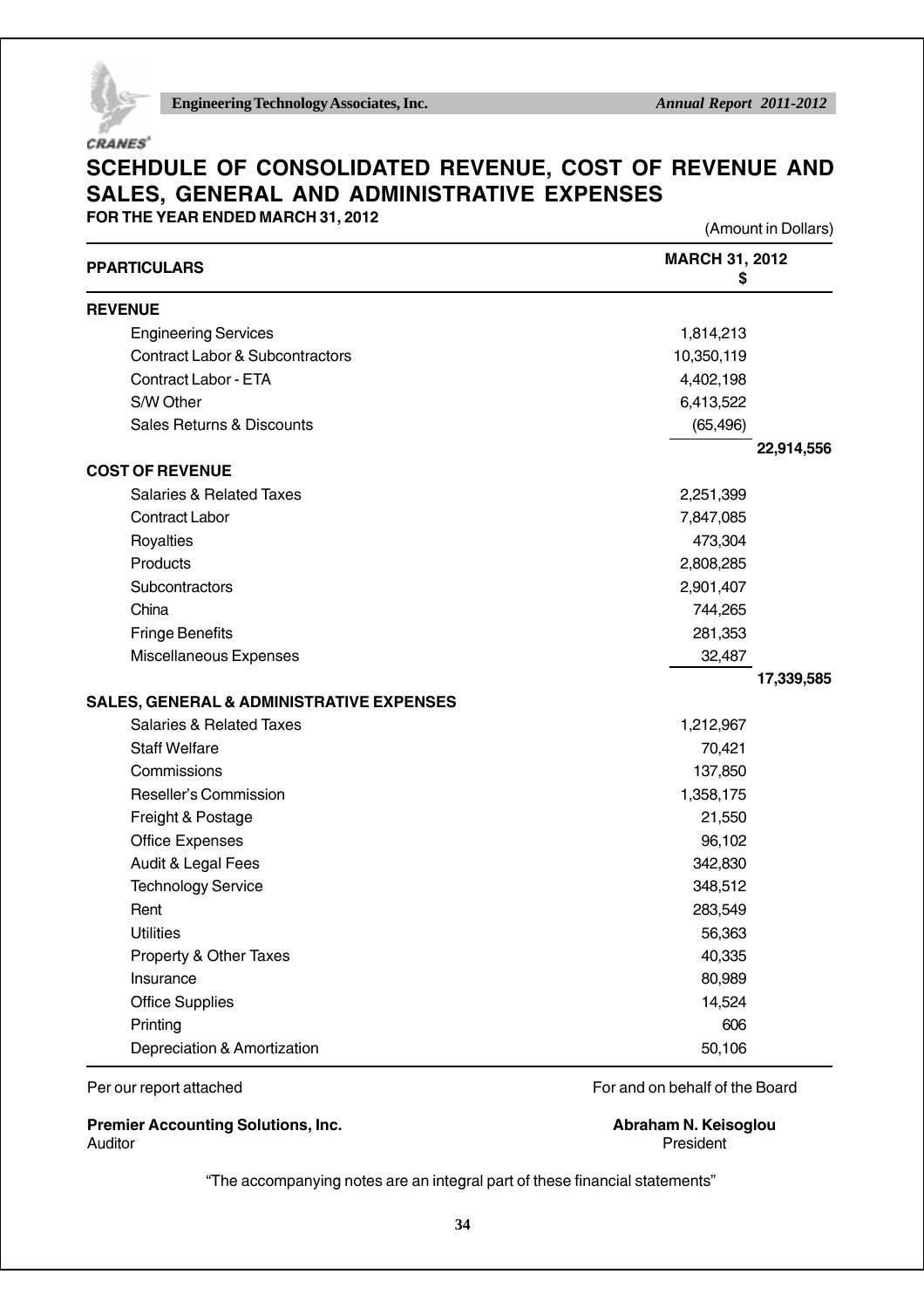# SCEHDULE OF CONSOLIDATED REVENUE, COST OF REVENUE AND SALES, GENERAL AND ADMINISTRATIVE EXPENSES

**FOR THE YEAR ENDED MARCH 31, 2012**

(Amount in Dollars)

| PPARTICULARS | MARCH 31, 2012 $ | |
|---|---|---|
| **REVENUE** | | |
| Engineering Services | 1,814,213 | |
| Contract Labor & Subcontractors | 10,350,119 | |
| Contract Labor - ETA | 4,402,198 | |
| S/W Other | 6,413,522 | |
| Sales Returns & Discounts | (65,496) | |
| | | **22,914,556** |
| **COST OF REVENUE** | | |
| Salaries & Related Taxes | 2,251,399 | |
| Contract Labor | 7,847,085 | |
| Royalties | 473,304 | |
| Products | 2,808,285 | |
| Subcontractors | 2,901,407 | |
| China | 744,265 | |
| Fringe Benefits | 281,353 | |
| Miscellaneous Expenses | 32,487 | |
| | | **17,339,585** |
| **SALES, GENERAL & ADMINISTRATIVE EXPENSES** | | |
| Salaries & Related Taxes | 1,212,967 | |
| Staff Welfare | 70,421 | |
| Commissions | 137,850 | |
| Reseller's Commission | 1,358,175 | |
| Freight & Postage | 21,550 | |
| Office Expenses | 96,102 | |
| Audit & Legal Fees | 342,830 | |
| Technology Service | 348,512 | |
| Rent | 283,549 | |
| Utilities | 56,363 | |
| Property & Other Taxes | 40,335 | |
| Insurance | 80,989 | |
| Office Supplies | 14,524 | |
| Printing | 606 | |
| Depreciation & Amortization | 50,106 | |

Per our report attached

**Premier Accounting Solutions, Inc.**
Auditor

For and on behalf of the Board

**Abraham N. Keisoglou**
President

"The accompanying notes are an integral part of these financial statements"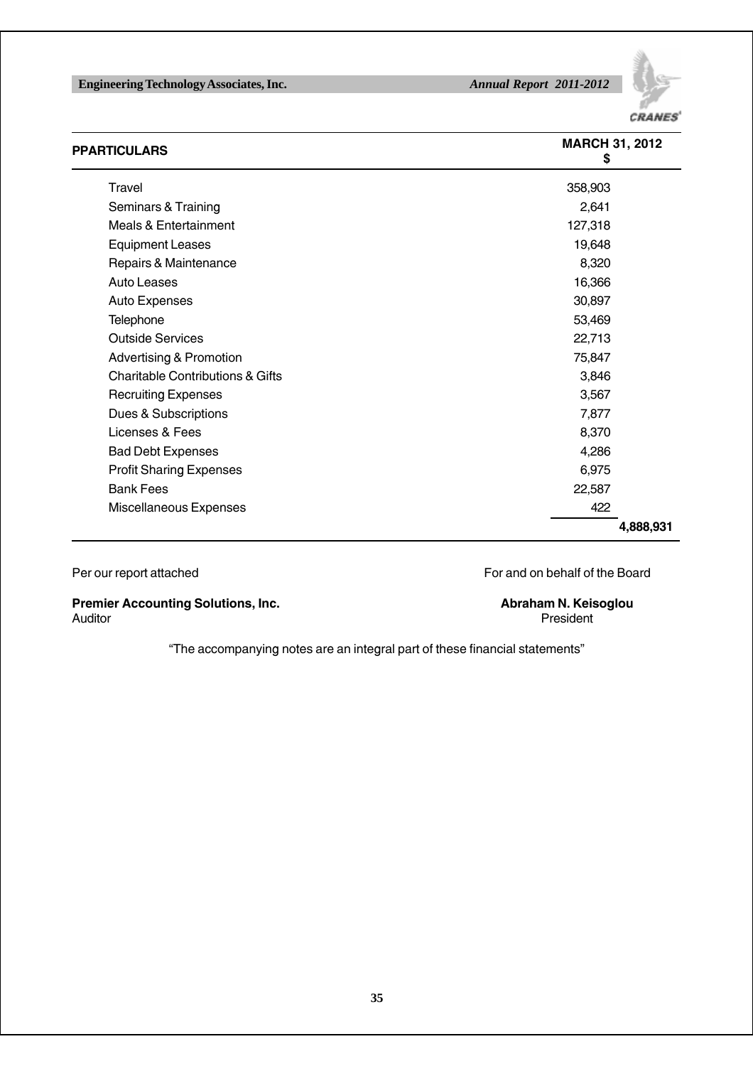| PPARTICULARS | MARCH 31, 2012 $ | |
|---|---|---|
| Travel | 358,903 | |
| Seminars & Training | 2,641 | |
| Meals & Entertainment | 127,318 | |
| Equipment Leases | 19,648 | |
| Repairs & Maintenance | 8,320 | |
| Auto Leases | 16,366 | |
| Auto Expenses | 30,897 | |
| Telephone | 53,469 | |
| Outside Services | 22,713 | |
| Advertising & Promotion | 75,847 | |
| Charitable Contributions & Gifts | 3,846 | |
| Recruiting Expenses | 3,567 | |
| Dues & Subscriptions | 7,877 | |
| Licenses & Fees | 8,370 | |
| Bad Debt Expenses | 4,286 | |
| Profit Sharing Expenses | 6,975 | |
| Bank Fees | 22,587 | |
| Miscellaneous Expenses | 422 | |
| | | **4,888,931** |

Per our report attached

**Premier Accounting Solutions, Inc.**
Auditor

For and on behalf of the Board

**Abraham N. Keisoglou**
President

"The accompanying notes are an integral part of these financial statements"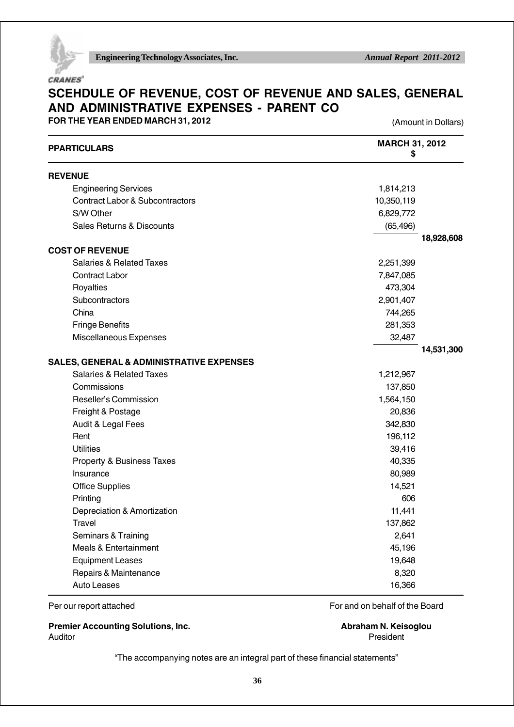# SCEHDULE OF REVENUE, COST OF REVENUE AND SALES, GENERAL AND ADMINISTRATIVE EXPENSES - PARENT CO

**FOR THE YEAR ENDED MARCH 31, 2012**

(Amount in Dollars)

| PPARTICULARS | MARCH 31, 2012 $ | |
|---|---|---|
| **REVENUE** | | |
| Engineering Services | 1,814,213 | |
| Contract Labor & Subcontractors | 10,350,119 | |
| S/W Other | 6,829,772 | |
| Sales Returns & Discounts | (65,496) | |
| | | **18,928,608** |
| **COST OF REVENUE** | | |
| Salaries & Related Taxes | 2,251,399 | |
| Contract Labor | 7,847,085 | |
| Royalties | 473,304 | |
| Subcontractors | 2,901,407 | |
| China | 744,265 | |
| Fringe Benefits | 281,353 | |
| Miscellaneous Expenses | 32,487 | |
| | | **14,531,300** |
| **SALES, GENERAL & ADMINISTRATIVE EXPENSES** | | |
| Salaries & Related Taxes | 1,212,967 | |
| Commissions | 137,850 | |
| Reseller's Commission | 1,564,150 | |
| Freight & Postage | 20,836 | |
| Audit & Legal Fees | 342,830 | |
| Rent | 196,112 | |
| Utilities | 39,416 | |
| Property & Business Taxes | 40,335 | |
| Insurance | 80,989 | |
| Office Supplies | 14,521 | |
| Printing | 606 | |
| Depreciation & Amortization | 11,441 | |
| Travel | 137,862 | |
| Seminars & Training | 2,641 | |
| Meals & Entertainment | 45,196 | |
| Equipment Leases | 19,648 | |
| Repairs & Maintenance | 8,320 | |
| Auto Leases | 16,366 | |

Per our report attached

**Premier Accounting Solutions, Inc.**
Auditor

For and on behalf of the Board

**Abraham N. Keisoglou**
President

"The accompanying notes are an integral part of these financial statements"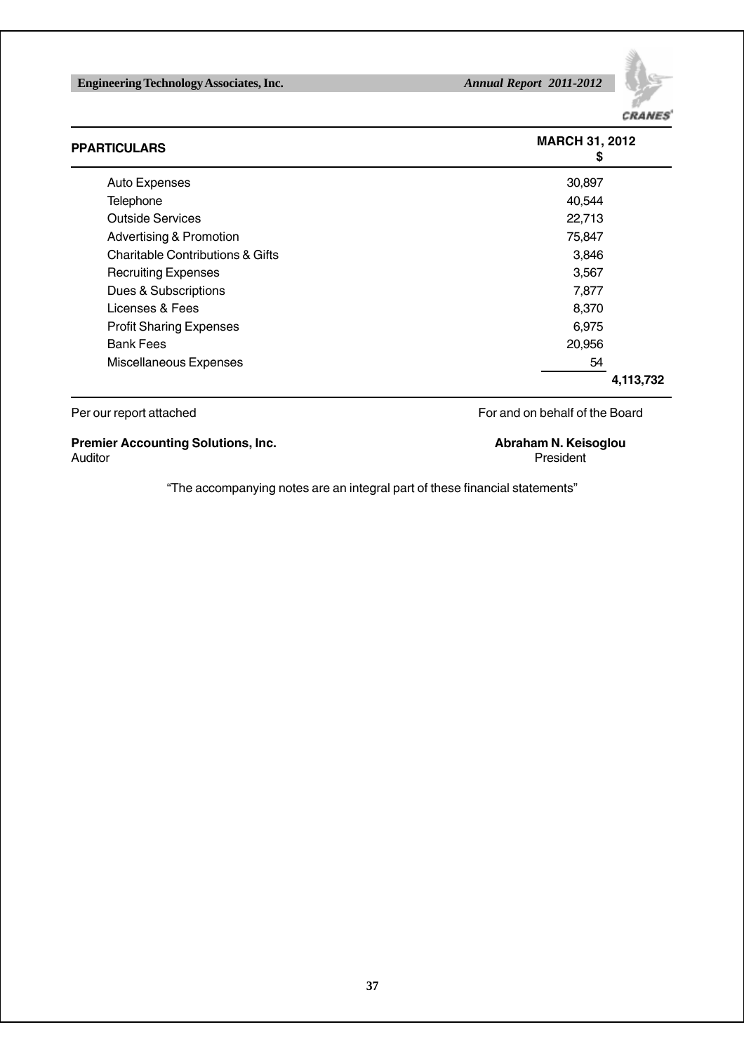| PPARTICULARS | MARCH 31, 2012 $ | |
|---|---|---|
| Auto Expenses | 30,897 | |
| Telephone | 40,544 | |
| Outside Services | 22,713 | |
| Advertising & Promotion | 75,847 | |
| Charitable Contributions & Gifts | 3,846 | |
| Recruiting Expenses | 3,567 | |
| Dues & Subscriptions | 7,877 | |
| Licenses & Fees | 8,370 | |
| Profit Sharing Expenses | 6,975 | |
| Bank Fees | 20,956 | |
| Miscellaneous Expenses | 54 | |
| | | **4,113,732** |

Per our report attached

**Premier Accounting Solutions, Inc.**
Auditor

For and on behalf of the Board

**Abraham N. Keisoglou**
President

"The accompanying notes are an integral part of these financial statements"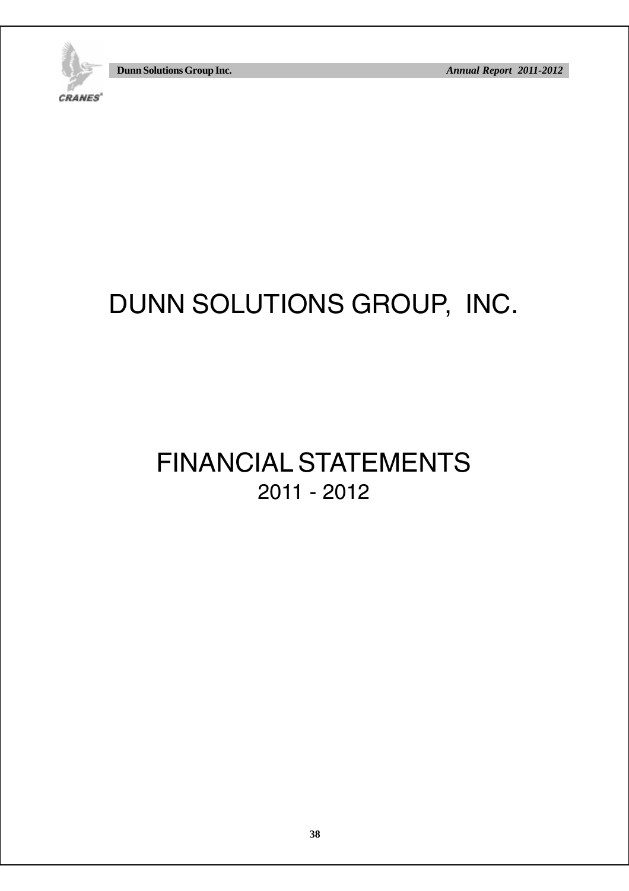# DUNN SOLUTIONS GROUP, INC.

## FINANCIAL STATEMENTS
2011 - 2012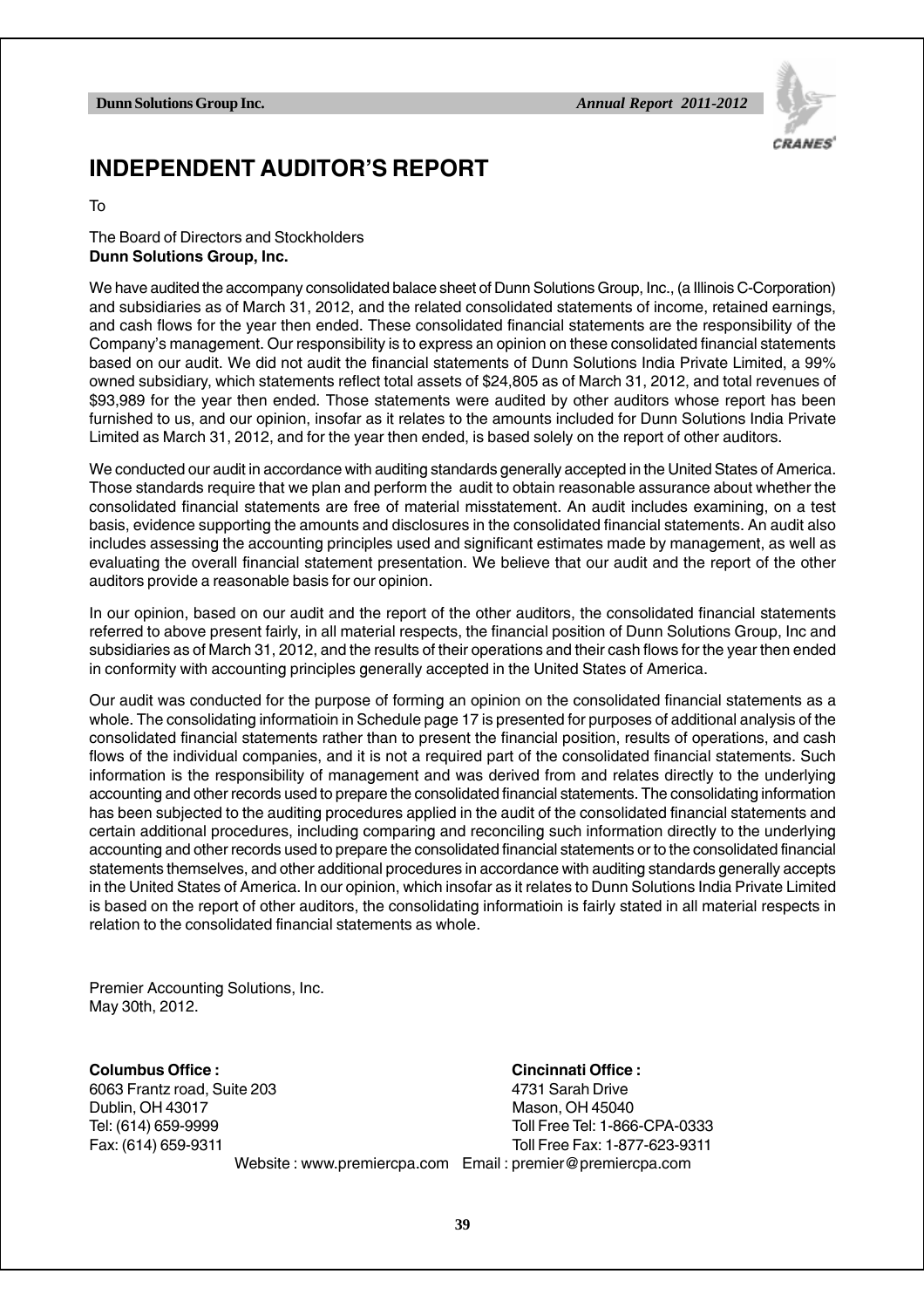# INDEPENDENT AUDITOR'S REPORT

To

The Board of Directors and Stockholders
**Dunn Solutions Group, Inc.**

We have audited the accompany consolidated balace sheet of Dunn Solutions Group, Inc., (a Illinois C-Corporation) and subsidiaries as of March 31, 2012, and the related consolidated statements of income, retained earnings, and cash flows for the year then ended. These consolidated financial statements are the responsibility of the Company's management. Our responsibility is to express an opinion on these consolidated financial statements based on our audit. We did not audit the financial statements of Dunn Solutions India Private Limited, a 99% owned subsidiary, which statements reflect total assets of $24,805 as of March 31, 2012, and total revenues of $93,989 for the year then ended. Those statements were audited by other auditors whose report has been furnished to us, and our opinion, insofar as it relates to the amounts included for Dunn Solutions India Private Limited as March 31, 2012, and for the year then ended, is based solely on the report of other auditors.

We conducted our audit in accordance with auditing standards generally accepted in the United States of America. Those standards require that we plan and perform the audit to obtain reasonable assurance about whether the consolidated financial statements are free of material misstatement. An audit includes examining, on a test basis, evidence supporting the amounts and disclosures in the consolidated financial statements. An audit also includes assessing the accounting principles used and significant estimates made by management, as well as evaluating the overall financial statement presentation. We believe that our audit and the report of the other auditors provide a reasonable basis for our opinion.

In our opinion, based on our audit and the report of the other auditors, the consolidated financial statements referred to above present fairly, in all material respects, the financial position of Dunn Solutions Group, Inc and subsidiaries as of March 31, 2012, and the results of their operations and their cash flows for the year then ended in conformity with accounting principles generally accepted in the United States of America.

Our audit was conducted for the purpose of forming an opinion on the consolidated financial statements as a whole. The consolidating informatioin in Schedule page 17 is presented for purposes of additional analysis of the consolidated financial statements rather than to present the financial position, results of operations, and cash flows of the individual companies, and it is not a required part of the consolidated financial statements. Such information is the responsibility of management and was derived from and relates directly to the underlying accounting and other records used to prepare the consolidated financial statements. The consolidating information has been subjected to the auditing procedures applied in the audit of the consolidated financial statements and certain additional procedures, including comparing and reconciling such information directly to the underlying accounting and other records used to prepare the consolidated financial statements or to the consolidated financial statements themselves, and other additional procedures in accordance with auditing standards generally accepts in the United States of America. In our opinion, which insofar as it relates to Dunn Solutions India Private Limited is based on the report of other auditors, the consolidating informatioin is fairly stated in all material respects in relation to the consolidated financial statements as whole.

Premier Accounting Solutions, Inc.
May 30th, 2012.

**Columbus Office :**
6063 Frantz road, Suite 203
Dublin, OH 43017
Tel: (614) 659-9999
Fax: (614) 659-9311

**Cincinnati Office :**
4731 Sarah Drive
Mason, OH 45040
Toll Free Tel: 1-866-CPA-0333
Toll Free Fax: 1-877-623-9311

Website : www.premiercpa.com Email : premier@premiercpa.com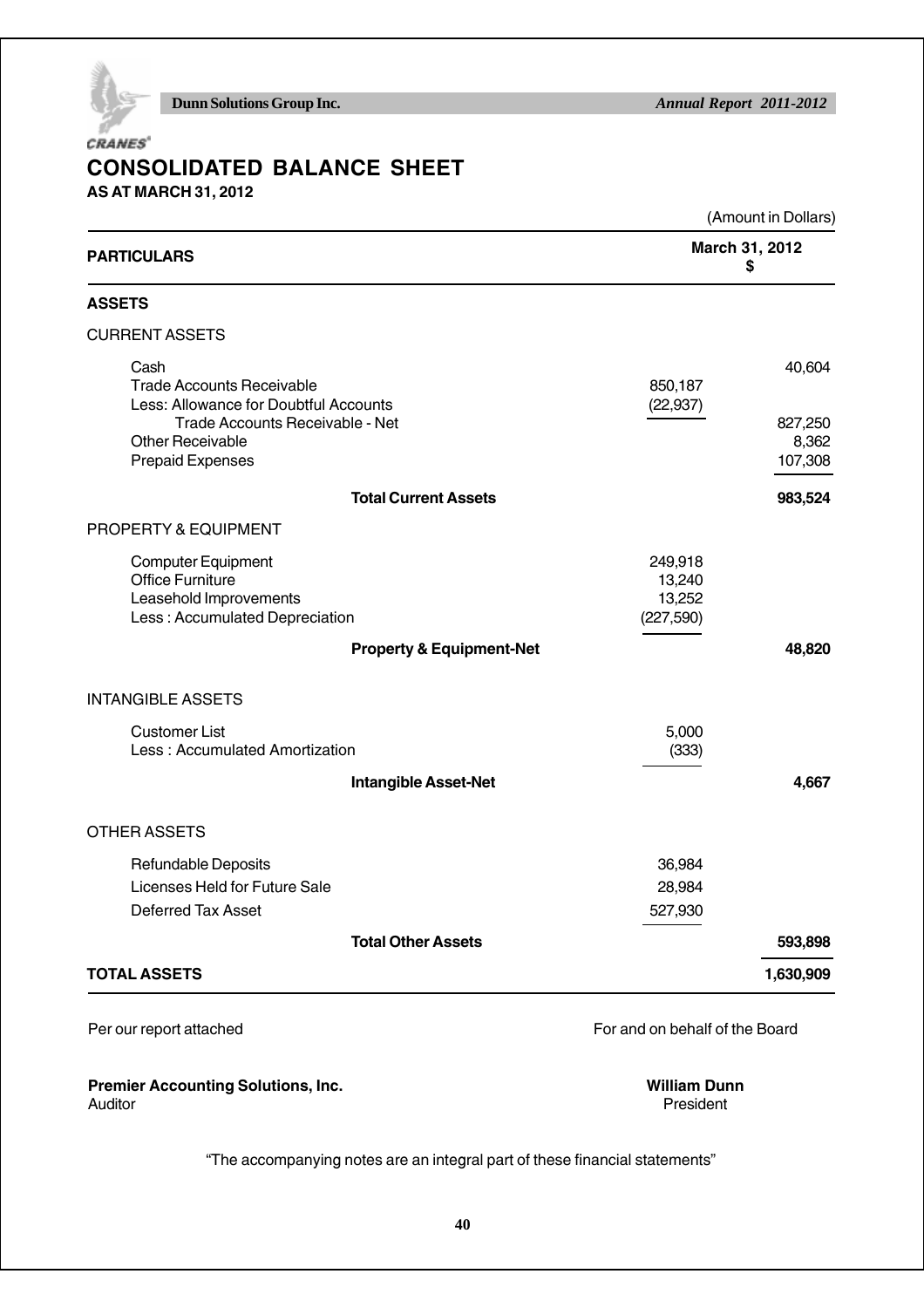# CONSOLIDATED BALANCE SHEET

**AS AT MARCH 31, 2012**

(Amount in Dollars)

| **PARTICULARS** | | **March 31, 2012 \$** |
|---|---|---|
| **ASSETS** | | |
| CURRENT ASSETS | | |
| Cash | | 40,604 |
| Trade Accounts Receivable | 850,187 | |
| Less: Allowance for Doubtful Accounts | (22,937) | |
| Trade Accounts Receivable - Net | | 827,250 |
| Other Receivable | | 8,362 |
| Prepaid Expenses | | 107,308 |
| **Total Current Assets** | | **983,524** |
| PROPERTY & EQUIPMENT | | |
| Computer Equipment | 249,918 | |
| Office Furniture | 13,240 | |
| Leasehold Improvements | 13,252 | |
| Less : Accumulated Depreciation | (227,590) | |
| **Property & Equipment-Net** | | **48,820** |
| INTANGIBLE ASSETS | | |
| Customer List | 5,000 | |
| Less : Accumulated Amortization | (333) | |
| **Intangible Asset-Net** | | **4,667** |
| OTHER ASSETS | | |
| Refundable Deposits | 36,984 | |
| Licenses Held for Future Sale | 28,984 | |
| Deferred Tax Asset | 527,930 | |
| **Total Other Assets** | | **593,898** |
| **TOTAL ASSETS** | | **1,630,909** |

Per our report attached

For and on behalf of the Board

**Premier Accounting Solutions, Inc.**
Auditor

**William Dunn**
President

"The accompanying notes are an integral part of these financial statements"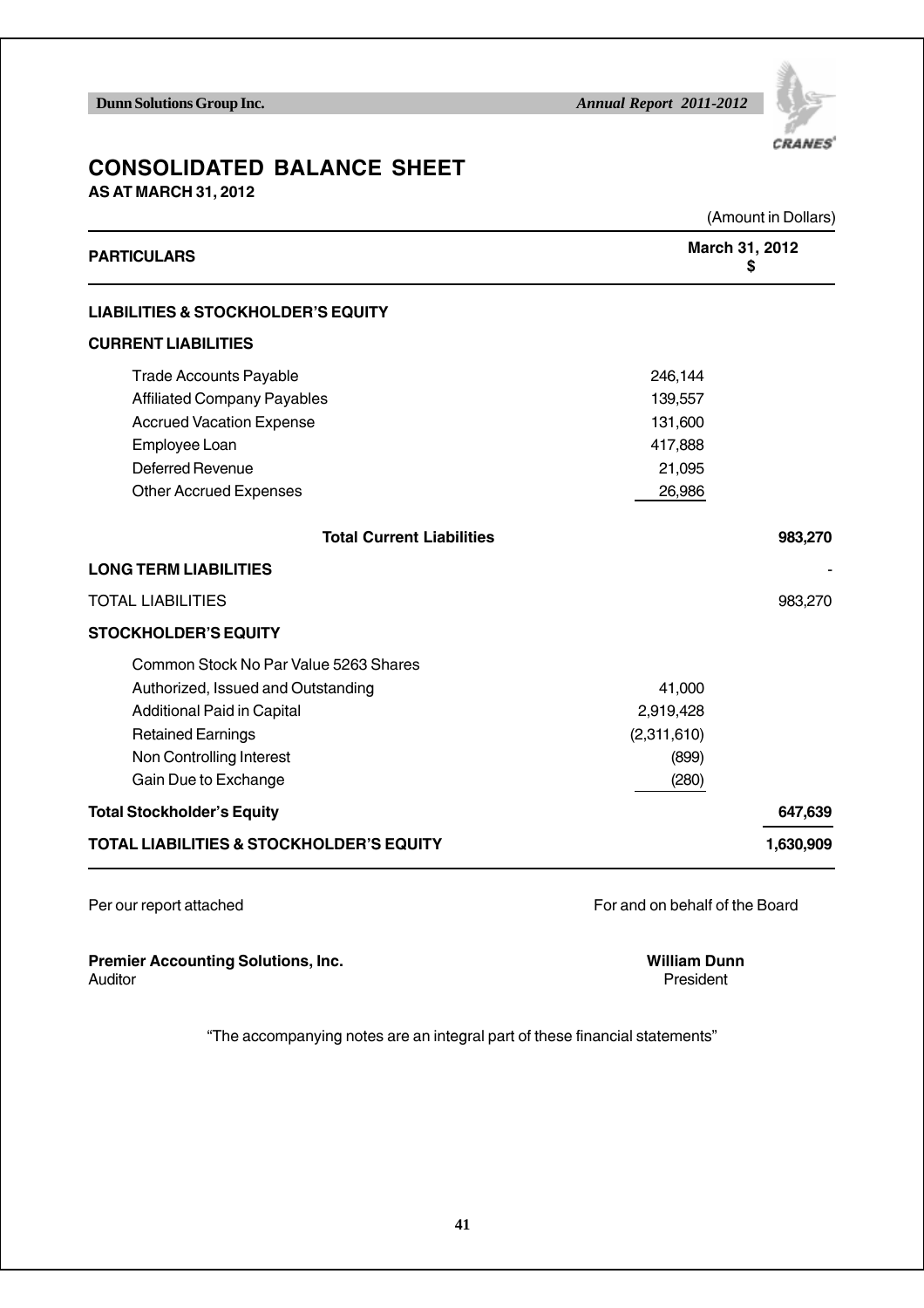# CONSOLIDATED BALANCE SHEET

**AS AT MARCH 31, 2012**

(Amount in Dollars)

| PARTICULARS | | March 31, 2012 $ |
|---|---|---|
| **LIABILITIES & STOCKHOLDER'S EQUITY** | | |
| **CURRENT LIABILITIES** | | |
| Trade Accounts Payable | 246,144 | |
| Affiliated Company Payables | 139,557 | |
| Accrued Vacation Expense | 131,600 | |
| Employee Loan | 417,888 | |
| Deferred Revenue | 21,095 | |
| Other Accrued Expenses | 26,986 | |
| **Total Current Liabilities** | | **983,270** |
| **LONG TERM LIABILITIES** | | - |
| TOTAL LIABILITIES | | 983,270 |
| **STOCKHOLDER'S EQUITY** | | |
| Common Stock No Par Value 5263 Shares | | |
| Authorized, Issued and Outstanding | 41,000 | |
| Additional Paid in Capital | 2,919,428 | |
| Retained Earnings | (2,311,610) | |
| Non Controlling Interest | (899) | |
| Gain Due to Exchange | (280) | |
| **Total Stockholder's Equity** | | **647,639** |
| **TOTAL LIABILITIES & STOCKHOLDER'S EQUITY** | | **1,630,909** |

Per our report attached

For and on behalf of the Board

**Premier Accounting Solutions, Inc.**
Auditor

**William Dunn**
President

"The accompanying notes are an integral part of these financial statements"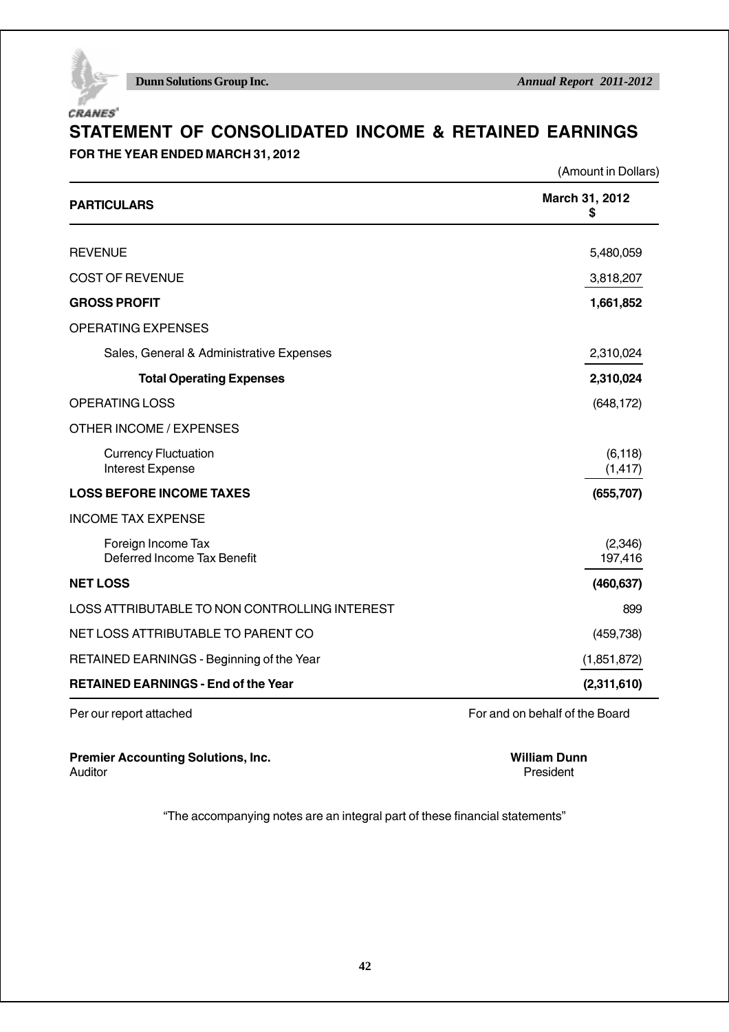# STATEMENT OF CONSOLIDATED INCOME & RETAINED EARNINGS

**FOR THE YEAR ENDED MARCH 31, 2012**

(Amount in Dollars)

| **PARTICULARS** | **March 31, 2012 $** |
|---|---|
| REVENUE | 5,480,059 |
| COST OF REVENUE | 3,818,207 |
| **GROSS PROFIT** | **1,661,852** |
| OPERATING EXPENSES | |
| Sales, General & Administrative Expenses | 2,310,024 |
| **Total Operating Expenses** | **2,310,024** |
| OPERATING LOSS | (648,172) |
| OTHER INCOME / EXPENSES | |
| Currency Fluctuation | (6,118) |
| Interest Expense | (1,417) |
| **LOSS BEFORE INCOME TAXES** | **(655,707)** |
| INCOME TAX EXPENSE | |
| Foreign Income Tax | (2,346) |
| Deferred Income Tax Benefit | 197,416 |
| **NET LOSS** | **(460,637)** |
| LOSS ATTRIBUTABLE TO NON CONTROLLING INTEREST | 899 |
| NET LOSS ATTRIBUTABLE TO PARENT CO | (459,738) |
| RETAINED EARNINGS - Beginning of the Year | (1,851,872) |
| **RETAINED EARNINGS - End of the Year** | **(2,311,610)** |

Per our report attached

For and on behalf of the Board

**Premier Accounting Solutions, Inc.**
Auditor

**William Dunn**
President

"The accompanying notes are an integral part of these financial statements"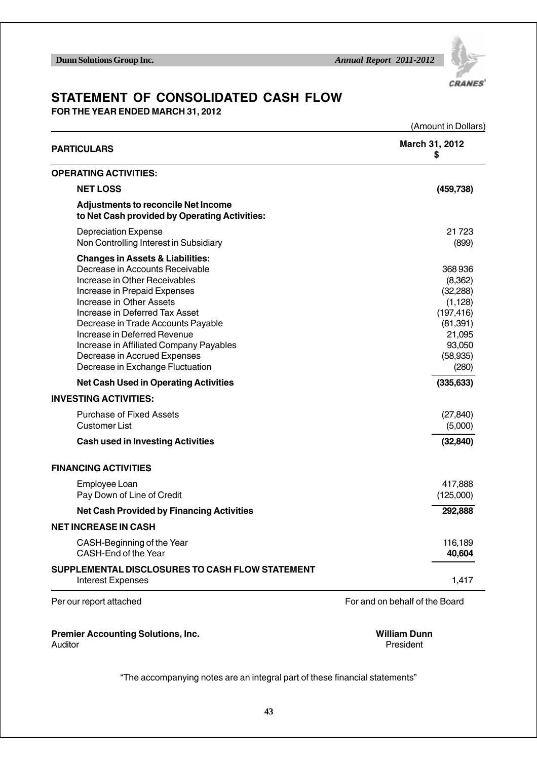# STATEMENT OF CONSOLIDATED CASH FLOW

**FOR THE YEAR ENDED MARCH 31, 2012**

(Amount in Dollars)

| PARTICULARS | March 31, 2012 $ |
|---|---|
| **OPERATING ACTIVITIES:** | |
| **NET LOSS** | **(459,738)** |
| **Adjustments to reconcile Net Income to Net Cash provided by Operating Activities:** | |
| Depreciation Expense | 21 723 |
| Non Controlling Interest in Subsidiary | (899) |
| **Changes in Assets & Liabilities:** | |
| Decrease in Accounts Receivable | 368 936 |
| Increase in Other Receivables | (8,362) |
| Increase in Prepaid Expenses | (32,288) |
| Increase in Other Assets | (1,128) |
| Increase in Deferred Tax Asset | (197,416) |
| Decrease in Trade Accounts Payable | (81,391) |
| Increase in Deferred Revenue | 21,095 |
| Increase in Affiliated Company Payables | 93,050 |
| Decrease in Accrued Expenses | (58,935) |
| Decrease in Exchange Fluctuation | (280) |
| **Net Cash Used in Operating Activities** | **(335,633)** |
| **INVESTING ACTIVITIES:** | |
| Purchase of Fixed Assets | (27,840) |
| Customer List | (5,000) |
| **Cash used in Investing Activities** | **(32,840)** |
| **FINANCING ACTIVITIES** | |
| Employee Loan | 417,888 |
| Pay Down of Line of Credit | (125,000) |
| **Net Cash Provided by Financing Activities** | **292,888** |
| **NET INCREASE IN CASH** | |
| CASH-Beginning of the Year | 116,189 |
| CASH-End of the Year | **40,604** |
| **SUPPLEMENTAL DISCLOSURES TO CASH FLOW STATEMENT** | |
| Interest Expenses | 1,417 |

Per our report attached

For and on behalf of the Board

**Premier Accounting Solutions, Inc.**
Auditor

**William Dunn**
President

"The accompanying notes are an integral part of these financial statements"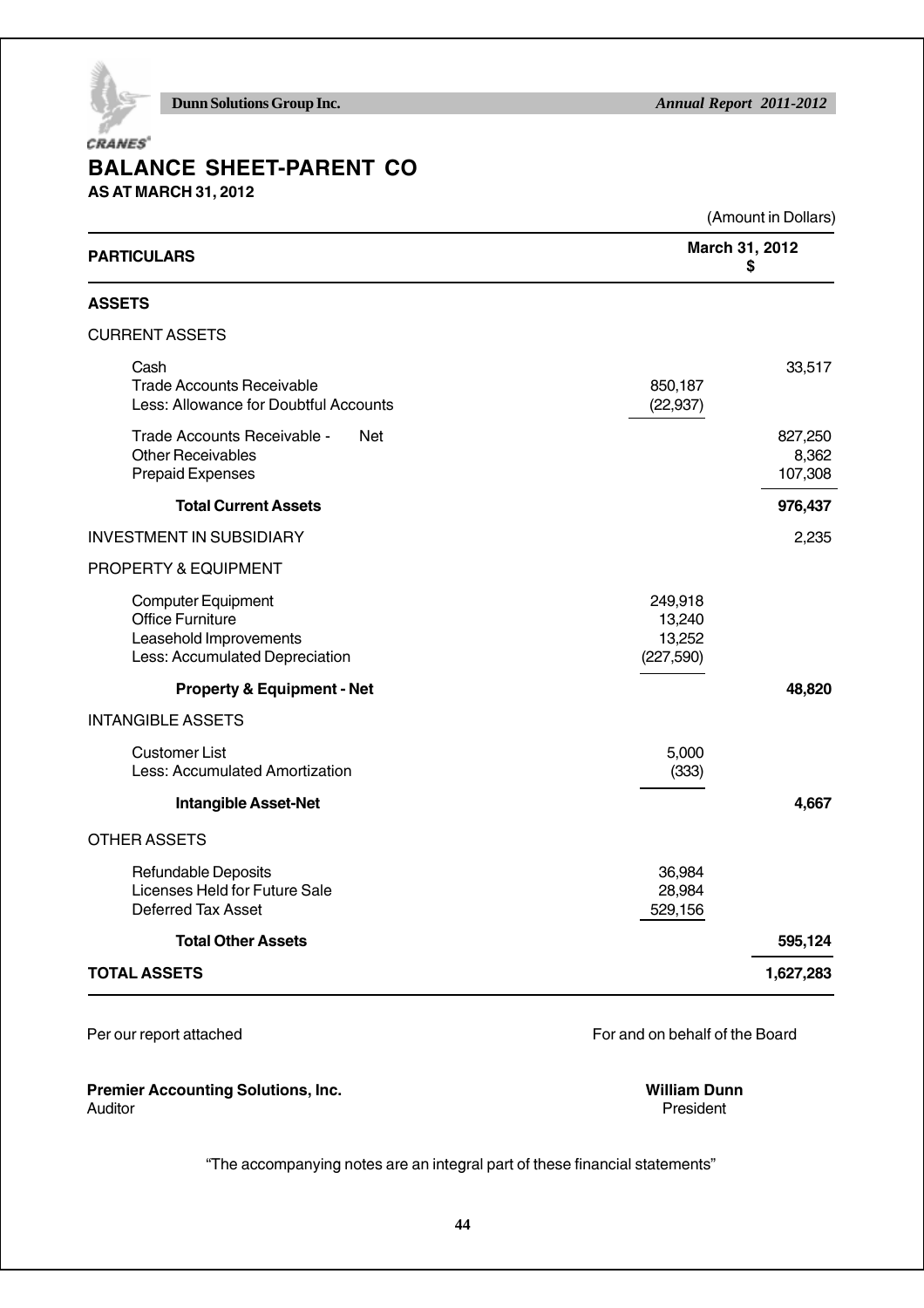# BALANCE SHEET-PARENT CO

**AS AT MARCH 31, 2012**

(Amount in Dollars)

| PARTICULARS | | March 31, 2012 $ |
|---|---|---|
| **ASSETS** | | |
| CURRENT ASSETS | | |
| Cash | | 33,517 |
| Trade Accounts Receivable | 850,187 | |
| Less: Allowance for Doubtful Accounts | (22,937) | |
| Trade Accounts Receivable - Net | | 827,250 |
| Other Receivables | | 8,362 |
| Prepaid Expenses | | 107,308 |
| **Total Current Assets** | | **976,437** |
| INVESTMENT IN SUBSIDIARY | | 2,235 |
| PROPERTY & EQUIPMENT | | |
| Computer Equipment | 249,918 | |
| Office Furniture | 13,240 | |
| Leasehold Improvements | 13,252 | |
| Less: Accumulated Depreciation | (227,590) | |
| **Property & Equipment - Net** | | **48,820** |
| INTANGIBLE ASSETS | | |
| Customer List | 5,000 | |
| Less: Accumulated Amortization | (333) | |
| **Intangible Asset-Net** | | **4,667** |
| OTHER ASSETS | | |
| Refundable Deposits | 36,984 | |
| Licenses Held for Future Sale | 28,984 | |
| Deferred Tax Asset | 529,156 | |
| **Total Other Assets** | | **595,124** |
| **TOTAL ASSETS** | | **1,627,283** |

Per our report attached

**Premier Accounting Solutions, Inc.**
Auditor

For and on behalf of the Board

**William Dunn**
President

"The accompanying notes are an integral part of these financial statements"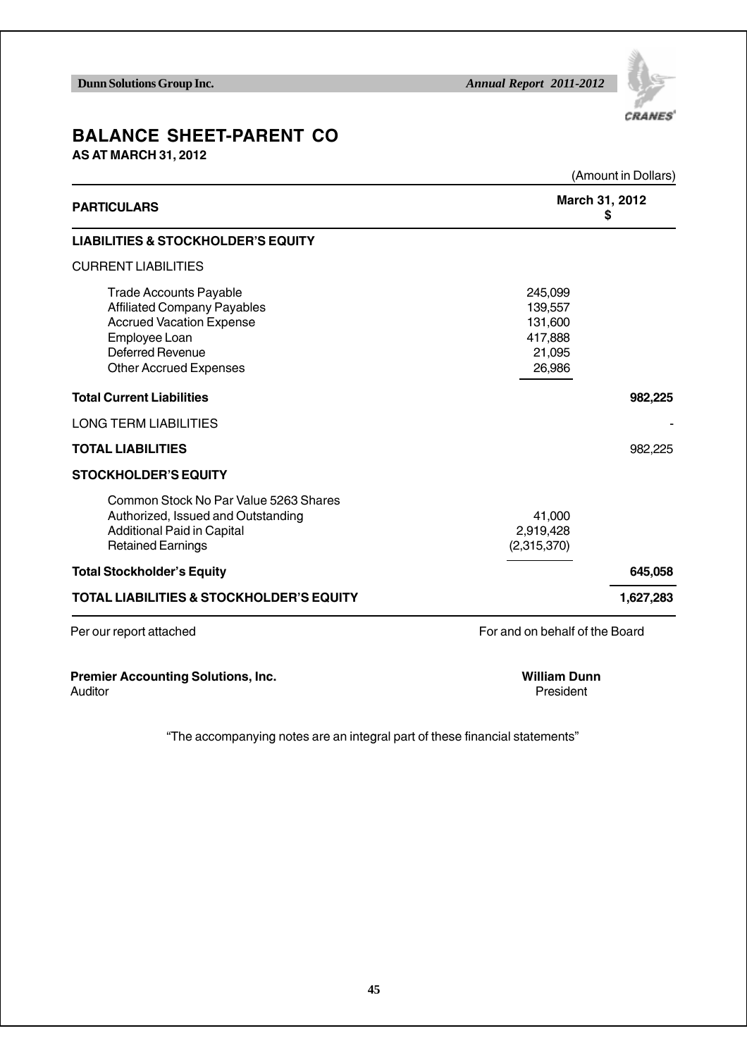# BALANCE SHEET-PARENT CO

**AS AT MARCH 31, 2012**

(Amount in Dollars)

| PARTICULARS | | March 31, 2012 $ |
|---|---|---|
| **LIABILITIES & STOCKHOLDER'S EQUITY** | | |
| CURRENT LIABILITIES | | |
| Trade Accounts Payable | 245,099 | |
| Affiliated Company Payables | 139,557 | |
| Accrued Vacation Expense | 131,600 | |
| Employee Loan | 417,888 | |
| Deferred Revenue | 21,095 | |
| Other Accrued Expenses | 26,986 | |
| **Total Current Liabilities** | | **982,225** |
| LONG TERM LIABILITIES | | - |
| **TOTAL LIABILITIES** | | 982,225 |
| **STOCKHOLDER'S EQUITY** | | |
| Common Stock No Par Value 5263 Shares Authorized, Issued and Outstanding | 41,000 | |
| Additional Paid in Capital | 2,919,428 | |
| Retained Earnings | (2,315,370) | |
| **Total Stockholder's Equity** | | **645,058** |
| **TOTAL LIABILITIES & STOCKHOLDER'S EQUITY** | | **1,627,283** |

Per our report attached

**Premier Accounting Solutions, Inc.**
Auditor

For and on behalf of the Board

**William Dunn**
President

"The accompanying notes are an integral part of these financial statements"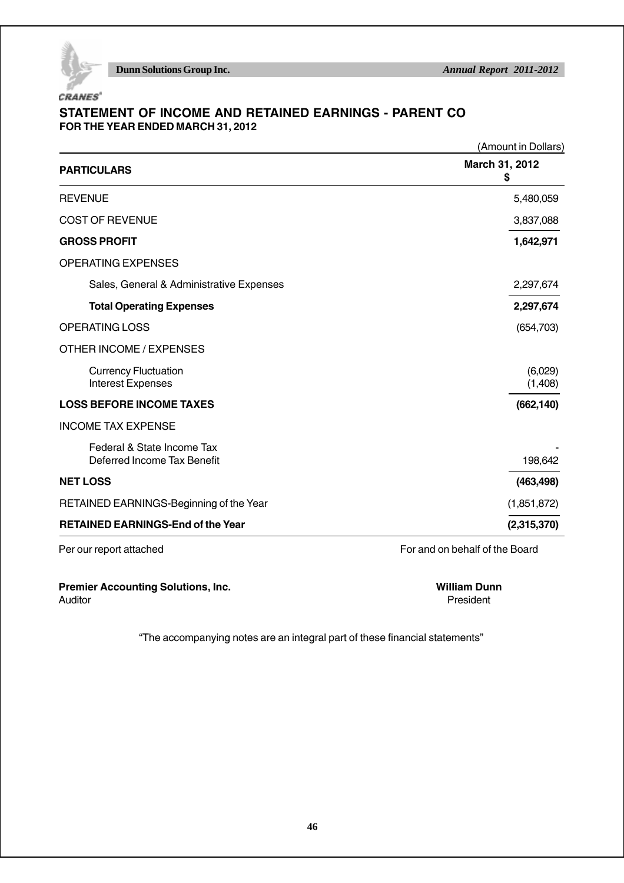## STATEMENT OF INCOME AND RETAINED EARNINGS - PARENT CO
**FOR THE YEAR ENDED MARCH 31, 2012**

(Amount in Dollars)

| PARTICULARS | March 31, 2012 $ |
|---|---|
| REVENUE | 5,480,059 |
| COST OF REVENUE | 3,837,088 |
| **GROSS PROFIT** | **1,642,971** |
| OPERATING EXPENSES | |
| Sales, General & Administrative Expenses | 2,297,674 |
| **Total Operating Expenses** | **2,297,674** |
| OPERATING LOSS | (654,703) |
| OTHER INCOME / EXPENSES | |
| Currency Fluctuation | (6,029) |
| Interest Expenses | (1,408) |
| **LOSS BEFORE INCOME TAXES** | **(662,140)** |
| INCOME TAX EXPENSE | |
| Federal & State Income Tax | - |
| Deferred Income Tax Benefit | 198,642 |
| **NET LOSS** | **(463,498)** |
| RETAINED EARNINGS-Beginning of the Year | (1,851,872) |
| **RETAINED EARNINGS-End of the Year** | **(2,315,370)** |

Per our report attached

For and on behalf of the Board

**Premier Accounting Solutions, Inc.**
Auditor

**William Dunn**
President

"The accompanying notes are an integral part of these financial statements"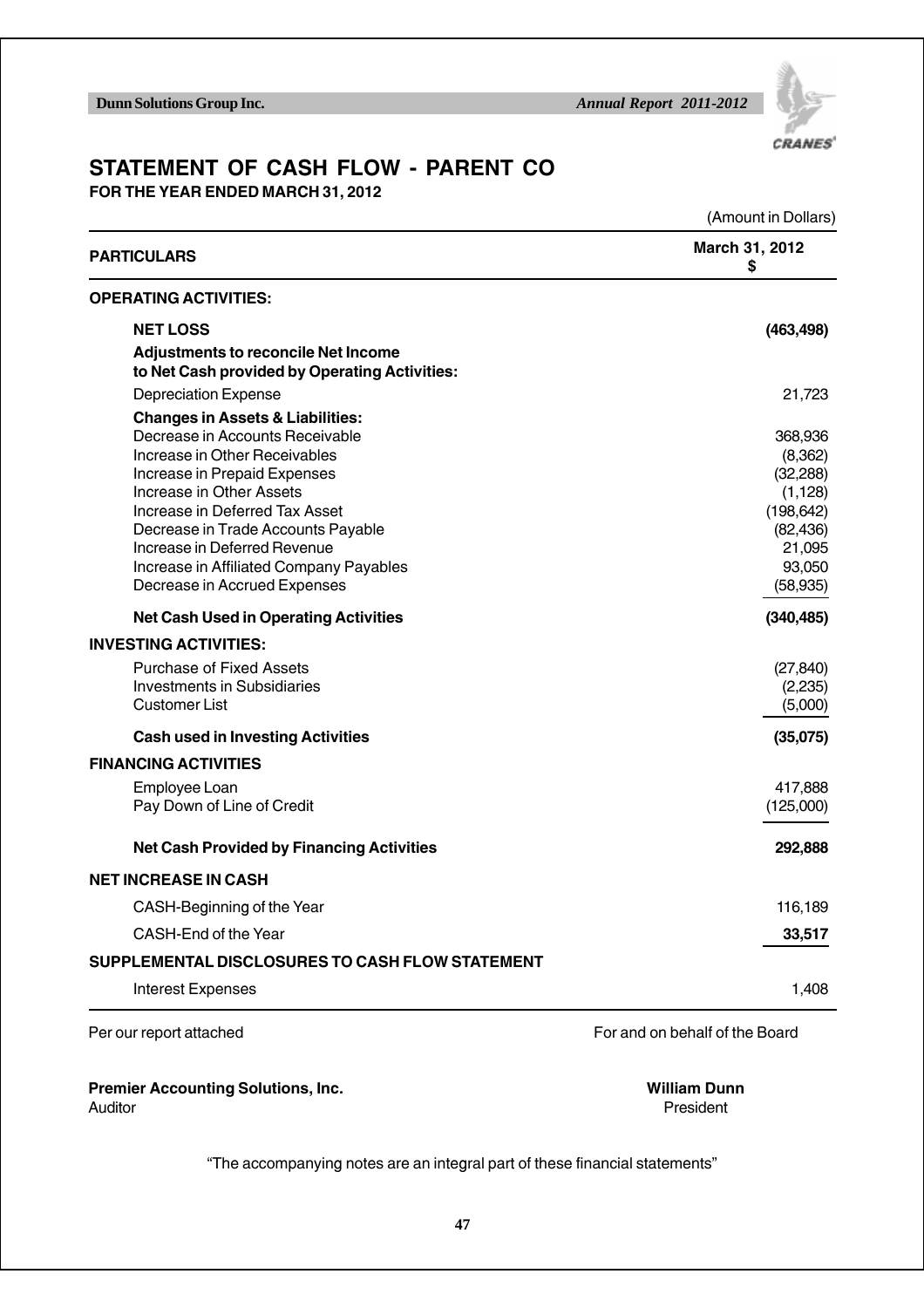# STATEMENT OF CASH FLOW - PARENT CO

**FOR THE YEAR ENDED MARCH 31, 2012**

(Amount in Dollars)

| PARTICULARS | March 31, 2012 $ |
|---|---|
| **OPERATING ACTIVITIES:** | |
| **NET LOSS** | **(463,498)** |
| **Adjustments to reconcile Net Income to Net Cash provided by Operating Activities:** | |
| Depreciation Expense | 21,723 |
| **Changes in Assets & Liabilities:** | |
| Decrease in Accounts Receivable | 368,936 |
| Increase in Other Receivables | (8,362) |
| Increase in Prepaid Expenses | (32,288) |
| Increase in Other Assets | (1,128) |
| Increase in Deferred Tax Asset | (198,642) |
| Decrease in Trade Accounts Payable | (82,436) |
| Increase in Deferred Revenue | 21,095 |
| Increase in Affiliated Company Payables | 93,050 |
| Decrease in Accrued Expenses | (58,935) |
| **Net Cash Used in Operating Activities** | **(340,485)** |
| **INVESTING ACTIVITIES:** | |
| Purchase of Fixed Assets | (27,840) |
| Investments in Subsidiaries | (2,235) |
| Customer List | (5,000) |
| **Cash used in Investing Activities** | **(35,075)** |
| **FINANCING ACTIVITIES** | |
| Employee Loan | 417,888 |
| Pay Down of Line of Credit | (125,000) |
| **Net Cash Provided by Financing Activities** | **292,888** |
| **NET INCREASE IN CASH** | |
| CASH-Beginning of the Year | 116,189 |
| CASH-End of the Year | **33,517** |
| **SUPPLEMENTAL DISCLOSURES TO CASH FLOW STATEMENT** | |
| Interest Expenses | 1,408 |

Per our report attached

For and on behalf of the Board

**Premier Accounting Solutions, Inc.**
Auditor

**William Dunn**
President

"The accompanying notes are an integral part of these financial statements"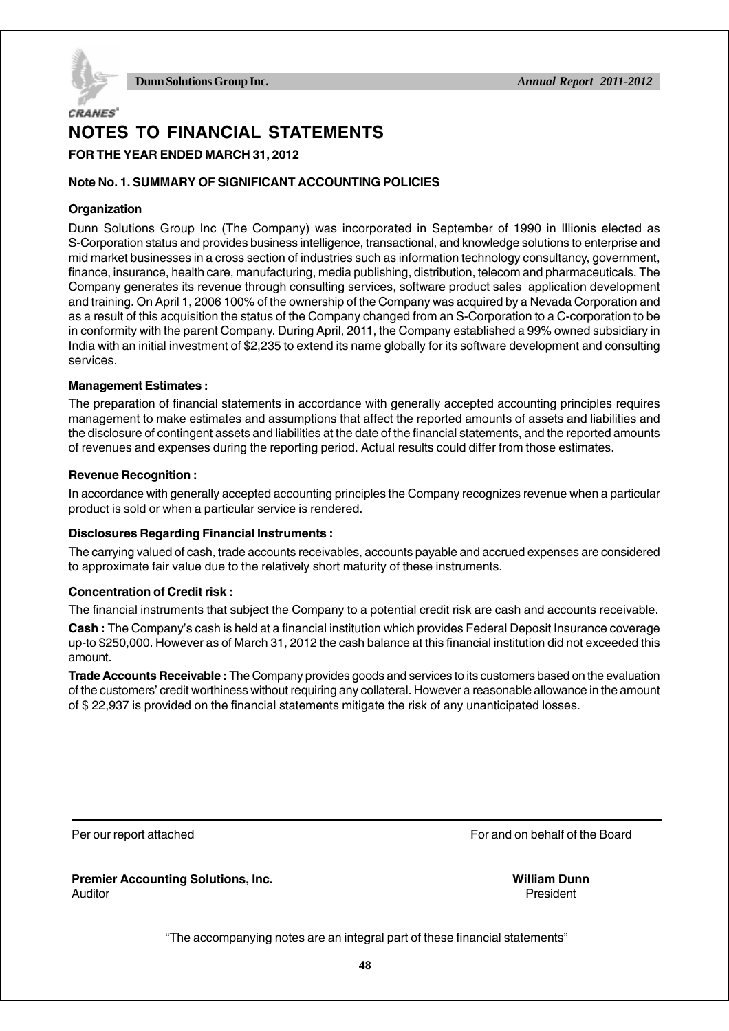# NOTES TO FINANCIAL STATEMENTS

**FOR THE YEAR ENDED MARCH 31, 2012**

**Note No. 1. SUMMARY OF SIGNIFICANT ACCOUNTING POLICIES**

**Organization**

Dunn Solutions Group Inc (The Company) was incorporated in September of 1990 in Illionis elected as S-Corporation status and provides business intelligence, transactional, and knowledge solutions to enterprise and mid market businesses in a cross section of industries such as information technology consultancy, government, finance, insurance, health care, manufacturing, media publishing, distribution, telecom and pharmaceuticals. The Company generates its revenue through consulting services, software product sales application development and training. On April 1, 2006 100% of the ownership of the Company was acquired by a Nevada Corporation and as a result of this acquisition the status of the Company changed from an S-Corporation to a C-corporation to be in conformity with the parent Company. During April, 2011, the Company established a 99% owned subsidiary in India with an initial investment of $2,235 to extend its name globally for its software development and consulting services.

**Management Estimates :**

The preparation of financial statements in accordance with generally accepted accounting principles requires management to make estimates and assumptions that affect the reported amounts of assets and liabilities and the disclosure of contingent assets and liabilities at the date of the financial statements, and the reported amounts of revenues and expenses during the reporting period. Actual results could differ from those estimates.

**Revenue Recognition :**

In accordance with generally accepted accounting principles the Company recognizes revenue when a particular product is sold or when a particular service is rendered.

**Disclosures Regarding Financial Instruments :**

The carrying valued of cash, trade accounts receivables, accounts payable and accrued expenses are considered to approximate fair value due to the relatively short maturity of these instruments.

**Concentration of Credit risk :**

The financial instruments that subject the Company to a potential credit risk are cash and accounts receivable.

**Cash :** The Company's cash is held at a financial institution which provides Federal Deposit Insurance coverage up-to $250,000. However as of March 31, 2012 the cash balance at this financial institution did not exceeded this amount.

**Trade Accounts Receivable :** The Company provides goods and services to its customers based on the evaluation of the customers' credit worthiness without requiring any collateral. However a reasonable allowance in the amount of $ 22,937 is provided on the financial statements mitigate the risk of any unanticipated losses.

---

Per our report attached

**Premier Accounting Solutions, Inc.**
Auditor

For and on behalf of the Board

**William Dunn**
President

"The accompanying notes are an integral part of these financial statements"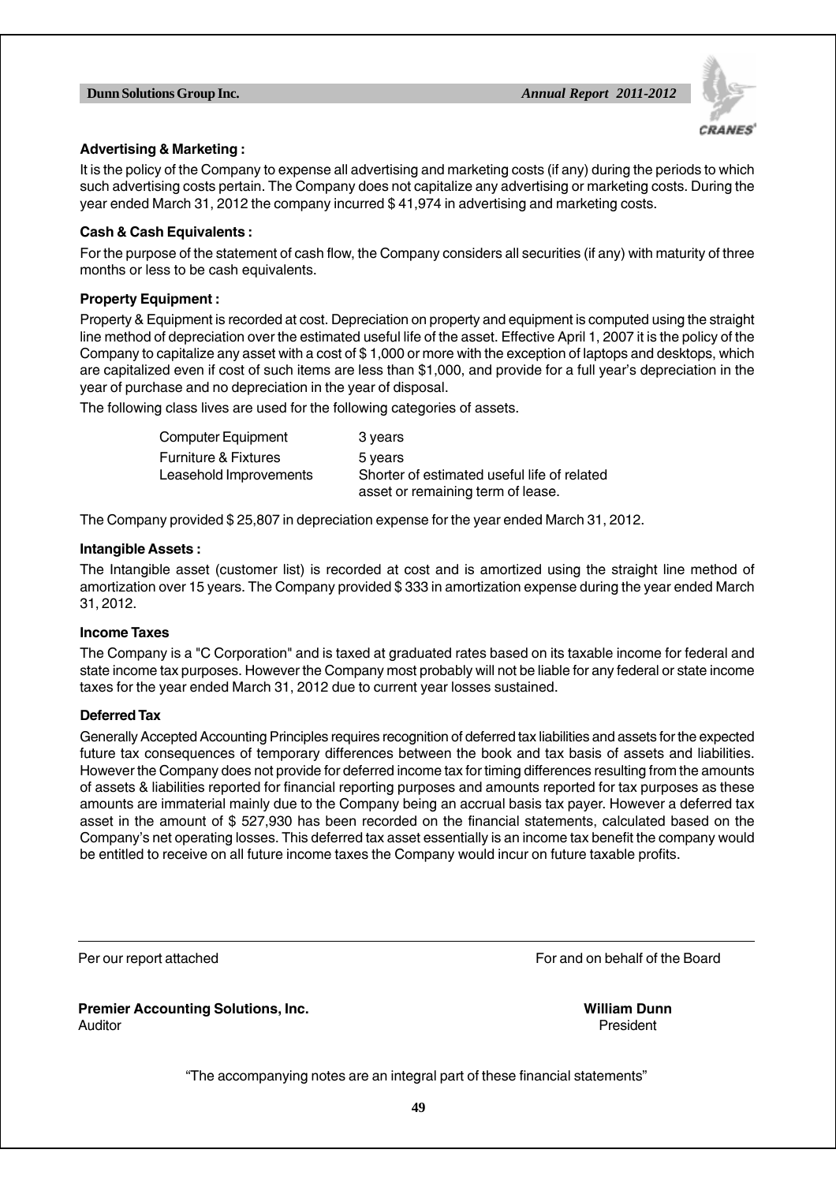### Advertising & Marketing :

It is the policy of the Company to expense all advertising and marketing costs (if any) during the periods to which such advertising costs pertain. The Company does not capitalize any advertising or marketing costs. During the year ended March 31, 2012 the company incurred $ 41,974 in advertising and marketing costs.

### Cash & Cash Equivalents :

For the purpose of the statement of cash flow, the Company considers all securities (if any) with maturity of three months or less to be cash equivalents.

### Property Equipment :

Property & Equipment is recorded at cost. Depreciation on property and equipment is computed using the straight line method of depreciation over the estimated useful life of the asset. Effective April 1, 2007 it is the policy of the Company to capitalize any asset with a cost of $ 1,000 or more with the exception of laptops and desktops, which are capitalized even if cost of such items are less than $1,000, and provide for a full year's depreciation in the year of purchase and no depreciation in the year of disposal.

The following class lives are used for the following categories of assets.

| | |
|---|---|
| Computer Equipment | 3 years |
| Furniture & Fixtures | 5 years |
| Leasehold Improvements | Shorter of estimated useful life of related asset or remaining term of lease. |

The Company provided $ 25,807 in depreciation expense for the year ended March 31, 2012.

### Intangible Assets :

The Intangible asset (customer list) is recorded at cost and is amortized using the straight line method of amortization over 15 years. The Company provided $ 333 in amortization expense during the year ended March 31, 2012.

### Income Taxes

The Company is a "C Corporation" and is taxed at graduated rates based on its taxable income for federal and state income tax purposes. However the Company most probably will not be liable for any federal or state income taxes for the year ended March 31, 2012 due to current year losses sustained.

### Deferred Tax

Generally Accepted Accounting Principles requires recognition of deferred tax liabilities and assets for the expected future tax consequences of temporary differences between the book and tax basis of assets and liabilities. However the Company does not provide for deferred income tax for timing differences resulting from the amounts of assets & liabilities reported for financial reporting purposes and amounts reported for tax purposes as these amounts are immaterial mainly due to the Company being an accrual basis tax payer. However a deferred tax asset in the amount of $ 527,930 has been recorded on the financial statements, calculated based on the Company's net operating losses. This deferred tax asset essentially is an income tax benefit the company would be entitled to receive on all future income taxes the Company would incur on future taxable profits.

---

Per our report attached

**Premier Accounting Solutions, Inc.**
Auditor

For and on behalf of the Board

**William Dunn**
President

"The accompanying notes are an integral part of these financial statements"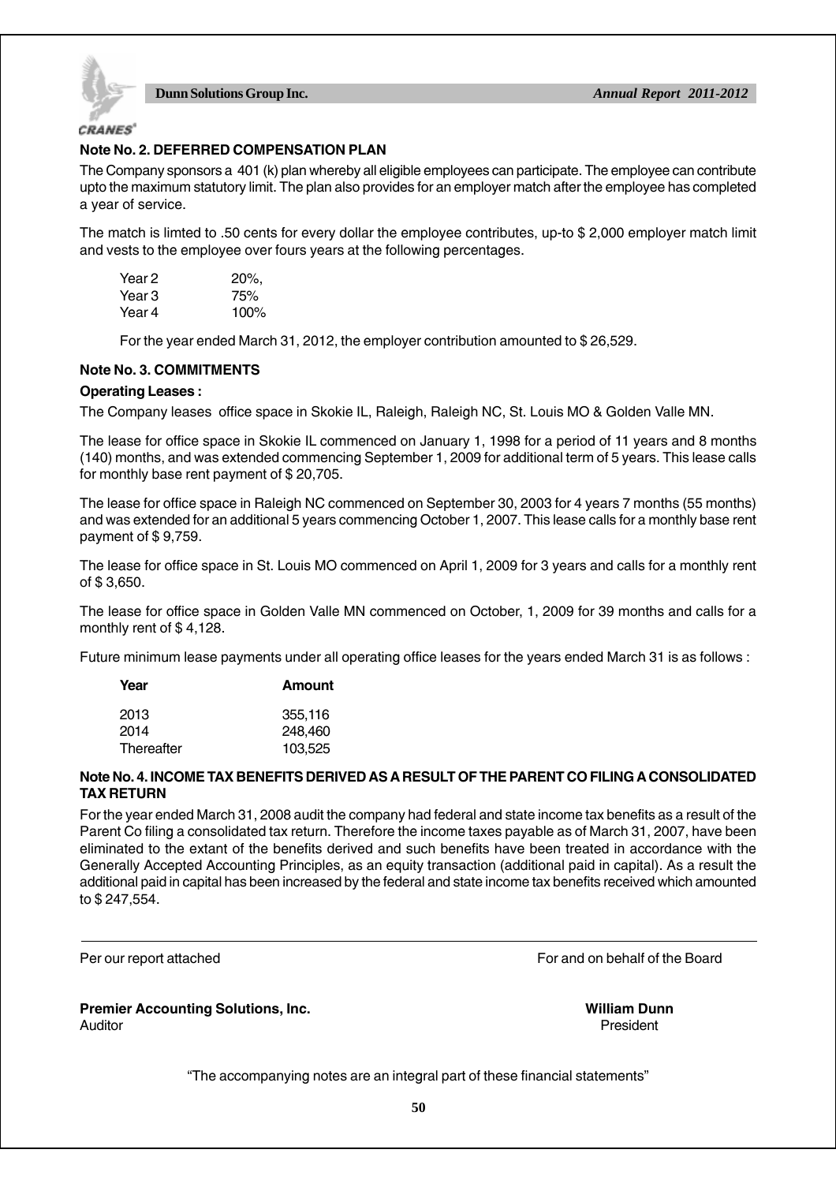## Note No. 2. DEFERRED COMPENSATION PLAN

The Company sponsors a 401 (k) plan whereby all eligible employees can participate. The employee can contribute upto the maximum statutory limit. The plan also provides for an employer match after the employee has completed a year of service.

The match is limted to .50 cents for every dollar the employee contributes, up-to $ 2,000 employer match limit and vests to the employee over fours years at the following percentages.

| | |
|---|---|
| Year 2 | 20%, |
| Year 3 | 75% |
| Year 4 | 100% |

For the year ended March 31, 2012, the employer contribution amounted to $ 26,529.

## Note No. 3. COMMITMENTS

**Operating Leases :**

The Company leases office space in Skokie IL, Raleigh, Raleigh NC, St. Louis MO & Golden Valle MN.

The lease for office space in Skokie IL commenced on January 1, 1998 for a period of 11 years and 8 months (140) months, and was extended commencing September 1, 2009 for additional term of 5 years. This lease calls for monthly base rent payment of $ 20,705.

The lease for office space in Raleigh NC commenced on September 30, 2003 for 4 years 7 months (55 months) and was extended for an additional 5 years commencing October 1, 2007. This lease calls for a monthly base rent payment of $ 9,759.

The lease for office space in St. Louis MO commenced on April 1, 2009 for 3 years and calls for a monthly rent of $ 3,650.

The lease for office space in Golden Valle MN commenced on October, 1, 2009 for 39 months and calls for a monthly rent of $ 4,128.

Future minimum lease payments under all operating office leases for the years ended March 31 is as follows :

| Year | Amount |
|---|---|
| 2013 | 355,116 |
| 2014 | 248,460 |
| Thereafter | 103,525 |

## Note No. 4. INCOME TAX BENEFITS DERIVED AS A RESULT OF THE PARENT CO FILING A CONSOLIDATED TAX RETURN

For the year ended March 31, 2008 audit the company had federal and state income tax benefits as a result of the Parent Co filing a consolidated tax return. Therefore the income taxes payable as of March 31, 2007, have been eliminated to the extant of the benefits derived and such benefits have been treated in accordance with the Generally Accepted Accounting Principles, as an equity transaction (additional paid in capital). As a result the additional paid in capital has been increased by the federal and state income tax benefits received which amounted to $ 247,554.

Per our report attached

For and on behalf of the Board

**Premier Accounting Solutions, Inc.**
Auditor

**William Dunn**
President

"The accompanying notes are an integral part of these financial statements"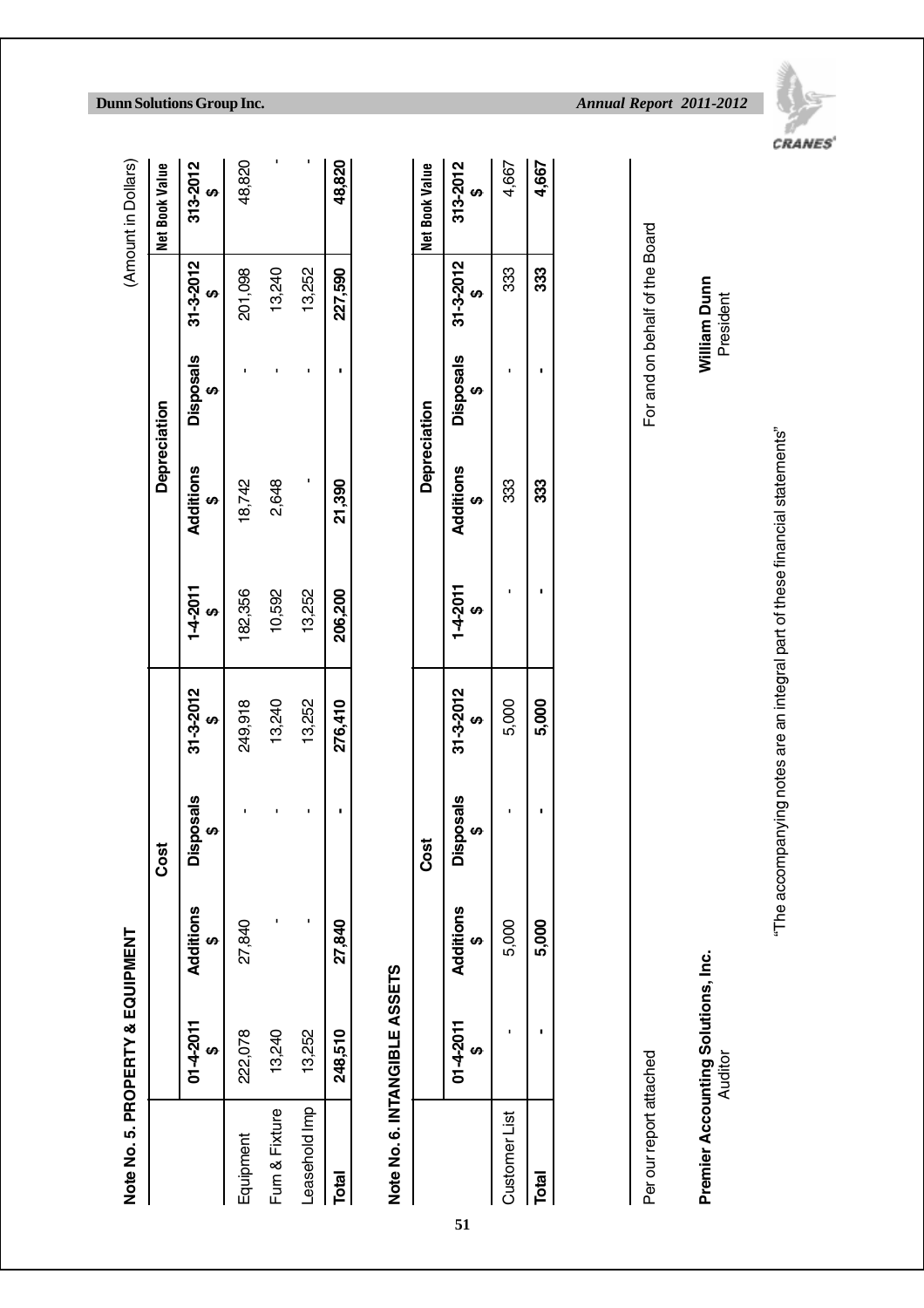(Amount in Dollars)

## Note No. 5. PROPERTY & EQUIPMENT

| | Cost | | | | Depreciation | | | | Net Book Value |
|---|---|---|---|---|---|---|---|---|---|
| | 01-4-2011 $ | Additions $ | Disposals $ | 31-3-2012 $ | 1-4-2011 $ | Additions $ | Disposals $ | 31-3-2012 $ | 313-2012 $ |
| Equipment | 222,078 | 27,840 | - | 249,918 | 182,356 | 18,742 | - | 201,098 | 48,820 |
| Furn & Fixture | 13,240 | - | - | 13,240 | 10,592 | 2,648 | - | 13,240 | - |
| Leasehold Imp | 13,252 | - | - | 13,252 | 13,252 | - | - | 13,252 | - |
| **Total** | **248,510** | **27,840** | **-** | **276,410** | **206,200** | **21,390** | **-** | **227,590** | **48,820** |

## Note No. 6. INTANGIBLE ASSETS

| | Cost | | | | Depreciation | | | | Net Book Value |
|---|---|---|---|---|---|---|---|---|---|
| | 01-4-2011 $ | Additions $ | Disposals $ | 31-3-2012 $ | 1-4-2011 $ | Additions $ | Disposals $ | 31-3-2012 $ | 313-2012 $ |
| Customer List | - | 5,000 | - | 5,000 | - | 333 | - | 333 | 4,667 |
| **Total** | **-** | **5,000** | **-** | **5,000** | **-** | **333** | **-** | **333** | **4,667** |

Per our report attached

**Premier Accounting Solutions, Inc.**
Auditor

For and on behalf of the Board

**William Dunn**
President

"The accompanying notes are an integral part of these financial statements"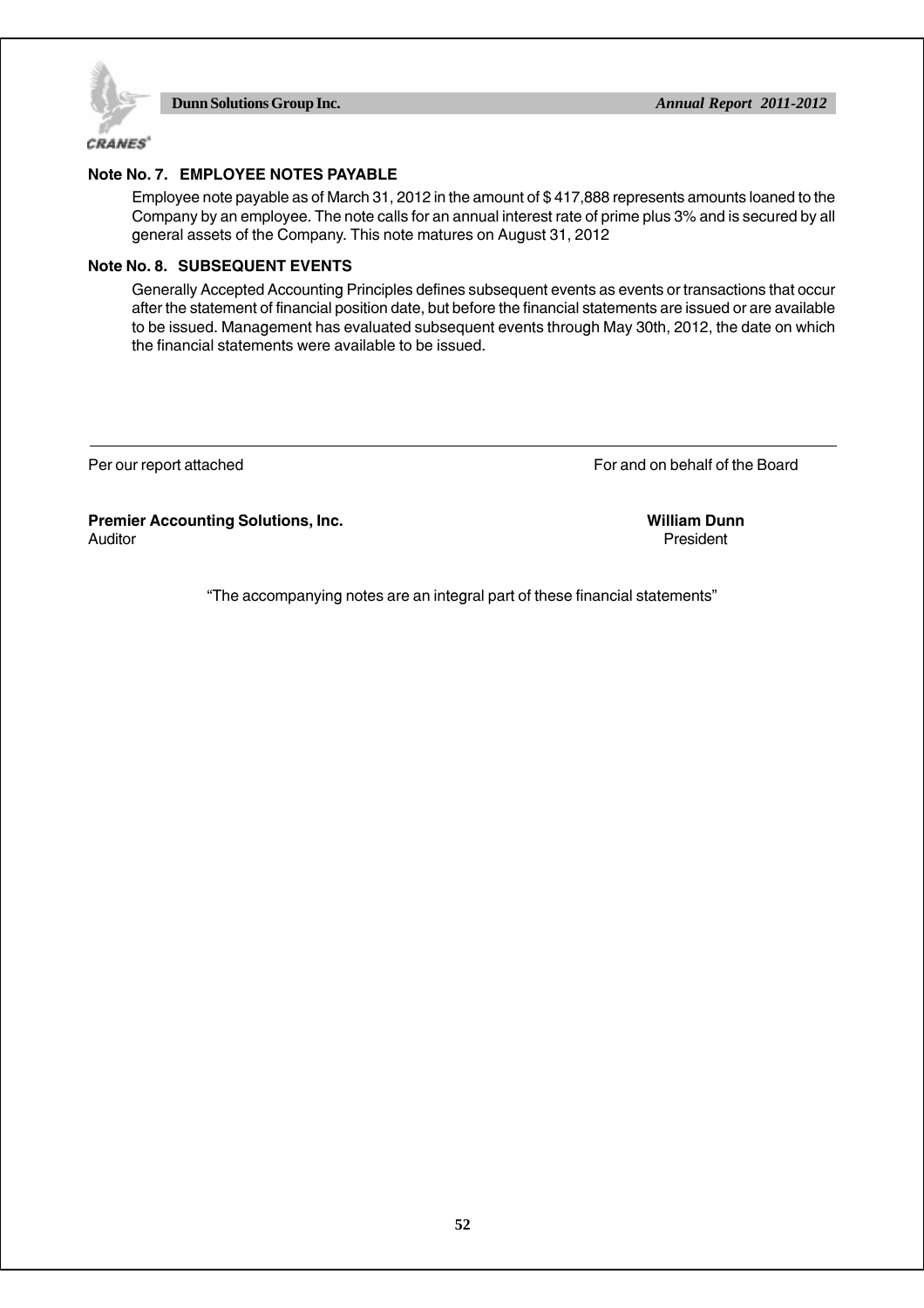### Note No. 7. EMPLOYEE NOTES PAYABLE

Employee note payable as of March 31, 2012 in the amount of $ 417,888 represents amounts loaned to the Company by an employee. The note calls for an annual interest rate of prime plus 3% and is secured by all general assets of the Company. This note matures on August 31, 2012

### Note No. 8. SUBSEQUENT EVENTS

Generally Accepted Accounting Principles defines subsequent events as events or transactions that occur after the statement of financial position date, but before the financial statements are issued or are available to be issued. Management has evaluated subsequent events through May 30th, 2012, the date on which the financial statements were available to be issued.

---

Per our report attached

**Premier Accounting Solutions, Inc.**
Auditor

For and on behalf of the Board

**William Dunn**
President

"The accompanying notes are an integral part of these financial statements"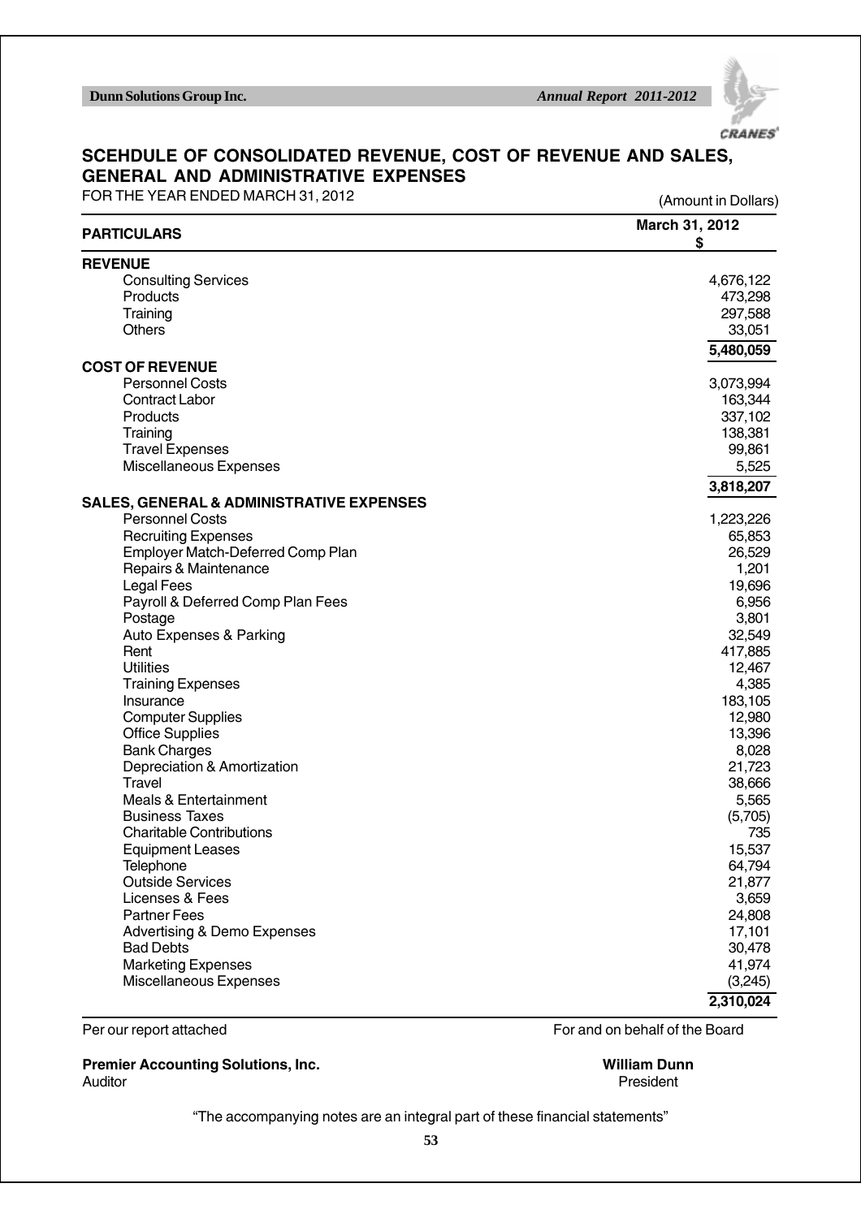# SCEHDULE OF CONSOLIDATED REVENUE, COST OF REVENUE AND SALES, GENERAL AND ADMINISTRATIVE EXPENSES

FOR THE YEAR ENDED MARCH 31, 2012

(Amount in Dollars)

| PARTICULARS | March 31, 2012 $ |
|---|---|
| **REVENUE** | |
| Consulting Services | 4,676,122 |
| Products | 473,298 |
| Training | 297,588 |
| Others | 33,051 |
| | **5,480,059** |
| **COST OF REVENUE** | |
| Personnel Costs | 3,073,994 |
| Contract Labor | 163,344 |
| Products | 337,102 |
| Training | 138,381 |
| Travel Expenses | 99,861 |
| Miscellaneous Expenses | 5,525 |
| | **3,818,207** |
| **SALES, GENERAL & ADMINISTRATIVE EXPENSES** | |
| Personnel Costs | 1,223,226 |
| Recruiting Expenses | 65,853 |
| Employer Match-Deferred Comp Plan | 26,529 |
| Repairs & Maintenance | 1,201 |
| Legal Fees | 19,696 |
| Payroll & Deferred Comp Plan Fees | 6,956 |
| Postage | 3,801 |
| Auto Expenses & Parking | 32,549 |
| Rent | 417,885 |
| Utilities | 12,467 |
| Training Expenses | 4,385 |
| Insurance | 183,105 |
| Computer Supplies | 12,980 |
| Office Supplies | 13,396 |
| Bank Charges | 8,028 |
| Depreciation & Amortization | 21,723 |
| Travel | 38,666 |
| Meals & Entertainment | 5,565 |
| Business Taxes | (5,705) |
| Charitable Contributions | 735 |
| Equipment Leases | 15,537 |
| Telephone | 64,794 |
| Outside Services | 21,877 |
| Licenses & Fees | 3,659 |
| Partner Fees | 24,808 |
| Advertising & Demo Expenses | 17,101 |
| Bad Debts | 30,478 |
| Marketing Expenses | 41,974 |
| Miscellaneous Expenses | (3,245) |
| | **2,310,024** |

Per our report attached

For and on behalf of the Board

**Premier Accounting Solutions, Inc.**
Auditor

**William Dunn**
President

"The accompanying notes are an integral part of these financial statements"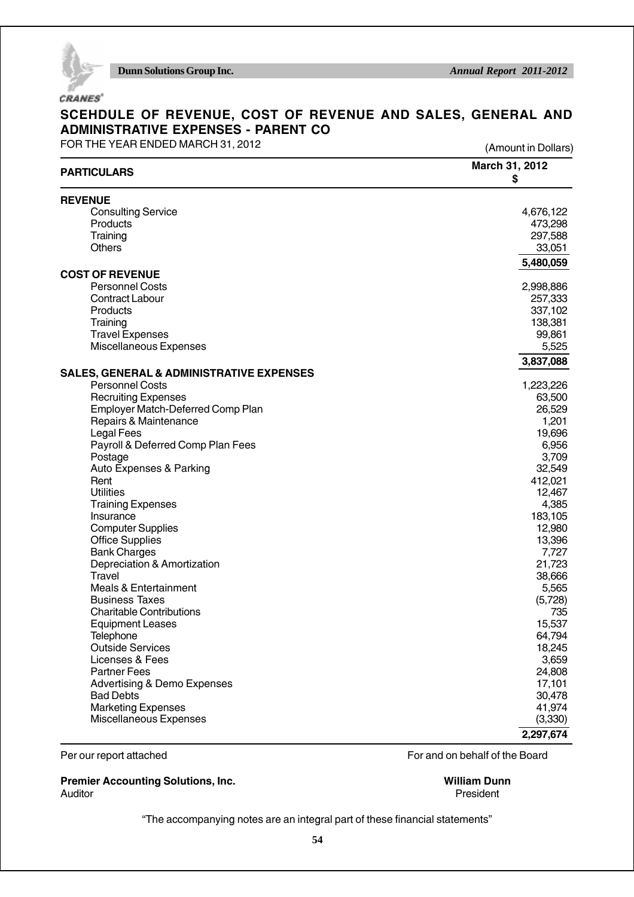# SCEHDULE OF REVENUE, COST OF REVENUE AND SALES, GENERAL AND ADMINISTRATIVE EXPENSES - PARENT CO

FOR THE YEAR ENDED MARCH 31, 2012

(Amount in Dollars)

| PARTICULARS | March 31, 2012 $ |
|---|---|
| **REVENUE** | |
| Consulting Service | 4,676,122 |
| Products | 473,298 |
| Training | 297,588 |
| Others | 33,051 |
| | **5,480,059** |
| **COST OF REVENUE** | |
| Personnel Costs | 2,998,886 |
| Contract Labour | 257,333 |
| Products | 337,102 |
| Training | 138,381 |
| Travel Expenses | 99,861 |
| Miscellaneous Expenses | 5,525 |
| | **3,837,088** |
| **SALES, GENERAL & ADMINISTRATIVE EXPENSES** | |
| Personnel Costs | 1,223,226 |
| Recruiting Expenses | 63,500 |
| Employer Match-Deferred Comp Plan | 26,529 |
| Repairs & Maintenance | 1,201 |
| Legal Fees | 19,696 |
| Payroll & Deferred Comp Plan Fees | 6,956 |
| Postage | 3,709 |
| Auto Expenses & Parking | 32,549 |
| Rent | 412,021 |
| Utilities | 12,467 |
| Training Expenses | 4,385 |
| Insurance | 183,105 |
| Computer Supplies | 12,980 |
| Office Supplies | 13,396 |
| Bank Charges | 7,727 |
| Depreciation & Amortization | 21,723 |
| Travel | 38,666 |
| Meals & Entertainment | 5,565 |
| Business Taxes | (5,728) |
| Charitable Contributions | 735 |
| Equipment Leases | 15,537 |
| Telephone | 64,794 |
| Outside Services | 18,245 |
| Licenses & Fees | 3,659 |
| Partner Fees | 24,808 |
| Advertising & Demo Expenses | 17,101 |
| Bad Debts | 30,478 |
| Marketing Expenses | 41,974 |
| Miscellaneous Expenses | (3,330) |
| | **2,297,674** |

Per our report attached

**Premier Accounting Solutions, Inc.**
Auditor

For and on behalf of the Board

**William Dunn**
President

"The accompanying notes are an integral part of these financial statements"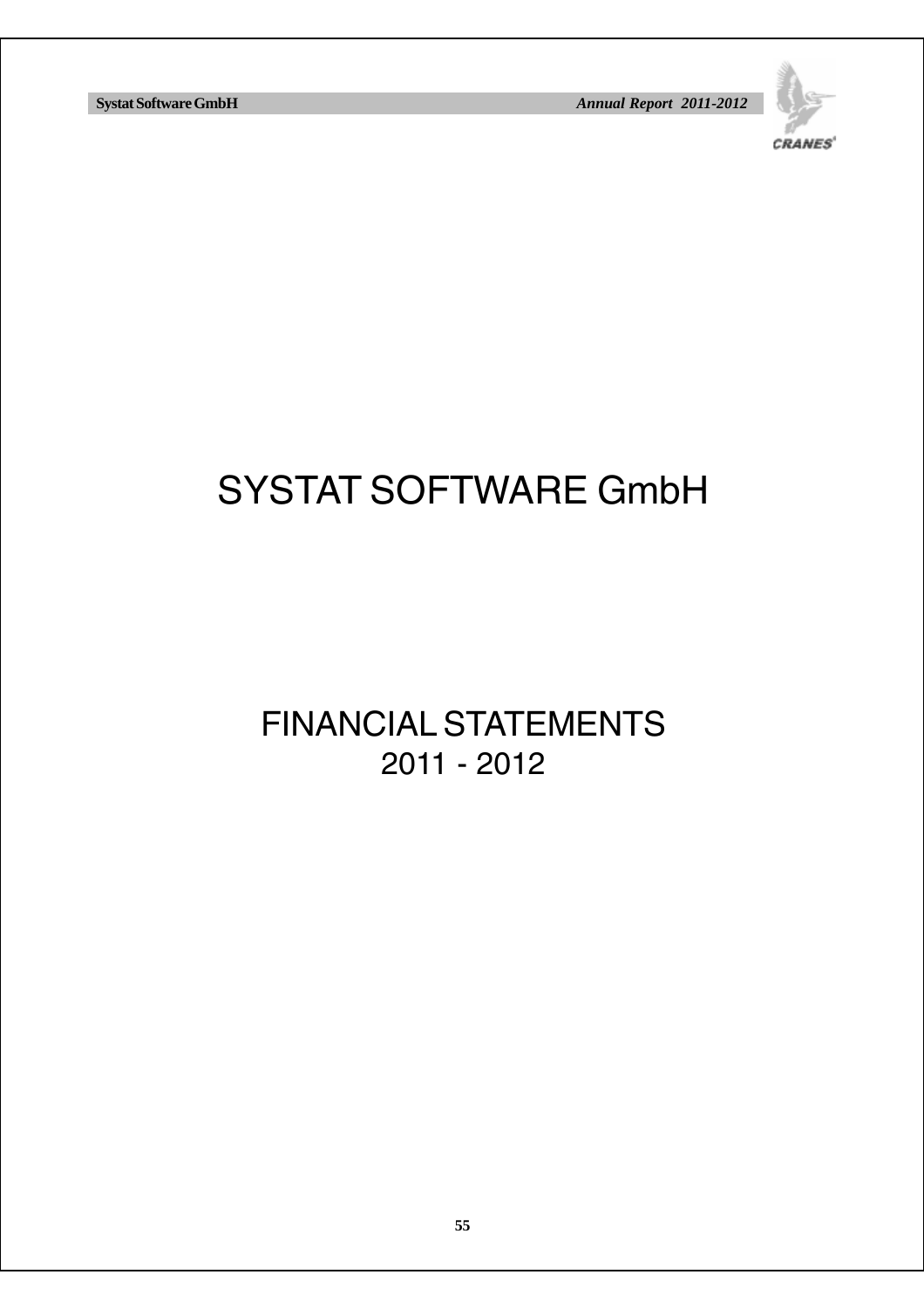# SYSTAT SOFTWARE GmbH

## FINANCIAL STATEMENTS
## 2011 - 2012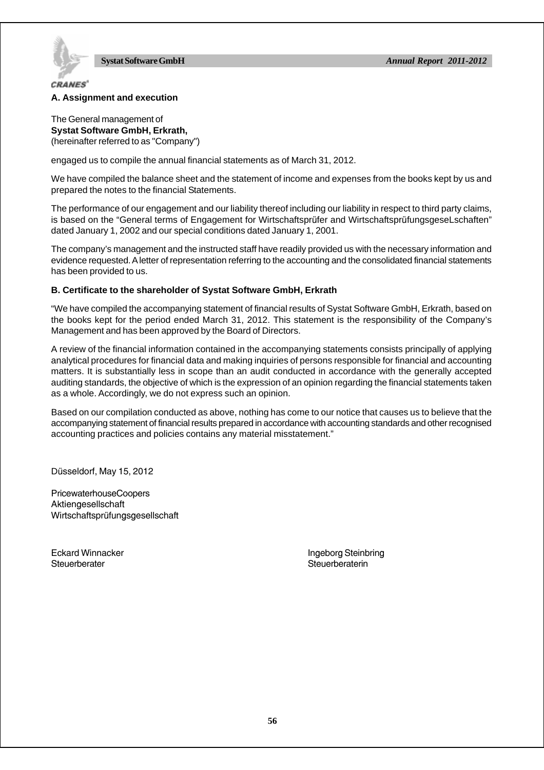## A. Assignment and execution

The General management of
**Systat Software GmbH, Erkrath,**
(hereinafter referred to as "Company")

engaged us to compile the annual financial statements as of March 31, 2012.

We have compiled the balance sheet and the statement of income and expenses from the books kept by us and prepared the notes to the financial Statements.

The performance of our engagement and our liability thereof including our liability in respect to third party claims, is based on the "General terms of Engagement for Wirtschaftsprüfer and WirtschaftsprüfungsgeseLschaften" dated January 1, 2002 and our special conditions dated January 1, 2001.

The company's management and the instructed staff have readily provided us with the necessary information and evidence requested. A letter of representation referring to the accounting and the consolidated financial statements has been provided to us.

## B. Certificate to the shareholder of Systat Software GmbH, Erkrath

"We have compiled the accompanying statement of financial results of Systat Software GmbH, Erkrath, based on the books kept for the period ended March 31, 2012. This statement is the responsibility of the Company's Management and has been approved by the Board of Directors.

A review of the financial information contained in the accompanying statements consists principally of applying analytical procedures for financial data and making inquiries of persons responsible for financial and accounting matters. It is substantially less in scope than an audit conducted in accordance with the generally accepted auditing standards, the objective of which is the expression of an opinion regarding the financial statements taken as a whole. Accordingly, we do not express such an opinion.

Based on our compilation conducted as above, nothing has come to our notice that causes us to believe that the accompanying statement of financial results prepared in accordance with accounting standards and other recognised accounting practices and policies contains any material misstatement."

Düsseldorf, May 15, 2012

PricewaterhouseCoopers
Aktiengesellschaft
Wirtschaftsprüfungsgesellschaft

Eckard Winnacker
Steuerberater

Ingeborg Steinbring
Steuerberaterin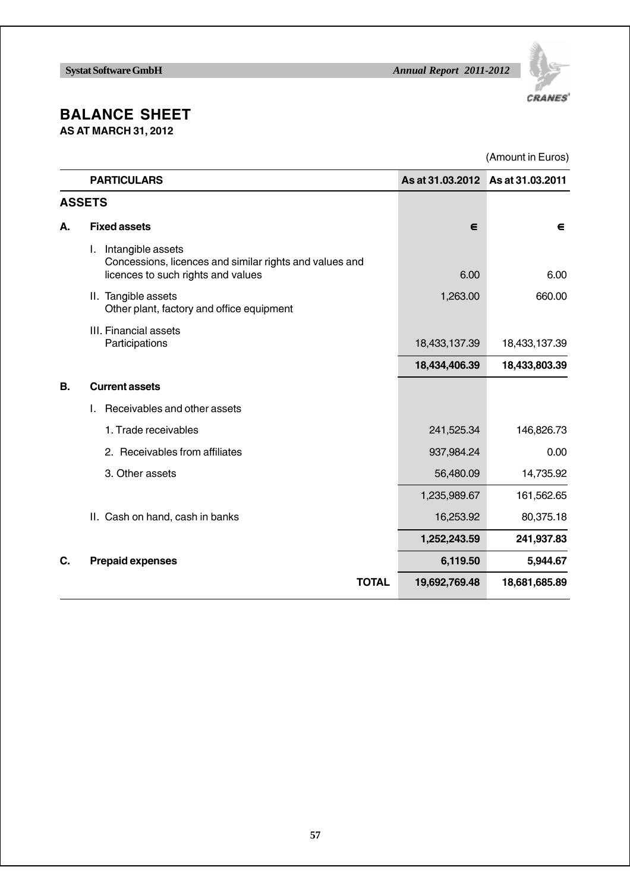# BALANCE SHEET

**AS AT MARCH 31, 2012**

(Amount in Euros)

| | PARTICULARS | As at 31.03.2012 | As at 31.03.2011 |
|---|---|---|---|
| **ASSETS** | | | |
| **A.** | **Fixed assets** | **€** | **€** |
| | I. Intangible assets<br>Concessions, licences and similar rights and values and licences to such rights and values | 6.00 | 6.00 |
| | II. Tangible assets<br>Other plant, factory and office equipment | 1,263.00 | 660.00 |
| | III. Financial assets<br>Participations | 18,433,137.39 | 18,433,137.39 |
| | | **18,434,406.39** | **18,433,803.39** |
| **B.** | **Current assets** | | |
| | I. Receivables and other assets | | |
| | 1. Trade receivables | 241,525.34 | 146,826.73 |
| | 2. Receivables from affiliates | 937,984.24 | 0.00 |
| | 3. Other assets | 56,480.09 | 14,735.92 |
| | | 1,235,989.67 | 161,562.65 |
| | II. Cash on hand, cash in banks | 16,253.92 | 80,375.18 |
| | | **1,252,243.59** | **241,937.83** |
| **C.** | **Prepaid expenses** | **6,119.50** | **5,944.67** |
| | **TOTAL** | **19,692,769.48** | **18,681,685.89** |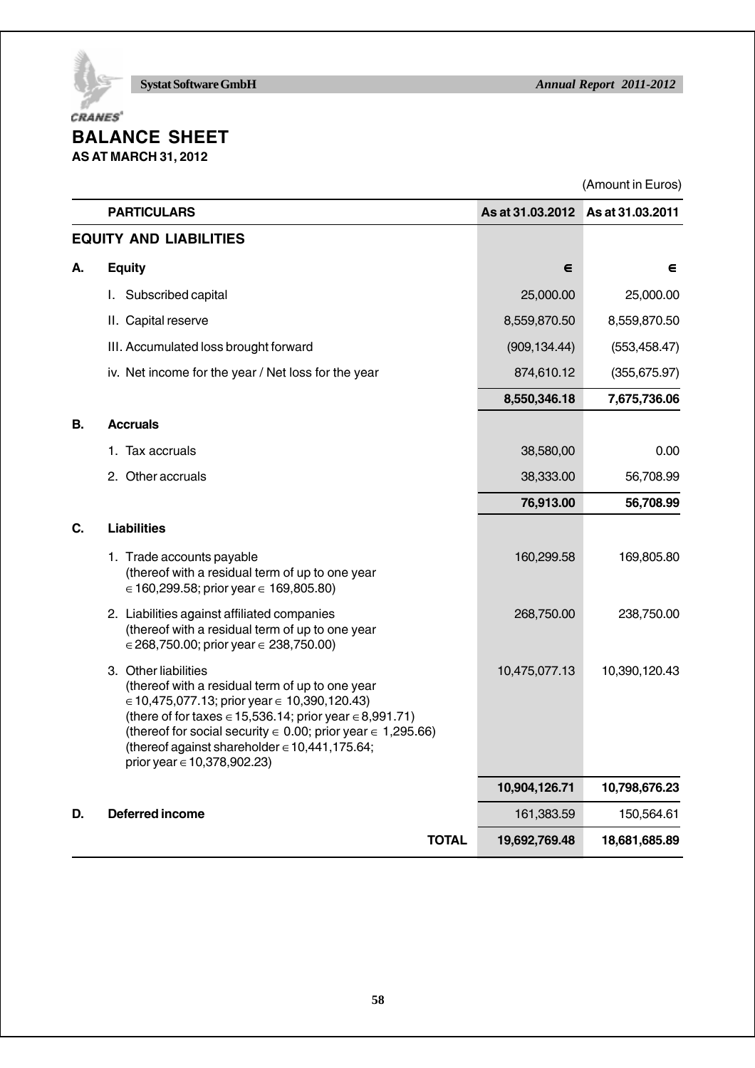# BALANCE SHEET

**AS AT MARCH 31, 2012**

(Amount in Euros)

| | PARTICULARS | As at 31.03.2012 | As at 31.03.2011 |
|---|---|---|---|
| | **EQUITY AND LIABILITIES** | | |
| **A.** | **Equity** | € | € |
| | I. Subscribed capital | 25,000.00 | 25,000.00 |
| | II. Capital reserve | 8,559,870.50 | 8,559,870.50 |
| | III. Accumulated loss brought forward | (909,134.44) | (553,458.47) |
| | iv. Net income for the year / Net loss for the year | 874,610.12 | (355,675.97) |
| | | **8,550,346.18** | **7,675,736.06** |
| **B.** | **Accruals** | | |
| | 1. Tax accruals | 38,580,00 | 0.00 |
| | 2. Other accruals | 38,333.00 | 56,708.99 |
| | | **76,913.00** | **56,708.99** |
| **C.** | **Liabilities** | | |
| | 1. Trade accounts payable (thereof with a residual term of up to one year € 160,299.58; prior year € 169,805.80) | 160,299.58 | 169,805.80 |
| | 2. Liabilities against affiliated companies (thereof with a residual term of up to one year € 268,750.00; prior year € 238,750.00) | 268,750.00 | 238,750.00 |
| | 3. Other liabilities (thereof with a residual term of up to one year € 10,475,077.13; prior year € 10,390,120.43) (there of for taxes € 15,536.14; prior year € 8,991.71) (thereof for social security € 0.00; prior year € 1,295.66) (thereof against shareholder € 10,441,175.64; prior year € 10,378,902.23) | 10,475,077.13 | 10,390,120.43 |
| | | **10,904,126.71** | **10,798,676.23** |
| **D.** | **Deferred income** | 161,383.59 | 150,564.61 |
| | **TOTAL** | **19,692,769.48** | **18,681,685.89** |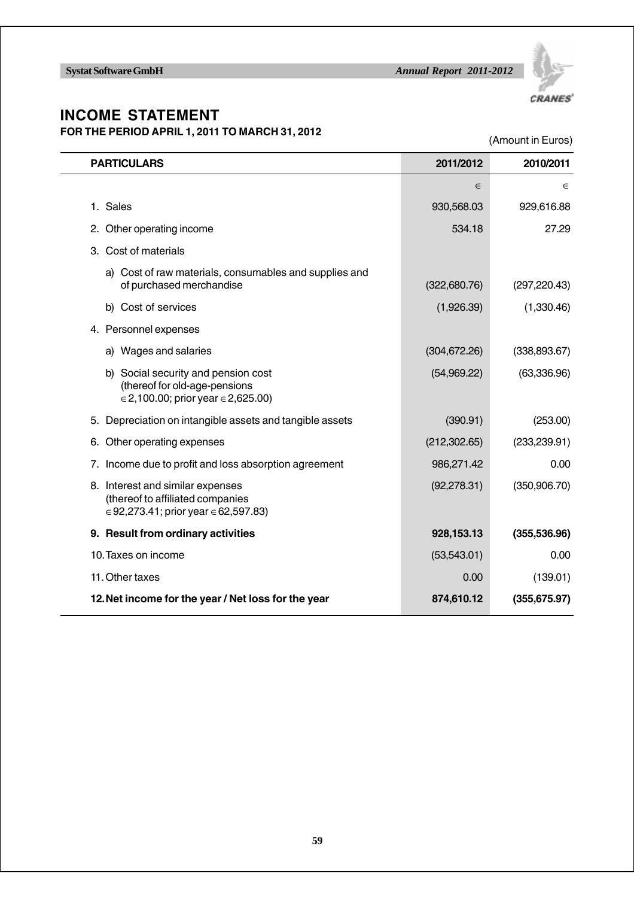# INCOME STATEMENT

**FOR THE PERIOD APRIL 1, 2011 TO MARCH 31, 2012**

(Amount in Euros)

| PARTICULARS | 2011/2012 | 2010/2011 |
|---|---|---|
| | € | € |
| 1. Sales | 930,568.03 | 929,616.88 |
| 2. Other operating income | 534.18 | 27.29 |
| 3. Cost of materials | | |
| a) Cost of raw materials, consumables and supplies and of purchased merchandise | (322,680.76) | (297,220.43) |
| b) Cost of services | (1,926.39) | (1,330.46) |
| 4. Personnel expenses | | |
| a) Wages and salaries | (304,672.26) | (338,893.67) |
| b) Social security and pension cost (thereof for old-age-pensions €2,100.00; prior year €2,625.00) | (54,969.22) | (63,336.96) |
| 5. Depreciation on intangible assets and tangible assets | (390.91) | (253.00) |
| 6. Other operating expenses | (212,302.65) | (233,239.91) |
| 7. Income due to profit and loss absorption agreement | 986,271.42 | 0.00 |
| 8. Interest and similar expenses (thereof to affiliated companies €92,273.41; prior year €62,597.83) | (92,278.31) | (350,906.70) |
| **9. Result from ordinary activities** | **928,153.13** | **(355,536.96)** |
| 10. Taxes on income | (53,543.01) | 0.00 |
| 11. Other taxes | 0.00 | (139.01) |
| **12. Net income for the year / Net loss for the year** | **874,610.12** | **(355,675.97)** |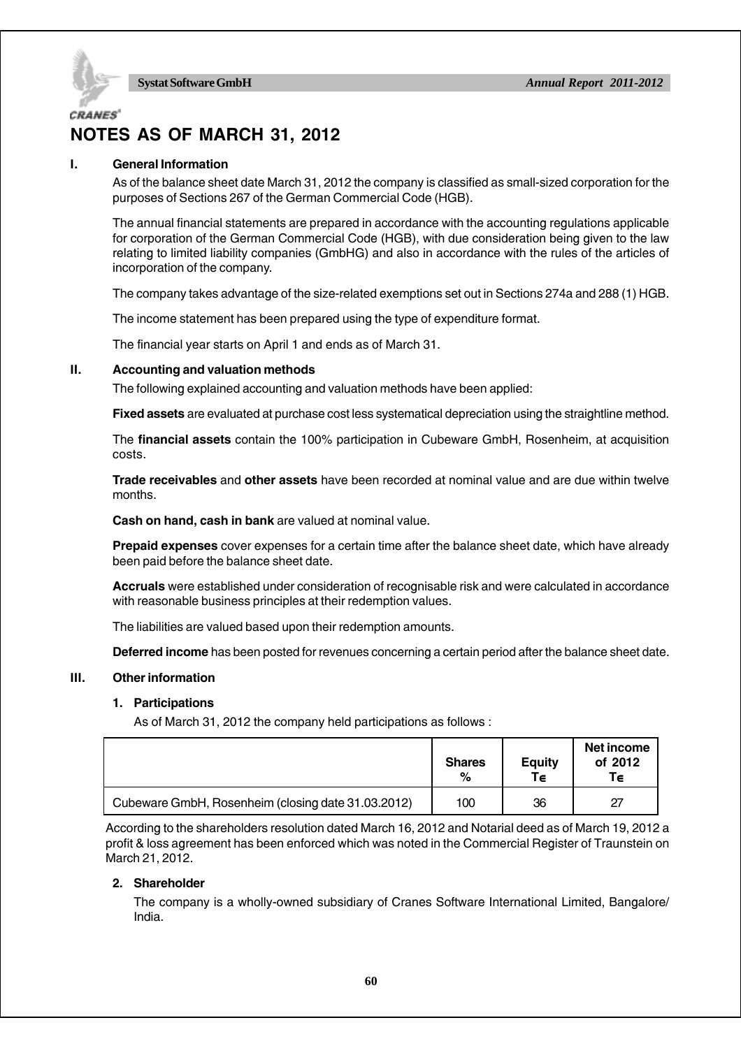# NOTES AS OF MARCH 31, 2012

## I. General Information

As of the balance sheet date March 31, 2012 the company is classified as small-sized corporation for the purposes of Sections 267 of the German Commercial Code (HGB).

The annual financial statements are prepared in accordance with the accounting regulations applicable for corporation of the German Commercial Code (HGB), with due consideration being given to the law relating to limited liability companies (GmbHG) and also in accordance with the rules of the articles of incorporation of the company.

The company takes advantage of the size-related exemptions set out in Sections 274a and 288 (1) HGB.

The income statement has been prepared using the type of expenditure format.

The financial year starts on April 1 and ends as of March 31.

## II. Accounting and valuation methods

The following explained accounting and valuation methods have been applied:

**Fixed assets** are evaluated at purchase cost less systematical depreciation using the straightline method.

The **financial assets** contain the 100% participation in Cubeware GmbH, Rosenheim, at acquisition costs.

**Trade receivables** and **other assets** have been recorded at nominal value and are due within twelve months.

**Cash on hand, cash in bank** are valued at nominal value.

**Prepaid expenses** cover expenses for a certain time after the balance sheet date, which have already been paid before the balance sheet date.

**Accruals** were established under consideration of recognisable risk and were calculated in accordance with reasonable business principles at their redemption values.

The liabilities are valued based upon their redemption amounts.

**Deferred income** has been posted for revenues concerning a certain period after the balance sheet date.

## III. Other information

### 1. Participations

As of March 31, 2012 the company held participations as follows :

| | Shares % | Equity T€ | Net income of 2012 T€ |
|---|---|---|---|
| Cubeware GmbH, Rosenheim (closing date 31.03.2012) | 100 | 36 | 27 |

According to the shareholders resolution dated March 16, 2012 and Notarial deed as of March 19, 2012 a profit & loss agreement has been enforced which was noted in the Commercial Register of Traunstein on March 21, 2012.

### 2. Shareholder

The company is a wholly-owned subsidiary of Cranes Software International Limited, Bangalore/ India.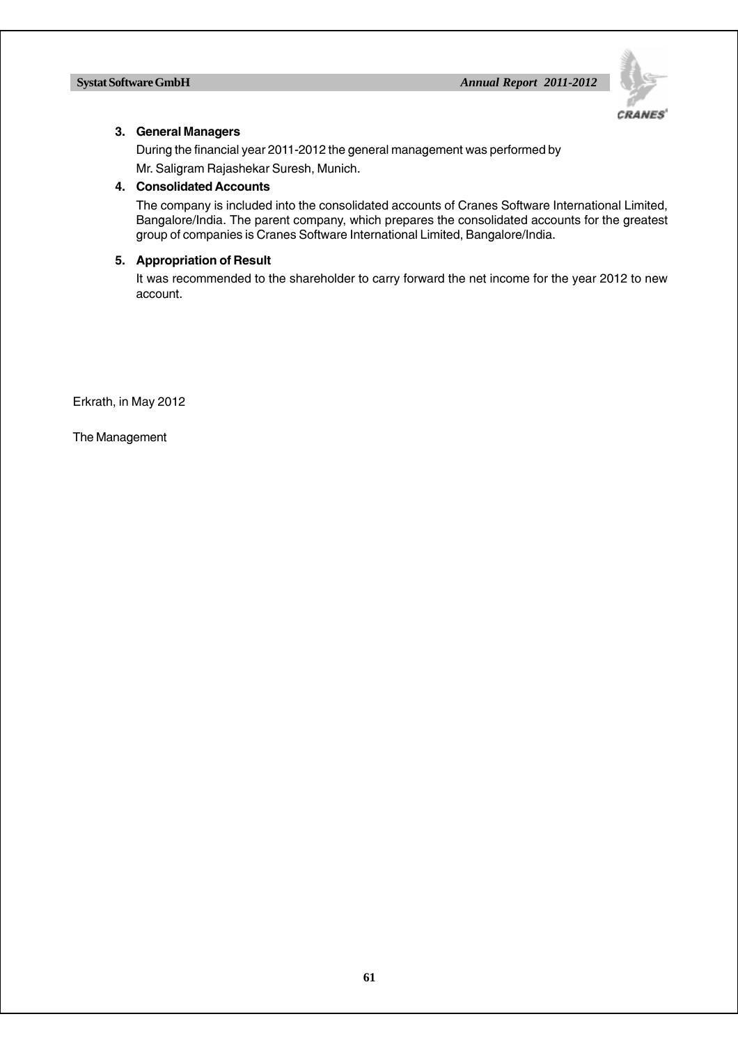### 3. General Managers

During the financial year 2011-2012 the general management was performed by

Mr. Saligram Rajashekar Suresh, Munich.

### 4. Consolidated Accounts

The company is included into the consolidated accounts of Cranes Software International Limited, Bangalore/India. The parent company, which prepares the consolidated accounts for the greatest group of companies is Cranes Software International Limited, Bangalore/India.

### 5. Appropriation of Result

It was recommended to the shareholder to carry forward the net income for the year 2012 to new account.

Erkrath, in May 2012

The Management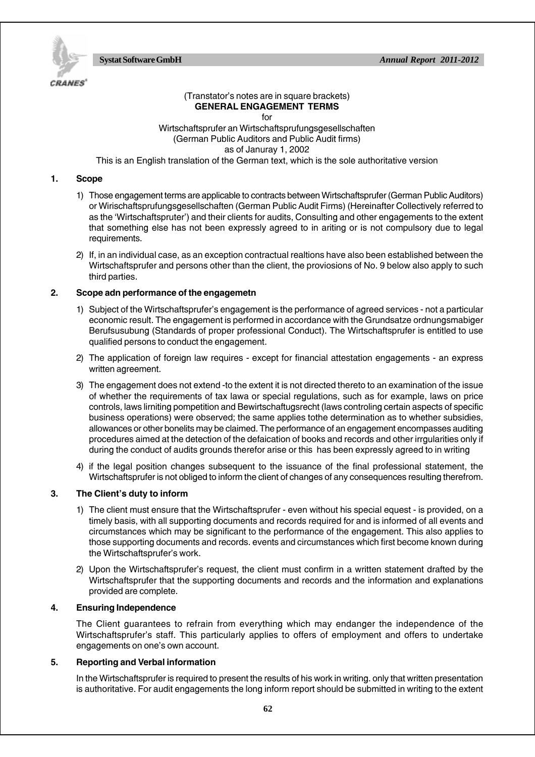(Transtator's notes are in square brackets)

**GENERAL ENGAGEMENT TERMS**

for

Wirtschaftsprufer an Wirtschaftsprufungsgesellschaften

(German Public Auditors and Public Audit firms)

as of Januray 1, 2002

This is an English translation of the German text, which is the sole authoritative version

## 1. Scope

1) Those engagement terms are applicable to contracts between Wirtschaftsprufer (German Public Auditors) or Wirischaftsprufungsgesellschaften (German Public Audit Firms) (Hereinafter Collectively referred to as the 'Wirtschaftspruter') and their clients for audits, Consulting and other engagements to the extent that something else has not been expressly agreed to in ariting or is not compulsory due to legal requirements.

2) If, in an individual case, as an exception contractual realtions have also been established between the Wirtschaftsprufer and persons other than the client, the proviosions of No. 9 below also apply to such third parties.

## 2. Scope adn performance of the engagemetn

1) Subject of the Wirtschaftsprufer's engagement is the performance of agreed services - not a particular economic result. The engagement is performed in accordance with the Grundsatze ordnungsmabiger Berufsusubung (Standards of proper professional Conduct). The Wirtschaftsprufer is entitled to use qualified persons to conduct the engagement.

2) The application of foreign law requires - except for financial attestation engagements - an express written agreement.

3) The engagement does not extend -to the extent it is not directed thereto to an examination of the issue of whether the requirements of tax lawa or special regulations, such as for example, laws on price controls, laws lirniting pompetition and Bewirtschaftugsrecht (laws controling certain aspects of specific business operations) were observed; the same applies tothe determination as to whether subsidies, allowances or other bonelits may be claimed. The performance of an engagement encompasses auditing procedures aimed at the detection of the defaication of books and records and other irrgularities only if during the conduct of audits grounds therefor arise or this has been expressly agreed to in writing

4) if the legal position changes subsequent to the issuance of the final professional statement, the Wirtschaftsprufer is not obliged to inform the client of changes of any consequences resulting therefrom.

## 3. The Client's duty to inform

1) The client must ensure that the Wirtschaftsprufer - even without his special equest - is provided, on a timely basis, with all supporting documents and records required for and is informed of all events and circumstances which may be significant to the performance of the engagement. This also applies to those supporting documents and records. events and circumstances which first become known during the Wirtschaftsprufer's work.

2) Upon the Wirtschaftsprufer's request, the client must confirm in a written statement drafted by the Wirtschaftsprufer that the supporting documents and records and the information and explanations provided are complete.

## 4. Ensuring Independence

The Client guarantees to refrain from everything which may endanger the independence of the Wirtschaftsprufer's staff. This particularly applies to offers of employment and offers to undertake engagements on one's own account.

## 5. Reporting and Verbal information

In the Wirtschaftsprufer is required to present the results of his work in writing. only that written presentation is authoritative. For audit engagements the long inform report should be submitted in writing to the extent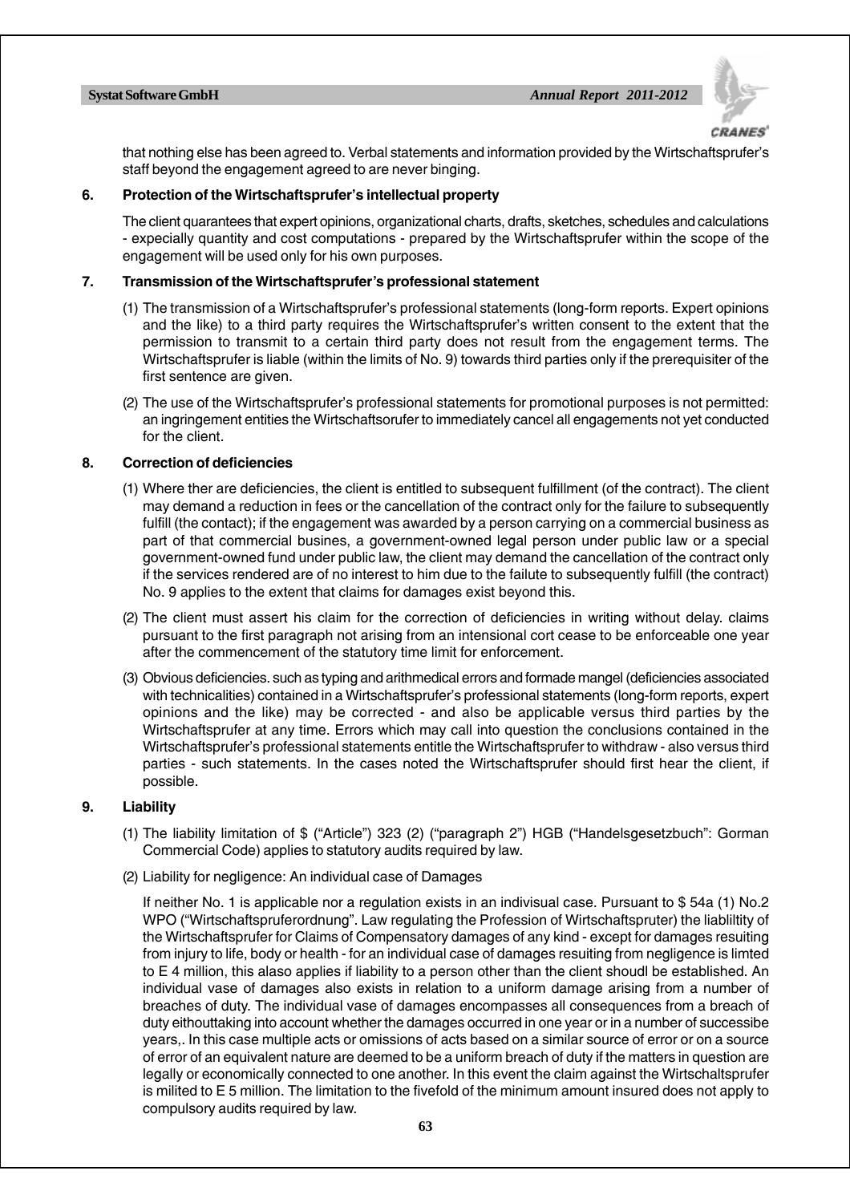that nothing else has been agreed to. Verbal statements and information provided by the Wirtschaftsprufer's staff beyond the engagement agreed to are never binging.

**6. Protection of the Wirtschaftsprufer's intellectual property**

The client quarantees that expert opinions, organizational charts, drafts, sketches, schedules and calculations - expecially quantity and cost computations - prepared by the Wirtschaftsprufer within the scope of the engagement will be used only for his own purposes.

**7. Transmission of the Wirtschaftsprufer's professional statement**

(1) The transmission of a Wirtschaftsprufer's professional statements (long-form reports. Expert opinions and the like) to a third party requires the Wirtschaftsprufer's written consent to the extent that the permission to transmit to a certain third party does not result from the engagement terms. The Wirtschaftsprufer is liable (within the limits of No. 9) towards third parties only if the prerequisiter of the first sentence are given.

(2) The use of the Wirtschaftsprufer's professional statements for promotional purposes is not permitted: an ingringement entities the Wirtschaftsorufer to immediately cancel all engagements not yet conducted for the client.

**8. Correction of deficiencies**

(1) Where ther are deficiencies, the client is entitled to subsequent fulfillment (of the contract). The client may demand a reduction in fees or the cancellation of the contract only for the failure to subsequently fulfill (the contact); if the engagement was awarded by a person carrying on a commercial business as part of that commercial busines, a government-owned legal person under public law or a special government-owned fund under public law, the client may demand the cancellation of the contract only if the services rendered are of no interest to him due to the failute to subsequently fulfill (the contract) No. 9 applies to the extent that claims for damages exist beyond this.

(2) The client must assert his claim for the correction of deficiencies in writing without delay. claims pursuant to the first paragraph not arising from an intensional cort cease to be enforceable one year after the commencement of the statutory time limit for enforcement.

(3) Obvious deficiencies. such as typing and arithmedical errors and formade mangel (deficiencies associated with technicalities) contained in a Wirtschaftsprufer's professional statements (long-form reports, expert opinions and the like) may be corrected - and also be applicable versus third parties by the Wirtschaftsprufer at any time. Errors which may call into question the conclusions contained in the Wirtschaftsprufer's professional statements entitle the Wirtschaftsprufer to withdraw - also versus third parties - such statements. In the cases noted the Wirtschaftsprufer should first hear the client, if possible.

**9. Liability**

(1) The liability limitation of $ ("Article") 323 (2) ("paragraph 2") HGB ("Handelsgesetzbuch": Gorman Commercial Code) applies to statutory audits required by law.

(2) Liability for negligence: An individual case of Damages

If neither No. 1 is applicable nor a regulation exists in an indivisual case. Pursuant to $ 54a (1) No.2 WPO ("Wirtschaftspruferordnung". Law regulating the Profession of Wirtschaftspruter) the liabliltity of the Wirtschaftsprufer for Claims of Compensatory damages of any kind - except for damages resuiting from injury to life, body or health - for an individual case of damages resuiting from negligence is limted to E 4 million, this alaso applies if liability to a person other than the client shoudl be established. An individual vase of damages also exists in relation to a uniform damage arising from a number of breaches of duty. The individual vase of damages encompasses all consequences from a breach of duty eithouttaking into account whether the damages occurred in one year or in a number of successibe years,. In this case multiple acts or omissions of acts based on a similar source of error or on a source of error of an equivalent nature are deemed to be a uniform breach of duty if the matters in question are legally or economically connected to one another. In this event the claim against the Wirtschaltsprufer is milited to E 5 million. The limitation to the fivefold of the minimum amount insured does not apply to compulsory audits required by law.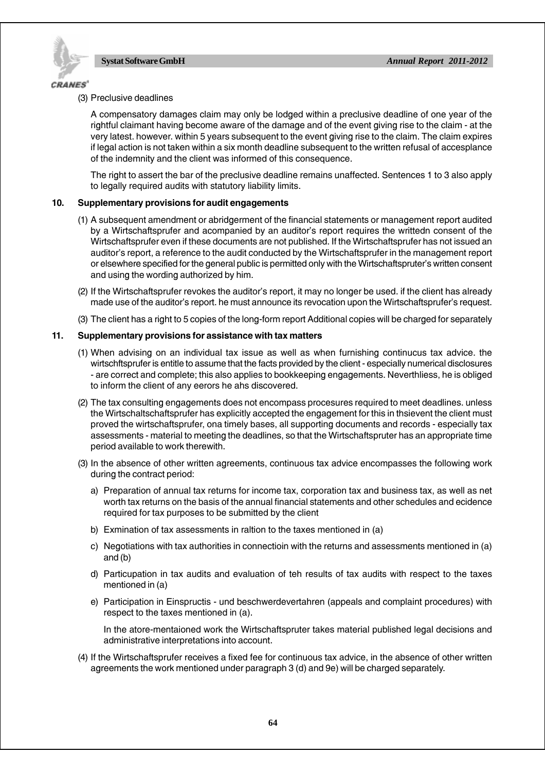(3) Preclusive deadlines

A compensatory damages claim may only be lodged within a preclusive deadline of one year of the rightful claimant having become aware of the damage and of the event giving rise to the claim - at the very latest. however. within 5 years subsequent to the event giving rise to the claim. The claim expires if legal action is not taken within a six month deadline subsequent to the written refusal of accesplance of the indemnity and the client was informed of this consequence.

The right to assert the bar of the preclusive deadline remains unaffected. Sentences 1 to 3 also apply to legally required audits with statutory liability limits.

**10. Supplementary provisions for audit engagements**

(1) A subsequent amendment or abridgerment of the financial statements or management report audited by a Wirtschaftsprufer and acompanied by an auditor's report requires the writtedn consent of the Wirtschaftsprufer even if these documents are not published. If the Wirtschaftsprufer has not issued an auditor's report, a reference to the audit conducted by the Wirtschaftsprufer in the management report or elsewhere specified for the general public is permitted only with the Wirtschaftspruter's written consent and using the wording authorized by him.

(2) If the Wirtschaftsprufer revokes the auditor's report, it may no longer be used. if the client has already made use of the auditor's report. he must announce its revocation upon the Wirtschaftsprufer's request.

(3) The client has a right to 5 copies of the long-form report Additional copies will be charged for separately

**11. Supplementary provisions for assistance with tax matters**

(1) When advising on an individual tax issue as well as when furnishing continucus tax advice. the wirtschftsprufer is entitle to assume that the facts provided by the client - especially numerical disclosures - are correct and complete; this also applies to bookkeeping engagements. Neverthliess, he is obliged to inform the client of any eerors he ahs discovered.

(2) The tax consulting engagements does not encompass procesures required to meet deadlines. unless the Wirtschaltschaftsprufer has explicitly accepted the engagement for this in thsievent the client must proved the wirtschaftsprufer, ona timely bases, all supporting documents and records - especially tax assessments - material to meeting the deadlines, so that the Wirtschaftspruter has an appropriate time period available to work therewith.

(3) In the absence of other written agreements, continuous tax advice encompasses the following work during the contract period:

a) Preparation of annual tax returns for income tax, corporation tax and business tax, as well as net worth tax returns on the basis of the annual financial statements and other schedules and ecidence required for tax purposes to be submitted by the client

b) Exmination of tax assessments in raltion to the taxes mentioned in (a)

c) Negotiations with tax authorities in connectioin with the returns and assessments mentioned in (a) and (b)

d) Particupation in tax audits and evaluation of teh results of tax audits with respect to the taxes mentioned in (a)

e) Participation in Einspructis - und beschwerdevertahren (appeals and complaint procedures) with respect to the taxes mentioned in (a).

In the atore-mentaioned work the Wirtschaftspruter takes material published legal decisions and administrative interpretations into account.

(4) If the Wirtschaftsprufer receives a fixed fee for continuous tax advice, in the absence of other written agreements the work mentioned under paragraph 3 (d) and 9e) will be charged separately.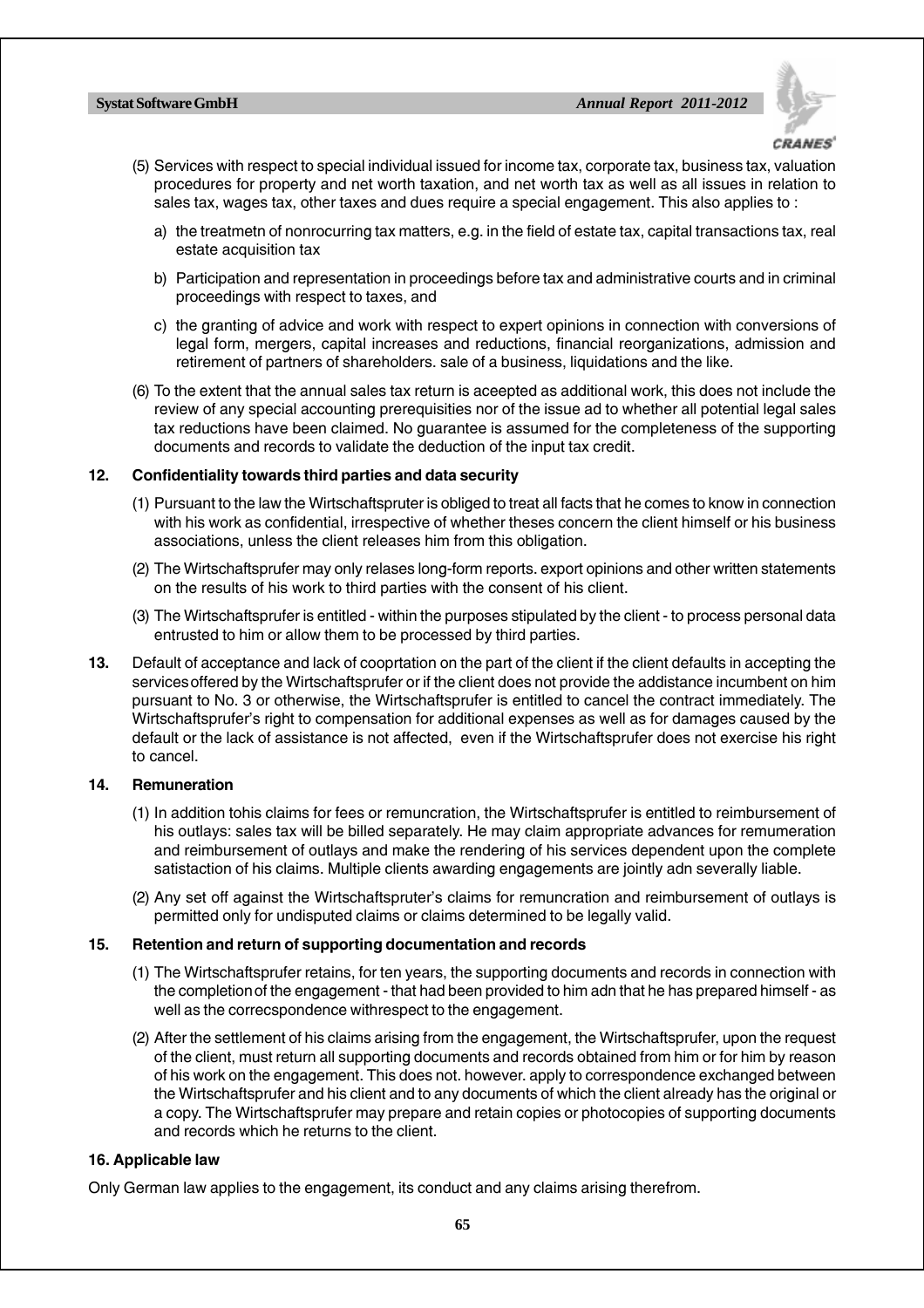(5) Services with respect to special individual issued for income tax, corporate tax, business tax, valuation procedures for property and net worth taxation, and net worth tax as well as all issues in relation to sales tax, wages tax, other taxes and dues require a special engagement. This also applies to :

a) the treatmetn of nonrocurring tax matters, e.g. in the field of estate tax, capital transactions tax, real estate acquisition tax

b) Participation and representation in proceedings before tax and administrative courts and in criminal proceedings with respect to taxes, and

c) the granting of advice and work with respect to expert opinions in connection with conversions of legal form, mergers, capital increases and reductions, financial reorganizations, admission and retirement of partners of shareholders. sale of a business, liquidations and the like.

(6) To the extent that the annual sales tax return is aceepted as additional work, this does not include the review of any special accounting prerequisities nor of the issue ad to whether all potential legal sales tax reductions have been claimed. No guarantee is assumed for the completeness of the supporting documents and records to validate the deduction of the input tax credit.

**12. Confidentiality towards third parties and data security**

(1) Pursuant to the law the Wirtschaftspruter is obliged to treat all facts that he comes to know in connection with his work as confidential, irrespective of whether theses concern the client himself or his business associations, unless the client releases him from this obligation.

(2) The Wirtschaftsprufer may only relases long-form reports. export opinions and other written statements on the results of his work to third parties with the consent of his client.

(3) The Wirtschaftsprufer is entitled - within the purposes stipulated by the client - to process personal data entrusted to him or allow them to be processed by third parties.

**13.** Default of acceptance and lack of cooprtation on the part of the client if the client defaults in accepting the services offered by the Wirtschaftsprufer or if the client does not provide the addistance incumbent on him pursuant to No. 3 or otherwise, the Wirtschaftsprufer is entitled to cancel the contract immediately. The Wirtschaftsprufer's right to compensation for additional expenses as well as for damages caused by the default or the lack of assistance is not affected, even if the Wirtschaftsprufer does not exercise his right to cancel.

**14. Remuneration**

(1) In addition tohis claims for fees or remuncration, the Wirtschaftsprufer is entitled to reimbursement of his outlays: sales tax will be billed separately. He may claim appropriate advances for remumeration and reimbursement of outlays and make the rendering of his services dependent upon the complete satistaction of his claims. Multiple clients awarding engagements are jointly adn severally liable.

(2) Any set off against the Wirtschaftspruter's claims for remuncration and reimbursement of outlays is permitted only for undisputed claims or claims determined to be legally valid.

**15. Retention and return of supporting documentation and records**

(1) The Wirtschaftsprufer retains, for ten years, the supporting documents and records in connection with the completion of the engagement - that had been provided to him adn that he has prepared himself - as well as the correcspondence withrespect to the engagement.

(2) After the settlement of his claims arising from the engagement, the Wirtschaftsprufer, upon the request of the client, must return all supporting documents and records obtained from him or for him by reason of his work on the engagement. This does not. however. apply to correspondence exchanged between the Wirtschaftsprufer and his client and to any documents of which the client already has the original or a copy. The Wirtschaftsprufer may prepare and retain copies or photocopies of supporting documents and records which he returns to the client.

**16. Applicable law**

Only German law applies to the engagement, its conduct and any claims arising therefrom.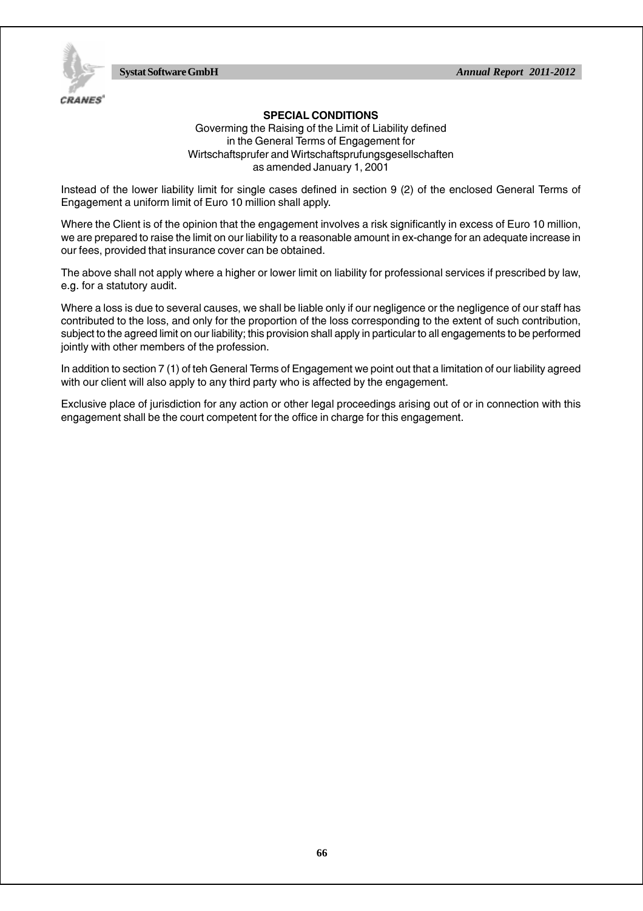## SPECIAL CONDITIONS

Goverming the Raising of the Limit of Liability defined
in the General Terms of Engagement for
Wirtschaftsprufer and Wirtschaftsprufungsgesellschaften
as amended January 1, 2001

Instead of the lower liability limit for single cases defined in section 9 (2) of the enclosed General Terms of Engagement a uniform limit of Euro 10 million shall apply.

Where the Client is of the opinion that the engagement involves a risk significantly in excess of Euro 10 million, we are prepared to raise the limit on our liability to a reasonable amount in ex-change for an adequate increase in our fees, provided that insurance cover can be obtained.

The above shall not apply where a higher or lower limit on liability for professional services if prescribed by law, e.g. for a statutory audit.

Where a loss is due to several causes, we shall be liable only if our negligence or the negligence of our staff has contributed to the loss, and only for the proportion of the loss corresponding to the extent of such contribution, subject to the agreed limit on our liability; this provision shall apply in particular to all engagements to be performed jointly with other members of the profession.

In addition to section 7 (1) of teh General Terms of Engagement we point out that a limitation of our liability agreed with our client will also apply to any third party who is affected by the engagement.

Exclusive place of jurisdiction for any action or other legal proceedings arising out of or in connection with this engagement shall be the court competent for the office in charge for this engagement.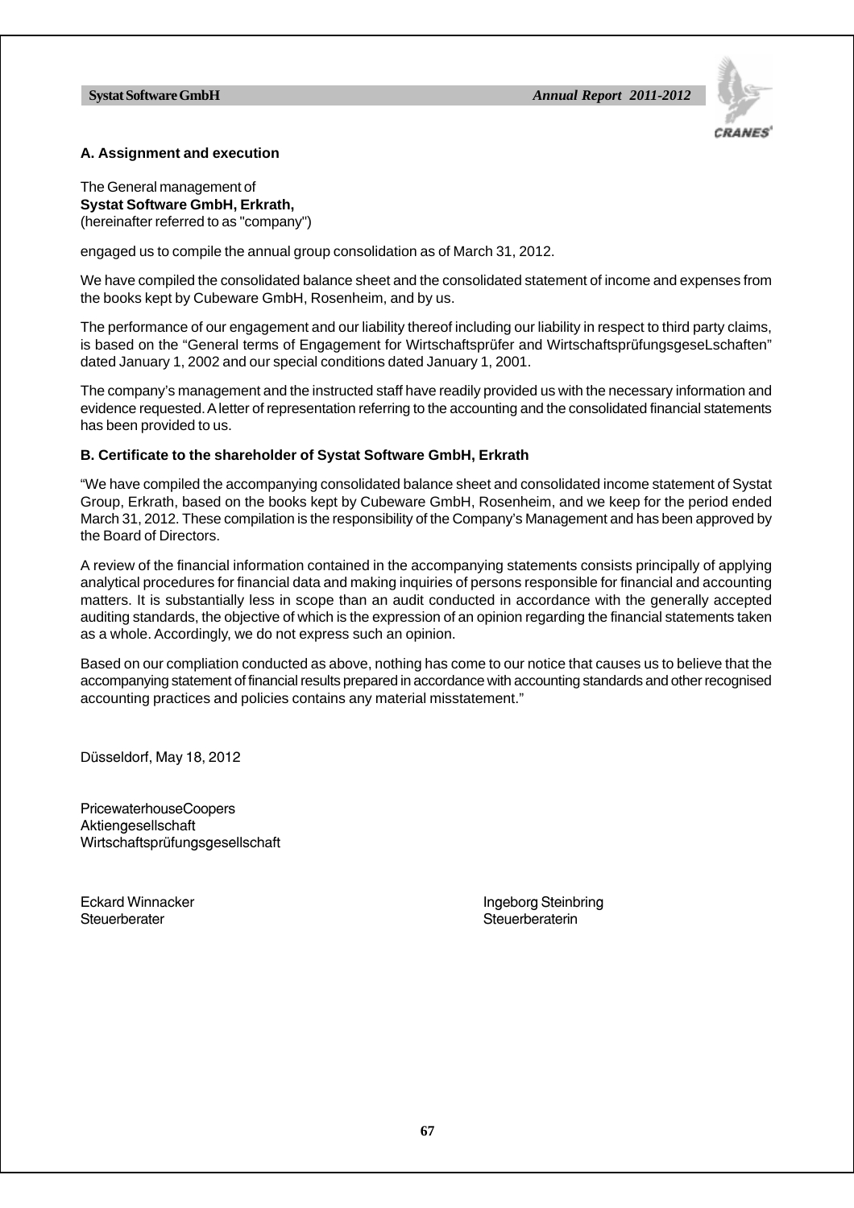## A. Assignment and execution

The General management of
**Systat Software GmbH, Erkrath,**
(hereinafter referred to as "company")

engaged us to compile the annual group consolidation as of March 31, 2012.

We have compiled the consolidated balance sheet and the consolidated statement of income and expenses from the books kept by Cubeware GmbH, Rosenheim, and by us.

The performance of our engagement and our liability thereof including our liability in respect to third party claims, is based on the "General terms of Engagement for Wirtschaftsprüfer and WirtschaftsprüfungsgeseLschaften" dated January 1, 2002 and our special conditions dated January 1, 2001.

The company's management and the instructed staff have readily provided us with the necessary information and evidence requested. A letter of representation referring to the accounting and the consolidated financial statements has been provided to us.

## B. Certificate to the shareholder of Systat Software GmbH, Erkrath

"We have compiled the accompanying consolidated balance sheet and consolidated income statement of Systat Group, Erkrath, based on the books kept by Cubeware GmbH, Rosenheim, and we keep for the period ended March 31, 2012. These compilation is the responsibility of the Company's Management and has been approved by the Board of Directors.

A review of the financial information contained in the accompanying statements consists principally of applying analytical procedures for financial data and making inquiries of persons responsible for financial and accounting matters. It is substantially less in scope than an audit conducted in accordance with the generally accepted auditing standards, the objective of which is the expression of an opinion regarding the financial statements taken as a whole. Accordingly, we do not express such an opinion.

Based on our compliation conducted as above, nothing has come to our notice that causes us to believe that the accompanying statement of financial results prepared in accordance with accounting standards and other recognised accounting practices and policies contains any material misstatement."

Düsseldorf, May 18, 2012

PricewaterhouseCoopers
Aktiengesellschaft
Wirtschaftsprüfungsgesellschaft

Eckard Winnacker
Steuerberater

Ingeborg Steinbring
Steuerberaterin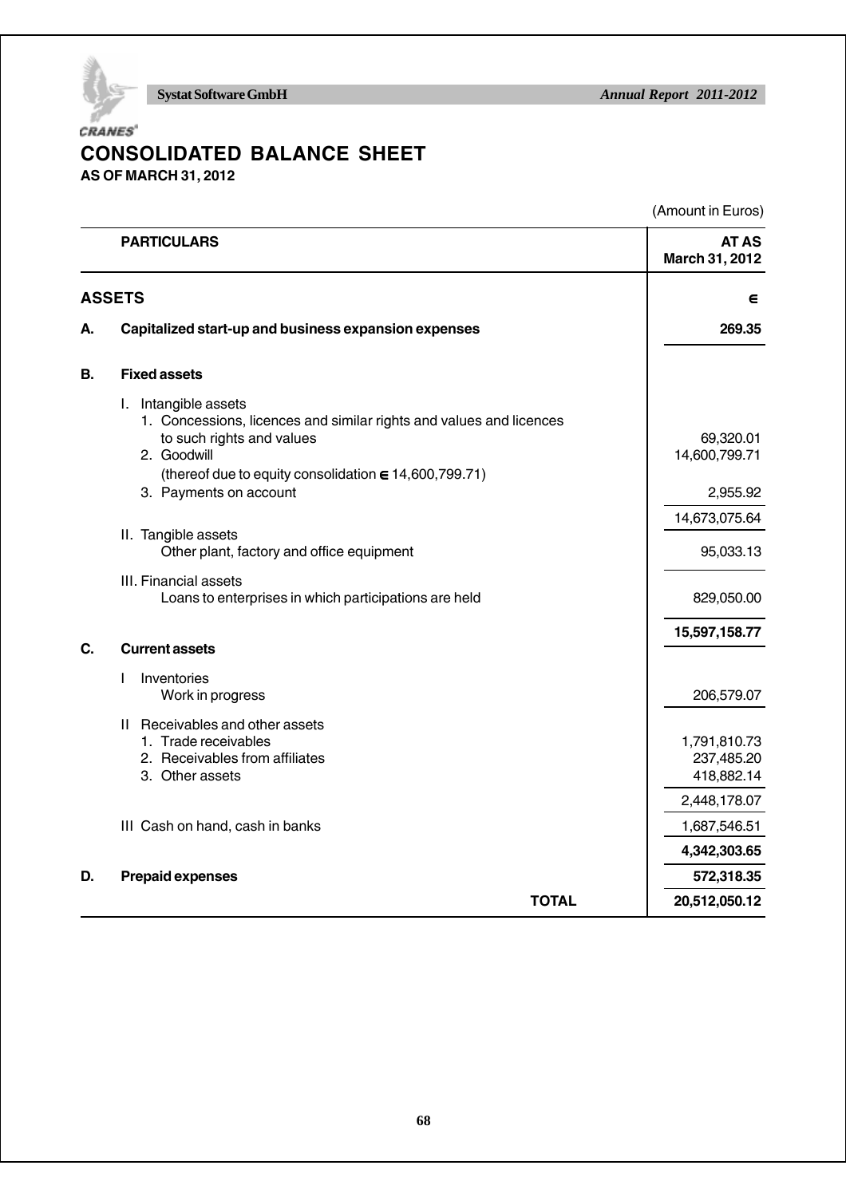# CONSOLIDATED BALANCE SHEET

**AS OF MARCH 31, 2012**

(Amount in Euros)

| | **PARTICULARS** | **AT AS March 31, 2012** |
|---|---|---|
| **ASSETS** | | **€** |
| **A.** | **Capitalized start-up and business expansion expenses** | **269.35** |
| **B.** | **Fixed assets** | |
| | I. Intangible assets | |
| | 1. Concessions, licences and similar rights and values and licences to such rights and values | 69,320.01 |
| | 2. Goodwill | 14,600,799.71 |
| | (thereof due to equity consolidation € 14,600,799.71) | |
| | 3. Payments on account | 2,955.92 |
| | | 14,673,075.64 |
| | II. Tangible assets | |
| | Other plant, factory and office equipment | 95,033.13 |
| | III. Financial assets | |
| | Loans to enterprises in which participations are held | 829,050.00 |
| | | **15,597,158.77** |
| **C.** | **Current assets** | |
| | I Inventories | |
| | Work in progress | 206,579.07 |
| | II Receivables and other assets | |
| | 1. Trade receivables | 1,791,810.73 |
| | 2. Receivables from affiliates | 237,485.20 |
| | 3. Other assets | 418,882.14 |
| | | 2,448,178.07 |
| | III Cash on hand, cash in banks | 1,687,546.51 |
| | | **4,342,303.65** |
| **D.** | **Prepaid expenses** | **572,318.35** |
| | **TOTAL** | **20,512,050.12** |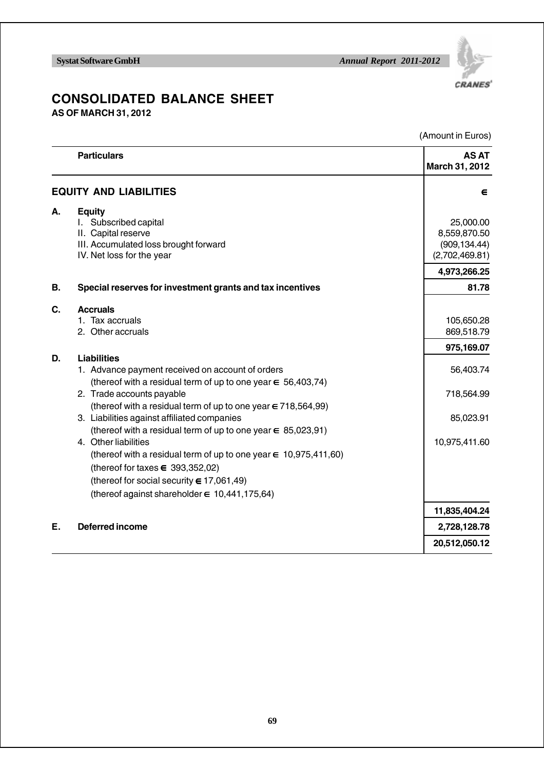# CONSOLIDATED BALANCE SHEET

**AS OF MARCH 31, 2012**

(Amount in Euros)

| | Particulars | AS AT March 31, 2012 |
|---|---|---|
| | **EQUITY AND LIABILITIES** | **€** |
| **A.** | **Equity** | |
| | I. Subscribed capital | 25,000.00 |
| | II. Capital reserve | 8,559,870.50 |
| | III. Accumulated loss brought forward | (909,134.44) |
| | IV. Net loss for the year | (2,702,469.81) |
| | | **4,973,266.25** |
| **B.** | **Special reserves for investment grants and tax incentives** | **81.78** |
| **C.** | **Accruals** | |
| | 1. Tax accruals | 105,650.28 |
| | 2. Other accruals | 869,518.79 |
| | | **975,169.07** |
| **D.** | **Liabilities** | |
| | 1. Advance payment received on account of orders | 56,403.74 |
| | (thereof with a residual term of up to one year € 56,403,74) | |
| | 2. Trade accounts payable | 718,564.99 |
| | (thereof with a residual term of up to one year € 718,564,99) | |
| | 3. Liabilities against affiliated companies | 85,023.91 |
| | (thereof with a residual term of up to one year € 85,023,91) | |
| | 4. Other liabilities | 10,975,411.60 |
| | (thereof with a residual term of up to one year € 10,975,411,60) | |
| | (thereof for taxes € 393,352,02) | |
| | (thereof for social security € 17,061,49) | |
| | (thereof against shareholder € 10,441,175,64) | |
| | | **11,835,404.24** |
| **E.** | **Deferred income** | **2,728,128.78** |
| | | **20,512,050.12** |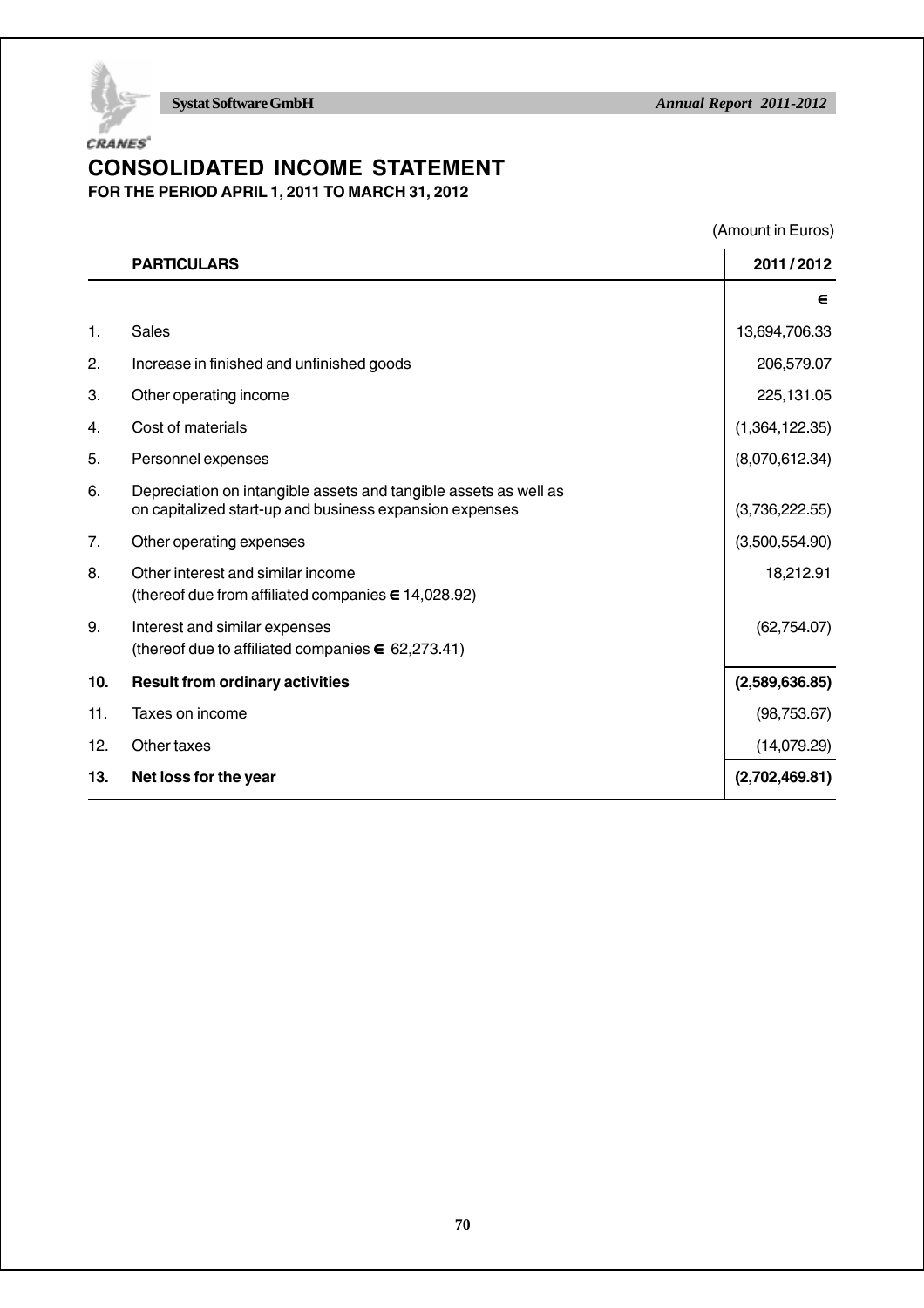# CONSOLIDATED INCOME STATEMENT

**FOR THE PERIOD APRIL 1, 2011 TO MARCH 31, 2012**

(Amount in Euros)

| | PARTICULARS | 2011 / 2012 |
|---|---|---|
| | | € |
| 1. | Sales | 13,694,706.33 |
| 2. | Increase in finished and unfinished goods | 206,579.07 |
| 3. | Other operating income | 225,131.05 |
| 4. | Cost of materials | (1,364,122.35) |
| 5. | Personnel expenses | (8,070,612.34) |
| 6. | Depreciation on intangible assets and tangible assets as well as on capitalized start-up and business expansion expenses | (3,736,222.55) |
| 7. | Other operating expenses | (3,500,554.90) |
| 8. | Other interest and similar income (thereof due from affiliated companies € 14,028.92) | 18,212.91 |
| 9. | Interest and similar expenses (thereof due to affiliated companies € 62,273.41) | (62,754.07) |
| **10.** | **Result from ordinary activities** | **(2,589,636.85)** |
| 11. | Taxes on income | (98,753.67) |
| 12. | Other taxes | (14,079.29) |
| **13.** | **Net loss for the year** | **(2,702,469.81)** |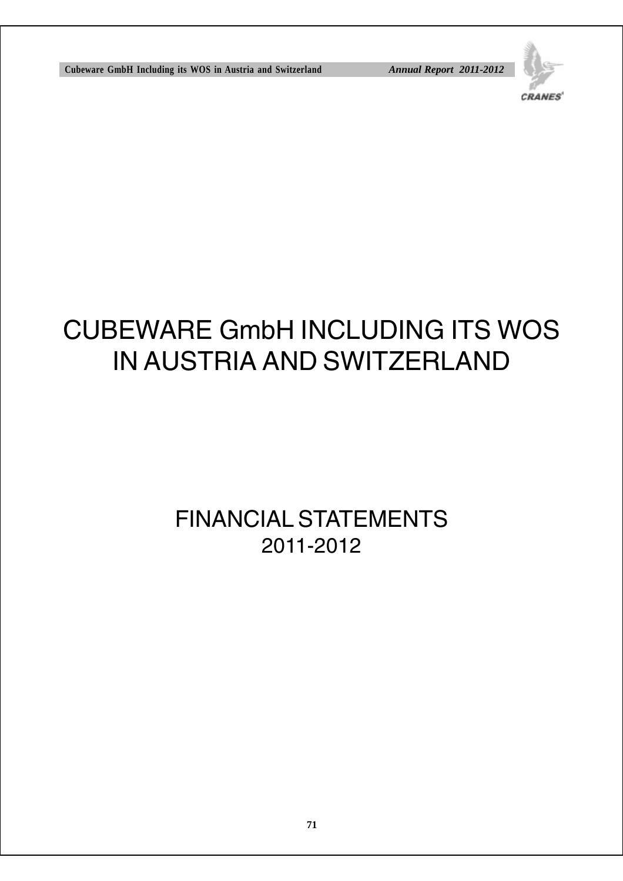# CUBEWARE GmbH INCLUDING ITS WOS IN AUSTRIA AND SWITZERLAND

## FINANCIAL STATEMENTS 2011-2012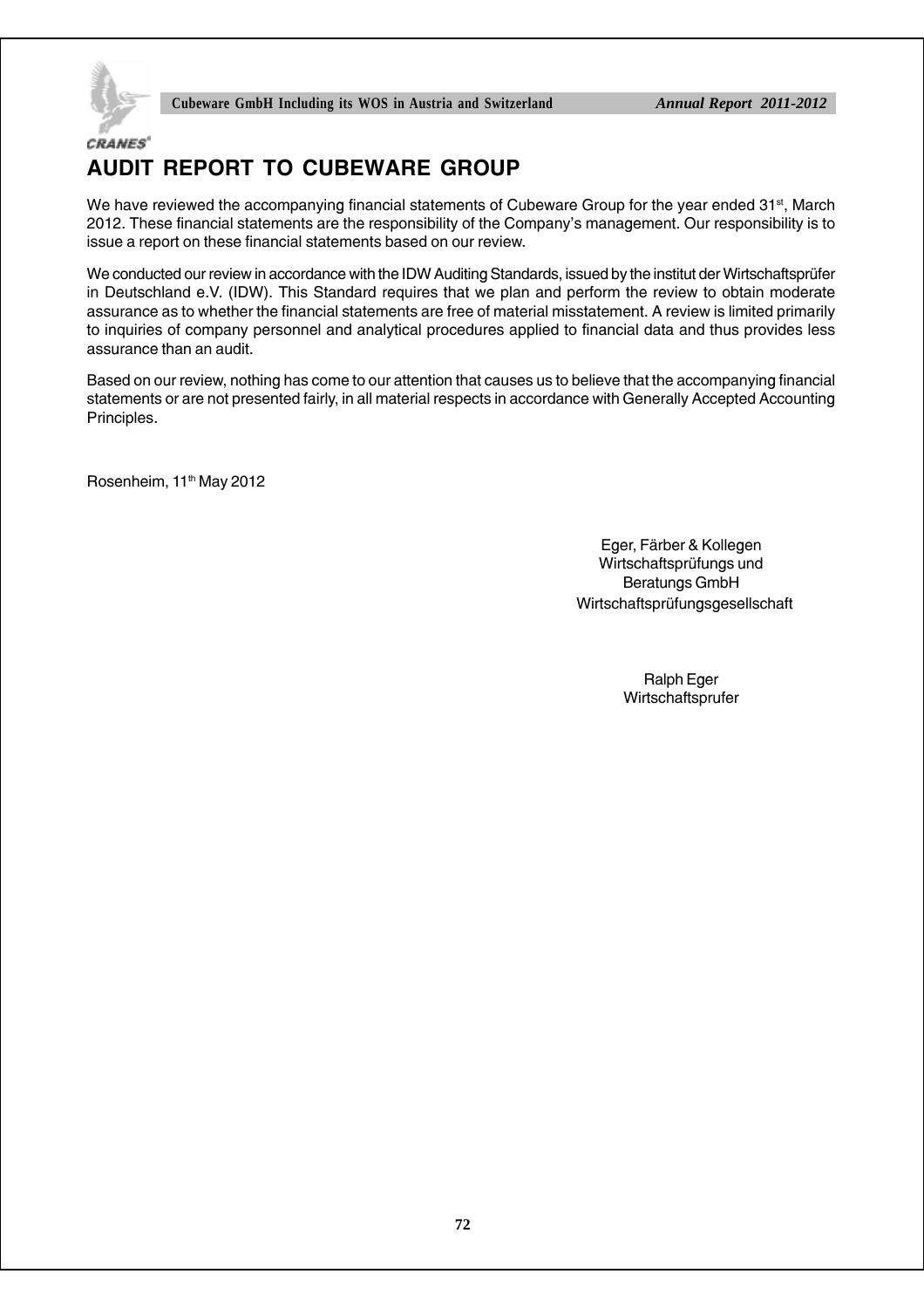# AUDIT REPORT TO CUBEWARE GROUP

We have reviewed the accompanying financial statements of Cubeware Group for the year ended 31st, March 2012. These financial statements are the responsibility of the Company's management. Our responsibility is to issue a report on these financial statements based on our review.

We conducted our review in accordance with the IDW Auditing Standards, issued by the institut der Wirtschaftsprüfer in Deutschland e.V. (IDW). This Standard requires that we plan and perform the review to obtain moderate assurance as to whether the financial statements are free of material misstatement. A review is limited primarily to inquiries of company personnel and analytical procedures applied to financial data and thus provides less assurance than an audit.

Based on our review, nothing has come to our attention that causes us to believe that the accompanying financial statements or are not presented fairly, in all material respects in accordance with Generally Accepted Accounting Principles.

Rosenheim, 11th May 2012

Eger, Färber & Kollegen
Wirtschaftsprüfungs und
Beratungs GmbH
Wirtschaftsprüfungsgesellschaft

Ralph Eger
Wirtschaftsprufer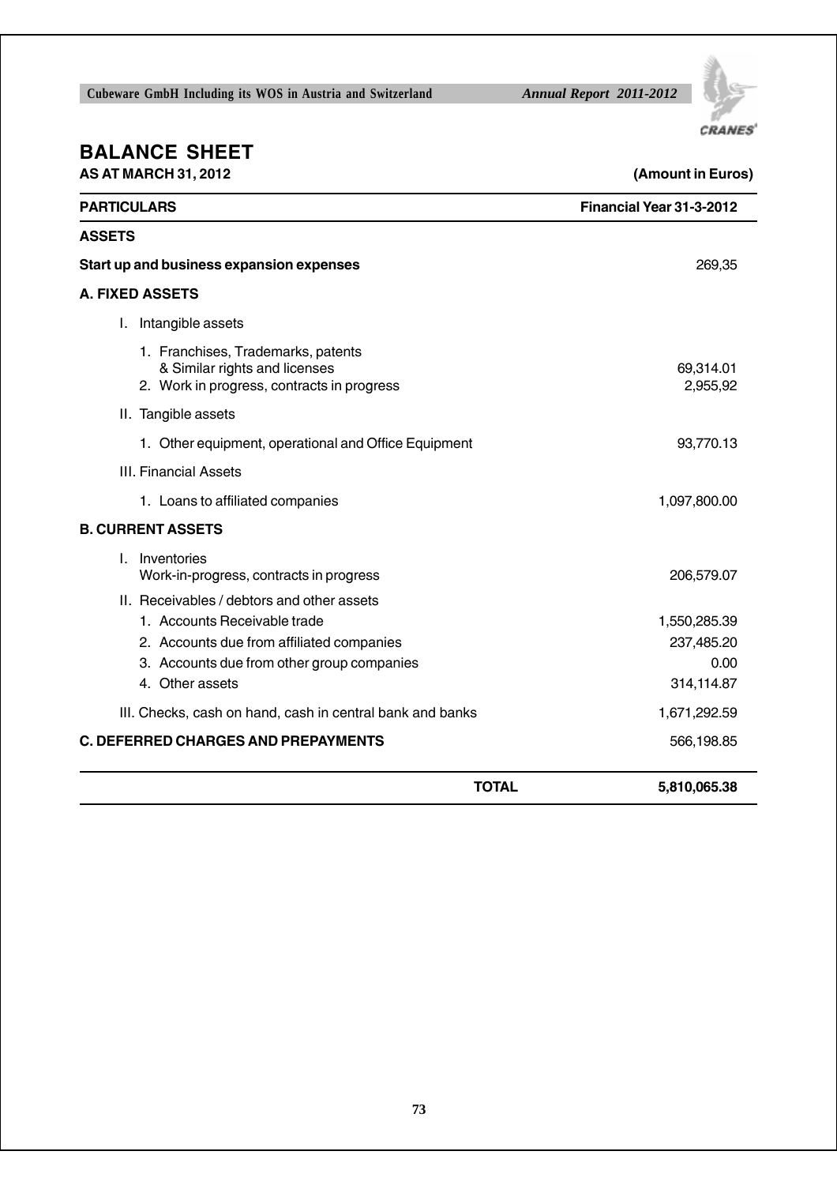# BALANCE SHEET

**AS AT MARCH 31, 2012** **(Amount in Euros)**

| **PARTICULARS** | **Financial Year 31-3-2012** |
|---|---|
| **ASSETS** | |
| **Start up and business expansion expenses** | 269,35 |
| **A. FIXED ASSETS** | |
| I. Intangible assets | |
| 1. Franchises, Trademarks, patents & Similar rights and licenses | 69,314.01 |
| 2. Work in progress, contracts in progress | 2,955,92 |
| II. Tangible assets | |
| 1. Other equipment, operational and Office Equipment | 93,770.13 |
| III. Financial Assets | |
| 1. Loans to affiliated companies | 1,097,800.00 |
| **B. CURRENT ASSETS** | |
| I. Inventories Work-in-progress, contracts in progress | 206,579.07 |
| II. Receivables / debtors and other assets | |
| 1. Accounts Receivable trade | 1,550,285.39 |
| 2. Accounts due from affiliated companies | 237,485.20 |
| 3. Accounts due from other group companies | 0.00 |
| 4. Other assets | 314,114.87 |
| III. Checks, cash on hand, cash in central bank and banks | 1,671,292.59 |
| **C. DEFERRED CHARGES AND PREPAYMENTS** | 566,198.85 |
| **TOTAL** | **5,810,065.38** |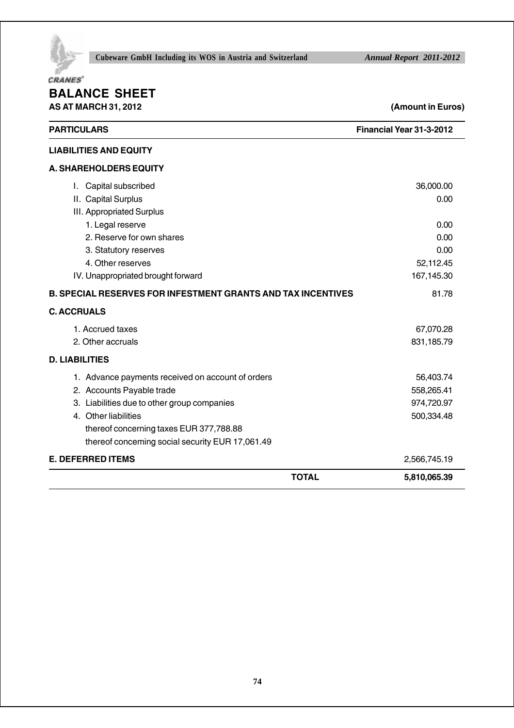# BALANCE SHEET

**AS AT MARCH 31, 2012** **(Amount in Euros)**

| PARTICULARS | Financial Year 31-3-2012 |
|---|---|
| **LIABILITIES AND EQUITY** | |
| **A. SHAREHOLDERS EQUITY** | |
| I. Capital subscribed | 36,000.00 |
| II. Capital Surplus | 0.00 |
| III. Appropriated Surplus | |
| 1. Legal reserve | 0.00 |
| 2. Reserve for own shares | 0.00 |
| 3. Statutory reserves | 0.00 |
| 4. Other reserves | 52,112.45 |
| IV. Unappropriated brought forward | 167,145.30 |
| **B. SPECIAL RESERVES FOR INFESTMENT GRANTS AND TAX INCENTIVES** | 81.78 |
| **C. ACCRUALS** | |
| 1. Accrued taxes | 67,070.28 |
| 2. Other accruals | 831,185.79 |
| **D. LIABILITIES** | |
| 1. Advance payments received on account of orders | 56,403.74 |
| 2. Accounts Payable trade | 558,265.41 |
| 3. Liabilities due to other group companies | 974,720.97 |
| 4. Other liabilities | 500,334.48 |
| thereof concerning taxes EUR 377,788.88 | |
| thereof conceming social security EUR 17,061.49 | |
| **E. DEFERRED ITEMS** | 2,566,745.19 |
| **TOTAL** | **5,810,065.39** |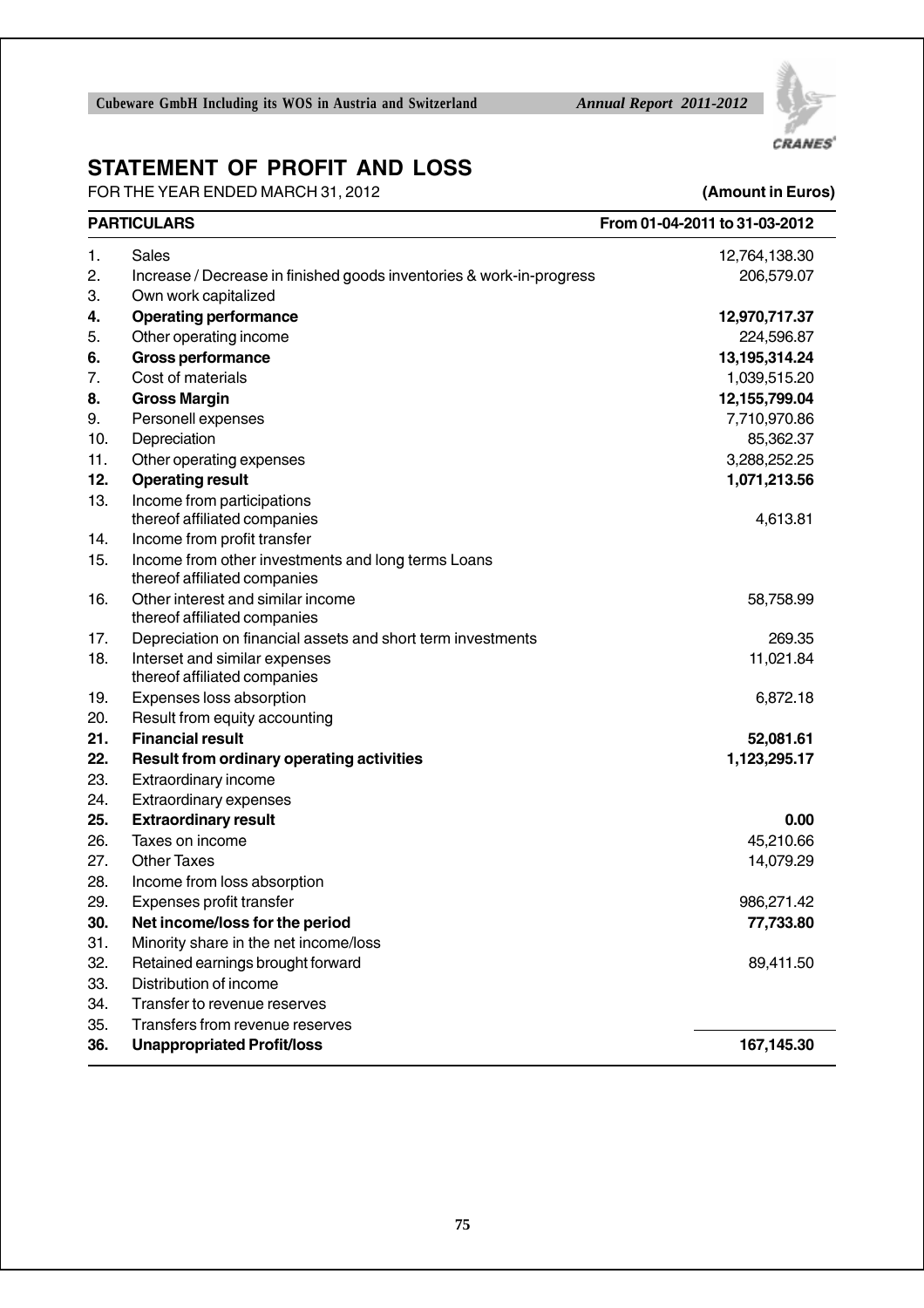# STATEMENT OF PROFIT AND LOSS

FOR THE YEAR ENDED MARCH 31, 2012 **(Amount in Euros)**

| | **PARTICULARS** | **From 01-04-2011 to 31-03-2012** |
|---|---|---|
| 1. | Sales | 12,764,138.30 |
| 2. | Increase / Decrease in finished goods inventories & work-in-progress | 206,579.07 |
| 3. | Own work capitalized | |
| **4.** | **Operating performance** | **12,970,717.37** |
| 5. | Other operating income | 224,596.87 |
| **6.** | **Gross performance** | **13,195,314.24** |
| 7. | Cost of materials | 1,039,515.20 |
| **8.** | **Gross Margin** | **12,155,799.04** |
| 9. | Personell expenses | 7,710,970.86 |
| 10. | Depreciation | 85,362.37 |
| 11. | Other operating expenses | 3,288,252.25 |
| **12.** | **Operating result** | **1,071,213.56** |
| 13. | Income from participations<br>thereof affiliated companies | 4,613.81 |
| 14. | Income from profit transfer | |
| 15. | Income from other investments and long terms Loans<br>thereof affiliated companies | |
| 16. | Other interest and similar income<br>thereof affiliated companies | 58,758.99 |
| 17. | Depreciation on financial assets and short term investments | 269.35 |
| 18. | Interset and similar expenses<br>thereof affiliated companies | 11,021.84 |
| 19. | Expenses loss absorption | 6,872.18 |
| 20. | Result from equity accounting | |
| **21.** | **Financial result** | **52,081.61** |
| **22.** | **Result from ordinary operating activities** | **1,123,295.17** |
| 23. | Extraordinary income | |
| 24. | Extraordinary expenses | |
| **25.** | **Extraordinary result** | **0.00** |
| 26. | Taxes on income | 45,210.66 |
| 27. | Other Taxes | 14,079.29 |
| 28. | Income from loss absorption | |
| 29. | Expenses profit transfer | 986,271.42 |
| **30.** | **Net income/loss for the period** | **77,733.80** |
| 31. | Minority share in the net income/loss | |
| 32. | Retained earnings brought forward | 89,411.50 |
| 33. | Distribution of income | |
| 34. | Transfer to revenue reserves | |
| 35. | Transfers from revenue reserves | |
| **36.** | **Unappropriated Profit/loss** | **167,145.30** |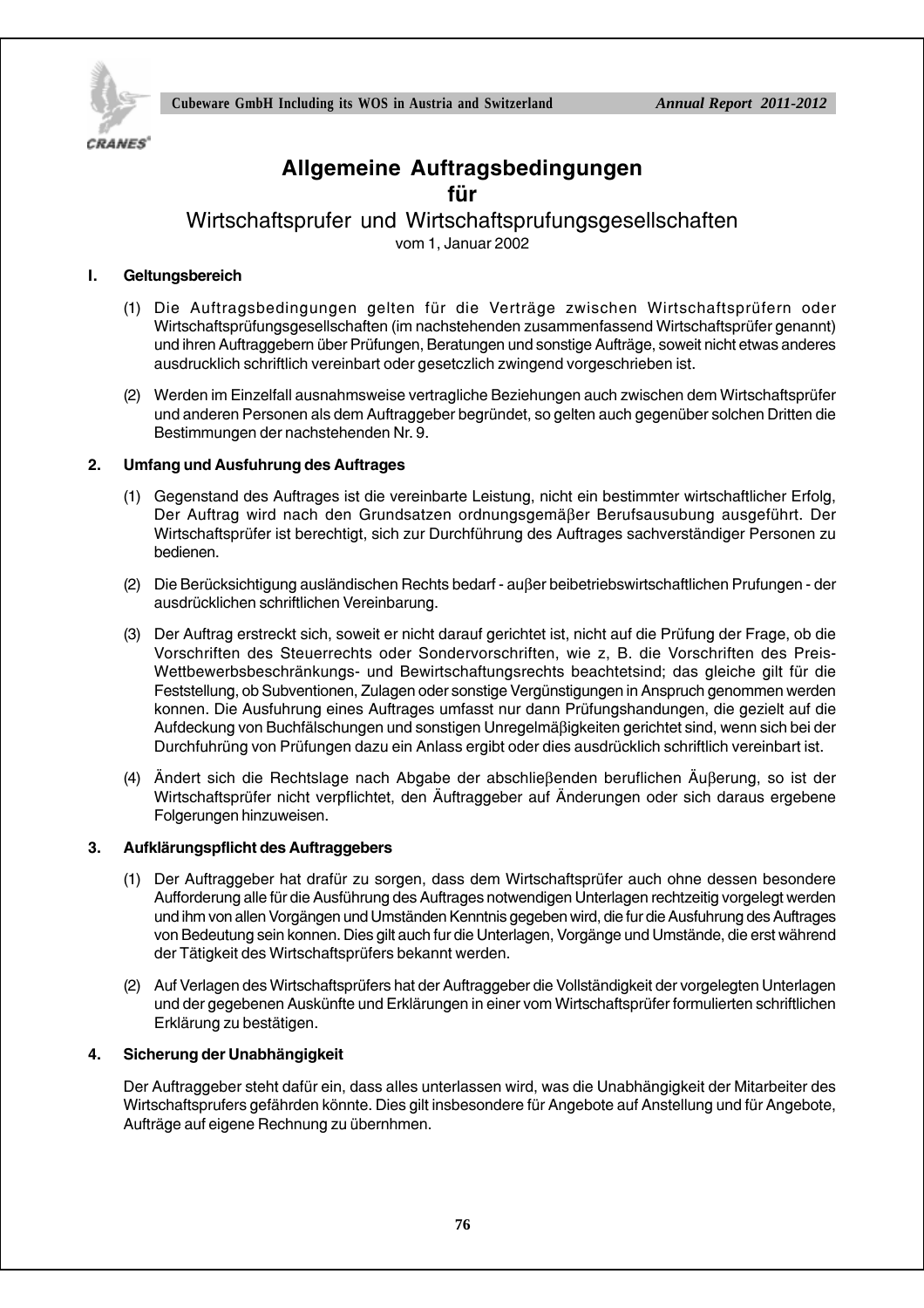# Allgemeine Auftragsbedingungen
# für
## Wirtschaftsprufer und Wirtschaftsprufungsgesellschaften

vom 1, Januar 2002

### I. Geltungsbereich

(1) Die Auftragsbedingungen gelten für die Verträge zwischen Wirtschaftsprüfern oder Wirtschaftsprüfungsgesellschaften (im nachstehenden zusammenfassend Wirtschaftsprüfer genannt) und ihren Auftraggebern über Prüfungen, Beratungen und sonstige Aufträge, soweit nicht etwas anderes ausdrucklich schriftlich vereinbart oder gesetczlich zwingend vorgeschrieben ist.

(2) Werden im Einzelfall ausnahmsweise vertragliche Beziehungen auch zwischen dem Wirtschaftsprüfer und anderen Personen als dem Auftraggeber begründet, so gelten auch gegenüber solchen Dritten die Bestimmungen der nachstehenden Nr. 9.

### 2. Umfang und Ausfuhrung des Auftrages

(1) Gegenstand des Auftrages ist die vereinbarte Leistung, nicht ein bestimmter wirtschaftlicher Erfolg, Der Auftrag wird nach den Grundsatzen ordnungsgemäβer Berufsausubung ausgeführt. Der Wirtschaftsprüfer ist berechtigt, sich zur Durchführung des Auftrages sachverständiger Personen zu bedienen.

(2) Die Berücksichtigung ausländischen Rechts bedarf - auβer beibetriebswirtschaftlichen Prufungen - der ausdrücklichen schriftlichen Vereinbarung.

(3) Der Auftrag erstreckt sich, soweit er nicht darauf gerichtet ist, nicht auf die Prüfung der Frage, ob die Vorschriften des Steuerrechts oder Sondervorschriften, wie z, B. die Vorschriften des Preis- Wettbewerbsbeschränkungs- und Bewirtschaftungsrechts beachtetsind; das gleiche gilt für die Feststellung, ob Subventionen, Zulagen oder sonstige Vergünstigungen in Anspruch genommen werden konnen. Die Ausfuhrung eines Auftrages umfasst nur dann Prüfungshandungen, die gezielt auf die Aufdeckung von Buchfälschungen und sonstigen Unregelmäβigkeiten gerichtet sind, wenn sich bei der Durchführüng von Prüfungen dazu ein Anlass ergibt oder dies ausdrücklich schriftlich vereinbart ist.

(4) Ändert sich die Rechtslage nach Abgabe der abschlieβenden beruflichen Äuβerung, so ist der Wirtschaftsprüfer nicht verpflichtet, den Äuftraggeber auf Änderungen oder sich daraus ergebene Folgerungen hinzuweisen.

### 3. Aufklärungspflicht des Auftraggebers

(1) Der Auftraggeber hat drafür zu sorgen, dass dem Wirtschaftsprüfer auch ohne dessen besondere Aufforderung alle für die Ausführung des Auftrages notwendigen Unterlagen rechtzeitig vorgelegt werden und ihm von allen Vorgängen und Umständen Kenntnis gegeben wird, die fur die Ausführung des Auftrages von Bedeutung sein konnen. Dies gilt auch fur die Unterlagen, Vorgänge und Umstände, die erst während der Tätigkeit des Wirtschaftsprüfers bekannt werden.

(2) Auf Verlagen des Wirtschaftsprüfers hat der Auftraggeber die Vollständigkeit der vorgelegten Unterlagen und der gegebenen Auskünfte und Erklärungen in einer vom Wirtschaftsprüfer formulierten schriftlichen Erklärung zu bestätigen.

### 4. Sicherung der Unabhängigkeit

Der Auftraggeber steht dafür ein, dass alles unterlassen wird, was die Unabhängigkeit der Mitarbeiter des Wirtschaftsprufers gefährden könnte. Dies gilt insbesondere für Angebote auf Anstellung und für Angebote, Aufträge auf eigene Rechnung zu übernhmen.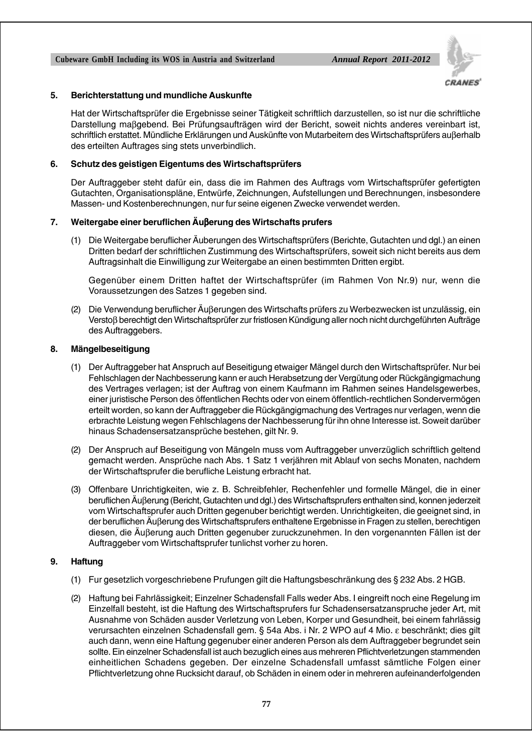### 5. Berichterstattung und mundliche Auskunfte

Hat der Wirtschaftsprüfer die Ergebnisse seiner Tätigkeit schriftlich darzustellen, so ist nur die schriftliche Darstellung maβgebend. Bei Prüfungsaufträgen wird der Bericht, soweit nichts anderes vereinbart ist, schriftlich erstattet. Mündliche Erklärungen und Auskünfte von Mutarbeitern des Wirtschaftsprüfers auβerhalb des erteilten Auftrages sing stets unverbindlich.

### 6. Schutz des geistigen Eigentums des Wirtschaftsprüfers

Der Auftraggeber steht dafür ein, dass die im Rahmen des Auftrags vom Wirtschaftsprüfer gefertigten Gutachten, Organisationspläne, Entwürfe, Zeichnungen, Aufstellungen und Berechnungen, insbesondere Massen- und Kostenberechnungen, nur fur seine eigenen Zwecke verwendet werden.

### 7. Weitergabe einer beruflichen Äuβerung des Wirtschafts prufers

(1) Die Weitergabe beruflicher Äuberungen des Wirtschaftsprüfers (Berichte, Gutachten und dgl.) an einen Dritten bedarf der schriftlichen Zustimmung des Wirtschaftsprüfers, soweit sich nicht bereits aus dem Auftragsinhalt die Einwilligung zur Weitergabe an einen bestimmten Dritten ergibt.

Gegenüber einem Dritten haftet der Wirtschaftsprüfer (im Rahmen Von Nr.9) nur, wenn die Voraussetzungen des Satzes 1 gegeben sind.

(2) Die Verwendung beruflicher Äuβerungen des Wirtschafts prüfers zu Werbezwecken ist unzulässig, ein Verstoβ berechtigt den Wirtschaftsprüfer zur fristlosen Kündigung aller noch nicht durchgeführten Aufträge des Auftraggebers.

### 8. Mängelbeseitigung

(1) Der Auftraggeber hat Anspruch auf Beseitigung etwaiger Mängel durch den Wirtschaftsprüfer. Nur bei Fehlschlagen der Nachbesserung kann er auch Herabsetzung der Vergütung oder Rückgängigmachung des Vertrages verlagen; ist der Auftrag von einem Kaufmann im Rahmen seines Handelsgewerbes, einer juristische Person des öffentlichen Rechts oder von einem öffentlich-rechtlichen Sondervermögen erteilt worden, so kann der Auftraggeber die Rückgängigmachung des Vertrages nur verlagen, wenn die erbrachte Leistung wegen Fehlschlagens der Nachbesserung für ihn ohne Interesse ist. Soweit darüber hinaus Schadensersatzansprüche bestehen, gilt Nr. 9.

(2) Der Anspruch auf Beseitigung von Mängeln muss vom Auftraggeber unverzüglich schriftlich geltend gemacht werden. Ansprüche nach Abs. 1 Satz 1 verjähren mit Ablauf von sechs Monaten, nachdem der Wirtschaftsprufer die berufliche Leistung erbracht hat.

(3) Offenbare Unrichtigkeiten, wie z. B. Schreibfehler, Rechenfehler und formelle Mängel, die in einer beruflichen Äuβerung (Bericht, Gutachten und dgl.) des Wirtschaftsprufers enthalten sind, konnen jederzeit vom Wirtschaftsprufer auch Dritten gegenuber berichtigt werden. Unrichtigkeiten, die geeignet sind, in der beruflichen Äuβerung des Wirtschaftsprufers enthaltene Ergebnisse in Fragen zu stellen, berechtigen diesen, die Äuβerung auch Dritten gegenuber zuruckzunehmen. In den vorgenannten Fällen ist der Auftraggeber vom Wirtschaftsprufer tunlichst vorher zu horen.

### 9. Haftung

(1) Fur gesetzlich vorgeschriebene Prufungen gilt die Haftungsbeschränkung des § 232 Abs. 2 HGB.

(2) Haftung bei Fahrlässigkeit; Einzelner Schadensfall Falls weder Abs. I eingreift noch eine Regelung im Einzelfall besteht, ist die Haftung des Wirtschaftsprufers fur Schadensersatzanspruche jeder Art, mit Ausnahme von Schäden ausder Verletzung von Leben, Korper und Gesundheit, bei einem fahrlässig verursachten einzelnen Schadensfall gem. § 54a Abs. i Nr. 2 WPO auf 4 Mio. ε beschränkt; dies gilt auch dann, wenn eine Haftung gegenuber einer anderen Person als dem Auftraggeber begrundet sein sollte. Ein einzelner Schadensfall ist auch bezuglich eines aus mehreren Pflichtverletzungen stammenden einheitlichen Schadens gegeben. Der einzelne Schadensfall umfasst sämtliche Folgen einer Pflichtverletzung ohne Rucksicht darauf, ob Schäden in einem oder in mehreren aufeinanderfolgenden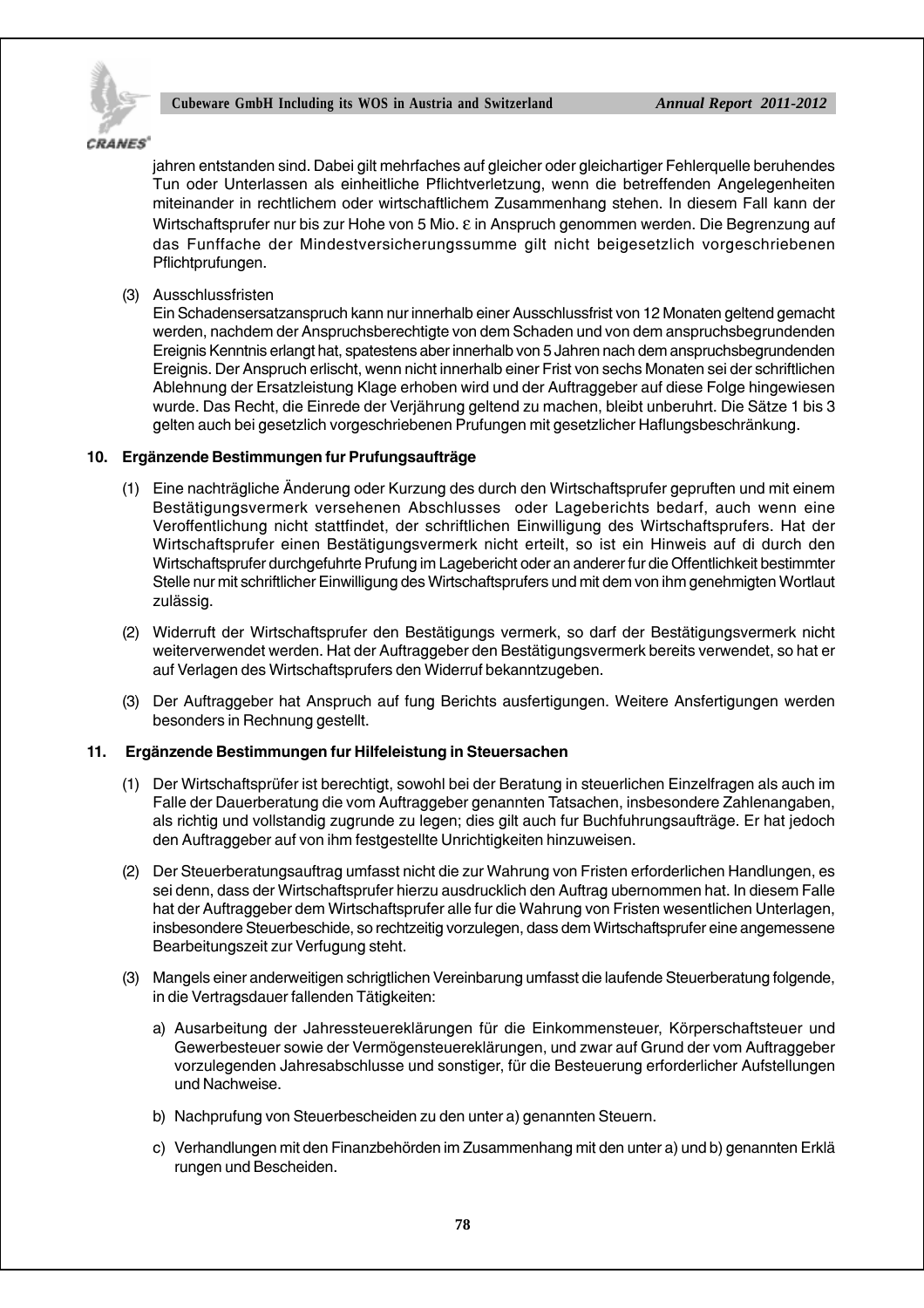jahren entstanden sind. Dabei gilt mehrfaches auf gleicher oder gleichartiger Fehlerquelle beruhendes Tun oder Unterlassen als einheitliche Pflichtverletzung, wenn die betreffenden Angelegenheiten miteinander in rechtlichem oder wirtschaftlichem Zusammenhang stehen. In diesem Fall kann der Wirtschaftsprufer nur bis zur Hohe von 5 Mio. ε in Anspruch genommen werden. Die Begrenzung auf das Funffache der Mindestversicherungssumme gilt nicht beigesetzlich vorgeschriebenen Pflichtprufungen.

(3) Ausschlussfristen
Ein Schadensersatzanspruch kann nur innerhalb einer Ausschlussfrist von 12 Monaten geltend gemacht werden, nachdem der Anspruchsberechtigte von dem Schaden und von dem anspruchsbegrundenden Ereignis Kenntnis erlangt hat, spatestens aber innerhalb von 5 Jahren nach dem anspruchsbegrundenden Ereignis. Der Anspruch erlischt, wenn nicht innerhalb einer Frist von sechs Monaten sei der schriftlichen Ablehnung der Ersatzleistung Klage erhoben wird und der Auftraggeber auf diese Folge hingewiesen wurde. Das Recht, die Einrede der Verjährung geltend zu machen, bleibt unberuhrt. Die Sätze 1 bis 3 gelten auch bei gesetzlich vorgeschriebenen Prufungen mit gesetzlicher Haflungsbeschränkung.

**10. Ergänzende Bestimmungen fur Prufungsaufträge**

(1) Eine nachträgliche Änderung oder Kurzung des durch den Wirtschaftsprufer gepruften und mit einem Bestätigungsvermerk versehenen Abschlusses oder Lageberichts bedarf, auch wenn eine Veroffentlichung nicht stattfindet, der schriftlichen Einwilligung des Wirtschaftsprufers. Hat der Wirtschaftsprufer einen Bestätigungsvermerk nicht erteilt, so ist ein Hinweis auf di durch den Wirtschaftsprufer durchgefuhrte Prufung im Lagebericht oder an anderer fur die Offentlichkeit bestimmter Stelle nur mit schriftlicher Einwilligung des Wirtschaftsprufers und mit dem von ihm genehmigten Wortlaut zulässig.

(2) Widerruft der Wirtschaftsprufer den Bestätigungs vermerk, so darf der Bestätigungsvermerk nicht weiterverwendet werden. Hat der Auftraggeber den Bestätigungsvermerk bereits verwendet, so hat er auf Verlagen des Wirtschaftsprufers den Widerruf bekanntzugeben.

(3) Der Auftraggeber hat Anspruch auf fung Berichts ausfertigungen. Weitere Ansfertigungen werden besonders in Rechnung gestellt.

**11. Ergänzende Bestimmungen fur Hilfeleistung in Steuersachen**

(1) Der Wirtschaftsprüfer ist berechtigt, sowohl bei der Beratung in steuerlichen Einzelfragen als auch im Falle der Dauerberatung die vom Auftraggeber genannten Tatsachen, insbesondere Zahlenangaben, als richtig und vollstandig zugrunde zu legen; dies gilt auch fur Buchfuhrungsaufträge. Er hat jedoch den Auftraggeber auf von ihm festgestellte Unrichtigkeiten hinzuweisen.

(2) Der Steuerberatungsauftrag umfasst nicht die zur Wahrung von Fristen erforderlichen Handlungen, es sei denn, dass der Wirtschaftsprufer hierzu ausdrucklich den Auftrag ubernommen hat. In diesem Falle hat der Auftraggeber dem Wirtschaftsprufer alle fur die Wahrung von Fristen wesentlichen Unterlagen, insbesondere Steuerbeschide, so rechtzeitig vorzulegen, dass dem Wirtschaftsprufer eine angemessene Bearbeitungszeit zur Verfugung steht.

(3) Mangels einer anderweitigen schrigtlichen Vereinbarung umfasst die laufende Steuerberatung folgende, in die Vertragsdauer fallenden Tätigkeiten:

a) Ausarbeitung der Jahressteuereklärungen für die Einkommensteuer, Körperschaftsteuer und Gewerbesteuer sowie der Vermögensteuereklärungen, und zwar auf Grund der vom Auftraggeber vorzulegenden Jahresabschlusse und sonstiger, für die Besteuerung erforderlicher Aufstellungen und Nachweise.

b) Nachprufung von Steuerbescheiden zu den unter a) genannten Steuern.

c) Verhandlungen mit den Finanzbehörden im Zusammenhang mit den unter a) und b) genannten Erklä rungen und Bescheiden.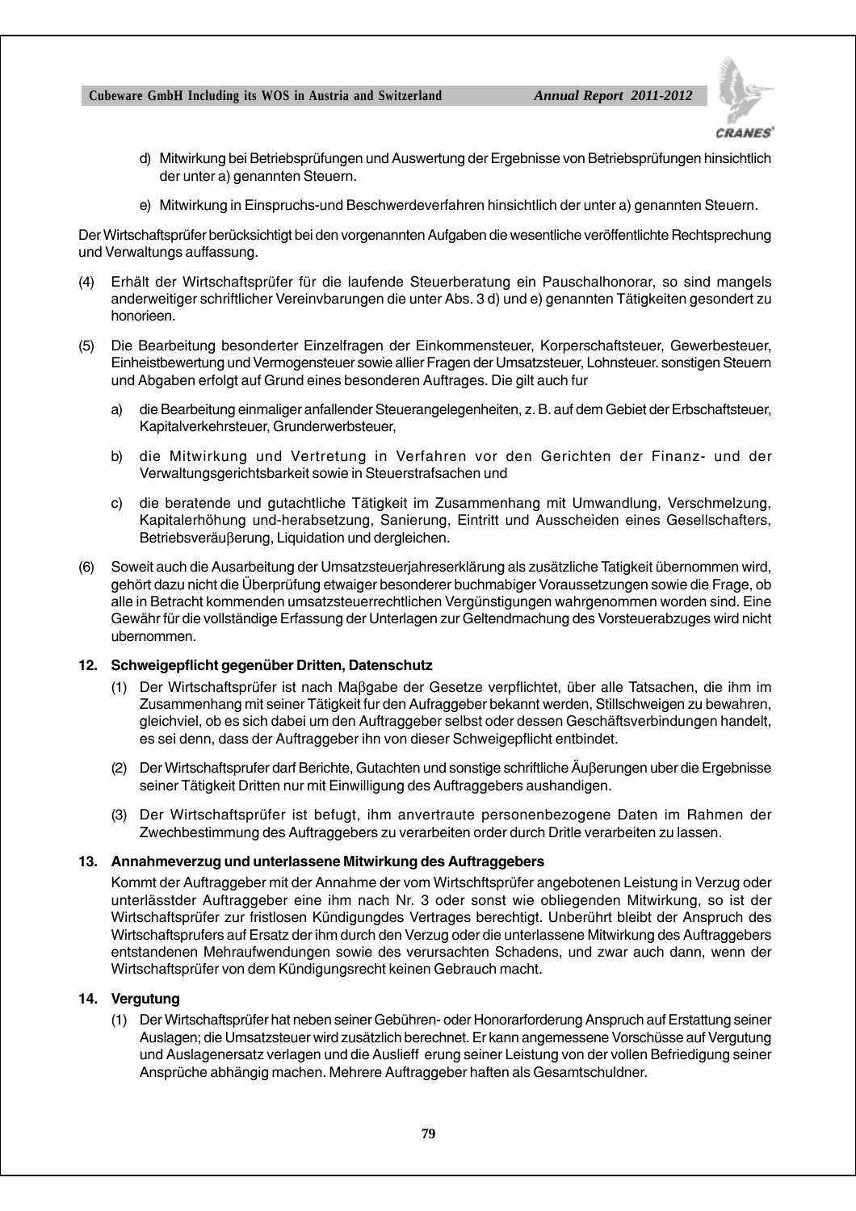d) Mitwirkung bei Betriebsprüfungen und Auswertung der Ergebnisse von Betriebsprüfungen hinsichtlich der unter a) genannten Steuern.

e) Mitwirkung in Einspruchs-und Beschwerdeverfahren hinsichtlich der unter a) genannten Steuern.

Der Wirtschaftsprüfer berücksichtigt bei den vorgenannten Aufgaben die wesentliche veröffentlichte Rechtsprechung und Verwaltungs auffassung.

(4) Erhält der Wirtschaftsprüfer für die laufende Steuerberatung ein Pauschalhonorar, so sind mangels anderweitiger schriftlicher Vereinvbarungen die unter Abs. 3 d) und e) genannten Tätigkeiten gesondert zu honorieen.

(5) Die Bearbeitung besonderter Einzelfragen der Einkommensteuer, Korperschaftsteuer, Gewerbesteuer, Einheistbewertung und Vermogensteuer sowie allier Fragen der Umsatzsteuer, Lohnsteuer. sonstigen Steuern und Abgaben erfolgt auf Grund eines besonderen Auftrages. Die gilt auch fur

a) die Bearbeitung einmaliger anfallender Steuerangelegenheiten, z. B. auf dem Gebiet der Erbschaftsteuer, Kapitalverkehrsteuer, Grunderwerbsteuer,

b) die Mitwirkung und Vertretung in Verfahren vor den Gerichten der Finanz- und der Verwaltungsgerichtsbarkeit sowie in Steuerstrafsachen und

c) die beratende und gutachtliche Tätigkeit im Zusammenhang mit Umwandlung, Verschmelzung, Kapitalerhöhung und-herabsetzung, Sanierung, Eintritt und Ausscheiden eines Gesellschafters, Betriebsveräuβerung, Liquidation und dergleichen.

(6) Soweit auch die Ausarbeitung der Umsatzsteuerjahreserklärung als zusätzliche Tatigkeit übernommen wird, gehört dazu nicht die Überprüfung etwaiger besonderer buchmabiger Voraussetzungen sowie die Frage, ob alle in Betracht kommenden umsatzsteuerrechtlichen Vergünstigungen wahrgenommen worden sind. Eine Gewähr für die vollständige Erfassung der Unterlagen zur Geltendmachung des Vorsteuerabzuges wird nicht ubernommen.

**12. Schweigepflicht gegenüber Dritten, Datenschutz**

(1) Der Wirtschaftsprüfer ist nach Maβgabe der Gesetze verpflichtet, über alle Tatsachen, die ihm im Zusammenhang mit seiner Tätigkeit fur den Auftraggeber bekannt werden, Stillschweigen zu bewahren, gleichviel, ob es sich dabei um den Auftraggeber selbst oder dessen Geschäftsverbindungen handelt, es sei denn, dass der Auftraggeber ihn von dieser Schweigepflicht entbindet.

(2) Der Wirtschaftsprufer darf Berichte, Gutachten und sonstige schriftliche Äuβerungen uber die Ergebnisse seiner Tätigkeit Dritten nur mit Einwilligung des Auftraggebers aushandigen.

(3) Der Wirtschaftsprüfer ist befugt, ihm anvertraute personenbezogene Daten im Rahmen der Zwechbestimmung des Auftraggebers zu verarbeiten order durch Dritle verarbeiten zu lassen.

**13. Annahmeverzug und unterlassene Mitwirkung des Auftraggebers**

Kommt der Auftraggeber mit der Annahme der vom Wirtschftsprüfer angebotenen Leistung in Verzug oder unterlässtder Auftraggeber eine ihm nach Nr. 3 oder sonst wie obliegenden Mitwirkung, so ist der Wirtschaftsprüfer zur fristlosen Kündigungdes Vertrages berechtigt. Unberührt bleibt der Anspruch des Wirtschaftsprufers auf Ersatz der ihm durch den Verzug oder die unterlassene Mitwirkung des Auftraggebers entstandenen Mehraufwendungen sowie des verursachten Schadens, und zwar auch dann, wenn der Wirtschaftsprüfer von dem Kündigungsrecht keinen Gebrauch macht.

**14. Vergutung**

(1) Der Wirtschaftsprüfer hat neben seiner Gebühren- oder Honorarforderung Anspruch auf Erstattung seiner Auslagen; die Umsatzsteuer wird zusätzlich berechnet. Er kann angemessene Vorschüsse auf Vergutung und Auslagenersatz verlagen und die Auslieff erung seiner Leistung von der vollen Befriedigung seiner Ansprüche abhängig machen. Mehrere Auftraggeber haften als Gesamtschuldner.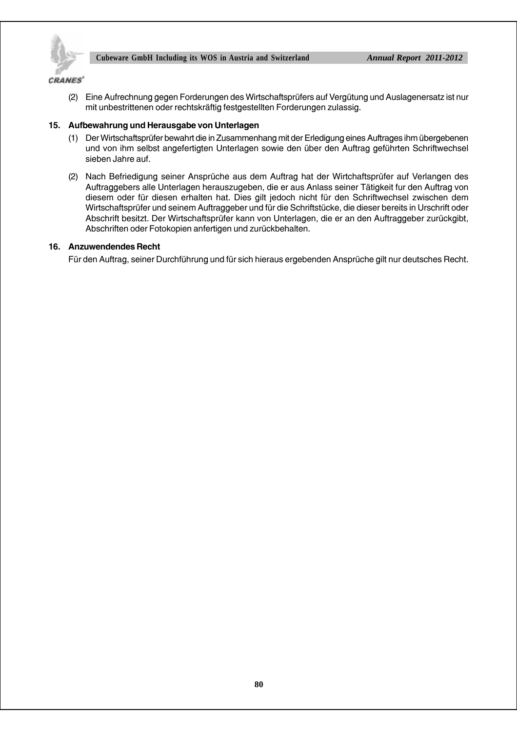(2) Eine Aufrechnung gegen Forderungen des Wirtschaftsprüfers auf Vergütung und Auslagenersatz ist nur mit unbestrittenen oder rechtskräftig festgestellten Forderungen zulassig.

**15. Aufbewahrung und Herausgabe von Unterlagen**

(1) Der Wirtschaftsprüfer bewahrt die in Zusammenhang mit der Erledigung eines Auftrages ihm übergebenen und von ihm selbst angefertigten Unterlagen sowie den über den Auftrag geführten Schriftwechsel sieben Jahre auf.

(2) Nach Befriedigung seiner Ansprüche aus dem Auftrag hat der Wirtchaftsprüfer auf Verlangen des Auftraggebers alle Unterlagen herauszugeben, die er aus Anlass seiner Tätigkeit fur den Auftrag von diesem oder für diesen erhalten hat. Dies gilt jedoch nicht für den Schriftwechsel zwischen dem Wirtschaftsprüfer und seinem Auftraggeber und für die Schriftstücke, die dieser bereits in Urschrift oder Abschrift besitzt. Der Wirtschaftsprüfer kann von Unterlagen, die er an den Auftraggeber zurückgibt, Abschriften oder Fotokopien anfertigen und zurückbehalten.

**16. Anzuwendendes Recht**

Für den Auftrag, seiner Durchführung und für sich hieraus ergebenden Ansprüche gilt nur deutsches Recht.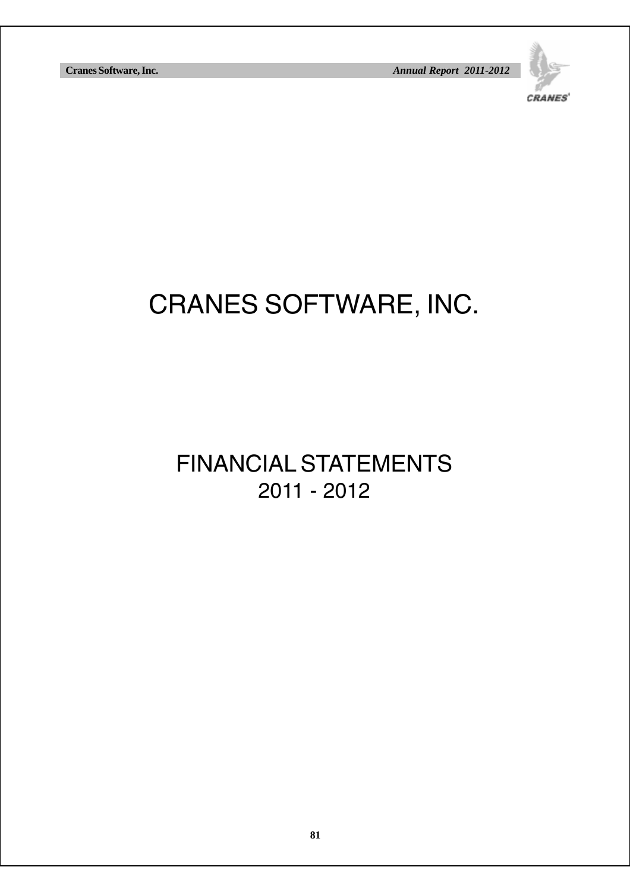# CRANES SOFTWARE, INC.

## FINANCIAL STATEMENTS
## 2011 - 2012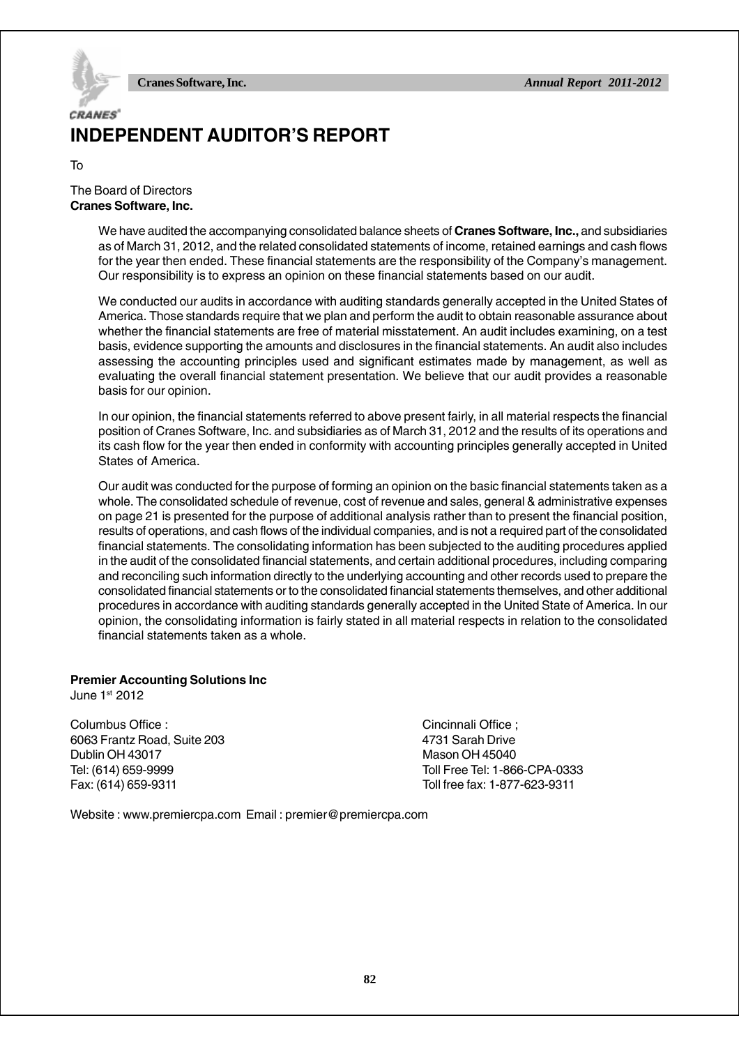# INDEPENDENT AUDITOR'S REPORT

To

The Board of Directors
**Cranes Software, Inc.**

We have audited the accompanying consolidated balance sheets of **Cranes Software, Inc.,** and subsidiaries as of March 31, 2012, and the related consolidated statements of income, retained earnings and cash flows for the year then ended. These financial statements are the responsibility of the Company's management. Our responsibility is to express an opinion on these financial statements based on our audit.

We conducted our audits in accordance with auditing standards generally accepted in the United States of America. Those standards require that we plan and perform the audit to obtain reasonable assurance about whether the financial statements are free of material misstatement. An audit includes examining, on a test basis, evidence supporting the amounts and disclosures in the financial statements. An audit also includes assessing the accounting principles used and significant estimates made by management, as well as evaluating the overall financial statement presentation. We believe that our audit provides a reasonable basis for our opinion.

In our opinion, the financial statements referred to above present fairly, in all material respects the financial position of Cranes Software, Inc. and subsidiaries as of March 31, 2012 and the results of its operations and its cash flow for the year then ended in conformity with accounting principles generally accepted in United States of America.

Our audit was conducted for the purpose of forming an opinion on the basic financial statements taken as a whole. The consolidated schedule of revenue, cost of revenue and sales, general & administrative expenses on page 21 is presented for the purpose of additional analysis rather than to present the financial position, results of operations, and cash flows of the individual companies, and is not a required part of the consolidated financial statements. The consolidating information has been subjected to the auditing procedures applied in the audit of the consolidated financial statements, and certain additional procedures, including comparing and reconciling such information directly to the underlying accounting and other records used to prepare the consolidated financial statements or to the consolidated financial statements themselves, and other additional procedures in accordance with auditing standards generally accepted in the United State of America. In our opinion, the consolidating information is fairly stated in all material respects in relation to the consolidated financial statements taken as a whole.

**Premier Accounting Solutions Inc**
June 1st 2012

Columbus Office :
6063 Frantz Road, Suite 203
Dublin OH 43017
Tel: (614) 659-9999
Fax: (614) 659-9311

Cincinnali Office ;
4731 Sarah Drive
Mason OH 45040
Toll Free Tel: 1-866-CPA-0333
Toll free fax: 1-877-623-9311

Website : www.premiercpa.com Email : premier@premiercpa.com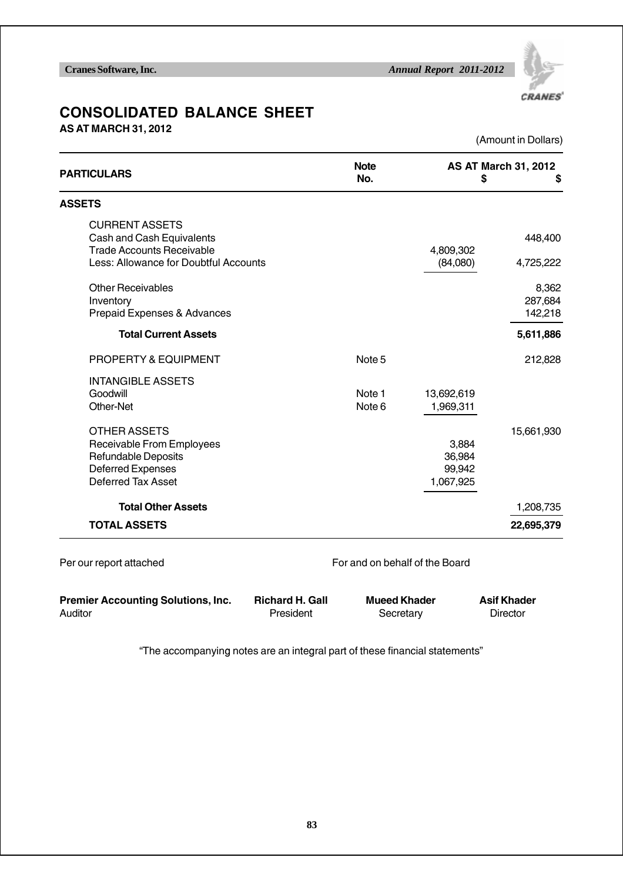# CONSOLIDATED BALANCE SHEET

**AS AT MARCH 31, 2012**

(Amount in Dollars)

| PARTICULARS | Note No. | AS AT March 31, 2012 $ | $ |
|---|---|---|---|
| **ASSETS** | | | |
| CURRENT ASSETS | | | |
| Cash and Cash Equivalents | | | 448,400 |
| Trade Accounts Receivable | | 4,809,302 | |
| Less: Allowance for Doubtful Accounts | | (84,080) | 4,725,222 |
| Other Receivables | | | 8,362 |
| Inventory | | | 287,684 |
| Prepaid Expenses & Advances | | | 142,218 |
| **Total Current Assets** | | | **5,611,886** |
| PROPERTY & EQUIPMENT | Note 5 | | 212,828 |
| INTANGIBLE ASSETS | | | |
| Goodwill | Note 1 | 13,692,619 | |
| Other-Net | Note 6 | 1,969,311 | |
| OTHER ASSETS | | | 15,661,930 |
| Receivable From Employees | | 3,884 | |
| Refundable Deposits | | 36,984 | |
| Deferred Expenses | | 99,942 | |
| Deferred Tax Asset | | 1,067,925 | |
| **Total Other Assets** | | | 1,208,735 |
| **TOTAL ASSETS** | | | **22,695,379** |

Per our report attached

For and on behalf of the Board

| **Premier Accounting Solutions, Inc.** | **Richard H. Gall** | **Mueed Khader** | **Asif Khader** |
|---|---|---|---|
| Auditor | President | Secretary | Director |

"The accompanying notes are an integral part of these financial statements"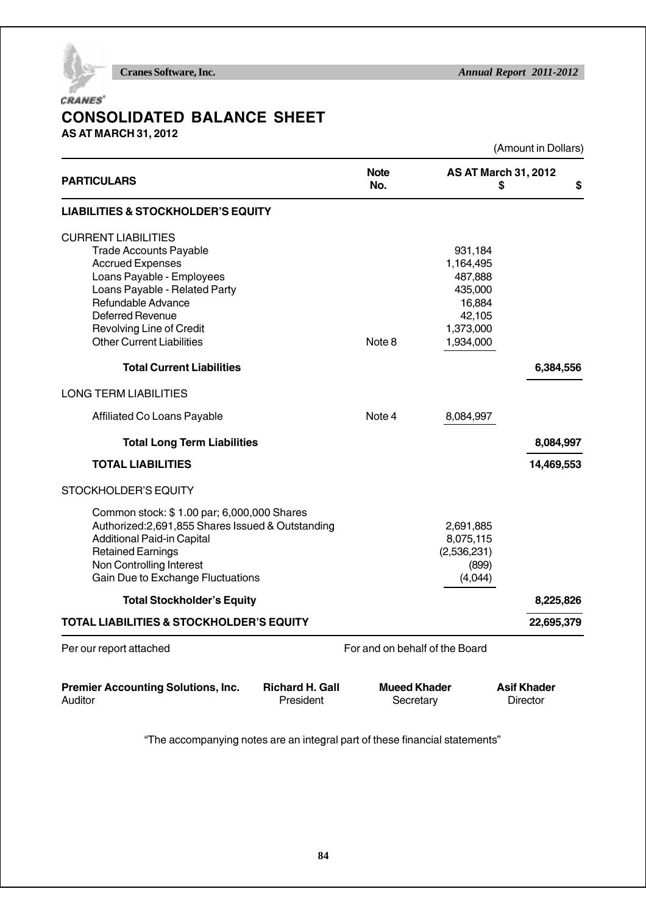# CONSOLIDATED BALANCE SHEET

**AS AT MARCH 31, 2012**

(Amount in Dollars)

| PARTICULARS | Note No. | AS AT March 31, 2012 $ | $ |
|---|---|---|---|
| **LIABILITIES & STOCKHOLDER'S EQUITY** | | | |
| CURRENT LIABILITIES | | | |
| Trade Accounts Payable | | 931,184 | |
| Accrued Expenses | | 1,164,495 | |
| Loans Payable - Employees | | 487,888 | |
| Loans Payable - Related Party | | 435,000 | |
| Refundable Advance | | 16,884 | |
| Deferred Revenue | | 42,105 | |
| Revolving Line of Credit | | 1,373,000 | |
| Other Current Liabilities | Note 8 | 1,934,000 | |
| **Total Current Liabilities** | | | **6,384,556** |
| LONG TERM LIABILITIES | | | |
| Affiliated Co Loans Payable | Note 4 | 8,084,997 | |
| **Total Long Term Liabilities** | | | **8,084,997** |
| **TOTAL LIABILITIES** | | | **14,469,553** |
| STOCKHOLDER'S EQUITY | | | |
| Common stock: $ 1.00 par; 6,000,000 Shares Authorized:2,691,855 Shares Issued & Outstanding | | 2,691,885 | |
| Additional Paid-in Capital | | 8,075,115 | |
| Retained Earnings | | (2,536,231) | |
| Non Controlling Interest | | (899) | |
| Gain Due to Exchange Fluctuations | | (4,044) | |
| **Total Stockholder's Equity** | | | **8,225,826** |
| **TOTAL LIABILITIES & STOCKHOLDER'S EQUITY** | | | **22,695,379** |

Per our report attached

For and on behalf of the Board

| | | | |
|---|---|---|---|
| **Premier Accounting Solutions, Inc.** | **Richard H. Gall** | **Mueed Khader** | **Asif Khader** |
| Auditor | President | Secretary | Director |

"The accompanying notes are an integral part of these financial statements"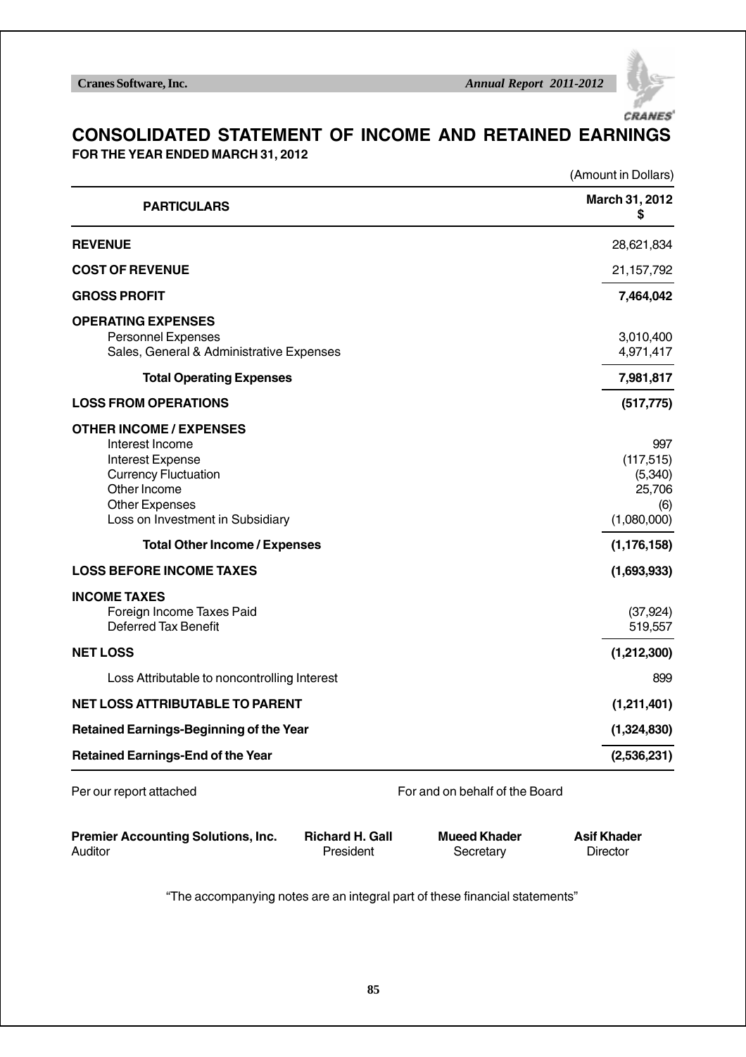# CONSOLIDATED STATEMENT OF INCOME AND RETAINED EARNINGS

**FOR THE YEAR ENDED MARCH 31, 2012**

(Amount in Dollars)

| PARTICULARS | March 31, 2012 $ |
|---|---|
| **REVENUE** | 28,621,834 |
| **COST OF REVENUE** | 21,157,792 |
| **GROSS PROFIT** | **7,464,042** |
| **OPERATING EXPENSES** | |
| Personnel Expenses | 3,010,400 |
| Sales, General & Administrative Expenses | 4,971,417 |
| **Total Operating Expenses** | **7,981,817** |
| **LOSS FROM OPERATIONS** | **(517,775)** |
| **OTHER INCOME / EXPENSES** | |
| Interest Income | 997 |
| Interest Expense | (117,515) |
| Currency Fluctuation | (5,340) |
| Other Income | 25,706 |
| Other Expenses | (6) |
| Loss on Investment in Subsidiary | (1,080,000) |
| **Total Other Income / Expenses** | **(1,176,158)** |
| **LOSS BEFORE INCOME TAXES** | **(1,693,933)** |
| **INCOME TAXES** | |
| Foreign Income Taxes Paid | (37,924) |
| Deferred Tax Benefit | 519,557 |
| **NET LOSS** | **(1,212,300)** |
| Loss Attributable to noncontrolling Interest | 899 |
| **NET LOSS ATTRIBUTABLE TO PARENT** | **(1,211,401)** |
| **Retained Earnings-Beginning of the Year** | **(1,324,830)** |
| **Retained Earnings-End of the Year** | **(2,536,231)** |

Per our report attached

For and on behalf of the Board

**Premier Accounting Solutions, Inc.**
Auditor

**Richard H. Gall**
President

**Mueed Khader**
Secretary

**Asif Khader**
Director

"The accompanying notes are an integral part of these financial statements"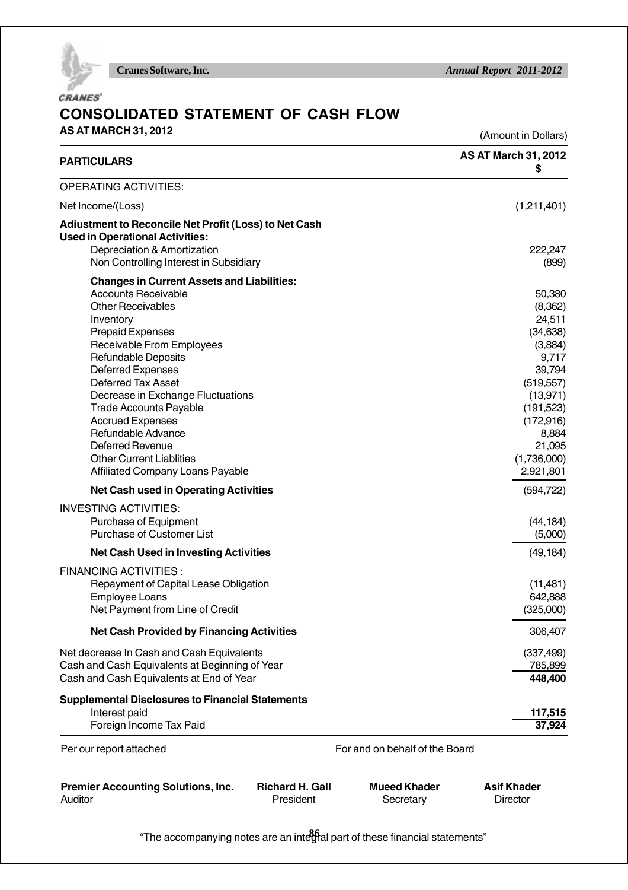# CONSOLIDATED STATEMENT OF CASH FLOW

**AS AT MARCH 31, 2012**

(Amount in Dollars)

| **PARTICULARS** | **AS AT March 31, 2012 $** |
|---|---|
| OPERATING ACTIVITIES: | |
| Net Income/(Loss) | (1,211,401) |
| **Adiustment to Reconcile Net Profit (Loss) to Net Cash Used in Operational Activities:** | |
| Depreciation & Amortization | 222,247 |
| Non Controlling Interest in Subsidiary | (899) |
| **Changes in Current Assets and Liabilities:** | |
| Accounts Receivable | 50,380 |
| Other Receivables | (8,362) |
| Inventory | 24,511 |
| Prepaid Expenses | (34,638) |
| Receivable From Employees | (3,884) |
| Refundable Deposits | 9,717 |
| Deferred Expenses | 39,794 |
| Deferred Tax Asset | (519,557) |
| Decrease in Exchange Fluctuations | (13,971) |
| Trade Accounts Payable | (191,523) |
| Accrued Expenses | (172,916) |
| Refundable Advance | 8,884 |
| Deferred Revenue | 21,095 |
| Other Current Liablities | (1,736,000) |
| Affiliated Company Loans Payable | 2,921,801 |
| **Net Cash used in Operating Activities** | (594,722) |
| INVESTING ACTIVITIES: | |
| Purchase of Equipment | (44,184) |
| Purchase of Customer List | (5,000) |
| **Net Cash Used in Investing Activities** | (49,184) |
| FINANCING ACTIVITIES : | |
| Repayment of Capital Lease Obligation | (11,481) |
| Employee Loans | 642,888 |
| Net Payment from Line of Credit | (325,000) |
| **Net Cash Provided by Financing Activities** | 306,407 |
| Net decrease In Cash and Cash Equivalents | (337,499) |
| Cash and Cash Equivalents at Beginning of Year | 785,899 |
| Cash and Cash Equivalents at End of Year | **448,400** |
| **Supplemental Disclosures to Financial Statements** | |
| Interest paid | **117,515** |
| Foreign Income Tax Paid | **37,924** |

Per our report attached

For and on behalf of the Board

| **Premier Accounting Solutions, Inc.** | **Richard H. Gall** | **Mueed Khader** | **Asif Khader** |
|---|---|---|---|
| Auditor | President | Secretary | Director |

"The accompanying notes are an integral part of these financial statements"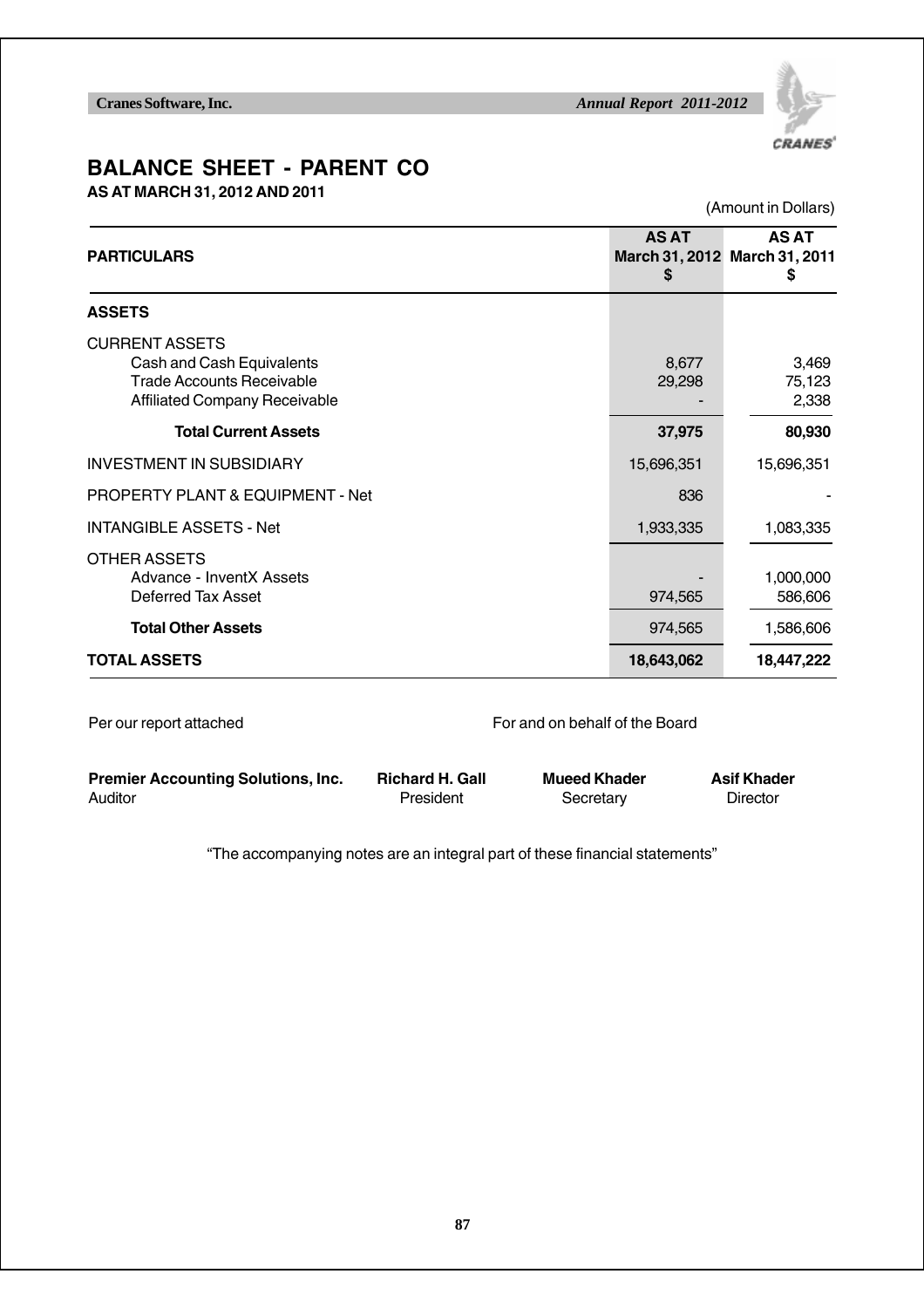# BALANCE SHEET - PARENT CO

**AS AT MARCH 31, 2012 AND 2011**

(Amount in Dollars)

| PARTICULARS | AS AT March 31, 2012 $ | AS AT March 31, 2011 $ |
|---|---|---|
| **ASSETS** | | |
| CURRENT ASSETS | | |
| Cash and Cash Equivalents | 8,677 | 3,469 |
| Trade Accounts Receivable | 29,298 | 75,123 |
| Affiliated Company Receivable | - | 2,338 |
| **Total Current Assets** | **37,975** | **80,930** |
| INVESTMENT IN SUBSIDIARY | 15,696,351 | 15,696,351 |
| PROPERTY PLANT & EQUIPMENT - Net | 836 | - |
| INTANGIBLE ASSETS - Net | 1,933,335 | 1,083,335 |
| OTHER ASSETS | | |
| Advance - InventX Assets | - | 1,000,000 |
| Deferred Tax Asset | 974,565 | 586,606 |
| **Total Other Assets** | 974,565 | 1,586,606 |
| **TOTAL ASSETS** | **18,643,062** | **18,447,222** |

Per our report attached

For and on behalf of the Board

**Premier Accounting Solutions, Inc.**
Auditor

**Richard H. Gall**
President

**Mueed Khader**
Secretary

**Asif Khader**
Director

"The accompanying notes are an integral part of these financial statements"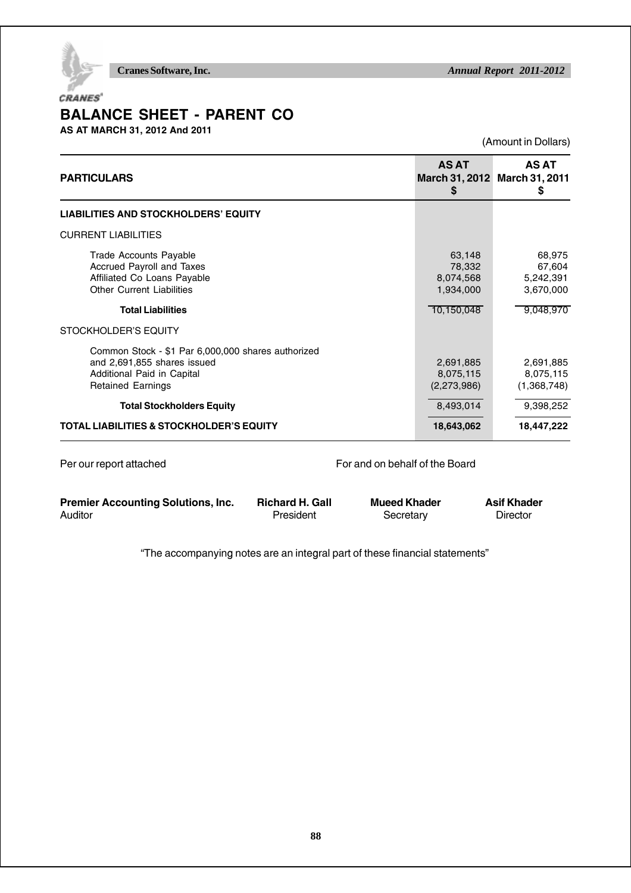# BALANCE SHEET - PARENT CO

**AS AT MARCH 31, 2012 And 2011**

(Amount in Dollars)

| PARTICULARS | AS AT March 31, 2012 $ | AS AT March 31, 2011 $ |
|---|---|---|
| **LIABILITIES AND STOCKHOLDERS' EQUITY** | | |
| CURRENT LIABILITIES | | |
| Trade Accounts Payable | 63,148 | 68,975 |
| Accrued Payroll and Taxes | 78,332 | 67,604 |
| Affiliated Co Loans Payable | 8,074,568 | 5,242,391 |
| Other Current Liabilities | 1,934,000 | 3,670,000 |
| **Total Liabilities** | 10,150,048 | 9,048,970 |
| STOCKHOLDER'S EQUITY | | |
| Common Stock - $1 Par 6,000,000 shares authorized and 2,691,855 shares issued | 2,691,885 | 2,691,885 |
| Additional Paid in Capital | 8,075,115 | 8,075,115 |
| Retained Earnings | (2,273,986) | (1,368,748) |
| **Total Stockholders Equity** | 8,493,014 | 9,398,252 |
| **TOTAL LIABILITIES & STOCKHOLDER'S EQUITY** | **18,643,062** | **18,447,222** |

Per our report attached

For and on behalf of the Board

| **Premier Accounting Solutions, Inc.** | **Richard H. Gall** | **Mueed Khader** | **Asif Khader** |
|---|---|---|---|
| Auditor | President | Secretary | Director |

"The accompanying notes are an integral part of these financial statements"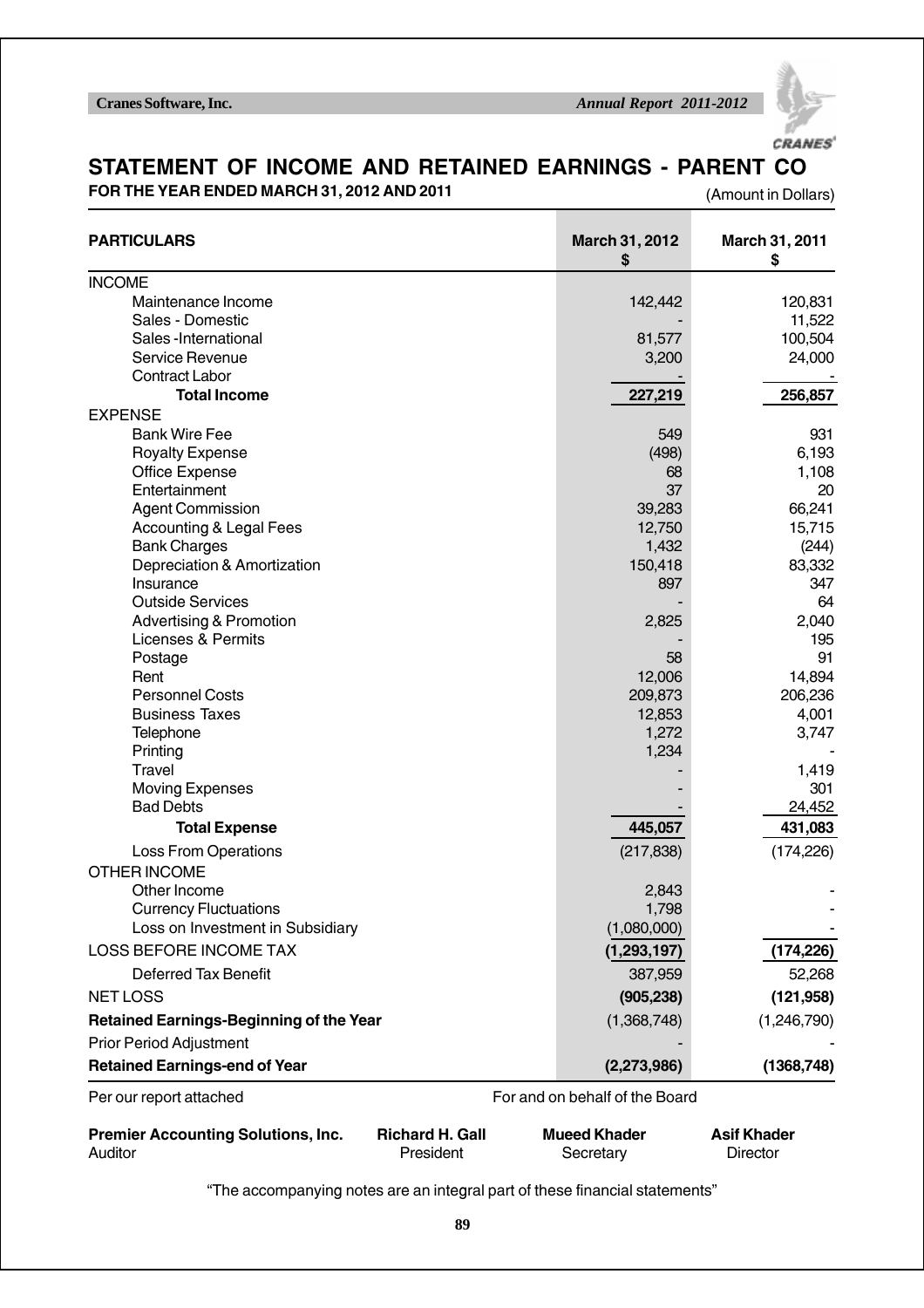# STATEMENT OF INCOME AND RETAINED EARNINGS - PARENT CO

**FOR THE YEAR ENDED MARCH 31, 2012 AND 2011**

(Amount in Dollars)

| PARTICULARS | March 31, 2012 $ | March 31, 2011 $ |
|---|---|---|
| INCOME | | |
| Maintenance Income | 142,442 | 120,831 |
| Sales - Domestic | - | 11,522 |
| Sales -International | 81,577 | 100,504 |
| Service Revenue | 3,200 | 24,000 |
| Contract Labor | - | - |
| **Total Income** | **227,219** | **256,857** |
| EXPENSE | | |
| Bank Wire Fee | 549 | 931 |
| Royalty Expense | (498) | 6,193 |
| Office Expense | 68 | 1,108 |
| Entertainment | 37 | 20 |
| Agent Commission | 39,283 | 66,241 |
| Accounting & Legal Fees | 12,750 | 15,715 |
| Bank Charges | 1,432 | (244) |
| Depreciation & Amortization | 150,418 | 83,332 |
| Insurance | 897 | 347 |
| Outside Services | - | 64 |
| Advertising & Promotion | 2,825 | 2,040 |
| Licenses & Permits | - | 195 |
| Postage | 58 | 91 |
| Rent | 12,006 | 14,894 |
| Personnel Costs | 209,873 | 206,236 |
| Business Taxes | 12,853 | 4,001 |
| Telephone | 1,272 | 3,747 |
| Printing | 1,234 | - |
| Travel | - | 1,419 |
| Moving Expenses | - | 301 |
| Bad Debts | - | 24,452 |
| **Total Expense** | **445,057** | **431,083** |
| Loss From Operations | (217,838) | (174,226) |
| OTHER INCOME | | |
| Other Income | 2,843 | - |
| Currency Fluctuations | 1,798 | - |
| Loss on Investment in Subsidiary | (1,080,000) | - |
| LOSS BEFORE INCOME TAX | **(1,293,197)** | **(174,226)** |
| Deferred Tax Benefit | 387,959 | 52,268 |
| NET LOSS | **(905,238)** | **(121,958)** |
| **Retained Earnings-Beginning of the Year** | (1,368,748) | (1,246,790) |
| Prior Period Adjustment | - | - |
| **Retained Earnings-end of Year** | **(2,273,986)** | **(1368,748)** |

Per our report attached

For and on behalf of the Board

**Premier Accounting Solutions, Inc.**
Auditor

**Richard H. Gall**
President

**Mueed Khader**
Secretary

**Asif Khader**
Director

"The accompanying notes are an integral part of these financial statements"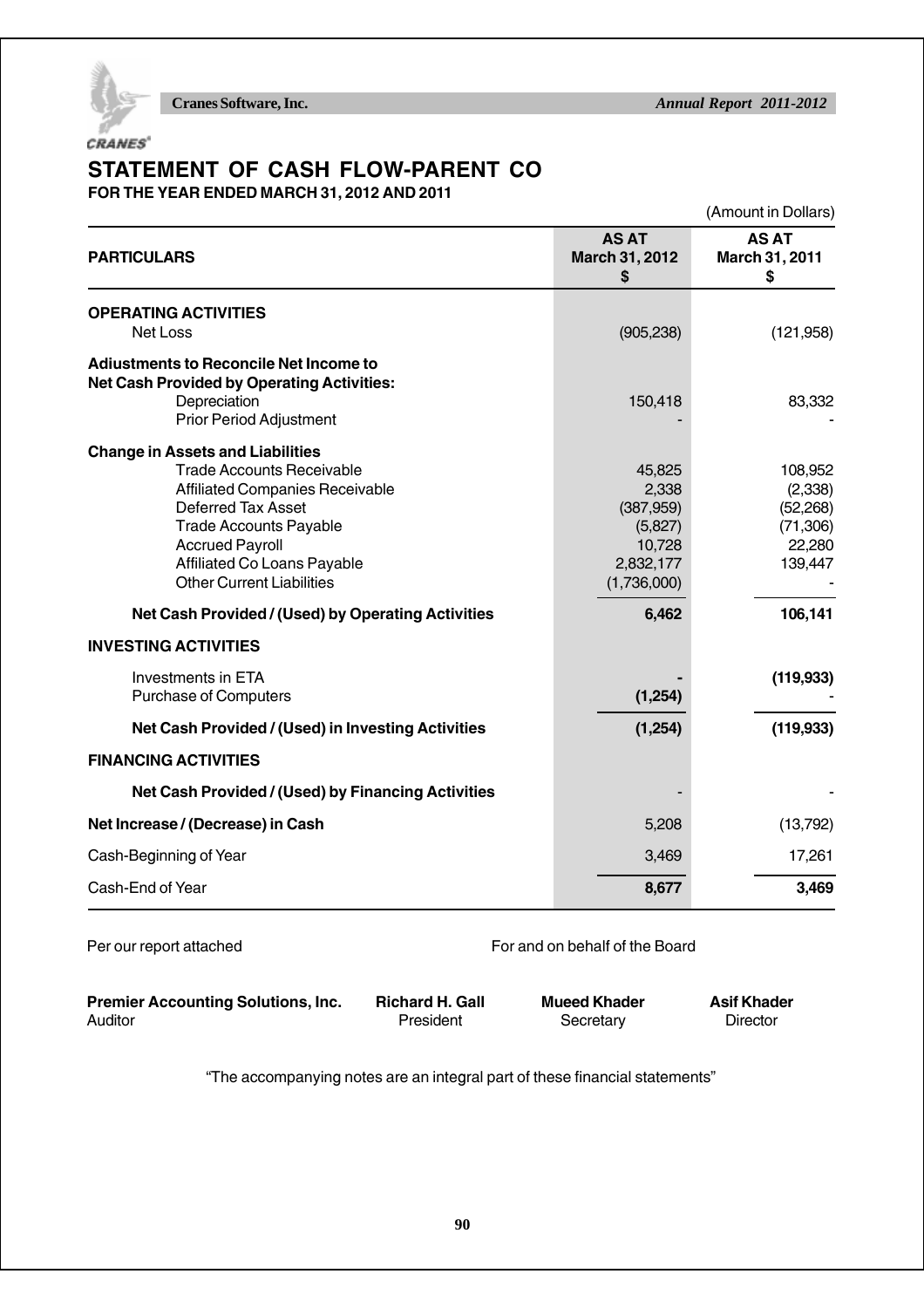# STATEMENT OF CASH FLOW-PARENT CO

**FOR THE YEAR ENDED MARCH 31, 2012 AND 2011**

(Amount in Dollars)

| PARTICULARS | AS AT March 31, 2012 $ | AS AT March 31, 2011 $ |
|---|---|---|
| **OPERATING ACTIVITIES** | | |
| Net Loss | (905,238) | (121,958) |
| **Adiustments to Reconcile Net Income to Net Cash Provided by Operating Activities:** | | |
| Depreciation | 150,418 | 83,332 |
| Prior Period Adjustment | - | - |
| **Change in Assets and Liabilities** | | |
| Trade Accounts Receivable | 45,825 | 108,952 |
| Affiliated Companies Receivable | 2,338 | (2,338) |
| Deferred Tax Asset | (387,959) | (52,268) |
| Trade Accounts Payable | (5,827) | (71,306) |
| Accrued Payroll | 10,728 | 22,280 |
| Affiliated Co Loans Payable | 2,832,177 | 139,447 |
| Other Current Liabilities | (1,736,000) | - |
| **Net Cash Provided / (Used) by Operating Activities** | **6,462** | **106,141** |
| **INVESTING ACTIVITIES** | | |
| Investments in ETA | **-** | **(119,933)** |
| Purchase of Computers | **(1,254)** | - |
| **Net Cash Provided / (Used) in Investing Activities** | **(1,254)** | **(119,933)** |
| **FINANCING ACTIVITIES** | | |
| **Net Cash Provided / (Used) by Financing Activities** | - | - |
| **Net Increase / (Decrease) in Cash** | 5,208 | (13,792) |
| Cash-Beginning of Year | 3,469 | 17,261 |
| Cash-End of Year | **8,677** | **3,469** |

Per our report attached

For and on behalf of the Board

**Premier Accounting Solutions, Inc.**
Auditor

**Richard H. Gall**
President

**Mueed Khader**
Secretary

**Asif Khader**
Director

"The accompanying notes are an integral part of these financial statements"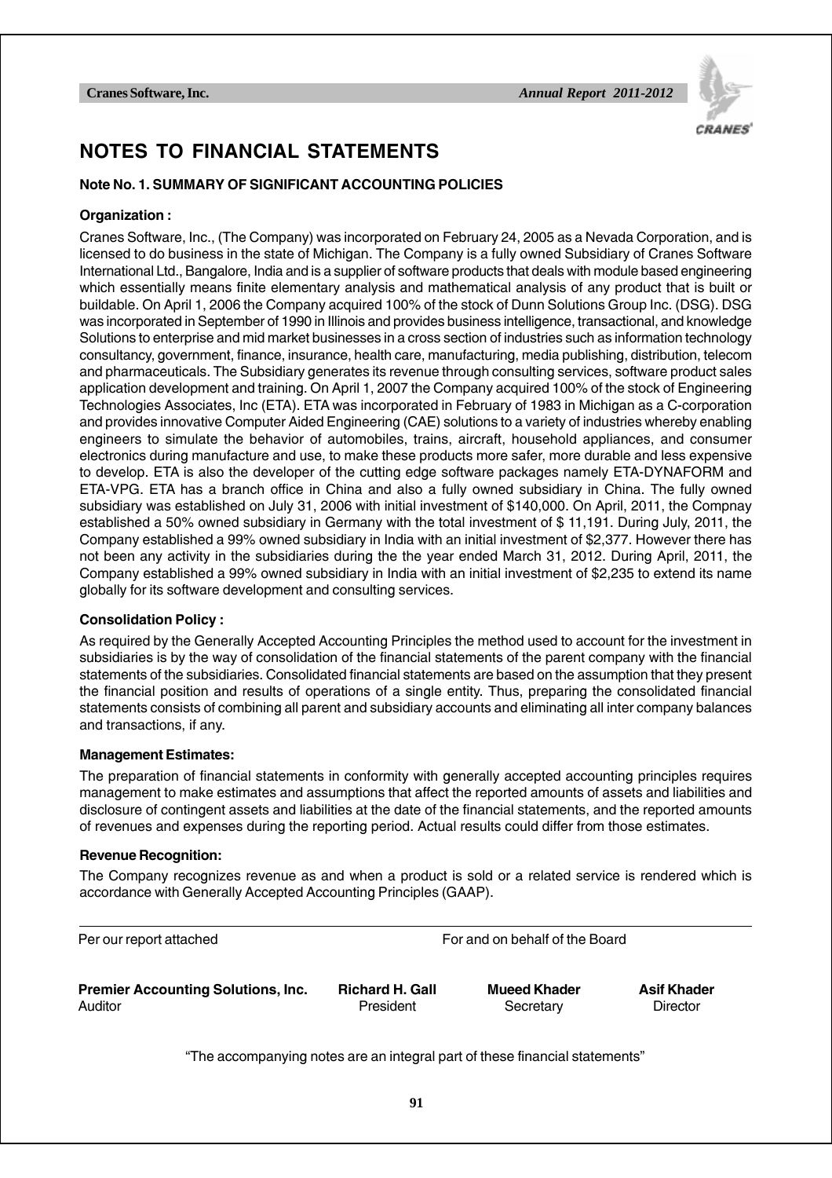# NOTES TO FINANCIAL STATEMENTS

**Note No. 1. SUMMARY OF SIGNIFICANT ACCOUNTING POLICIES**

**Organization :**

Cranes Software, Inc., (The Company) was incorporated on February 24, 2005 as a Nevada Corporation, and is licensed to do business in the state of Michigan. The Company is a fully owned Subsidiary of Cranes Software International Ltd., Bangalore, India and is a supplier of software products that deals with module based engineering which essentially means finite elementary analysis and mathematical analysis of any product that is built or buildable. On April 1, 2006 the Company acquired 100% of the stock of Dunn Solutions Group Inc. (DSG). DSG was incorporated in September of 1990 in Illinois and provides business intelligence, transactional, and knowledge Solutions to enterprise and mid market businesses in a cross section of industries such as information technology consultancy, government, finance, insurance, health care, manufacturing, media publishing, distribution, telecom and pharmaceuticals. The Subsidiary generates its revenue through consulting services, software product sales application development and training. On April 1, 2007 the Company acquired 100% of the stock of Engineering Technologies Associates, Inc (ETA). ETA was incorporated in February of 1983 in Michigan as a C-corporation and provides innovative Computer Aided Engineering (CAE) solutions to a variety of industries whereby enabling engineers to simulate the behavior of automobiles, trains, aircraft, household appliances, and consumer electronics during manufacture and use, to make these products more safer, more durable and less expensive to develop. ETA is also the developer of the cutting edge software packages namely ETA-DYNAFORM and ETA-VPG. ETA has a branch office in China and also a fully owned subsidiary in China. The fully owned subsidiary was established on July 31, 2006 with initial investment of $140,000. On April, 2011, the Compnay established a 50% owned subsidiary in Germany with the total investment of $ 11,191. During July, 2011, the Company established a 99% owned subsidiary in India with an initial investment of $2,377. However there has not been any activity in the subsidiaries during the the year ended March 31, 2012. During April, 2011, the Company established a 99% owned subsidiary in India with an initial investment of $2,235 to extend its name globally for its software development and consulting services.

**Consolidation Policy :**

As required by the Generally Accepted Accounting Principles the method used to account for the investment in subsidiaries is by the way of consolidation of the financial statements of the parent company with the financial statements of the subsidiaries. Consolidated financial statements are based on the assumption that they present the financial position and results of operations of a single entity. Thus, preparing the consolidated financial statements consists of combining all parent and subsidiary accounts and eliminating all inter company balances and transactions, if any.

**Management Estimates:**

The preparation of financial statements in conformity with generally accepted accounting principles requires management to make estimates and assumptions that affect the reported amounts of assets and liabilities and disclosure of contingent assets and liabilities at the date of the financial statements, and the reported amounts of revenues and expenses during the reporting period. Actual results could differ from those estimates.

**Revenue Recognition:**

The Company recognizes revenue as and when a product is sold or a related service is rendered which is accordance with Generally Accepted Accounting Principles (GAAP).

| Per our report attached | For and on behalf of the Board | | |
|---|---|---|---|
| **Premier Accounting Solutions, Inc.** | **Richard H. Gall** | **Mueed Khader** | **Asif Khader** |
| Auditor | President | Secretary | Director |

"The accompanying notes are an integral part of these financial statements"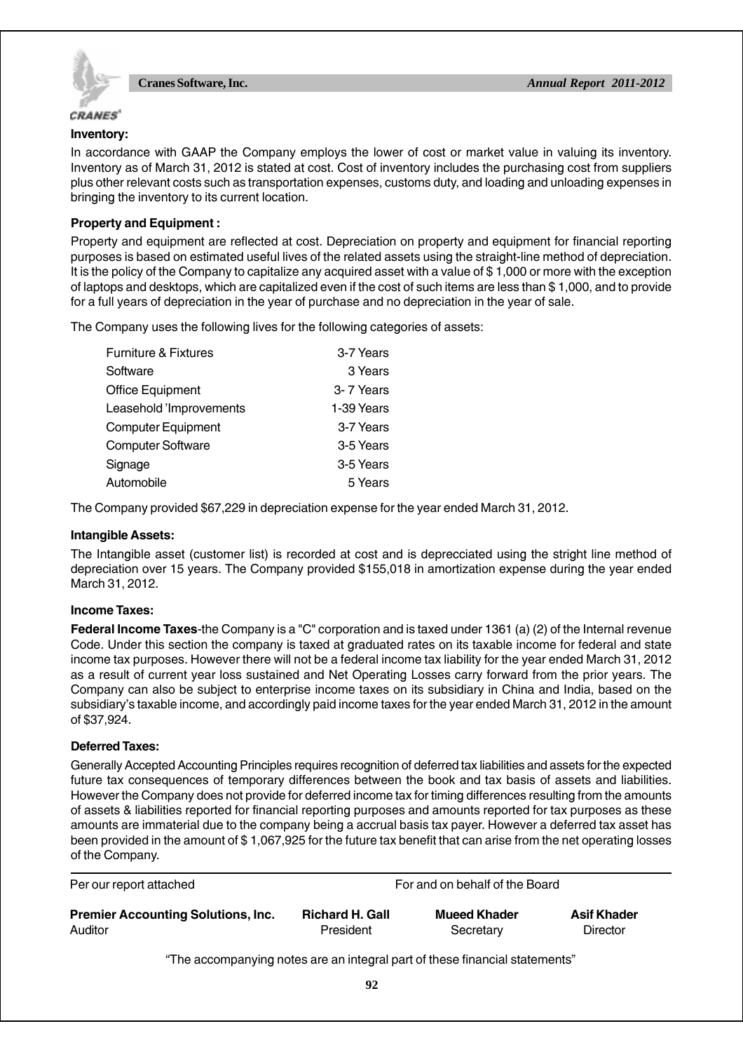**Inventory:**

In accordance with GAAP the Company employs the lower of cost or market value in valuing its inventory. Inventory as of March 31, 2012 is stated at cost. Cost of inventory includes the purchasing cost from suppliers plus other relevant costs such as transportation expenses, customs duty, and loading and unloading expenses in bringing the inventory to its current location.

**Property and Equipment :**

Property and equipment are reflected at cost. Depreciation on property and equipment for financial reporting purposes is based on estimated useful lives of the related assets using the straight-line method of depreciation. It is the policy of the Company to capitalize any acquired asset with a value of $ 1,000 or more with the exception of laptops and desktops, which are capitalized even if the cost of such items are less than $ 1,000, and to provide for a full years of depreciation in the year of purchase and no depreciation in the year of sale.

The Company uses the following lives for the following categories of assets:

| | |
|---|---|
| Furniture & Fixtures | 3-7 Years |
| Software | 3 Years |
| Office Equipment | 3- 7 Years |
| Leasehold 'Improvements | 1-39 Years |
| Computer Equipment | 3-7 Years |
| Computer Software | 3-5 Years |
| Signage | 3-5 Years |
| Automobile | 5 Years |

The Company provided $67,229 in depreciation expense for the year ended March 31, 2012.

**Intangible Assets:**

The Intangible asset (customer list) is recorded at cost and is deprecciated using the stright line method of depreciation over 15 years. The Company provided $155,018 in amortization expense during the year ended March 31, 2012.

**Income Taxes:**

**Federal Income Taxes**-the Company is a "C" corporation and is taxed under 1361 (a) (2) of the Internal revenue Code. Under this section the company is taxed at graduated rates on its taxable income for federal and state income tax purposes. However there will not be a federal income tax liability for the year ended March 31, 2012 as a result of current year loss sustained and Net Operating Losses carry forward from the prior years. The Company can also be subject to enterprise income taxes on its subsidiary in China and India, based on the subsidiary's taxable income, and accordingly paid income taxes for the year ended March 31, 2012 in the amount of $37,924.

**Deferred Taxes:**

Generally Accepted Accounting Principles requires recognition of deferred tax liabilities and assets for the expected future tax consequences of temporary differences between the book and tax basis of assets and liabilities. However the Company does not provide for deferred income tax for timing differences resulting from the amounts of assets & liabilities reported for financial reporting purposes and amounts reported for tax purposes as these amounts are immaterial due to the company being a accrual basis tax payer. However a deferred tax asset has been provided in the amount of $ 1,067,925 for the future tax benefit that can arise from the net operating losses of the Company.

Per our report attached

For and on behalf of the Board

| | | | |
|---|---|---|---|
| **Premier Accounting Solutions, Inc.** | **Richard H. Gall** | **Mueed Khader** | **Asif Khader** |
| Auditor | President | Secretary | Director |

"The accompanying notes are an integral part of these financial statements"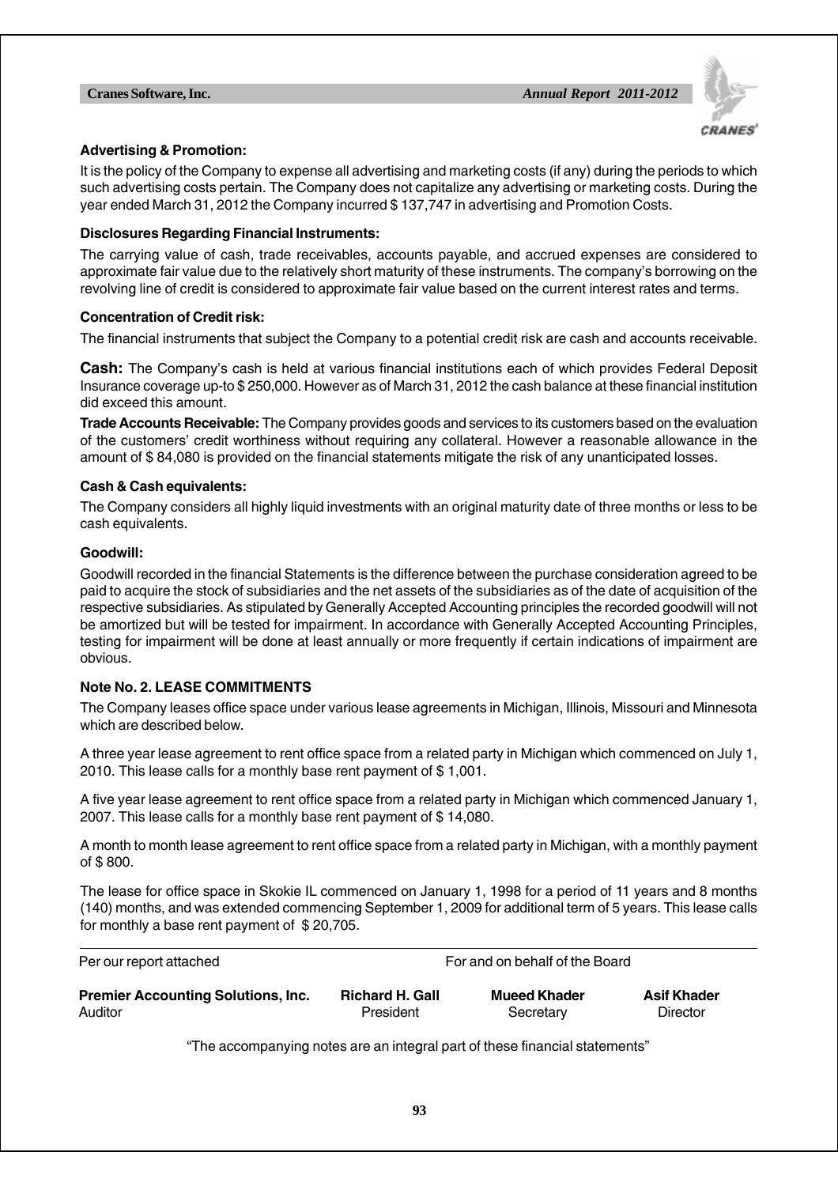**Advertising & Promotion:**

It is the policy of the Company to expense all advertising and marketing costs (if any) during the periods to which such advertising costs pertain. The Company does not capitalize any advertising or marketing costs. During the year ended March 31, 2012 the Company incurred $ 137,747 in advertising and Promotion Costs.

**Disclosures Regarding Financial Instruments:**

The carrying value of cash, trade receivables, accounts payable, and accrued expenses are considered to approximate fair value due to the relatively short maturity of these instruments. The company's borrowing on the revolving line of credit is considered to approximate fair value based on the current interest rates and terms.

**Concentration of Credit risk:**

The financial instruments that subject the Company to a potential credit risk are cash and accounts receivable.

**Cash:** The Company's cash is held at various financial institutions each of which provides Federal Deposit Insurance coverage up-to $ 250,000. However as of March 31, 2012 the cash balance at these financial institution did exceed this amount.

**Trade Accounts Receivable:** The Company provides goods and services to its customers based on the evaluation of the customers' credit worthiness without requiring any collateral. However a reasonable allowance in the amount of $ 84,080 is provided on the financial statements mitigate the risk of any unanticipated losses.

**Cash & Cash equivalents:**

The Company considers all highly liquid investments with an original maturity date of three months or less to be cash equivalents.

**Goodwill:**

Goodwill recorded in the financial Statements is the difference between the purchase consideration agreed to be paid to acquire the stock of subsidiaries and the net assets of the subsidiaries as of the date of acquisition of the respective subsidiaries. As stipulated by Generally Accepted Accounting principles the recorded goodwill will not be amortized but will be tested for impairment. In accordance with Generally Accepted Accounting Principles, testing for impairment will be done at least annually or more frequently if certain indications of impairment are obvious.

**Note No. 2. LEASE COMMITMENTS**

The Company leases office space under various lease agreements in Michigan, Illinois, Missouri and Minnesota which are described below.

A three year lease agreement to rent office space from a related party in Michigan which commenced on July 1, 2010. This lease calls for a monthly base rent payment of $ 1,001.

A five year lease agreement to rent office space from a related party in Michigan which commenced January 1, 2007. This lease calls for a monthly base rent payment of $ 14,080.

A month to month lease agreement to rent office space from a related party in Michigan, with a monthly payment of $ 800.

The lease for office space in Skokie IL commenced on January 1, 1998 for a period of 11 years and 8 months (140) months, and was extended commencing September 1, 2009 for additional term of 5 years. This lease calls for monthly a base rent payment of $ 20,705.

| Per our report attached | For and on behalf of the Board | | |
|---|---|---|---|
| **Premier Accounting Solutions, Inc.** | **Richard H. Gall** | **Mueed Khader** | **Asif Khader** |
| Auditor | President | Secretary | Director |

"The accompanying notes are an integral part of these financial statements"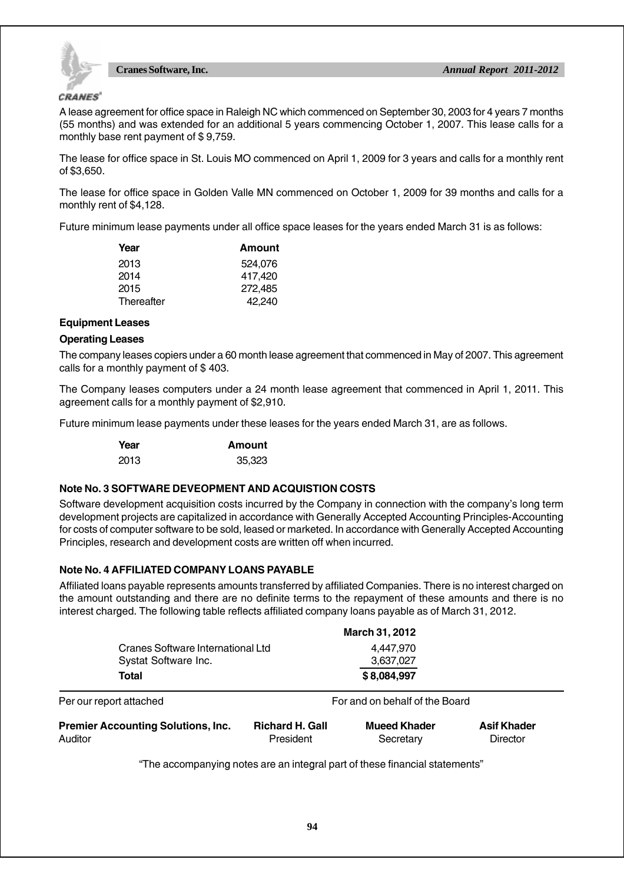A lease agreement for office space in Raleigh NC which commenced on September 30, 2003 for 4 years 7 months (55 months) and was extended for an additional 5 years commencing October 1, 2007. This lease calls for a monthly base rent payment of $ 9,759.

The lease for office space in St. Louis MO commenced on April 1, 2009 for 3 years and calls for a monthly rent of $3,650.

The lease for office space in Golden Valle MN commenced on October 1, 2009 for 39 months and calls for a monthly rent of $4,128.

Future minimum lease payments under all office space leases for the years ended March 31 is as follows:

| Year | Amount |
|---|---|
| 2013 | 524,076 |
| 2014 | 417,420 |
| 2015 | 272,485 |
| Thereafter | 42,240 |

**Equipment Leases**

**Operating Leases**

The company leases copiers under a 60 month lease agreement that commenced in May of 2007. This agreement calls for a monthly payment of $ 403.

The Company leases computers under a 24 month lease agreement that commenced in April 1, 2011. This agreement calls for a monthly payment of $2,910.

Future minimum lease payments under these leases for the years ended March 31, are as follows.

| Year | Amount |
|---|---|
| 2013 | 35,323 |

**Note No. 3 SOFTWARE DEVEOPMENT AND ACQUISTION COSTS**

Software development acquisition costs incurred by the Company in connection with the company's long term development projects are capitalized in accordance with Generally Accepted Accounting Principles-Accounting for costs of computer software to be sold, leased or marketed. In accordance with Generally Accepted Accounting Principles, research and development costs are written off when incurred.

**Note No. 4 AFFILIATED COMPANY LOANS PAYABLE**

Affiliated loans payable represents amounts transferred by affiliated Companies. There is no interest charged on the amount outstanding and there are no definite terms to the repayment of these amounts and there is no interest charged. The following table reflects affiliated company loans payable as of March 31, 2012.

| | March 31, 2012 |
|---|---|
| Cranes Software International Ltd | 4,447,970 |
| Systat Software Inc. | 3,637,027 |
| **Total** | **$ 8,084,997** |

Per our report attached

For and on behalf of the Board

| **Premier Accounting Solutions, Inc.** | **Richard H. Gall** | **Mueed Khader** | **Asif Khader** |
|---|---|---|---|
| Auditor | President | Secretary | Director |

"The accompanying notes are an integral part of these financial statements"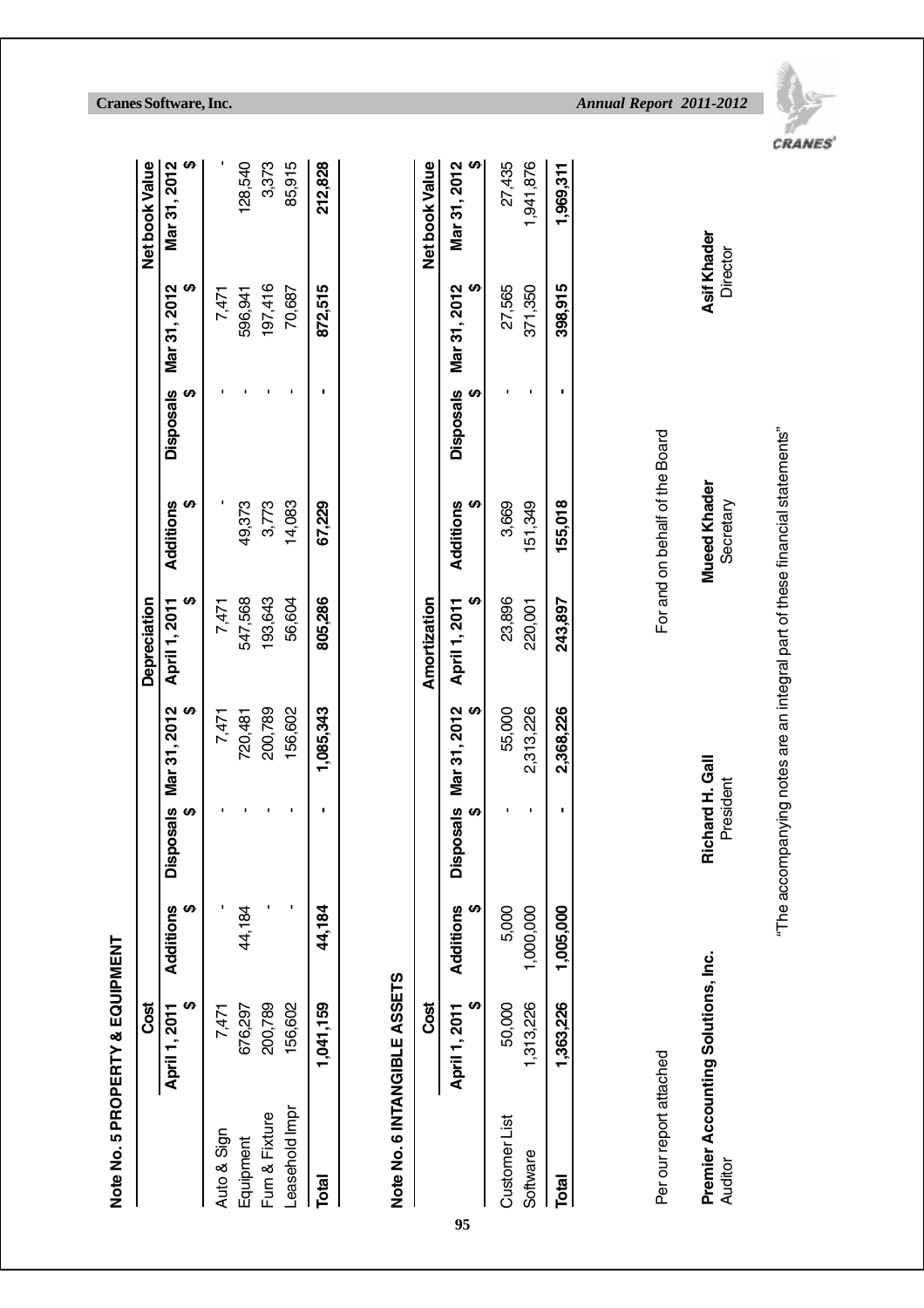## Note No. 5 PROPERTY & EQUIPMENT

| | Cost | | | | Depreciation | | | | Net book Value |
|---|---|---|---|---|---|---|---|---|---|
| | April 1, 2011 $ | Additions $ | Disposals $ | Mar 31, 2012 $ | April 1, 2011 $ | Additions $ | Disposals $ | Mar 31, 2012 $ | Mar 31, 2012 $ |
| Auto & Sign | 7,471 | - | - | 7,471 | 7,471 | - | - | 7,471 | - |
| Equipment | 676,297 | 44,184 | - | 720,481 | 547,568 | 49,373 | - | 596,941 | 128,540 |
| Furn & Fixture | 200,789 | - | - | 200,789 | 193,643 | 3,773 | - | 197,416 | 3,373 |
| Leasehold Impr | 156,602 | - | - | 156,602 | 56,604 | 14,083 | - | 70,687 | 85,915 |
| **Total** | **1,041,159** | **44,184** | **-** | **1,085,343** | **805,286** | **67,229** | **-** | **872,515** | **212,828** |

## Note No. 6 INTANGIBLE ASSETS

| | Cost | | | | Amortization | | | | Net book Value |
|---|---|---|---|---|---|---|---|---|---|
| | April 1, 2011 $ | Additions $ | Disposals $ | Mar 31, 2012 $ | April 1, 2011 $ | Additions $ | Disposals $ | Mar 31, 2012 $ | Mar 31, 2012 $ |
| Customer List | 50,000 | 5,000 | - | 55,000 | 23,896 | 3,669 | - | 27,565 | 27,435 |
| Software | 1,313,226 | 1,000,000 | - | 2,313,226 | 220,001 | 151,349 | - | 371,350 | 1,941,876 |
| **Total** | **1,363,226** | **1,005,000** | **-** | **2,368,226** | **243,897** | **155,018** | **-** | **398,915** | **1,969,311** |

Per our report attached

For and on behalf of the Board

**Premier Accounting Solutions, Inc.**
Auditor

**Richard H. Gall**
President

**Mueed Khader**
Secretary

**Asif Khader**
Director

"The accompanying notes are an integral part of these financial statements"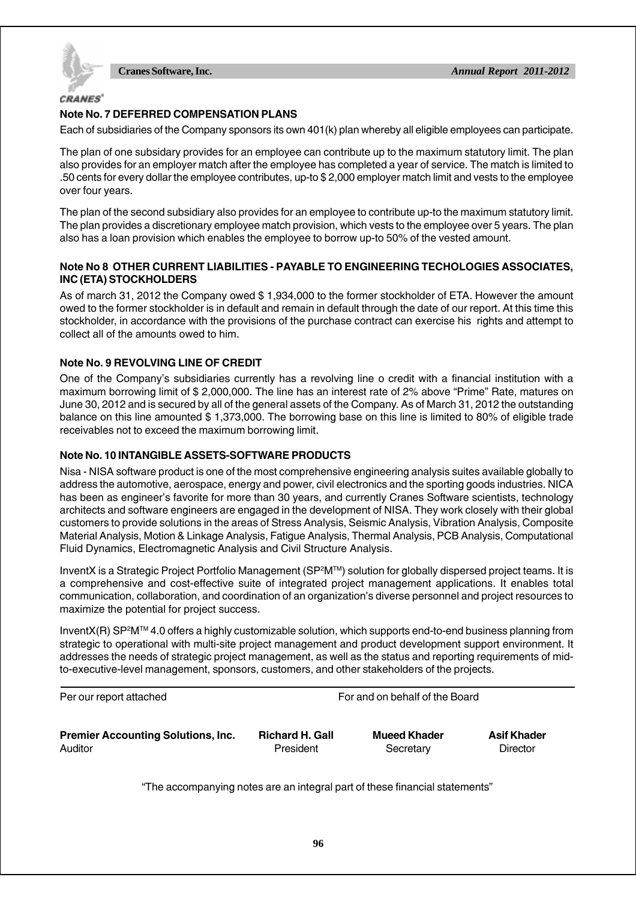**Note No. 7 DEFERRED COMPENSATION PLANS**

Each of subsidiaries of the Company sponsors its own 401(k) plan whereby all eligible employees can participate.

The plan of one subsidary provides for an employee can contribute up to the maximum statutory limit. The plan also provides for an employer match after the employee has completed a year of service. The match is limited to .50 cents for every dollar the employee contributes, up-to $ 2,000 employer match limit and vests to the employee over four years.

The plan of the second subsidiary also provides for an employee to contribute up-to the maximum statutory limit. The plan provides a discretionary employee match provision, which vests to the employee over 5 years. The plan also has a loan provision which enables the employee to borrow up-to 50% of the vested amount.

**Note No 8 OTHER CURRENT LIABILITIES - PAYABLE TO ENGINEERING TECHOLOGIES ASSOCIATES, INC (ETA) STOCKHOLDERS**

As of march 31, 2012 the Company owed $ 1,934,000 to the former stockholder of ETA. However the amount owed to the former stockholder is in default and remain in default through the date of our report. At this time this stockholder, in accordance with the provisions of the purchase contract can exercise his rights and attempt to collect all of the amounts owed to him.

**Note No. 9 REVOLVING LINE OF CREDIT**

One of the Company's subsidiaries currently has a revolving line o credit with a financial institution with a maximum borrowing limit of $ 2,000,000. The line has an interest rate of 2% above "Prime" Rate, matures on June 30, 2012 and is secured by all of the general assets of the Company. As of March 31, 2012 the outstanding balance on this line amounted $ 1,373,000. The borrowing base on this line is limited to 80% of eligible trade receivables not to exceed the maximum borrowing limit.

**Note No. 10 INTANGIBLE ASSETS-SOFTWARE PRODUCTS**

Nisa - NISA software product is one of the most comprehensive engineering analysis suites available globally to address the automotive, aerospace, energy and power, civil electronics and the sporting goods industries. NICA has been as engineer's favorite for more than 30 years, and currently Cranes Software scientists, technology architects and software engineers are engaged in the development of NISA. They work closely with their global customers to provide solutions in the areas of Stress Analysis, Seismic Analysis, Vibration Analysis, Composite Material Analysis, Motion & Linkage Analysis, Fatigue Analysis, Thermal Analysis, PCB Analysis, Computational Fluid Dynamics, Electromagnetic Analysis and Civil Structure Analysis.

InventX is a Strategic Project Portfolio Management (SP²M™) solution for globally dispersed project teams. It is a comprehensive and cost-effective suite of integrated project management applications. It enables total communication, collaboration, and coordination of an organization's diverse personnel and project resources to maximize the potential for project success.

InventX(R) SP²M™ 4.0 offers a highly customizable solution, which supports end-to-end business planning from strategic to operational with multi-site project management and product development support environment. It addresses the needs of strategic project management, as well as the status and reporting requirements of mid-to-executive-level management, sponsors, customers, and other stakeholders of the projects.

Per our report attached

For and on behalf of the Board

**Premier Accounting Solutions, Inc.**
Auditor

**Richard H. Gall**
President

**Mueed Khader**
Secretary

**Asif Khader**
Director

"The accompanying notes are an integral part of these financial statements"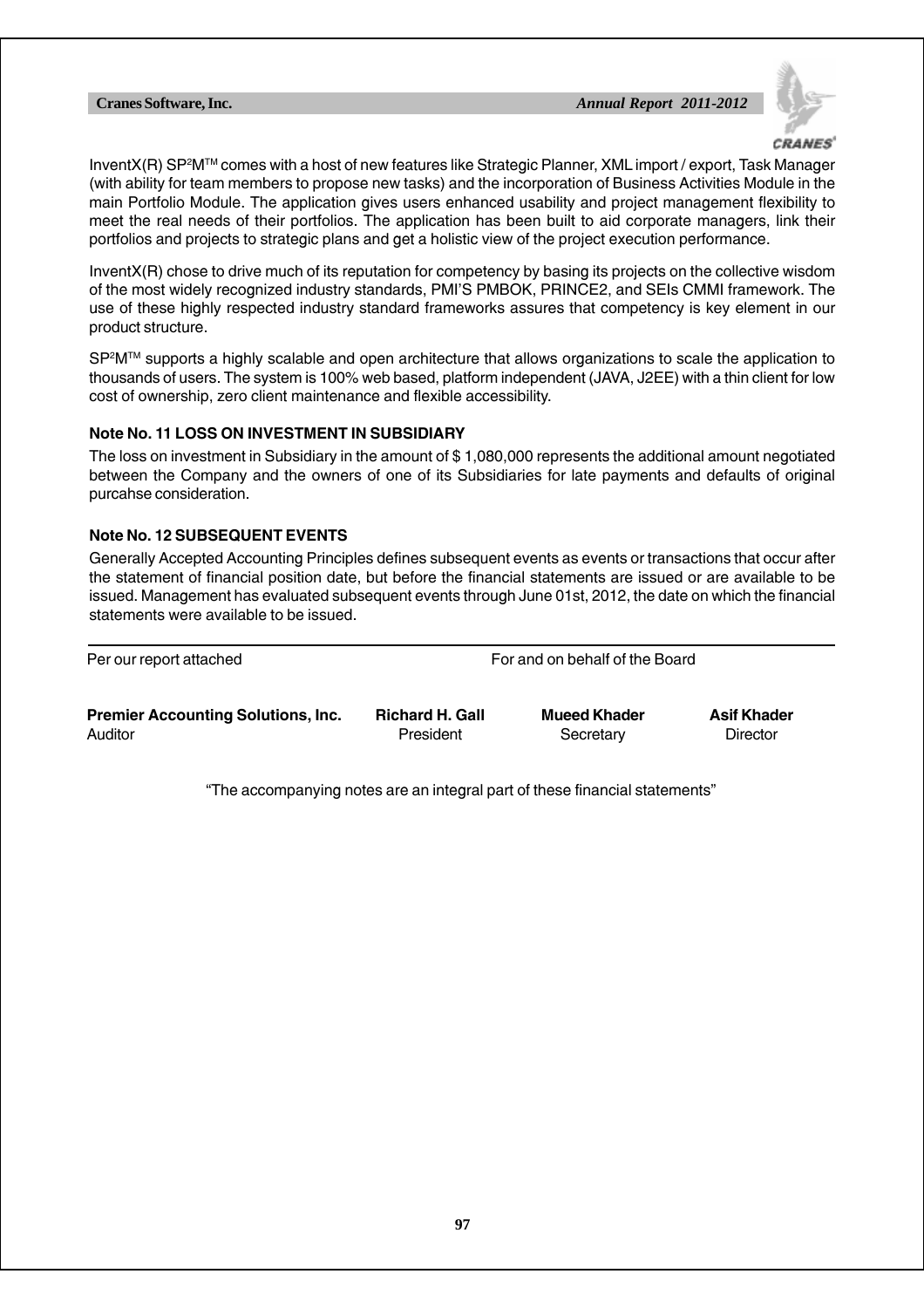InventX(R) SP²M™ comes with a host of new features like Strategic Planner, XML import / export, Task Manager (with ability for team members to propose new tasks) and the incorporation of Business Activities Module in the main Portfolio Module. The application gives users enhanced usability and project management flexibility to meet the real needs of their portfolios. The application has been built to aid corporate managers, link their portfolios and projects to strategic plans and get a holistic view of the project execution performance.

InventX(R) chose to drive much of its reputation for competency by basing its projects on the collective wisdom of the most widely recognized industry standards, PMI'S PMBOK, PRINCE2, and SEIs CMMI framework. The use of these highly respected industry standard frameworks assures that competency is key element in our product structure.

SP²M™ supports a highly scalable and open architecture that allows organizations to scale the application to thousands of users. The system is 100% web based, platform independent (JAVA, J2EE) with a thin client for low cost of ownership, zero client maintenance and flexible accessibility.

**Note No. 11 LOSS ON INVESTMENT IN SUBSIDIARY**

The loss on investment in Subsidiary in the amount of $ 1,080,000 represents the additional amount negotiated between the Company and the owners of one of its Subsidiaries for late payments and defaults of original purcahse consideration.

**Note No. 12 SUBSEQUENT EVENTS**

Generally Accepted Accounting Principles defines subsequent events as events or transactions that occur after the statement of financial position date, but before the financial statements are issued or are available to be issued. Management has evaluated subsequent events through June 01st, 2012, the date on which the financial statements were available to be issued.

---

Per our report attached

For and on behalf of the Board

| | | | |
|---|---|---|---|
| **Premier Accounting Solutions, Inc.** | **Richard H. Gall** | **Mueed Khader** | **Asif Khader** |
| Auditor | President | Secretary | Director |

"The accompanying notes are an integral part of these financial statements"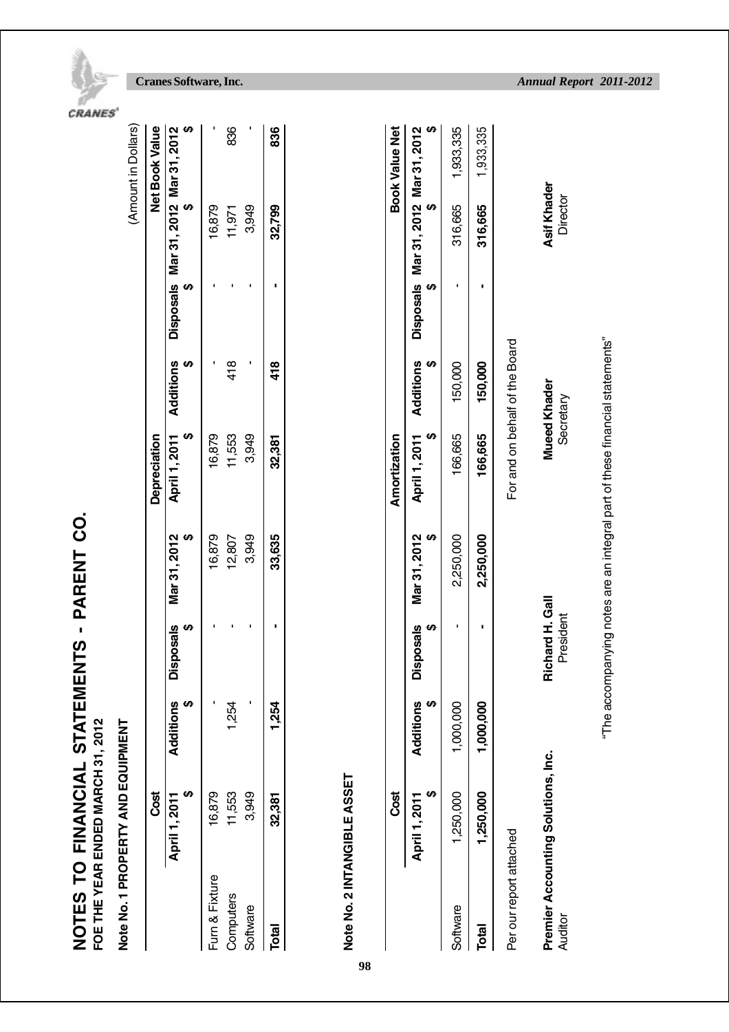# NOTES TO FINANCIAL STATEMENTS - PARENT CO.

**FOE THE YEAR ENDED MARCH 31, 2012**

**Note No. 1 PROPERTY AND EQUIPMENT**

(Amount in Dollars)

| | Cost | | | | Depreciation | | | | Net Book Value | |
|---|---|---|---|---|---|---|---|---|---|---|
| | April 1, 2011 $ | Additions $ | Disposals $ | Mar 31, 2012 $ | April 1, 2011 $ | Additions $ | Disposals $ | Mar 31, 2012 $ | Mar 31, 2012 $ | |
| Furn & Fixture | 16,879 | - | - | 16,879 | 16,879 | - | - | 16,879 | - | |
| Computers | 11,553 | 1,254 | - | 12,807 | 11,553 | 418 | - | 11,971 | 836 | |
| Software | 3,949 | - | - | 3,949 | 3,949 | - | - | 3,949 | - | |
| **Total** | **32,381** | **1,254** | **-** | **33,635** | **32,381** | **418** | **-** | **32,799** | **836** | |

**Note No. 2 INTANGIBLE ASSET**

| | Cost | | | | Amortization | | | | Book Value Net |
|---|---|---|---|---|---|---|---|---|---|
| | April 1, 2011 $ | Additions $ | Disposals $ | Mar 31, 2012 $ | April 1, 2011 $ | Additions $ | Disposals $ | Mar 31, 2012 $ | Mar 31, 2012 $ |
| Software | 1,250,000 | 1,000,000 | - | 2,250,000 | 166,665 | 150,000 | - | 316,665 | 1,933,335 |
| **Total** | **1,250,000** | **1,000,000** | **-** | **2,250,000** | **166,665** | **150,000** | **-** | **316,665** | **1,933,335** |

Per our report attached

For and on behalf of the Board

**Premier Accounting Solutions, Inc.**
Auditor

**Richard H. Gall**
President

**Mueed Khader**
Secretary

**Asif Khader**
Director

"The accompanying notes are an integral part of these financial statements"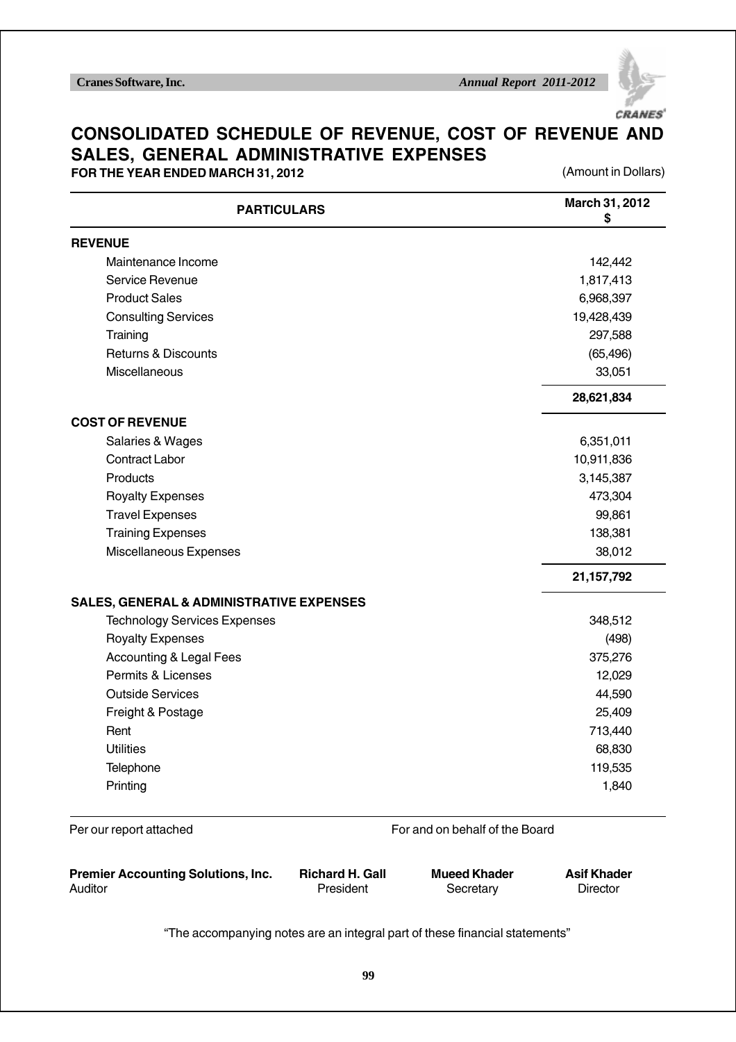# CONSOLIDATED SCHEDULE OF REVENUE, COST OF REVENUE AND SALES, GENERAL ADMINISTRATIVE EXPENSES

**FOR THE YEAR ENDED MARCH 31, 2012** (Amount in Dollars)

| PARTICULARS | March 31, 2012 $ |
|---|---|
| **REVENUE** | |
| Maintenance Income | 142,442 |
| Service Revenue | 1,817,413 |
| Product Sales | 6,968,397 |
| Consulting Services | 19,428,439 |
| Training | 297,588 |
| Returns & Discounts | (65,496) |
| Miscellaneous | 33,051 |
| | **28,621,834** |
| **COST OF REVENUE** | |
| Salaries & Wages | 6,351,011 |
| Contract Labor | 10,911,836 |
| Products | 3,145,387 |
| Royalty Expenses | 473,304 |
| Travel Expenses | 99,861 |
| Training Expenses | 138,381 |
| Miscellaneous Expenses | 38,012 |
| | **21,157,792** |
| **SALES, GENERAL & ADMINISTRATIVE EXPENSES** | |
| Technology Services Expenses | 348,512 |
| Royalty Expenses | (498) |
| Accounting & Legal Fees | 375,276 |
| Permits & Licenses | 12,029 |
| Outside Services | 44,590 |
| Freight & Postage | 25,409 |
| Rent | 713,440 |
| Utilities | 68,830 |
| Telephone | 119,535 |
| Printing | 1,840 |

Per our report attached | For and on behalf of the Board

| **Premier Accounting Solutions, Inc.** | **Richard H. Gall** | **Mueed Khader** | **Asif Khader** |
|---|---|---|---|
| Auditor | President | Secretary | Director |

"The accompanying notes are an integral part of these financial statements"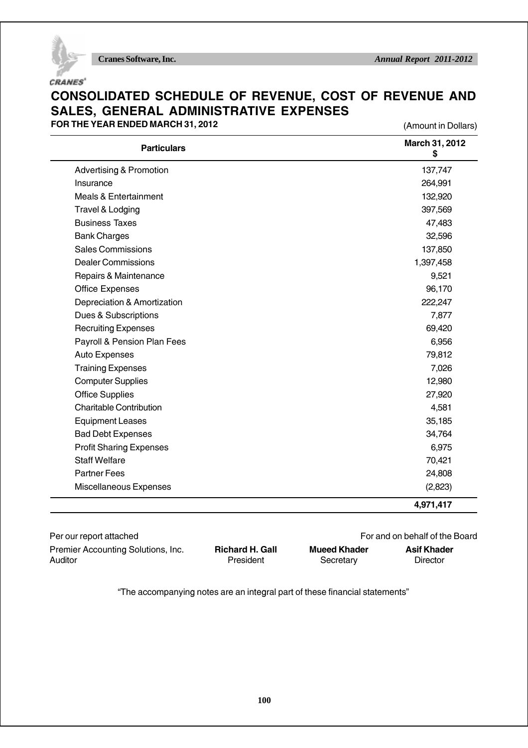# CONSOLIDATED SCHEDULE OF REVENUE, COST OF REVENUE AND SALES, GENERAL ADMINISTRATIVE EXPENSES

**FOR THE YEAR ENDED MARCH 31, 2012**

(Amount in Dollars)

| Particulars | March 31, 2012 $ |
|---|---|
| Advertising & Promotion | 137,747 |
| Insurance | 264,991 |
| Meals & Entertainment | 132,920 |
| Travel & Lodging | 397,569 |
| Business Taxes | 47,483 |
| Bank Charges | 32,596 |
| Sales Commissions | 137,850 |
| Dealer Commissions | 1,397,458 |
| Repairs & Maintenance | 9,521 |
| Office Expenses | 96,170 |
| Depreciation & Amortization | 222,247 |
| Dues & Subscriptions | 7,877 |
| Recruiting Expenses | 69,420 |
| Payroll & Pension Plan Fees | 6,956 |
| Auto Expenses | 79,812 |
| Training Expenses | 7,026 |
| Computer Supplies | 12,980 |
| Office Supplies | 27,920 |
| Charitable Contribution | 4,581 |
| Equipment Leases | 35,185 |
| Bad Debt Expenses | 34,764 |
| Profit Sharing Expenses | 6,975 |
| Staff Welfare | 70,421 |
| Partner Fees | 24,808 |
| Miscellaneous Expenses | (2,823) |
| | **4,971,417** |

Per our report attached

Premier Accounting Solutions, Inc.
Auditor

For and on behalf of the Board

**Richard H. Gall**
President

**Mueed Khader**
Secretary

**Asif Khader**
Director

"The accompanying notes are an integral part of these financial statements"